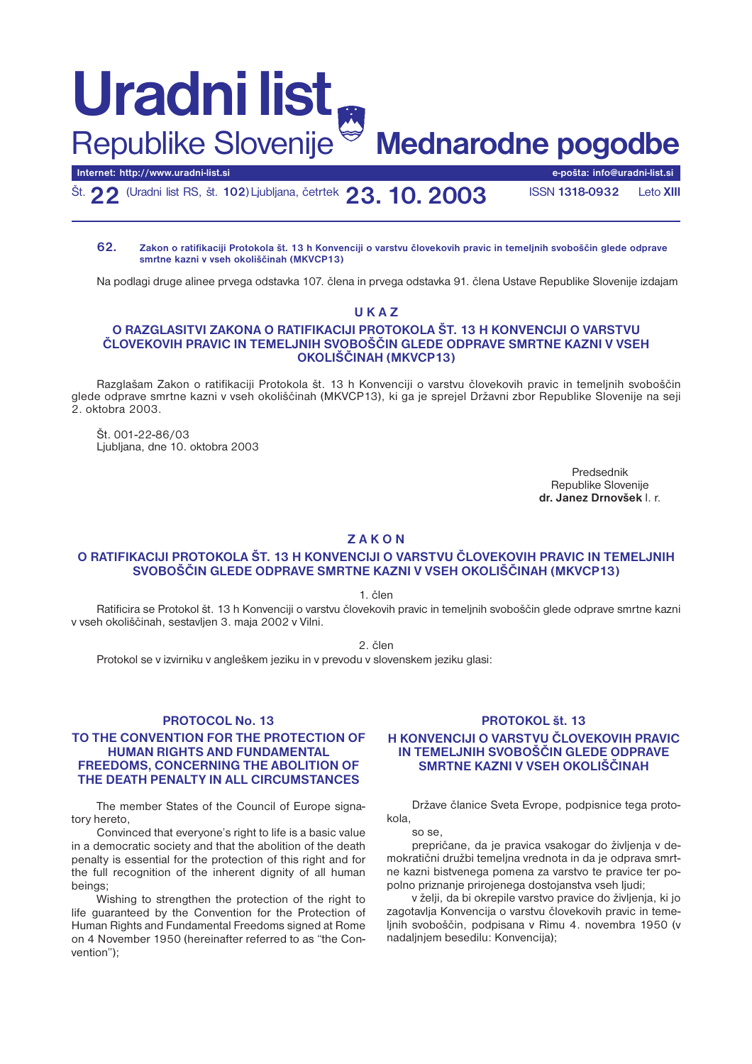# Uradni list Republike Slovenije

## Mednarodne pogodbe

Internet: http://www.uradni-list.si — e-pošta: info@uradni-list.si

Št. **22** (Uradni list RS, št. **102**) Ljubljana, četrtek **23. 10. 2003** — ISSN **1318-0932** — Leto **XIII**

**62. Zakon o ratifikaciji Protokola št. 13 h Konvenciji o varstvu človekovih pravic in temeljnih svoboščin glede odprave smrtne kazni v vseh okoliščinah (MKVCP13)**

Na podlagi druge alinee prvega odstavka 107. člena in prvega odstavka 91. člena Ustave Republike Slovenije izdajam

### U K A Z
### O RAZGLASITVI ZAKONA O RATIFIKACIJI PROTOKOLA ŠT. 13 H KONVENCIJI O VARSTVU ČLOVEKOVIH PRAVIC IN TEMELJNIH SVOBOŠČIN GLEDE ODPRAVE SMRTNE KAZNI V VSEH OKOLIŠČINAH (MKVCP13)

Razglašam Zakon o ratifikaciji Protokola št. 13 h Konvenciji o varstvu človekovih pravic in temeljnih svoboščin glede odprave smrtne kazni v vseh okoliščinah (MKVCP13), ki ga je sprejel Državni zbor Republike Slovenije na seji 2. oktobra 2003.

Št. 001-22-86/03
Ljubljana, dne 10. oktobra 2003

Predsednik
Republike Slovenije
**dr. Janez Drnovšek** l. r.

### Z A K O N
### O RATIFIKACIJI PROTOKOLA ŠT. 13 H KONVENCIJI O VARSTVU ČLOVEKOVIH PRAVIC IN TEMELJNIH SVOBOŠČIN GLEDE ODPRAVE SMRTNE KAZNI V VSEH OKOLIŠČINAH (MKVCP13)

1. člen

Ratificira se Protokol št. 13 h Konvenciji o varstvu človekovih pravic in temeljnih svoboščin glede odprave smrtne kazni v vseh okoliščinah, sestavljen 3. maja 2002 v Vilni.

2. člen

Protokol se v izvirniku v angleškem jeziku in v prevodu v slovenskem jeziku glasi:

### PROTOCOL No. 13
### TO THE CONVENTION FOR THE PROTECTION OF HUMAN RIGHTS AND FUNDAMENTAL FREEDOMS, CONCERNING THE ABOLITION OF THE DEATH PENALTY IN ALL CIRCUMSTANCES

The member States of the Council of Europe signatory hereto,

Convinced that everyone's right to life is a basic value in a democratic society and that the abolition of the death penalty is essential for the protection of this right and for the full recognition of the inherent dignity of all human beings;

Wishing to strengthen the protection of the right to life guaranteed by the Convention for the Protection of Human Rights and Fundamental Freedoms signed at Rome on 4 November 1950 (hereinafter referred to as "the Convention");

### PROTOKOL št. 13
### H KONVENCIJI O VARSTVU ČLOVEKOVIH PRAVIC IN TEMELJNIH SVOBOŠČIN GLEDE ODPRAVE SMRTNE KAZNI V VSEH OKOLIŠČINAH

Države članice Sveta Evrope, podpisnice tega protokola,

so se,

prepričane, da je pravica vsakogar do življenja v demokratični družbi temeljna vrednota in da je odprava smrtne kazni bistvenega pomena za varstvo te pravice ter popolno priznanje prirojenega dostojanstva vseh ljudi;

v želji, da bi okrepile varstvo pravice do življenja, ki jo zagotavlja Konvencija o varstvu človekovih pravic in temeljnih svoboščin, podpisana v Rimu 4. novembra 1950 (v nadaljnjem besedilu: Konvencija);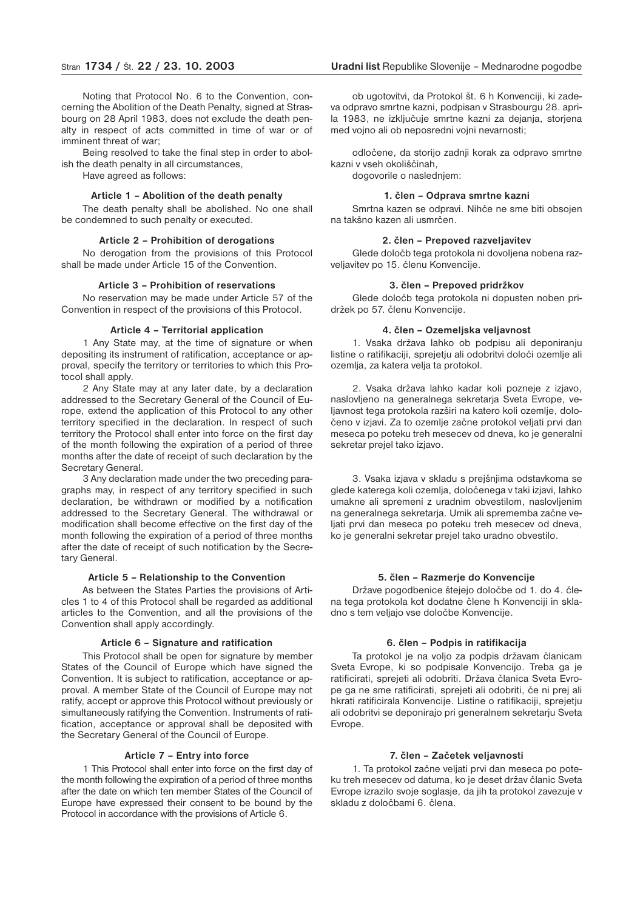Noting that Protocol No. 6 to the Convention, concerning the Abolition of the Death Penalty, signed at Strasbourg on 28 April 1983, does not exclude the death penalty in respect of acts committed in time of war or of imminent threat of war;

Being resolved to take the final step in order to abolish the death penalty in all circumstances,

Have agreed as follows:

**Article 1 – Abolition of the death penalty**

The death penalty shall be abolished. No one shall be condemned to such penalty or executed.

**Article 2 – Prohibition of derogations**

No derogation from the provisions of this Protocol shall be made under Article 15 of the Convention.

**Article 3 – Prohibition of reservations**

No reservation may be made under Article 57 of the Convention in respect of the provisions of this Protocol.

**Article 4 – Territorial application**

1 Any State may, at the time of signature or when depositing its instrument of ratification, acceptance or approval, specify the territory or territories to which this Protocol shall apply.

2 Any State may at any later date, by a declaration addressed to the Secretary General of the Council of Europe, extend the application of this Protocol to any other territory specified in the declaration. In respect of such territory the Protocol shall enter into force on the first day of the month following the expiration of a period of three months after the date of receipt of such declaration by the Secretary General.

3 Any declaration made under the two preceding paragraphs may, in respect of any territory specified in such declaration, be withdrawn or modified by a notification addressed to the Secretary General. The withdrawal or modification shall become effective on the first day of the month following the expiration of a period of three months after the date of receipt of such notification by the Secretary General.

**Article 5 – Relationship to the Convention**

As between the States Parties the provisions of Articles 1 to 4 of this Protocol shall be regarded as additional articles to the Convention, and all the provisions of the Convention shall apply accordingly.

**Article 6 – Signature and ratification**

This Protocol shall be open for signature by member States of the Council of Europe which have signed the Convention. It is subject to ratification, acceptance or approval. A member State of the Council of Europe may not ratify, accept or approve this Protocol without previously or simultaneously ratifying the Convention. Instruments of ratification, acceptance or approval shall be deposited with the Secretary General of the Council of Europe.

**Article 7 – Entry into force**

1 This Protocol shall enter into force on the first day of the month following the expiration of a period of three months after the date on which ten member States of the Council of Europe have expressed their consent to be bound by the Protocol in accordance with the provisions of Article 6.

ob ugotovitvi, da Protokol št. 6 h Konvenciji, ki zadeva odpravo smrtne kazni, podpisan v Strasbourgu 28. aprila 1983, ne izključuje smrtne kazni za dejanja, storjena med vojno ali ob neposredni vojni nevarnosti;

odločene, da storijo zadnji korak za odpravo smrtne kazni v vseh okoliščinah,

dogovorile o naslednjem:

**1. člen – Odprava smrtne kazni**

Smrtna kazen se odpravi. Nihče ne sme biti obsojen na takšno kazen ali usmrčen.

**2. člen – Prepoved razveljavitev**

Glede določb tega protokola ni dovoljena nobena razveljavitev po 15. členu Konvencije.

**3. člen – Prepoved pridržkov**

Glede določb tega protokola ni dopusten noben pridržek po 57. členu Konvencije.

**4. člen – Ozemeljska veljavnost**

1. Vsaka država lahko ob podpisu ali deponiranju listine o ratifikaciji, sprejetju ali odobritvi določi ozemlje ali ozemlja, za katera velja ta protokol.

2. Vsaka država lahko kadar koli pozneje z izjavo, naslovljeno na generalnega sekretarja Sveta Evrope, veljavnost tega protokola razširi na katero koli ozemlje, določeno v izjavi. Za to ozemlje začne protokol veljati prvi dan meseca po poteku treh mesecev od dneva, ko je generalni sekretar prejel tako izjavo.

3. Vsaka izjava v skladu s prejšnjima odstavkoma se glede katerega koli ozemlja, določenega v taki izjavi, lahko umakne ali spremeni z uradnim obvestilom, naslovljenim na generalnega sekretarja. Umik ali sprememba začne veljati prvi dan meseca po poteku treh mesecev od dneva, ko je generalni sekretar prejel tako uradno obvestilo.

**5. člen – Razmerje do Konvencije**

Države pogodbenice štejejo določbe od 1. do 4. člena tega protokola kot dodatne člene h Konvenciji in skladno s tem veljajo vse določbe Konvencije.

**6. člen – Podpis in ratifikacija**

Ta protokol je na voljo za podpis državam članicam Sveta Evrope, ki so podpisale Konvencijo. Treba ga je ratificirati, sprejeti ali odobriti. Država članica Sveta Evrope ga ne sme ratificirati, sprejeti ali odobriti, če ni prej ali hkrati ratificirala Konvencije. Listine o ratifikaciji, sprejetju ali odobritvi se deponirajo pri generalnem sekretarju Sveta Evrope.

**7. člen – Začetek veljavnosti**

1. Ta protokol začne veljati prvi dan meseca po poteku treh mesecev od datuma, ko je deset držav članic Sveta Evrope izrazilo svoje soglasje, da jih ta protokol zavezuje v skladu z določbami 6. člena.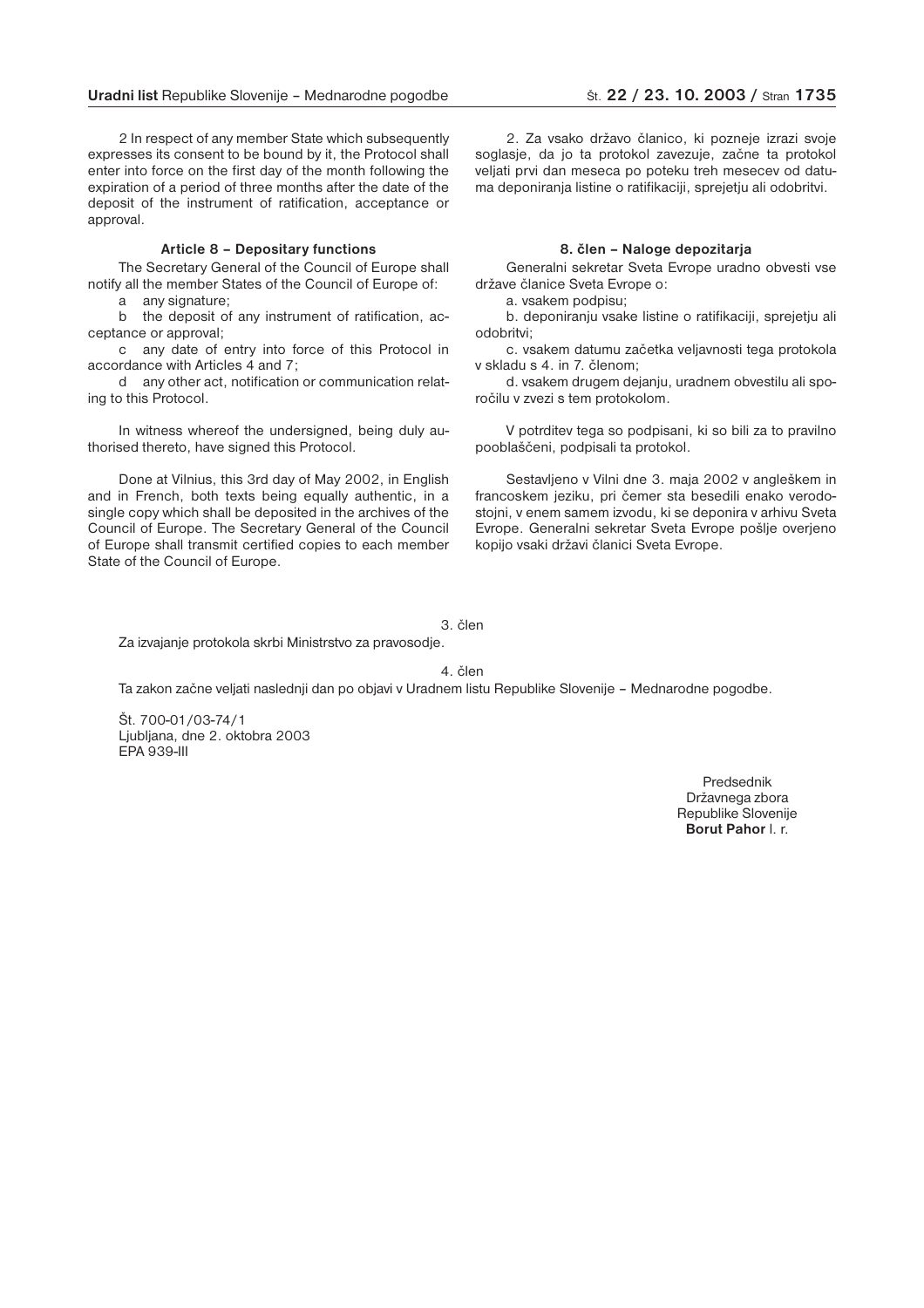2 In respect of any member State which subsequently expresses its consent to be bound by it, the Protocol shall enter into force on the first day of the month following the expiration of a period of three months after the date of the deposit of the instrument of ratification, acceptance or approval.

**Article 8 – Depositary functions**

The Secretary General of the Council of Europe shall notify all the member States of the Council of Europe of:

a any signature;

b the deposit of any instrument of ratification, acceptance or approval;

c any date of entry into force of this Protocol in accordance with Articles 4 and 7;

d any other act, notification or communication relating to this Protocol.

In witness whereof the undersigned, being duly authorised thereto, have signed this Protocol.

Done at Vilnius, this 3rd day of May 2002, in English and in French, both texts being equally authentic, in a single copy which shall be deposited in the archives of the Council of Europe. The Secretary General of the Council of Europe shall transmit certified copies to each member State of the Council of Europe.

2. Za vsako državo članico, ki pozneje izrazi svoje soglasje, da jo ta protokol zavezuje, začne ta protokol veljati prvi dan meseca po poteku treh mesecev od datuma deponiranja listine o ratifikaciji, sprejetju ali odobritvi.

**8. člen – Naloge depozitarja**

Generalni sekretar Sveta Evrope uradno obvesti vse države članice Sveta Evrope o:

a. vsakem podpisu;

b. deponiranju vsake listine o ratifikaciji, sprejetju ali odobritvi;

c. vsakem datumu začetka veljavnosti tega protokola v skladu s 4. in 7. členom;

d. vsakem drugem dejanju, uradnem obvestilu ali sporočilu v zvezi s tem protokolom.

V potrditev tega so podpisani, ki so bili za to pravilno pooblaščeni, podpisali ta protokol.

Sestavljeno v Vilni dne 3. maja 2002 v angleškem in francoskem jeziku, pri čemer sta besedili enako verodostojni, v enem samem izvodu, ki se deponira v arhivu Sveta Evrope. Generalni sekretar Sveta Evrope pošlje overjeno kopijo vsaki državi članici Sveta Evrope.

3. člen

Za izvajanje protokola skrbi Ministrstvo za pravosodje.

4. člen

Ta zakon začne veljati naslednji dan po objavi v Uradnem listu Republike Slovenije – Mednarodne pogodbe.

Št. 700-01/03-74/1
Ljubljana, dne 2. oktobra 2003
EPA 939-III

Predsednik
Državnega zbora
Republike Slovenije
**Borut Pahor** l. r.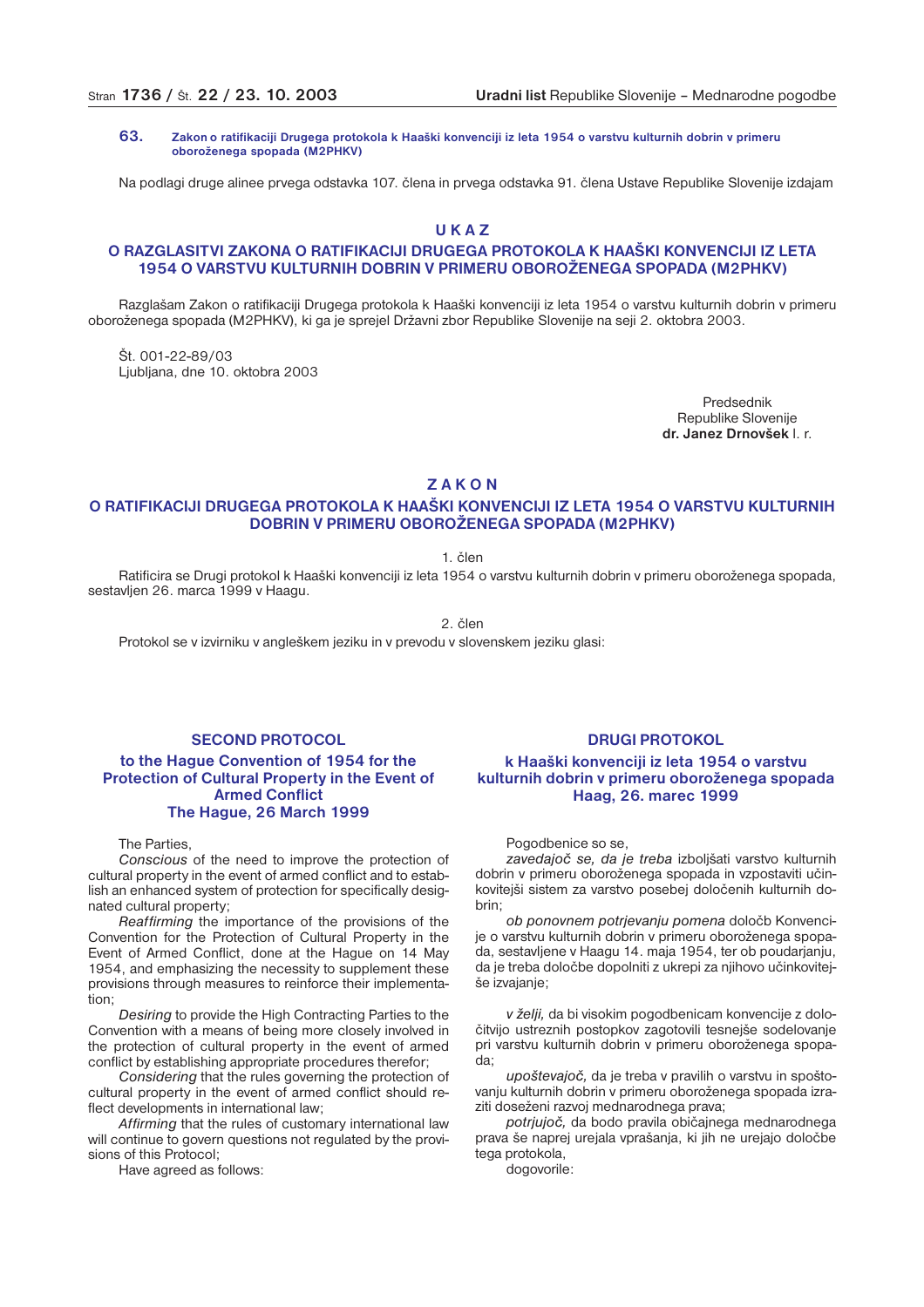**63. Zakon o ratifikaciji Drugega protokola k Haaški konvenciji iz leta 1954 o varstvu kulturnih dobrin v primeru oboroženega spopada (M2PHKV)**

Na podlagi druge alinee prvega odstavka 107. člena in prvega odstavka 91. člena Ustave Republike Slovenije izdajam

## U K A Z
## O RAZGLASITVI ZAKONA O RATIFIKACIJI DRUGEGA PROTOKOLA K HAAŠKI KONVENCIJI IZ LETA 1954 O VARSTVU KULTURNIH DOBRIN V PRIMERU OBOROŽENEGA SPOPADA (M2PHKV)

Razglašam Zakon o ratifikaciji Drugega protokola k Haaški konvenciji iz leta 1954 o varstvu kulturnih dobrin v primeru oboroženega spopada (M2PHKV), ki ga je sprejel Državni zbor Republike Slovenije na seji 2. oktobra 2003.

Št. 001-22-89/03
Ljubljana, dne 10. oktobra 2003

Predsednik
Republike Slovenije
**dr. Janez Drnovšek** l. r.

## Z A K O N
## O RATIFIKACIJI DRUGEGA PROTOKOLA K HAAŠKI KONVENCIJI IZ LETA 1954 O VARSTVU KULTURNIH DOBRIN V PRIMERU OBOROŽENEGA SPOPADA (M2PHKV)

1. člen

Ratificira se Drugi protokol k Haaški konvenciji iz leta 1954 o varstvu kulturnih dobrin v primeru oboroženega spopada, sestavljen 26. marca 1999 v Haagu.

2. člen

Protokol se v izvirniku v angleškem jeziku in v prevodu v slovenskem jeziku glasi:

## SECOND PROTOCOL
### to the Hague Convention of 1954 for the Protection of Cultural Property in the Event of Armed Conflict
### The Hague, 26 March 1999

The Parties,

*Conscious* of the need to improve the protection of cultural property in the event of armed conflict and to establish an enhanced system of protection for specifically designated cultural property;

*Reaffirming* the importance of the provisions of the Convention for the Protection of Cultural Property in the Event of Armed Conflict, done at the Hague on 14 May 1954, and emphasizing the necessity to supplement these provisions through measures to reinforce their implementation;

*Desiring* to provide the High Contracting Parties to the Convention with a means of being more closely involved in the protection of cultural property in the event of armed conflict by establishing appropriate procedures therefor;

*Considering* that the rules governing the protection of cultural property in the event of armed conflict should reflect developments in international law;

*Affirming* that the rules of customary international law will continue to govern questions not regulated by the provisions of this Protocol;

Have agreed as follows:

## DRUGI PROTOKOL
### k Haaški konvenciji iz leta 1954 o varstvu kulturnih dobrin v primeru oboroženega spopada
### Haag, 26. marec 1999

Pogodbenice so se,

*zavedajoč se, da je treba* izboljšati varstvo kulturnih dobrin v primeru oboroženega spopada in vzpostaviti učinkovitejši sistem za varstvo posebej določenih kulturnih dobrin;

*ob ponovnem potrjevanju pomena* določb Konvencije o varstvu kulturnih dobrin v primeru oboroženega spopada, sestavljene v Haagu 14. maja 1954, ter ob poudarjanju, da je treba določbe dopolniti z ukrepi za njihovo učinkovitejše izvajanje;

*v želji,* da bi visokim pogodbenicam konvencije z določitvijo ustreznih postopkov zagotovili tesnejše sodelovanje pri varstvu kulturnih dobrin v primeru oboroženega spopada;

*upoštevajoč,* da je treba v pravilih o varstvu in spoštovanju kulturnih dobrin v primeru oboroženega spopada izraziti doseženi razvoj mednarodnega prava;

*potrjujoč,* da bodo pravila običajnega mednarodnega prava še naprej urejala vprašanja, ki jih ne urejajo določbe tega protokola,

dogovorile: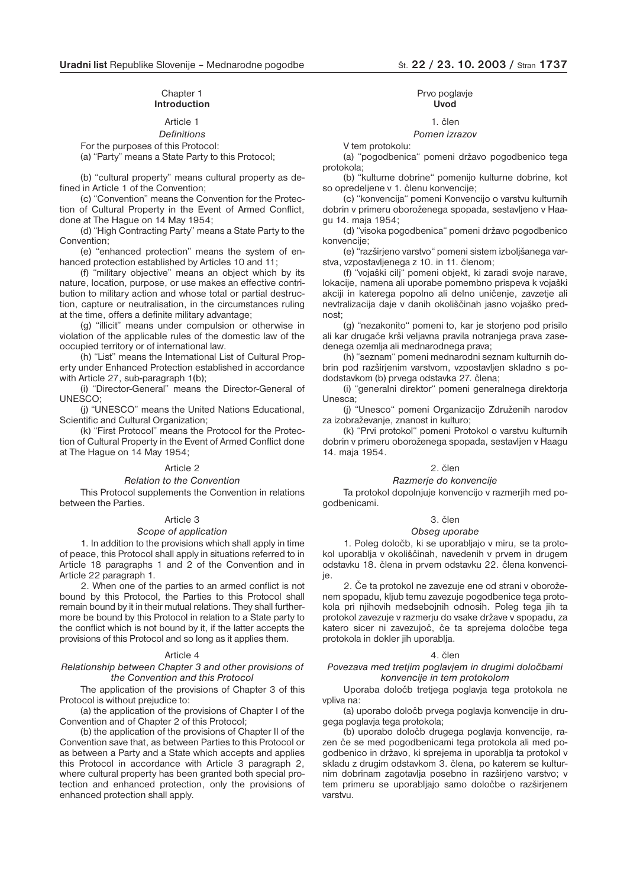## Chapter 1
## **Introduction**

### Article 1

*Definitions*

For the purposes of this Protocol:

(a) "Party" means a State Party to this Protocol;

(b) "cultural property" means cultural property as defined in Article 1 of the Convention;

(c) "Convention" means the Convention for the Protection of Cultural Property in the Event of Armed Conflict, done at The Hague on 14 May 1954;

(d) "High Contracting Party" means a State Party to the Convention;

(e) "enhanced protection" means the system of enhanced protection established by Articles 10 and 11;

(f) "military objective" means an object which by its nature, location, purpose, or use makes an effective contribution to military action and whose total or partial destruction, capture or neutralisation, in the circumstances ruling at the time, offers a definite military advantage;

(g) "illicit" means under compulsion or otherwise in violation of the applicable rules of the domestic law of the occupied territory or of international law.

(h) "List" means the International List of Cultural Property under Enhanced Protection established in accordance with Article 27, sub-paragraph 1(b);

(i) "Director-General" means the Director-General of UNESCO;

(j) "UNESCO" means the United Nations Educational, Scientific and Cultural Organization;

(k) "First Protocol" means the Protocol for the Protection of Cultural Property in the Event of Armed Conflict done at The Hague on 14 May 1954;

### Article 2

*Relation to the Convention*

This Protocol supplements the Convention in relations between the Parties.

### Article 3

*Scope of application*

1. In addition to the provisions which shall apply in time of peace, this Protocol shall apply in situations referred to in Article 18 paragraphs 1 and 2 of the Convention and in Article 22 paragraph 1.

2. When one of the parties to an armed conflict is not bound by this Protocol, the Parties to this Protocol shall remain bound by it in their mutual relations. They shall furthermore be bound by this Protocol in relation to a State party to the conflict which is not bound by it, if the latter accepts the provisions of this Protocol and so long as it applies them.

### Article 4

*Relationship between Chapter 3 and other provisions of the Convention and this Protocol*

The application of the provisions of Chapter 3 of this Protocol is without prejudice to:

(a) the application of the provisions of Chapter I of the Convention and of Chapter 2 of this Protocol;

(b) the application of the provisions of Chapter II of the Convention save that, as between Parties to this Protocol or as between a Party and a State which accepts and applies this Protocol in accordance with Article 3 paragraph 2, where cultural property has been granted both special protection and enhanced protection, only the provisions of enhanced protection shall apply.

## Prvo poglavje
## **Uvod**

### 1. člen

*Pomen izrazov*

V tem protokolu:

(a) "pogodbenica" pomeni državo pogodbenico tega protokola;

(b) "kulturne dobrine" pomenijo kulturne dobrine, kot so opredeljene v 1. členu konvencije;

(c) "konvencija" pomeni Konvencijo o varstvu kulturnih dobrin v primeru oboroženega spopada, sestavljeno v Haagu 14. maja 1954;

(d) "visoka pogodbenica" pomeni državo pogodbenico konvencije;

(e) "razširjeno varstvo" pomeni sistem izboljšanega varstva, vzpostavljenega z 10. in 11. členom;

(f) "vojaški cilj" pomeni objekt, ki zaradi svoje narave, lokacije, namena ali uporabe pomembno prispeva k vojaški akciji in katerega popolno ali delno uničenje, zavzetje ali nevtralizacija daje v danih okoliščinah jasno vojaško prednost;

(g) "nezakonito" pomeni to, kar je storjeno pod prisilo ali kar drugače krši veljavna pravila notranjega prava zasedenega ozemlja ali mednarodnega prava;

(h) "seznam" pomeni mednarodni seznam kulturnih dobrin pod razširjenim varstvom, vzpostavljen skladno s pododstavkom (b) prvega odstavka 27. člena;

(i) "generalni direktor" pomeni generalnega direktorja Unesca;

(j) "Unesco" pomeni Organizacijo Združenih narodov za izobraževanje, znanost in kulturo;

(k) "Prvi protokol" pomeni Protokol o varstvu kulturnih dobrin v primeru oboroženega spopada, sestavljen v Haagu 14. maja 1954.

### 2. člen

*Razmerje do konvencije*

Ta protokol dopolnjuje konvencijo v razmerjih med pogodbenicami.

### 3. člen

*Obseg uporabe*

1. Poleg določb, ki se uporabljajo v miru, se ta protokol uporablja v okoliščinah, navedenih v prvem in drugem odstavku 18. člena in v prvem odstavku 22. člena konvencije.

2. Če ta protokol ne zavezuje ene od strani v oboroženem spopadu, kljub temu zavezuje pogodbenice tega protokola pri njihovih medsebojnih odnosih. Poleg tega jih ta protokol zavezuje v razmerju do vsake države v spopadu, za katero sicer ni zavezujoč, če ta sprejema določbe tega protokola in dokler jih uporablja.

### 4. člen

*Povezava med tretjim poglavjem in drugimi določbami konvencije in tem protokolom*

Uporaba določb tretjega poglavja tega protokola ne vpliva na:

(a) uporabo določb prvega poglavja konvencije in drugega poglavja tega protokola;

(b) uporabo določb drugega poglavja konvencije, razen če se med pogodbenicami tega protokola ali med pogodbenico in državo, ki sprejema in uporablja ta protokol v skladu z drugim odstavkom 3. člena, po katerem se kulturnim dobrinam zagotavlja posebno in razširjeno varstvo; v tem primeru se uporabljajo samo določbe o razširjenem varstvu.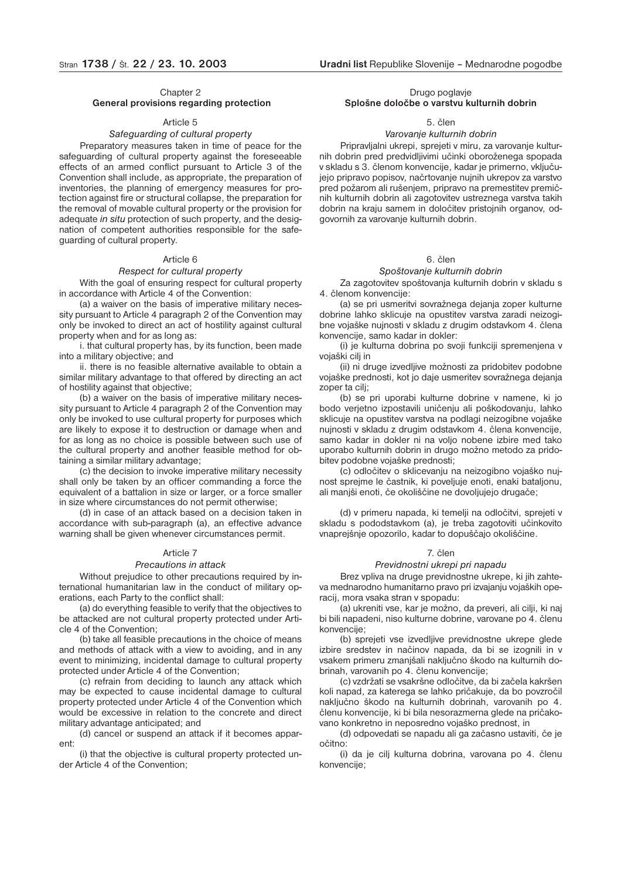## Chapter 2
## General provisions regarding protection

### Article 5
*Safeguarding of cultural property*

Preparatory measures taken in time of peace for the safeguarding of cultural property against the foreseeable effects of an armed conflict pursuant to Article 3 of the Convention shall include, as appropriate, the preparation of inventories, the planning of emergency measures for protection against fire or structural collapse, the preparation for the removal of movable cultural property or the provision for adequate *in situ* protection of such property, and the designation of competent authorities responsible for the safeguarding of cultural property.

### Article 6
*Respect for cultural property*

With the goal of ensuring respect for cultural property in accordance with Article 4 of the Convention:

(a) a waiver on the basis of imperative military necessity pursuant to Article 4 paragraph 2 of the Convention may only be invoked to direct an act of hostility against cultural property when and for as long as:

i. that cultural property has, by its function, been made into a military objective; and

ii. there is no feasible alternative available to obtain a similar military advantage to that offered by directing an act of hostility against that objective;

(b) a waiver on the basis of imperative military necessity pursuant to Article 4 paragraph 2 of the Convention may only be invoked to use cultural property for purposes which are likely to expose it to destruction or damage when and for as long as no choice is possible between such use of the cultural property and another feasible method for obtaining a similar military advantage;

(c) the decision to invoke imperative military necessity shall only be taken by an officer commanding a force the equivalent of a battalion in size or larger, or a force smaller in size where circumstances do not permit otherwise;

(d) in case of an attack based on a decision taken in accordance with sub-paragraph (a), an effective advance warning shall be given whenever circumstances permit.

### Article 7
*Precautions in attack*

Without prejudice to other precautions required by international humanitarian law in the conduct of military operations, each Party to the conflict shall:

(a) do everything feasible to verify that the objectives to be attacked are not cultural property protected under Article 4 of the Convention;

(b) take all feasible precautions in the choice of means and methods of attack with a view to avoiding, and in any event to minimizing, incidental damage to cultural property protected under Article 4 of the Convention;

(c) refrain from deciding to launch any attack which may be expected to cause incidental damage to cultural property protected under Article 4 of the Convention which would be excessive in relation to the concrete and direct military advantage anticipated; and

(d) cancel or suspend an attack if it becomes apparent:

(i) that the objective is cultural property protected under Article 4 of the Convention;

## Drugo poglavje
## Splošne določbe o varstvu kulturnih dobrin

### 5. člen
*Varovanje kulturnih dobrin*

Pripravljalni ukrepi, sprejeti v miru, za varovanje kulturnih dobrin pred predvidljivimi učinki oboroženega spopada v skladu s 3. členom konvencije, kadar je primerno, vključujejo pripravo popisov, načrtovanje nujnih ukrepov za varstvo pred požarom ali rušenjem, pripravo na premestitev premičnih kulturnih dobrin ali zagotovitev ustreznega varstva takih dobrin na kraju samem in določitev pristojnih organov, odgovornih za varovanje kulturnih dobrin.

### 6. člen
*Spoštovanje kulturnih dobrin*

Za zagotovitev spoštovanja kulturnih dobrin v skladu s 4. členom konvencije:

(a) se pri usmeritvi sovražnega dejanja zoper kulturne dobrine lahko sklicuje na opustitev varstva zaradi neizogibne vojaške nujnosti v skladu z drugim odstavkom 4. člena konvencije, samo kadar in dokler:

(i) je kulturna dobrina po svoji funkciji spremenjena v vojaški cilj in

(ii) ni druge izvedljive možnosti za pridobitev podobne vojaške prednosti, kot jo daje usmeritev sovražnega dejanja zoper ta cilj;

(b) se pri uporabi kulturne dobrine v namene, ki jo bodo verjetno izpostavili uničenju ali poškodovanju, lahko sklicuje na opustitev varstva na podlagi neizogibne vojaške nujnosti v skladu z drugim odstavkom 4. člena konvencije, samo kadar in dokler ni na voljo nobene izbire med tako uporabo kulturnih dobrin in drugo možno metodo za pridobitev podobne vojaške prednosti;

(c) odločitev o sklicevanju na neizogibno vojaško nujnost sprejme le častnik, ki poveljuje enoti, enaki bataljonu, ali manjši enoti, če okoliščine ne dovoljujejo drugače;

(d) v primeru napada, ki temelji na odločitvi, sprejeti v skladu s pododstavkom (a), je treba zagotoviti učinkovito vnaprejšnje opozorilo, kadar to dopuščajo okoliščine.

### 7. člen
*Previdnostni ukrepi pri napadu*

Brez vpliva na druge previdnostne ukrepe, ki jih zahteva mednarodno humanitarno pravo pri izvajanju vojaških operacij, mora vsaka stran v spopadu:

(a) ukreniti vse, kar je možno, da preveri, ali cilji, ki naj bi bili napadeni, niso kulturne dobrine, varovane po 4. členu konvencije;

(b) sprejeti vse izvedljive previdnostne ukrepe glede izbire sredstev in načinov napada, da bi se izognili in v vsakem primeru zmanjšali naključno škodo na kulturnih dobrinah, varovanih po 4. členu konvencije;

(c) vzdržati se vsakršne odločitve, da bi začela kakršen koli napad, za katerega se lahko pričakuje, da bo povzročil naključno škodo na kulturnih dobrinah, varovanih po 4. členu konvencije, ki bi bila nesorazmerna glede na pričakovano konkretno in neposredno vojaško prednost, in

(d) odpovedati se napadu ali ga začasno ustaviti, če je očitno:

(i) da je cilj kulturna dobrina, varovana po 4. členu konvencije;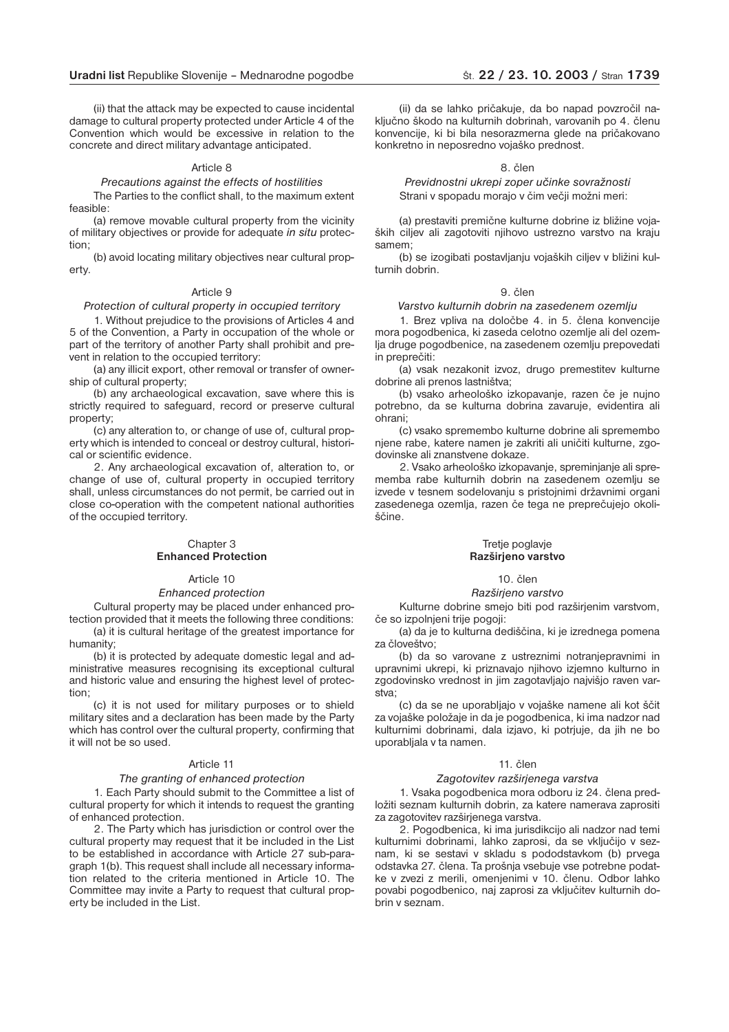(ii) that the attack may be expected to cause incidental damage to cultural property protected under Article 4 of the Convention which would be excessive in relation to the concrete and direct military advantage anticipated.

Article 8

*Precautions against the effects of hostilities*

The Parties to the conflict shall, to the maximum extent feasible:

(a) remove movable cultural property from the vicinity of military objectives or provide for adequate *in situ* protection;

(b) avoid locating military objectives near cultural property.

Article 9

*Protection of cultural property in occupied territory*

1. Without prejudice to the provisions of Articles 4 and 5 of the Convention, a Party in occupation of the whole or part of the territory of another Party shall prohibit and prevent in relation to the occupied territory:

(a) any illicit export, other removal or transfer of ownership of cultural property;

(b) any archaeological excavation, save where this is strictly required to safeguard, record or preserve cultural property;

(c) any alteration to, or change of use of, cultural property which is intended to conceal or destroy cultural, historical or scientific evidence.

2. Any archaeological excavation of, alteration to, or change of use of, cultural property in occupied territory shall, unless circumstances do not permit, be carried out in close co-operation with the competent national authorities of the occupied territory.

Chapter 3

**Enhanced Protection**

Article 10

*Enhanced protection*

Cultural property may be placed under enhanced protection provided that it meets the following three conditions:

(a) it is cultural heritage of the greatest importance for humanity;

(b) it is protected by adequate domestic legal and administrative measures recognising its exceptional cultural and historic value and ensuring the highest level of protection;

(c) it is not used for military purposes or to shield military sites and a declaration has been made by the Party which has control over the cultural property, confirming that it will not be so used.

Article 11

*The granting of enhanced protection*

1. Each Party should submit to the Committee a list of cultural property for which it intends to request the granting of enhanced protection.

2. The Party which has jurisdiction or control over the cultural property may request that it be included in the List to be established in accordance with Article 27 sub-paragraph 1(b). This request shall include all necessary information related to the criteria mentioned in Article 10. The Committee may invite a Party to request that cultural property be included in the List.

(ii) da se lahko pričakuje, da bo napad povzročil naključno škodo na kulturnih dobrinah, varovanih po 4. členu konvencije, ki bi bila nesorazmerna glede na pričakovano konkretno in neposredno vojaško prednost.

8. člen

*Previdnostni ukrepi zoper učinke sovražnosti*

Strani v spopadu morajo v čim večji možni meri:

(a) prestaviti premične kulturne dobrine iz bližine vojaških ciljev ali zagotoviti njihovo ustrezno varstvo na kraju samem;

(b) se izogibati postavljanju vojaških ciljev v bližini kulturnih dobrin.

9. člen

*Varstvo kulturnih dobrin na zasedenem ozemlju*

1. Brez vpliva na določbe 4. in 5. člena konvencije mora pogodbenica, ki zaseda celotno ozemlje ali del ozemlja druge pogodbenice, na zasedenem ozemlju prepovedati in preprečiti:

(a) vsak nezakonit izvoz, drugo premestitev kulturne dobrine ali prenos lastništva;

(b) vsako arheološko izkopavanje, razen če je nujno potrebno, da se kulturna dobrina zavaruje, evidentira ali ohrani;

(c) vsako spremembo kulturne dobrine ali spremembo njene rabe, katere namen je zakriti ali uničiti kulturne, zgodovinske ali znanstvene dokaze.

2. Vsako arheološko izkopavanje, spreminjanje ali sprememba rabe kulturnih dobrin na zasedenem ozemlju se izvede v tesnem sodelovanju s pristojnimi državnimi organi zasedenega ozemlja, razen če tega ne preprečujejo okoliščine.

Tretje poglavje

**Razširjeno varstvo**

10. člen

*Razširjeno varstvo*

Kulturne dobrine smejo biti pod razširjenim varstvom, če so izpolnjeni trije pogoji:

(a) da je to kulturna dediščina, ki je izrednega pomena za človeštvo;

(b) da so varovane z ustreznimi notranjepravnimi in upravnimi ukrepi, ki priznavajo njihovo izjemno kulturno in zgodovinsko vrednost in jim zagotavljajo najvišjo raven varstva;

(c) da se ne uporabljajo v vojaške namene ali kot ščit za vojaške položaje in da je pogodbenica, ki ima nadzor nad kulturnimi dobrinami, dala izjavo, ki potrjuje, da jih ne bo uporabljala v ta namen.

11. člen

*Zagotovitev razširjenega varstva*

1. Vsaka pogodbenica mora odboru iz 24. člena predložiti seznam kulturnih dobrin, za katere namerava zaprositi za zagotovitev razširjenega varstva.

2. Pogodbenica, ki ima jurisdikcijo ali nadzor nad temi kulturnimi dobrinami, lahko zaprosi, da se vključijo v seznam, ki se sestavi v skladu s pododstavkom (b) prvega odstavka 27. člena. Ta prošnja vsebuje vse potrebne podatke v zvezi z merili, omenjenimi v 10. členu. Odbor lahko povabi pogodbenico, naj zaprosi za vključitev kulturnih dobrin v seznam.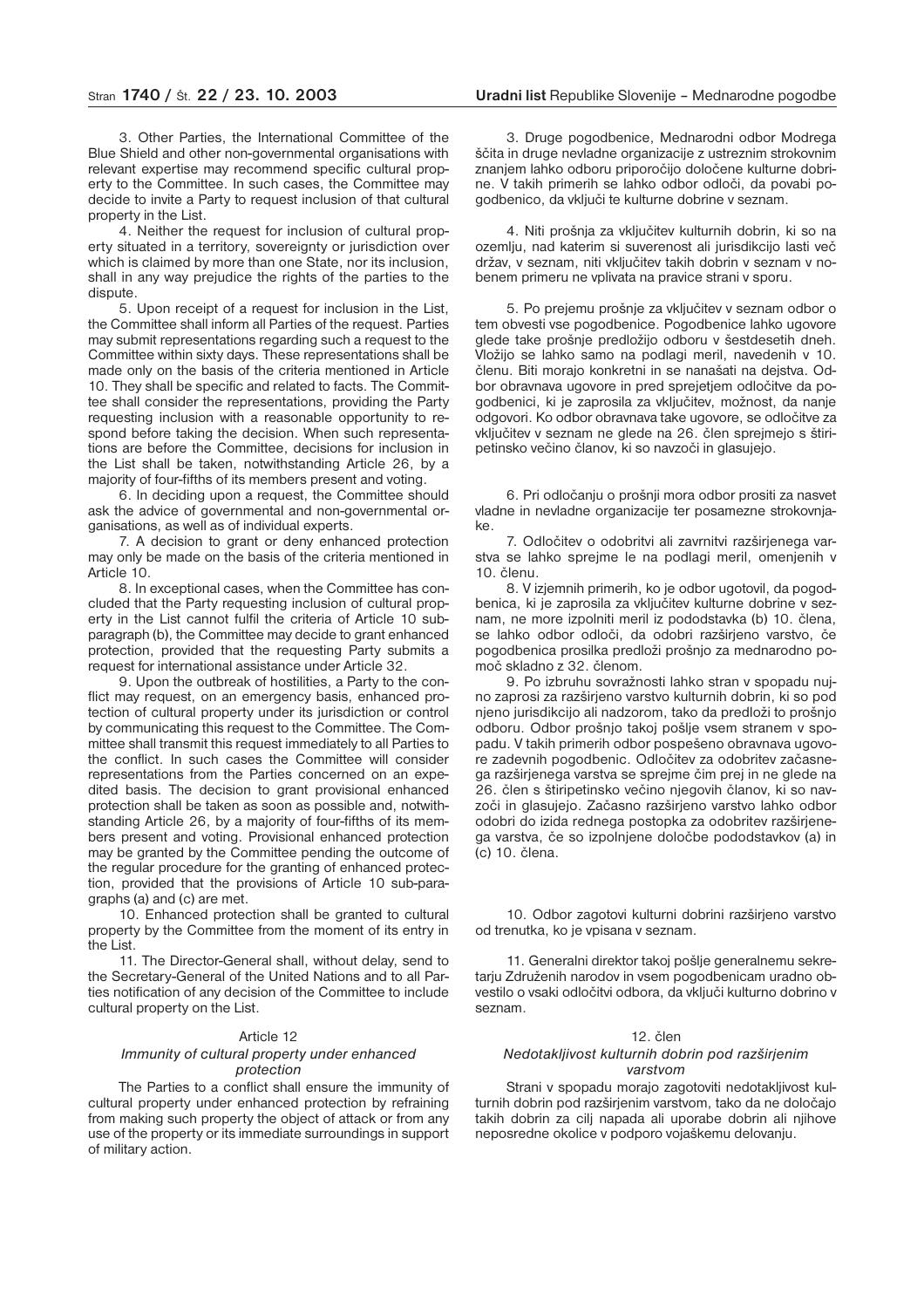3. Other Parties, the International Committee of the Blue Shield and other non-governmental organisations with relevant expertise may recommend specific cultural property to the Committee. In such cases, the Committee may decide to invite a Party to request inclusion of that cultural property in the List.

4. Neither the request for inclusion of cultural property situated in a territory, sovereignty or jurisdiction over which is claimed by more than one State, nor its inclusion, shall in any way prejudice the rights of the parties to the dispute.

5. Upon receipt of a request for inclusion in the List, the Committee shall inform all Parties of the request. Parties may submit representations regarding such a request to the Committee within sixty days. These representations shall be made only on the basis of the criteria mentioned in Article 10. They shall be specific and related to facts. The Committee shall consider the representations, providing the Party requesting inclusion with a reasonable opportunity to respond before taking the decision. When such representations are before the Committee, decisions for inclusion in the List shall be taken, notwithstanding Article 26, by a majority of four-fifths of its members present and voting.

6. In deciding upon a request, the Committee should ask the advice of governmental and non-governmental organisations, as well as of individual experts.

7. A decision to grant or deny enhanced protection may only be made on the basis of the criteria mentioned in Article 10.

8. In exceptional cases, when the Committee has concluded that the Party requesting inclusion of cultural property in the List cannot fulfil the criteria of Article 10 sub-paragraph (b), the Committee may decide to grant enhanced protection, provided that the requesting Party submits a request for international assistance under Article 32.

9. Upon the outbreak of hostilities, a Party to the conflict may request, on an emergency basis, enhanced protection of cultural property under its jurisdiction or control by communicating this request to the Committee. The Committee shall transmit this request immediately to all Parties to the conflict. In such cases the Committee will consider representations from the Parties concerned on an expedited basis. The decision to grant provisional enhanced protection shall be taken as soon as possible and, notwithstanding Article 26, by a majority of four-fifths of its members present and voting. Provisional enhanced protection may be granted by the Committee pending the outcome of the regular procedure for the granting of enhanced protection, provided that the provisions of Article 10 sub-paragraphs (a) and (c) are met.

10. Enhanced protection shall be granted to cultural property by the Committee from the moment of its entry in the List.

11. The Director-General shall, without delay, send to the Secretary-General of the United Nations and to all Parties notification of any decision of the Committee to include cultural property on the List.

Article 12

*Immunity of cultural property under enhanced protection*

The Parties to a conflict shall ensure the immunity of cultural property under enhanced protection by refraining from making such property the object of attack or from any use of the property or its immediate surroundings in support of military action.

3. Druge pogodbenice, Mednarodni odbor Modrega ščita in druge nevladne organizacije z ustreznim strokovnim znanjem lahko odboru priporočijo določene kulturne dobrine. V takih primerih se lahko odbor odloči, da povabi pogodbenico, da vključi te kulturne dobrine v seznam.

4. Niti prošnja za vključitev kulturnih dobrin, ki so na ozemlju, nad katerim si suverenost ali jurisdikcijo lasti več držav, v seznam, niti vključitev takih dobrin v seznam v nobenem primeru ne vplivata na pravice strani v sporu.

5. Po prejemu prošnje za vključitev v seznam odbor o tem obvesti vse pogodbenice. Pogodbenice lahko ugovore glede take prošnje predložijo odboru v šestdesetih dneh. Vložijo se lahko samo na podlagi meril, navedenih v 10. členu. Biti morajo konkretni in se nanašati na dejstva. Odbor obravnava ugovore in pred sprejetjem odločitve da pogodbenici, ki je zaprosila za vključitev, možnost, da nanje odgovori. Ko odbor obravnava take ugovore, se odločitve za vključitev v seznam ne glede na 26. člen sprejmejo s štiripetinsko večino članov, ki so navzoči in glasujejo.

6. Pri odločanju o prošnji mora odbor prositi za nasvet vladne in nevladne organizacije ter posamezne strokovnjake.

7. Odločitev o odobritvi ali zavrnitvi razširjenega varstva se lahko sprejme le na podlagi meril, omenjenih v 10. členu.

8. V izjemnih primerih, ko je odbor ugotovil, da pogodbenica, ki je zaprosila za vključitev kulturne dobrine v seznam, ne more izpolniti meril iz pododstavka (b) 10. člena, se lahko odbor odloči, da odobri razširjeno varstvo, če pogodbenica prosilka predloži prošnjo za mednarodno pomoč skladno z 32. členom.

9. Po izbruhu sovražnosti lahko stran v spopadu nujno zaprosi za razširjeno varstvo kulturnih dobrin, ki so pod njeno jurisdikcijo ali nadzorom, tako da predloži to prošnjo odboru. Odbor prošnjo takoj pošlje vsem stranem v spopadu. V takih primerih odbor pospešeno obravnava ugovore zadevnih pogodbenic. Odločitev za odobritev začasnega razširjenega varstva se sprejme čim prej in ne glede na 26. člen s štiripetinsko večino njegovih članov, ki so navzoči in glasujejo. Začasno razširjeno varstvo lahko odbor odobri do izida rednega postopka za odobritev razširjenega varstva, če so izpolnjene določbe pododstavkov (a) in (c) 10. člena.

10. Odbor zagotovi kulturni dobrini razširjeno varstvo od trenutka, ko je vpisana v seznam.

11. Generalni direktor takoj pošlje generalnemu sekretarju Združenih narodov in vsem pogodbenicam uradno obvestilo o vsaki odločitvi odbora, da vključi kulturno dobrino v seznam.

12. člen

*Nedotakljivost kulturnih dobrin pod razširjenim varstvom*

Strani v spopadu morajo zagotoviti nedotakljivost kulturnih dobrin pod razširjenim varstvom, tako da ne določajo takih dobrin za cilj napada ali uporabe dobrin ali njihove neposredne okolice v podporo vojaškemu delovanju.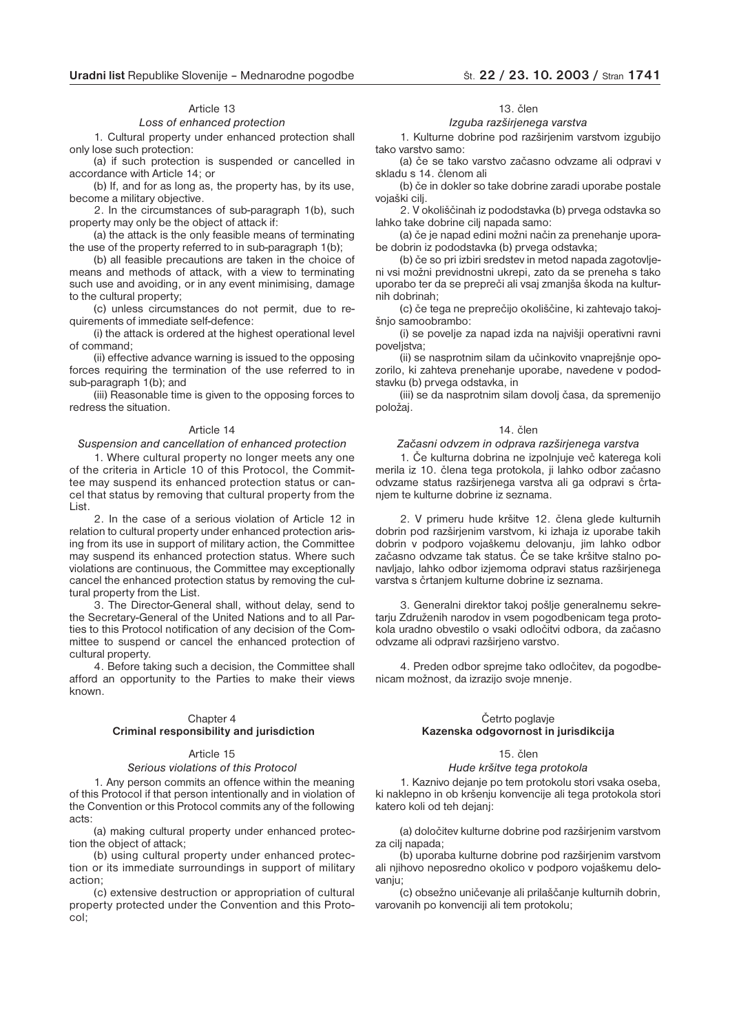Article 13

*Loss of enhanced protection*

1. Cultural property under enhanced protection shall only lose such protection:

(a) if such protection is suspended or cancelled in accordance with Article 14; or

(b) If, and for as long as, the property has, by its use, become a military objective.

2. In the circumstances of sub-paragraph 1(b), such property may only be the object of attack if:

(a) the attack is the only feasible means of terminating the use of the property referred to in sub-paragraph 1(b);

(b) all feasible precautions are taken in the choice of means and methods of attack, with a view to terminating such use and avoiding, or in any event minimising, damage to the cultural property;

(c) unless circumstances do not permit, due to requirements of immediate self-defence:

(i) the attack is ordered at the highest operational level of command;

(ii) effective advance warning is issued to the opposing forces requiring the termination of the use referred to in sub-paragraph 1(b); and

(iii) Reasonable time is given to the opposing forces to redress the situation.

Article 14

*Suspension and cancellation of enhanced protection*

1. Where cultural property no longer meets any one of the criteria in Article 10 of this Protocol, the Committee may suspend its enhanced protection status or cancel that status by removing that cultural property from the List.

2. In the case of a serious violation of Article 12 in relation to cultural property under enhanced protection arising from its use in support of military action, the Committee may suspend its enhanced protection status. Where such violations are continuous, the Committee may exceptionally cancel the enhanced protection status by removing the cultural property from the List.

3. The Director-General shall, without delay, send to the Secretary-General of the United Nations and to all Parties to this Protocol notification of any decision of the Committee to suspend or cancel the enhanced protection of cultural property.

4. Before taking such a decision, the Committee shall afford an opportunity to the Parties to make their views known.

Chapter 4

**Criminal responsibility and jurisdiction**

Article 15

*Serious violations of this Protocol*

1. Any person commits an offence within the meaning of this Protocol if that person intentionally and in violation of the Convention or this Protocol commits any of the following acts:

(a) making cultural property under enhanced protection the object of attack;

(b) using cultural property under enhanced protection or its immediate surroundings in support of military action;

(c) extensive destruction or appropriation of cultural property protected under the Convention and this Protocol;

13. člen

*Izguba razširjenega varstva*

1. Kulturne dobrine pod razširjenim varstvom izgubijo tako varstvo samo:

(a) če se tako varstvo začasno odvzame ali odpravi v skladu s 14. členom ali

(b) če in dokler so take dobrine zaradi uporabe postale vojaški cilj.

2. V okoliščinah iz pododstavka (b) prvega odstavka so lahko take dobrine cilj napada samo:

(a) če je napad edini možni način za prenehanje uporabe dobrin iz pododstavka (b) prvega odstavka;

(b) če so pri izbiri sredstev in metod napada zagotovljeni vsi možni previdnostni ukrepi, zato da se preneha s tako uporabo ter da se prepreči ali vsaj zmanjša škoda na kulturnih dobrinah;

(c) če tega ne preprečijo okoliščine, ki zahtevajo takojšnjo samoobrambo:

(i) se povelje za napad izda na najvišji operativni ravni poveljstva;

(ii) se nasprotnim silam da učinkovito vnaprejšnje opozorilo, ki zahteva prenehanje uporabe, navedene v pododstavku (b) prvega odstavka, in

(iii) se da nasprotnim silam dovolj časa, da spremenijo položaj.

14. člen

*Začasni odvzem in odprava razširjenega varstva*

1. Če kulturna dobrina ne izpolnjuje več katerega koli merila iz 10. člena tega protokola, ji lahko odbor začasno odvzame status razširjenega varstva ali ga odpravi s črtanjem te kulturne dobrine iz seznama.

2. V primeru hude kršitve 12. člena glede kulturnih dobrin pod razširjenim varstvom, ki izhaja iz uporabe takih dobrin v podporo vojaškemu delovanju, jim lahko odbor začasno odvzame tak status. Če se take kršitve stalno ponavljajo, lahko odbor izjemoma odpravi status razširjenega varstva s črtanjem kulturne dobrine iz seznama.

3. Generalni direktor takoj pošlje generalnemu sekretarju Združenih narodov in vsem pogodbenicam tega protokola uradno obvestilo o vsaki odločitvi odbora, da začasno odvzame ali odpravi razširjeno varstvo.

4. Preden odbor sprejme tako odločitev, da pogodbenicam možnost, da izrazijo svoje mnenje.

Četrto poglavje

**Kazenska odgovornost in jurisdikcija**

15. člen

*Hude kršitve tega protokola*

1. Kaznivo dejanje po tem protokolu stori vsaka oseba, ki naklepno in ob kršenju konvencije ali tega protokola stori katero koli od teh dejanj:

(a) določitev kulturne dobrine pod razširjenim varstvom za cilj napada;

(b) uporaba kulturne dobrine pod razširjenim varstvom ali njihovo neposredno okolico v podporo vojaškemu delovanju;

(c) obsežno uničevanje ali prilaščanje kulturnih dobrin, varovanih po konvenciji ali tem protokolu;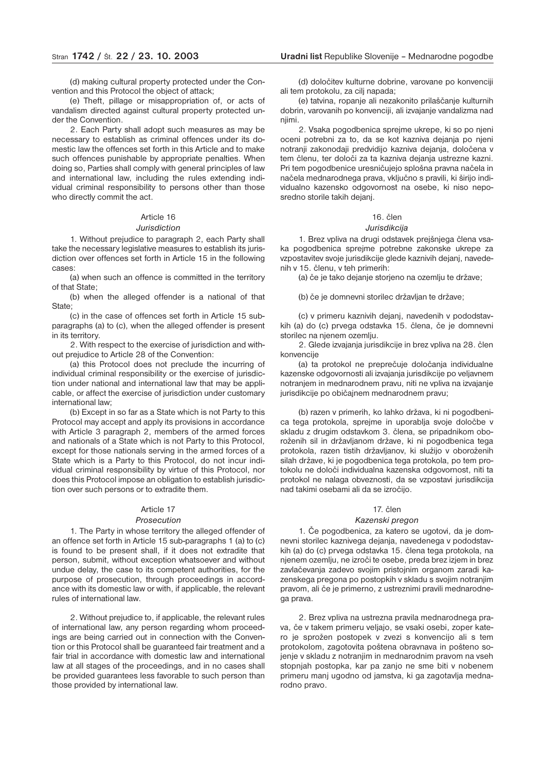(d) making cultural property protected under the Convention and this Protocol the object of attack;

(e) Theft, pillage or misappropriation of, or acts of vandalism directed against cultural property protected under the Convention.

2. Each Party shall adopt such measures as may be necessary to establish as criminal offences under its domestic law the offences set forth in this Article and to make such offences punishable by appropriate penalties. When doing so, Parties shall comply with general principles of law and international law, including the rules extending individual criminal responsibility to persons other than those who directly commit the act.

### Article 16

*Jurisdiction*

1. Without prejudice to paragraph 2, each Party shall take the necessary legislative measures to establish its jurisdiction over offences set forth in Article 15 in the following cases:

(a) when such an offence is committed in the territory of that State;

(b) when the alleged offender is a national of that State;

(c) in the case of offences set forth in Article 15 sub-paragraphs (a) to (c), when the alleged offender is present in its territory.

2. With respect to the exercise of jurisdiction and without prejudice to Article 28 of the Convention:

(a) this Protocol does not preclude the incurring of individual criminal responsibility or the exercise of jurisdiction under national and international law that may be applicable, or affect the exercise of jurisdiction under customary international law;

(b) Except in so far as a State which is not Party to this Protocol may accept and apply its provisions in accordance with Article 3 paragraph 2, members of the armed forces and nationals of a State which is not Party to this Protocol, except for those nationals serving in the armed forces of a State which is a Party to this Protocol, do not incur individual criminal responsibility by virtue of this Protocol, nor does this Protocol impose an obligation to establish jurisdiction over such persons or to extradite them.

### Article 17

*Prosecution*

1. The Party in whose territory the alleged offender of an offence set forth in Article 15 sub-paragraphs 1 (a) to (c) is found to be present shall, if it does not extradite that person, submit, without exception whatsoever and without undue delay, the case to its competent authorities, for the purpose of prosecution, through proceedings in accordance with its domestic law or with, if applicable, the relevant rules of international law.

2. Without prejudice to, if applicable, the relevant rules of international law, any person regarding whom proceedings are being carried out in connection with the Convention or this Protocol shall be guaranteed fair treatment and a fair trial in accordance with domestic law and international law at all stages of the proceedings, and in no cases shall be provided guarantees less favorable to such person than those provided by international law.

(d) določitev kulturne dobrine, varovane po konvenciji ali tem protokolu, za cilj napada;

(e) tatvina, ropanje ali nezakonito prilaščanje kulturnih dobrin, varovanih po konvenciji, ali izvajanje vandalizma nad njimi.

2. Vsaka pogodbenica sprejme ukrepe, ki so po njeni oceni potrebni za to, da se kot kazniva dejanja po njeni notranji zakonodaji predvidijo kazniva dejanja, določena v tem členu, ter določi za ta kazniva dejanja ustrezne kazni. Pri tem pogodbenice uresničujejo splošna pravna načela in načela mednarodnega prava, vključno s pravili, ki širijo individualno kazensko odgovornost na osebe, ki niso neposredno storile takih dejanj.

### 16. člen

*Jurisdikcija*

1. Brez vpliva na drugi odstavek prejšnjega člena vsaka pogodbenica sprejme potrebne zakonske ukrepe za vzpostavitev svoje jurisdikcije glede kaznivih dejanj, navedenih v 15. členu, v teh primerih:

(a) če je tako dejanje storjeno na ozemlju te države;

(b) če je domnevni storilec državljan te države;

(c) v primeru kaznivih dejanj, navedenih v pododstavkih (a) do (c) prvega odstavka 15. člena, če je domnevni storilec na njenem ozemlju.

2. Glede izvajanja jurisdikcije in brez vpliva na 28. člen konvencije

(a) ta protokol ne preprečuje določanja individualne kazenske odgovornosti ali izvajanja jurisdikcije po veljavnem notranjem in mednarodnem pravu, niti ne vpliva na izvajanje jurisdikcije po običajnem mednarodnem pravu;

(b) razen v primerih, ko lahko država, ki ni pogodbenica tega protokola, sprejme in uporablja svoje določbe v skladu z drugim odstavkom 3. člena, se pripadnikom oboroženih sil in državljanom države, ki ni pogodbenica tega protokola, razen tistih državljanov, ki služijo v oboroženih silah države, ki je pogodbenica tega protokola, po tem protokolu ne določi individualna kazenska odgovornost, niti ta protokol ne nalaga obveznosti, da se vzpostavi jurisdikcija nad takimi osebami ali da se izročijo.

### 17. člen

*Kazenski pregon*

1. Če pogodbenica, za katero se ugotovi, da je domnevni storilec kaznivega dejanja, navedenega v pododstavkih (a) do (c) prvega odstavka 15. člena tega protokola, na njenem ozemlju, ne izroči te osebe, preda brez izjem in brez zavlačevanja zadevo svojim pristojnim organom zaradi kazenskega pregona po postopkih v skladu s svojim notranjim pravom, ali če je primerno, z ustreznimi pravili mednarodnega prava.

2. Brez vpliva na ustrezna pravila mednarodnega prava, če v takem primeru veljajo, se vsaki osebi, zoper katero je sprožen postopek v zvezi s konvencijo ali s tem protokolom, zagotovita poštena obravnava in pošteno sojenje v skladu z notranjim in mednarodnim pravom na vseh stopnjah postopka, kar pa zanjo ne sme biti v nobenem primeru manj ugodno od jamstva, ki ga zagotavlja mednarodno pravo.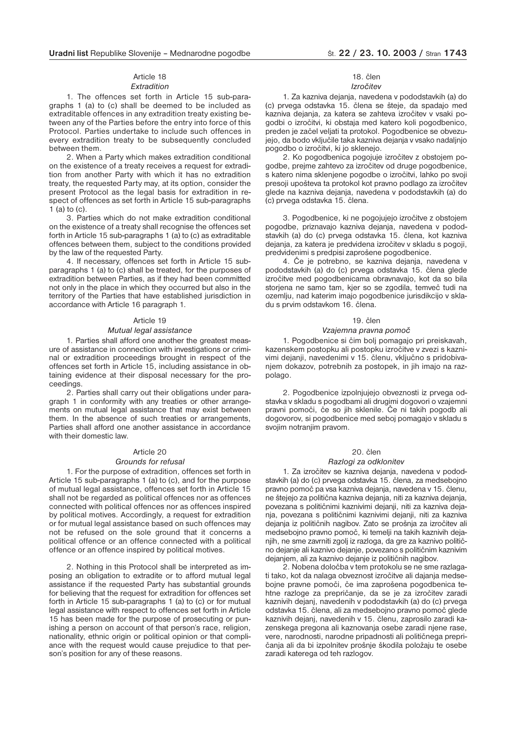### Article 18

#### *Extradition*

1. The offences set forth in Article 15 sub-paragraphs 1 (a) to (c) shall be deemed to be included as extraditable offences in any extradition treaty existing between any of the Parties before the entry into force of this Protocol. Parties undertake to include such offences in every extradition treaty to be subsequently concluded between them.

2. When a Party which makes extradition conditional on the existence of a treaty receives a request for extradition from another Party with which it has no extradition treaty, the requested Party may, at its option, consider the present Protocol as the legal basis for extradition in respect of offences as set forth in Article 15 sub-paragraphs 1 (a) to (c).

3. Parties which do not make extradition conditional on the existence of a treaty shall recognise the offences set forth in Article 15 sub-paragraphs 1 (a) to (c) as extraditable offences between them, subject to the conditions provided by the law of the requested Party.

4. If necessary, offences set forth in Article 15 sub-paragraphs 1 (a) to (c) shall be treated, for the purposes of extradition between Parties, as if they had been committed not only in the place in which they occurred but also in the territory of the Parties that have established jurisdiction in accordance with Article 16 paragraph 1.

### Article 19

#### *Mutual legal assistance*

1. Parties shall afford one another the greatest measure of assistance in connection with investigations or criminal or extradition proceedings brought in respect of the offences set forth in Article 15, including assistance in obtaining evidence at their disposal necessary for the proceedings.

2. Parties shall carry out their obligations under paragraph 1 in conformity with any treaties or other arrangements on mutual legal assistance that may exist between them. In the absence of such treaties or arrangements, Parties shall afford one another assistance in accordance with their domestic law.

### Article 20

#### *Grounds for refusal*

1. For the purpose of extradition, offences set forth in Article 15 sub-paragraphs 1 (a) to (c), and for the purpose of mutual legal assistance, offences set forth in Article 15 shall not be regarded as political offences nor as offences connected with political offences nor as offences inspired by political motives. Accordingly, a request for extradition or for mutual legal assistance based on such offences may not be refused on the sole ground that it concerns a political offence or an offence connected with a political offence or an offence inspired by political motives.

2. Nothing in this Protocol shall be interpreted as imposing an obligation to extradite or to afford mutual legal assistance if the requested Party has substantial grounds for believing that the request for extradition for offences set forth in Article 15 sub-paragraphs 1 (a) to (c) or for mutual legal assistance with respect to offences set forth in Article 15 has been made for the purpose of prosecuting or punishing a person on account of that person's race, religion, nationality, ethnic origin or political opinion or that compliance with the request would cause prejudice to that person's position for any of these reasons.

### 18. člen

#### *Izročitev*

1. Za kazniva dejanja, navedena v pododstavkih (a) do (c) prvega odstavka 15. člena se šteje, da spadajo med kazniva dejanja, za katera se zahteva izročitev v vsaki pogodbi o izročitvi, ki obstaja med katero koli pogodbenico, preden je začel veljati ta protokol. Pogodbenice se obvezujejo, da bodo vključile taka kazniva dejanja v vsako nadaljnjo pogodbo o izročitvi, ki jo sklenejo.

2. Ko pogodbenica pogojuje izročitev z obstojem pogodbe, prejme zahtevo za izročitev od druge pogodbenice, s katero nima sklenjene pogodbe o izročitvi, lahko po svoji presoji upošteva ta protokol kot pravno podlago za izročitev glede na kazniva dejanja, navedena v pododstavkih (a) do (c) prvega odstavka 15. člena.

3. Pogodbenice, ki ne pogojujejo izročitve z obstojem pogodbe, priznavajo kazniva dejanja, navedena v pododstavkih (a) do (c) prvega odstavka 15. člena, kot kazniva dejanja, za katera je predvidena izročitev v skladu s pogoji, predvidenimi s predpisi zaprošene pogodbenice.

4. Če je potrebno, se kazniva dejanja, navedena v pododstavkih (a) do (c) prvega odstavka 15. člena glede izročitve med pogodbenicama obravnavajo, kot da so bila storjena ne samo tam, kjer so se zgodila, temveč tudi na ozemlju, nad katerim imajo pogodbenice jurisdikcijo v skladu s prvim odstavkom 16. člena.

### 19. člen

#### *Vzajemna pravna pomoč*

1. Pogodbenice si čim bolj pomagajo pri preiskavah, kazenskem postopku ali postopku izročitve v zvezi s kaznivimi dejanji, navedenimi v 15. členu, vključno s pridobivanjem dokazov, potrebnih za postopek, in jih imajo na razpolago.

2. Pogodbenice izpolnjujejo obveznosti iz prvega odstavka v skladu s pogodbami ali drugimi dogovori o vzajemni pravni pomoči, če so jih sklenile. Če ni takih pogodb ali dogovorov, si pogodbenice med seboj pomagajo v skladu s svojim notranjim pravom.

### 20. člen

#### *Razlogi za odklonitev*

1. Za izročitev se kazniva dejanja, navedena v pododstavkih (a) do (c) prvega odstavka 15. člena, za medsebojno pravno pomoč pa vsa kazniva dejanja, navedena v 15. členu, ne štejejo za politična kazniva dejanja, niti za kazniva dejanja, povezana s političnimi kaznivimi dejanji, niti za kazniva dejanja, povezana s političnimi kaznivimi dejanji, niti za kazniva dejanja iz političnih nagibov. Zato se prošnja za izročitev ali medsebojno pravno pomoč, ki temelji na takih kaznivih dejanjih, ne sme zavrniti zgolj iz razloga, da gre za kaznivo politično dejanje ali kaznivo dejanje, povezano s političnim kaznivim dejanjem, ali za kaznivo dejanje iz političnih nagibov.

2. Nobena določba v tem protokolu se ne sme razlagati tako, kot da nalaga obveznost izročitve ali dajanja medsebojne pravne pomoči, če ima zaprošena pogodbenica tehtne razloge za prepričanje, da se je za izročitev zaradi kaznivih dejanj, navedenih v pododstavkih (a) do (c) prvega odstavka 15. člena, ali za medsebojno pravno pomoč glede kaznivih dejanj, navedenih v 15. členu, zaprosilo zaradi kazenskega pregona ali kaznovanja osebe zaradi njene rase, vere, narodnosti, narodne pripadnosti ali političnega prepričanja ali da bi izpolnitev prošnje škodila položaju te osebe zaradi katerega od teh razlogov.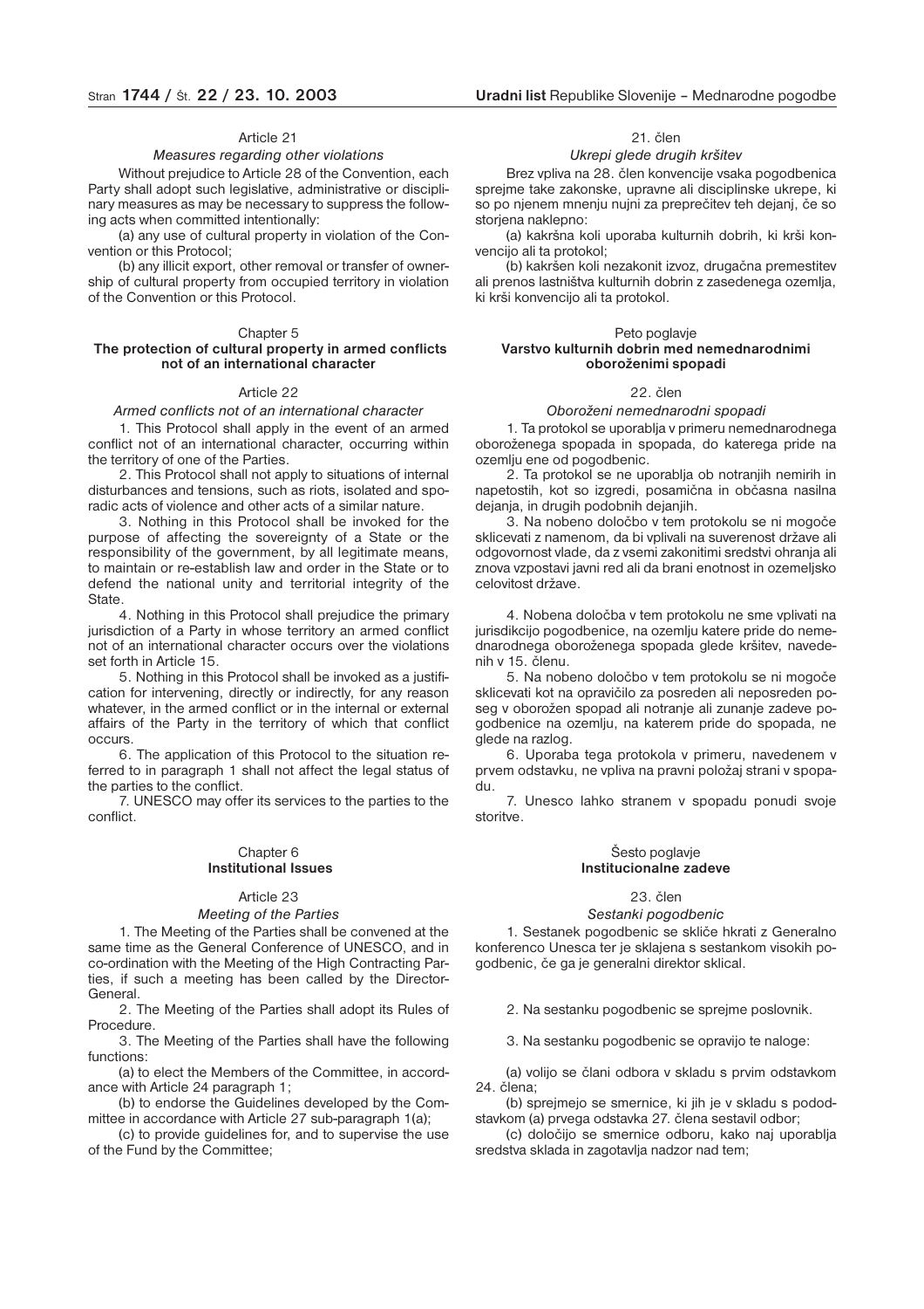### Article 21

*Measures regarding other violations*

Without prejudice to Article 28 of the Convention, each Party shall adopt such legislative, administrative or disciplinary measures as may be necessary to suppress the following acts when committed intentionally:

(a) any use of cultural property in violation of the Convention or this Protocol;

(b) any illicit export, other removal or transfer of ownership of cultural property from occupied territory in violation of the Convention or this Protocol.

## Chapter 5
**The protection of cultural property in armed conflicts not of an international character**

### Article 22

*Armed conflicts not of an international character*

1. This Protocol shall apply in the event of an armed conflict not of an international character, occurring within the territory of one of the Parties.

2. This Protocol shall not apply to situations of internal disturbances and tensions, such as riots, isolated and sporadic acts of violence and other acts of a similar nature.

3. Nothing in this Protocol shall be invoked for the purpose of affecting the sovereignty of a State or the responsibility of the government, by all legitimate means, to maintain or re-establish law and order in the State or to defend the national unity and territorial integrity of the State.

4. Nothing in this Protocol shall prejudice the primary jurisdiction of a Party in whose territory an armed conflict not of an international character occurs over the violations set forth in Article 15.

5. Nothing in this Protocol shall be invoked as a justification for intervening, directly or indirectly, for any reason whatever, in the armed conflict or in the internal or external affairs of the Party in the territory of which that conflict occurs.

6. The application of this Protocol to the situation referred to in paragraph 1 shall not affect the legal status of the parties to the conflict.

7. UNESCO may offer its services to the parties to the conflict.

## Chapter 6
**Institutional Issues**

### Article 23

*Meeting of the Parties*

1. The Meeting of the Parties shall be convened at the same time as the General Conference of UNESCO, and in co-ordination with the Meeting of the High Contracting Parties, if such a meeting has been called by the Director-General.

2. The Meeting of the Parties shall adopt its Rules of Procedure.

3. The Meeting of the Parties shall have the following functions:

(a) to elect the Members of the Committee, in accordance with Article 24 paragraph 1;

(b) to endorse the Guidelines developed by the Committee in accordance with Article 27 sub-paragraph 1(a);

(c) to provide guidelines for, and to supervise the use of the Fund by the Committee;

### 21. člen

*Ukrepi glede drugih kršitev*

Brez vpliva na 28. člen konvencije vsaka pogodbenica sprejme take zakonske, upravne ali disciplinske ukrepe, ki so po njenem mnenju nujni za preprečitev teh dejanj, če so storjena naklepno:

(a) kakršna koli uporaba kulturnih dobrih, ki krši konvencijo ali ta protokol;

(b) kakršen koli nezakonit izvoz, drugačna premestitev ali prenos lastništva kulturnih dobrin z zasedenega ozemlja, ki krši konvencijo ali ta protokol.

## Peto poglavje
**Varstvo kulturnih dobrin med nemednarodnimi oboroženimi spopadi**

### 22. člen

*Oboroženi nemednarodni spopadi*

1. Ta protokol se uporablja v primeru nemednarodnega oboroženega spopada in spopada, do katerega pride na ozemlju ene od pogodbenic.

2. Ta protokol se ne uporablja ob notranjih nemirih in napetostih, kot so izgredi, posamična in občasna nasilna dejanja, in drugih podobnih dejanjih.

3. Na nobeno določbo v tem protokolu se ni mogoče sklicevati z namenom, da bi vplivali na suverenost države ali odgovornost vlade, da z vsemi zakonitimi sredstvi ohranja ali znova vzpostavi javni red ali da brani enotnost in ozemeljsko celovitost države.

4. Nobena določba v tem protokolu ne sme vplivati na jurisdikcijo pogodbenice, na ozemlju katere pride do nemednarodnega oboroženega spopada glede kršitev, navedenih v 15. členu.

5. Na nobeno določbo v tem protokolu se ni mogoče sklicevati kot na opravičilo za posreden ali neposreden poseg v oborožen spopad ali notranje ali zunanje zadeve pogodbenice na ozemlju, na katerem pride do spopada, ne glede na razlog.

6. Uporaba tega protokola v primeru, navedenem v prvem odstavku, ne vpliva na pravni položaj strani v spopadu.

7. Unesco lahko stranem v spopadu ponudi svoje storitve.

## Šesto poglavje
**Institucionalne zadeve**

### 23. člen

*Sestanki pogodbenic*

1. Sestanek pogodbenic se skliče hkrati z Generalno konferenco Unesca ter je sklajena s sestankom visokih pogodbenic, če ga je generalni direktor sklical.

2. Na sestanku pogodbenic se sprejme poslovnik.

3. Na sestanku pogodbenic se opravijo te naloge:

(a) volijo se člani odbora v skladu s prvim odstavkom 24. člena;

(b) sprejmejo se smernice, ki jih je v skladu s pododstavkom (a) prvega odstavka 27. člena sestavil odbor;

(c) določijo se smernice odboru, kako naj uporablja sredstva sklada in zagotavlja nadzor nad tem;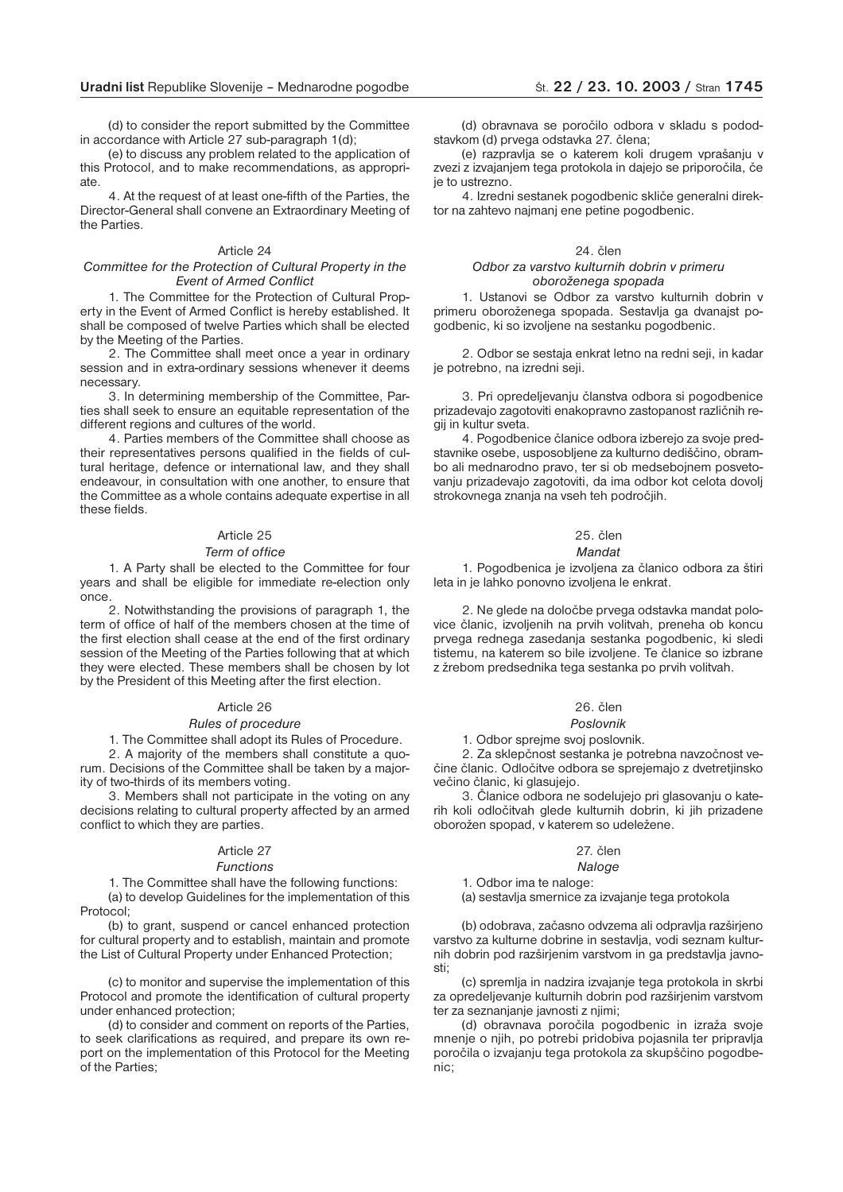(d) to consider the report submitted by the Committee in accordance with Article 27 sub-paragraph 1(d);

(e) to discuss any problem related to the application of this Protocol, and to make recommendations, as appropriate.

4. At the request of at least one-fifth of the Parties, the Director-General shall convene an Extraordinary Meeting of the Parties.

Article 24

*Committee for the Protection of Cultural Property in the Event of Armed Conflict*

1. The Committee for the Protection of Cultural Property in the Event of Armed Conflict is hereby established. It shall be composed of twelve Parties which shall be elected by the Meeting of the Parties.

2. The Committee shall meet once a year in ordinary session and in extra-ordinary sessions whenever it deems necessary.

3. In determining membership of the Committee, Parties shall seek to ensure an equitable representation of the different regions and cultures of the world.

4. Parties members of the Committee shall choose as their representatives persons qualified in the fields of cultural heritage, defence or international law, and they shall endeavour, in consultation with one another, to ensure that the Committee as a whole contains adequate expertise in all these fields.

Article 25

*Term of office*

1. A Party shall be elected to the Committee for four years and shall be eligible for immediate re-election only once.

2. Notwithstanding the provisions of paragraph 1, the term of office of half of the members chosen at the time of the first election shall cease at the end of the first ordinary session of the Meeting of the Parties following that at which they were elected. These members shall be chosen by lot by the President of this Meeting after the first election.

Article 26

*Rules of procedure*

1. The Committee shall adopt its Rules of Procedure.

2. A majority of the members shall constitute a quorum. Decisions of the Committee shall be taken by a majority of two-thirds of its members voting.

3. Members shall not participate in the voting on any decisions relating to cultural property affected by an armed conflict to which they are parties.

Article 27

*Functions*

1. The Committee shall have the following functions:

(a) to develop Guidelines for the implementation of this Protocol;

(b) to grant, suspend or cancel enhanced protection for cultural property and to establish, maintain and promote the List of Cultural Property under Enhanced Protection;

(c) to monitor and supervise the implementation of this Protocol and promote the identification of cultural property under enhanced protection;

(d) to consider and comment on reports of the Parties, to seek clarifications as required, and prepare its own report on the implementation of this Protocol for the Meeting of the Parties;

(d) obravnava se poročilo odbora v skladu s pododstavkom (d) prvega odstavka 27. člena;

(e) razpravlja se o katerem koli drugem vprašanju v zvezi z izvajanjem tega protokola in dajejo se priporočila, če je to ustrezno.

4. Izredni sestanek pogodbenic skliče generalni direktor na zahtevo najmanj ene petine pogodbenic.

24. člen

*Odbor za varstvo kulturnih dobrin v primeru oboroženega spopada*

1. Ustanovi se Odbor za varstvo kulturnih dobrin v primeru oboroženega spopada. Sestavlja ga dvanajst pogodbenic, ki so izvoljene na sestanku pogodbenic.

2. Odbor se sestaja enkrat letno na redni seji, in kadar je potrebno, na izredni seji.

3. Pri opredeljevanju članstva odbora si pogodbenice prizadevajo zagotoviti enakopravno zastopanost različnih regij in kultur sveta.

4. Pogodbenice članice odbora izberejo za svoje predstavnike osebe, usposobljene za kulturno dediščino, obrambo ali mednarodno pravo, ter si ob medsebojnem posvetovanju prizadevajo zagotoviti, da ima odbor kot celota dovolj strokovnega znanja na vseh teh področjih.

25. člen

*Mandat*

1. Pogodbenica je izvoljena za članico odbora za štiri leta in je lahko ponovno izvoljena le enkrat.

2. Ne glede na določbe prvega odstavka mandat polovice članic, izvoljenih na prvih volitvah, preneha ob koncu prvega rednega zasedanja sestanka pogodbenic, ki sledi tistemu, na katerem so bile izvoljene. Te članice so izbrane z žrebom predsednika tega sestanka po prvih volitvah.

26. člen

*Poslovnik*

1. Odbor sprejme svoj poslovnik.

2. Za sklepčnost sestanka je potrebna navzočnost večine članic. Odločitve odbora se sprejemajo z dvetretjinsko večino članic, ki glasujejo.

3. Članice odbora ne sodelujejo pri glasovanju o katerih koli odločitvah glede kulturnih dobrin, ki jih prizadene oborožen spopad, v katerem so udeležene.

27. člen

*Naloge*

1. Odbor ima te naloge:

(a) sestavlja smernice za izvajanje tega protokola

(b) odobrava, začasno odvzema ali odpravlja razširjeno varstvo za kulturne dobrine in sestavlja, vodi seznam kulturnih dobrin pod razširjenim varstvom in ga predstavlja javnosti;

(c) spremlja in nadzira izvajanje tega protokola in skrbi za opredeljevanje kulturnih dobrin pod razširjenim varstvom ter za seznanjanje javnosti z njimi;

(d) obravnava poročila pogodbenic in izraža svoje mnenje o njih, po potrebi pridobiva pojasnila ter pripravlja poročila o izvajanju tega protokola za skupščino pogodbenic;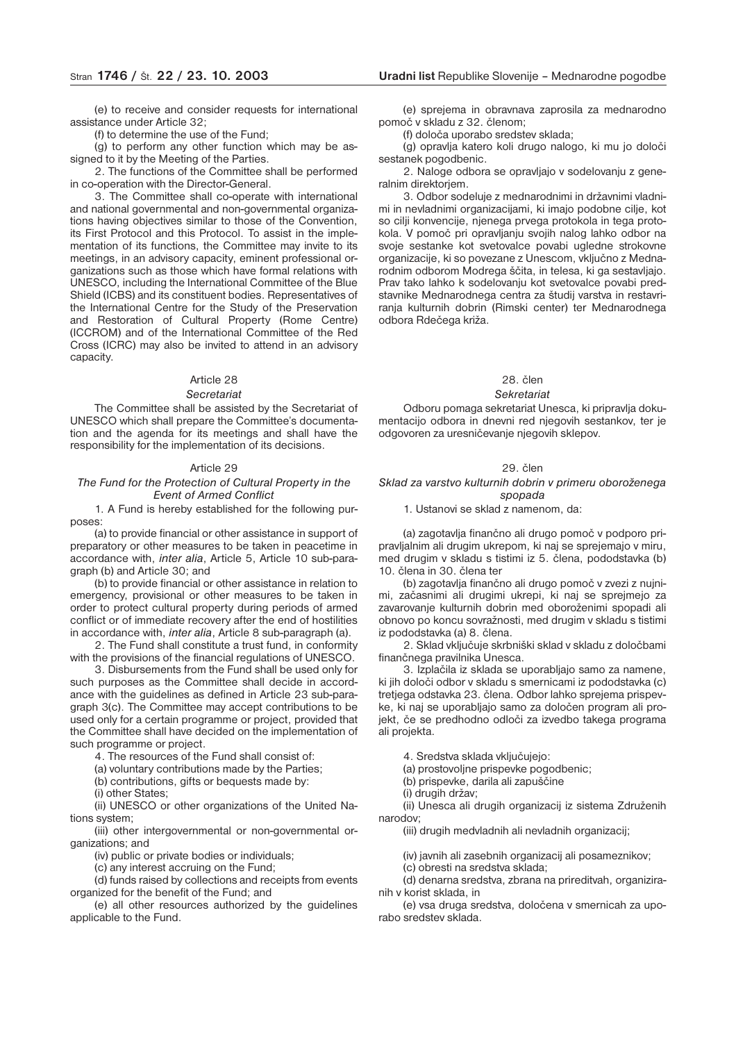(e) to receive and consider requests for international assistance under Article 32;

(f) to determine the use of the Fund;

(g) to perform any other function which may be assigned to it by the Meeting of the Parties.

2. The functions of the Committee shall be performed in co-operation with the Director-General.

3. The Committee shall co-operate with international and national governmental and non-governmental organizations having objectives similar to those of the Convention, its First Protocol and this Protocol. To assist in the implementation of its functions, the Committee may invite to its meetings, in an advisory capacity, eminent professional organizations such as those which have formal relations with UNESCO, including the International Committee of the Blue Shield (ICBS) and its constituent bodies. Representatives of the International Centre for the Study of the Preservation and Restoration of Cultural Property (Rome Centre) (ICCROM) and of the International Committee of the Red Cross (ICRC) may also be invited to attend in an advisory capacity.

### Article 28

*Secretariat*

The Committee shall be assisted by the Secretariat of UNESCO which shall prepare the Committee's documentation and the agenda for its meetings and shall have the responsibility for the implementation of its decisions.

### Article 29

*The Fund for the Protection of Cultural Property in the Event of Armed Conflict*

1. A Fund is hereby established for the following purposes:

(a) to provide financial or other assistance in support of preparatory or other measures to be taken in peacetime in accordance with, *inter alia*, Article 5, Article 10 sub-paragraph (b) and Article 30; and

(b) to provide financial or other assistance in relation to emergency, provisional or other measures to be taken in order to protect cultural property during periods of armed conflict or of immediate recovery after the end of hostilities in accordance with, *inter alia*, Article 8 sub-paragraph (a).

2. The Fund shall constitute a trust fund, in conformity with the provisions of the financial regulations of UNESCO.

3. Disbursements from the Fund shall be used only for such purposes as the Committee shall decide in accordance with the guidelines as defined in Article 23 sub-paragraph 3(c). The Committee may accept contributions to be used only for a certain programme or project, provided that the Committee shall have decided on the implementation of such programme or project.

4. The resources of the Fund shall consist of:

(a) voluntary contributions made by the Parties;

(b) contributions, gifts or bequests made by:

(i) other States;

(ii) UNESCO or other organizations of the United Nations system;

(iii) other intergovernmental or non-governmental organizations; and

(iv) public or private bodies or individuals;

(c) any interest accruing on the Fund;

(d) funds raised by collections and receipts from events organized for the benefit of the Fund; and

(e) all other resources authorized by the guidelines applicable to the Fund.

(e) sprejema in obravnava zaprosila za mednarodno pomoč v skladu z 32. členom;

(f) določa uporabo sredstev sklada;

(g) opravlja katero koli drugo nalogo, ki mu jo določi sestanek pogodbenic.

2. Naloge odbora se opravljajo v sodelovanju z generalnim direktorjem.

3. Odbor sodeluje z mednarodnimi in državnimi vladnimi in nevladnimi organizacijami, ki imajo podobne cilje, kot so cilji konvencije, njenega prvega protokola in tega protokola. V pomoč pri opravljanju svojih nalog lahko odbor na svoje sestanke kot svetovalce povabi ugledne strokovne organizacije, ki so povezane z Unescom, vključno z Mednarodnim odborom Modrega ščita, in telesa, ki ga sestavljajo. Prav tako lahko k sodelovanju kot svetovalce povabi predstavnike Mednarodnega centra za študij varstva in restavriranja kulturnih dobrin (Rimski center) ter Mednarodnega odbora Rdečega križa.

### 28. člen

*Sekretariat*

Odboru pomaga sekretariat Unesca, ki pripravlja dokumentacijo odbora in dnevni red njegovih sestankov, ter je odgovoren za uresničevanje njegovih sklepov.

### 29. člen

*Sklad za varstvo kulturnih dobrin v primeru oboroženega spopada*

1. Ustanovi se sklad z namenom, da:

(a) zagotavlja finančno ali drugo pomoč v podporo pripravljalnim ali drugim ukrepom, ki naj se sprejemajo v miru, med drugim v skladu s tistimi iz 5. člena, pododstavka (b) 10. člena in 30. člena ter

(b) zagotavlja finančno ali drugo pomoč v zvezi z nujnimi, začasnimi ali drugimi ukrepi, ki naj se sprejmejo za zavarovanje kulturnih dobrin med oboroženimi spopadi ali obnovo po koncu sovražnosti, med drugim v skladu s tistimi iz pododstavka (a) 8. člena.

2. Sklad vključuje skrbniški sklad v skladu z določbami finančnega pravilnika Unesca.

3. Izplačila iz sklada se uporabljajo samo za namene, ki jih določi odbor v skladu s smernicami iz pododstavka (c) tretjega odstavka 23. člena. Odbor lahko sprejema prispevke, ki naj se uporabljajo samo za določen program ali projekt, če se predhodno odloči za izvedbo takega programa ali projekta.

4. Sredstva sklada vključujejo:

(a) prostovoljne prispevke pogodbenic;

(b) prispevke, darila ali zapuščine

(i) drugih držav;

(ii) Unesca ali drugih organizacij iz sistema Združenih narodov;

(iii) drugih medvladnih ali nevladnih organizacij;

(iv) javnih ali zasebnih organizacij ali posameznikov;

(c) obresti na sredstva sklada;

(d) denarna sredstva, zbrana na prireditvah, organiziranih v korist sklada, in

(e) vsa druga sredstva, določena v smernicah za uporabo sredstev sklada.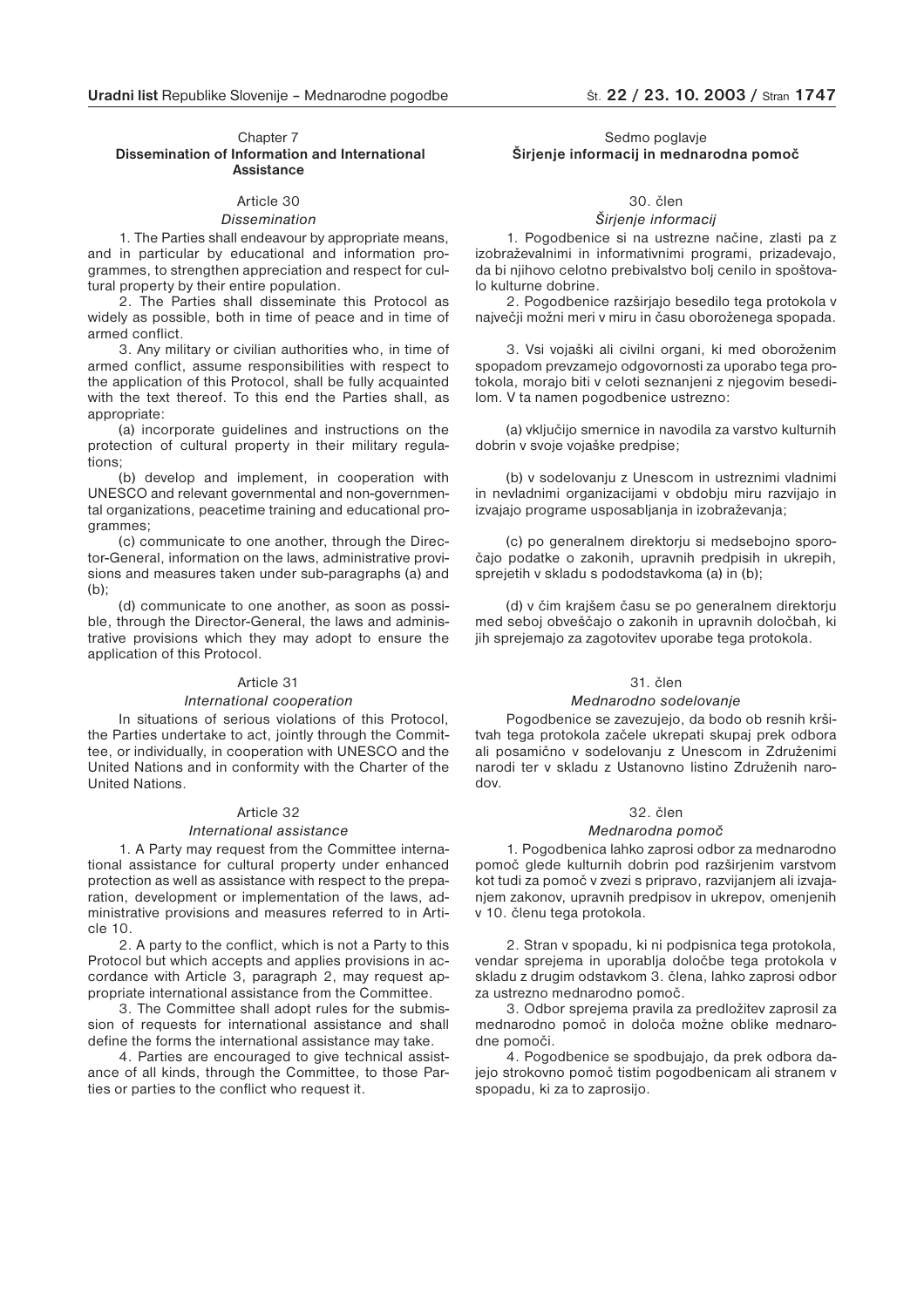## Chapter 7
## Dissemination of Information and International Assistance

### Article 30

*Dissemination*

1. The Parties shall endeavour by appropriate means, and in particular by educational and information programmes, to strengthen appreciation and respect for cultural property by their entire population.

2. The Parties shall disseminate this Protocol as widely as possible, both in time of peace and in time of armed conflict.

3. Any military or civilian authorities who, in time of armed conflict, assume responsibilities with respect to the application of this Protocol, shall be fully acquainted with the text thereof. To this end the Parties shall, as appropriate:

(a) incorporate guidelines and instructions on the protection of cultural property in their military regulations;

(b) develop and implement, in cooperation with UNESCO and relevant governmental and non-governmental organizations, peacetime training and educational programmes;

(c) communicate to one another, through the Director-General, information on the laws, administrative provisions and measures taken under sub-paragraphs (a) and (b);

(d) communicate to one another, as soon as possible, through the Director-General, the laws and administrative provisions which they may adopt to ensure the application of this Protocol.

### Article 31

*International cooperation*

In situations of serious violations of this Protocol, the Parties undertake to act, jointly through the Committee, or individually, in cooperation with UNESCO and the United Nations and in conformity with the Charter of the United Nations.

### Article 32

*International assistance*

1. A Party may request from the Committee international assistance for cultural property under enhanced protection as well as assistance with respect to the preparation, development or implementation of the laws, administrative provisions and measures referred to in Article 10.

2. A party to the conflict, which is not a Party to this Protocol but which accepts and applies provisions in accordance with Article 3, paragraph 2, may request appropriate international assistance from the Committee.

3. The Committee shall adopt rules for the submission of requests for international assistance and shall define the forms the international assistance may take.

4. Parties are encouraged to give technical assistance of all kinds, through the Committee, to those Parties or parties to the conflict who request it.

## Sedmo poglavje
## Širjenje informacij in mednarodna pomoč

### 30. člen

*Širjenje informacij*

1. Pogodbenice si na ustrezne načine, zlasti pa z izobraževalnimi in informativnimi programi, prizadevajo, da bi njihovo celotno prebivalstvo bolj cenilo in spoštovalo kulturne dobrine.

2. Pogodbenice razširjajo besedilo tega protokola v največji možni meri v miru in času oboroženega spopada.

3. Vsi vojaški ali civilni organi, ki med oboroženim spopadom prevzamejo odgovornosti za uporabo tega protokola, morajo biti v celoti seznanjeni z njegovim besedilom. V ta namen pogodbenice ustrezno:

(a) vključijo smernice in navodila za varstvo kulturnih dobrin v svoje vojaške predpise;

(b) v sodelovanju z Unescom in ustreznimi vladnimi in nevladnimi organizacijami v obdobju miru razvijajo in izvajajo programe usposabljanja in izobraževanja;

(c) po generalnem direktorju si medsebojno sporočajo podatke o zakonih, upravnih predpisih in ukrepih, sprejetih v skladu s pododstavkoma (a) in (b);

(d) v čim krajšem času se po generalnem direktorju med seboj obveščajo o zakonih in upravnih določbah, ki jih sprejemajo za zagotovitev uporabe tega protokola.

### 31. člen

*Mednarodno sodelovanje*

Pogodbenice se zavezujejo, da bodo ob resnih kršitvah tega protokola začele ukrepati skupaj prek odbora ali posamično v sodelovanju z Unescom in Združenimi narodi ter v skladu z Ustanovno listino Združenih narodov.

### 32. člen

*Mednarodna pomoč*

1. Pogodbenica lahko zaprosi odbor za mednarodno pomoč glede kulturnih dobrin pod razširjenim varstvom kot tudi za pomoč v zvezi s pripravo, razvijanjem ali izvajanjem zakonov, upravnih predpisov in ukrepov, omenjenih v 10. členu tega protokola.

2. Stran v spopadu, ki ni podpisnica tega protokola, vendar sprejema in uporablja določbe tega protokola v skladu z drugim odstavkom 3. člena, lahko zaprosi odbor za ustrezno mednarodno pomoč.

3. Odbor sprejema pravila za predložitev zaprosil za mednarodno pomoč in določa možne oblike mednarodne pomoči.

4. Pogodbenice se spodbujajo, da prek odbora dajejo strokovno pomoč tistim pogodbenicam ali stranem v spopadu, ki za to zaprosijo.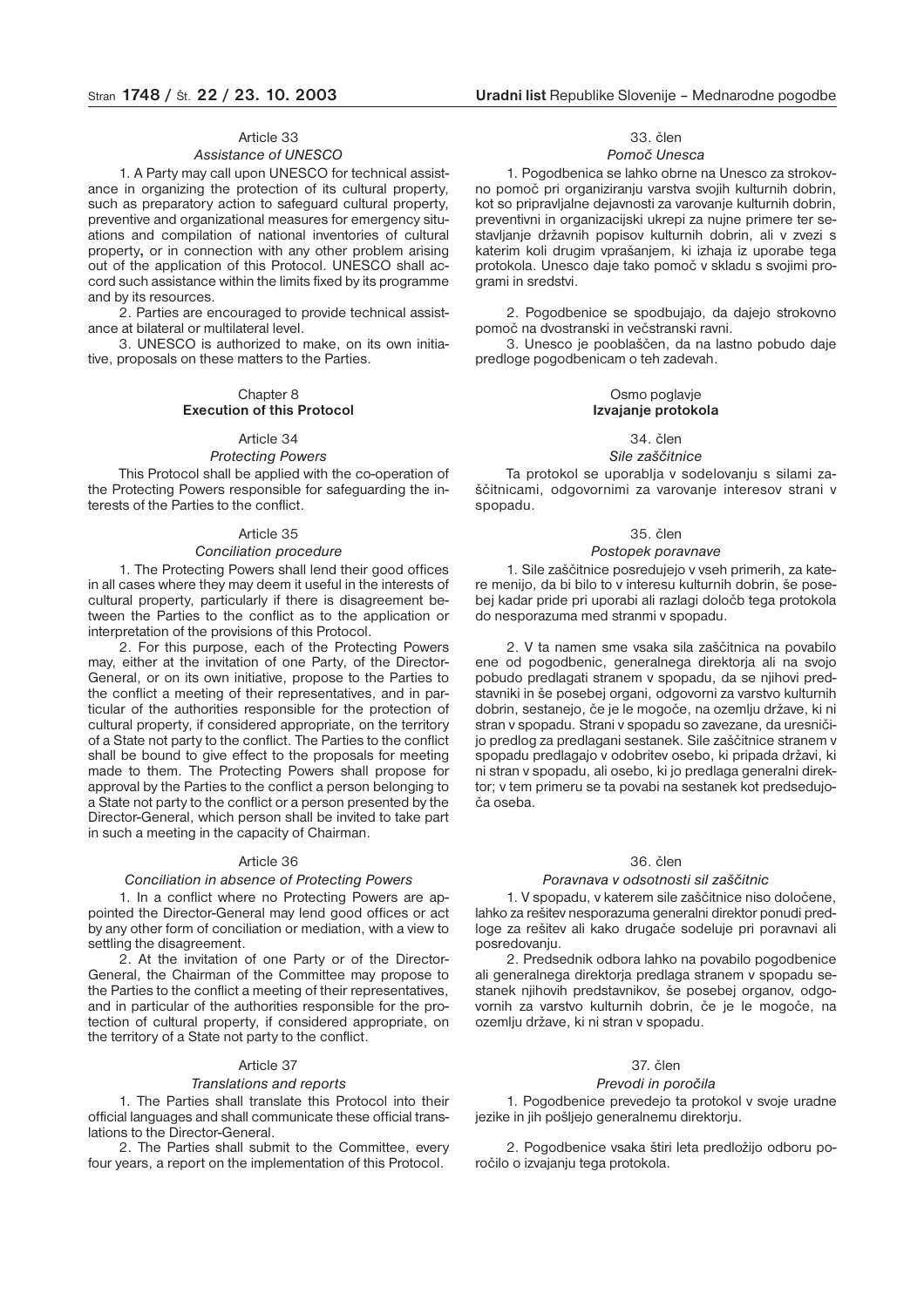Article 33

*Assistance of UNESCO*

1. A Party may call upon UNESCO for technical assistance in organizing the protection of its cultural property, such as preparatory action to safeguard cultural property, preventive and organizational measures for emergency situations and compilation of national inventories of cultural property**,** or in connection with any other problem arising out of the application of this Protocol. UNESCO shall accord such assistance within the limits fixed by its programme and by its resources.

2. Parties are encouraged to provide technical assistance at bilateral or multilateral level.

3. UNESCO is authorized to make, on its own initiative, proposals on these matters to the Parties.

33. člen

*Pomoč Unesca*

1. Pogodbenica se lahko obrne na Unesco za strokovno pomoč pri organiziranju varstva svojih kulturnih dobrin, kot so pripravljalne dejavnosti za varovanje kulturnih dobrin, preventivni in organizacijski ukrepi za nujne primere ter sestavljanje državnih popisov kulturnih dobrin, ali v zvezi s katerim koli drugim vprašanjem, ki izhaja iz uporabe tega protokola. Unesco daje tako pomoč v skladu s svojimi programi in sredstvi.

2. Pogodbenice se spodbujajo, da dajejo strokovno pomoč na dvostranski in večstranski ravni.

3. Unesco je pooblaščen, da na lastno pobudo daje predloge pogodbenicam o teh zadevah.

Chapter 8

**Execution of this Protocol**

Osmo poglavje

**Izvajanje protokola**

Article 34

*Protecting Powers*

This Protocol shall be applied with the co-operation of the Protecting Powers responsible for safeguarding the interests of the Parties to the conflict.

34. člen

*Sile zaščitnice*

Ta protokol se uporablja v sodelovanju s silami zaščitnicami, odgovornimi za varovanje interesov strani v spopadu.

Article 35

*Conciliation procedure*

1. The Protecting Powers shall lend their good offices in all cases where they may deem it useful in the interests of cultural property, particularly if there is disagreement between the Parties to the conflict as to the application or interpretation of the provisions of this Protocol.

2. For this purpose, each of the Protecting Powers may, either at the invitation of one Party, of the Director-General, or on its own initiative, propose to the Parties to the conflict a meeting of their representatives, and in particular of the authorities responsible for the protection of cultural property, if considered appropriate, on the territory of a State not party to the conflict. The Parties to the conflict shall be bound to give effect to the proposals for meeting made to them. The Protecting Powers shall propose for approval by the Parties to the conflict a person belonging to a State not party to the conflict or a person presented by the Director-General, which person shall be invited to take part in such a meeting in the capacity of Chairman.

35. člen

*Postopek poravnave*

1. Sile zaščitnice posredujejo v vseh primerih, za katere menijo, da bi bilo to v interesu kulturnih dobrin, še posebej kadar pride pri uporabi ali razlagi določb tega protokola do nesporazuma med stranmi v spopadu.

2. V ta namen sme vsaka sila zaščitnica na povabilo ene od pogodbenic, generalnega direktorja ali na svojo pobudo predlagati stranem v spopadu, da se njihovi predstavniki in še posebej organi, odgovorni za varstvo kulturnih dobrin, sestanejo, če je le mogoče, na ozemlju države, ki ni stran v spopadu. Strani v spopadu so zavezane, da uresničijo predlog za predlagani sestanek. Sile zaščitnice stranem v spopadu predlagajo v odobritev osebo, ki pripada državi, ki ni stran v spopadu, ali osebo, ki jo predlaga generalni direktor; v tem primeru se ta povabi na sestanek kot predsedujoča oseba.

Article 36

*Conciliation in absence of Protecting Powers*

1. In a conflict where no Protecting Powers are appointed the Director-General may lend good offices or act by any other form of conciliation or mediation, with a view to settling the disagreement.

2. At the invitation of one Party or of the Director-General, the Chairman of the Committee may propose to the Parties to the conflict a meeting of their representatives, and in particular of the authorities responsible for the protection of cultural property, if considered appropriate, on the territory of a State not party to the conflict.

36. člen

*Poravnava v odsotnosti sil zaščitnic*

1. V spopadu, v katerem sile zaščitnice niso določene, lahko za rešitev nesporazuma generalni direktor ponudi predloge za rešitev ali kako drugače sodeluje pri poravnavi ali posredovanju.

2. Predsednik odbora lahko na povabilo pogodbenice ali generalnega direktorja predlaga stranem v spopadu sestanek njihovih predstavnikov, še posebej organov, odgovornih za varstvo kulturnih dobrin, če je le mogoče, na ozemlju države, ki ni stran v spopadu.

Article 37

*Translations and reports*

1. The Parties shall translate this Protocol into their official languages and shall communicate these official translations to the Director-General.

2. The Parties shall submit to the Committee, every four years, a report on the implementation of this Protocol.

37. člen

*Prevodi in poročila*

1. Pogodbenice prevedejo ta protokol v svoje uradne jezike in jih pošljejo generalnemu direktorju.

2. Pogodbenice vsaka štiri leta predložijo odboru poročilo o izvajanju tega protokola.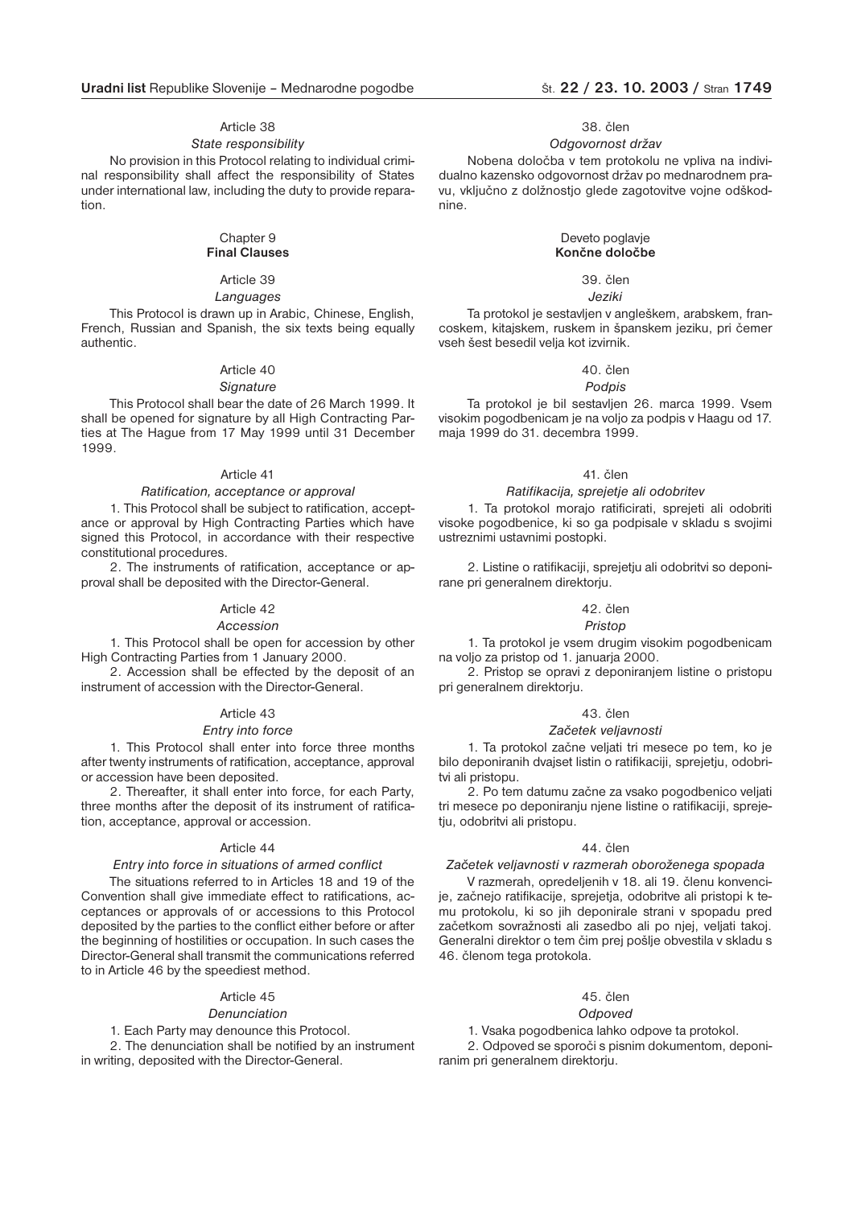Article 38

*State responsibility*

No provision in this Protocol relating to individual criminal responsibility shall affect the responsibility of States under international law, including the duty to provide reparation.

Chapter 9

**Final Clauses**

Article 39

*Languages*

This Protocol is drawn up in Arabic, Chinese, English, French, Russian and Spanish, the six texts being equally authentic.

Article 40

*Signature*

This Protocol shall bear the date of 26 March 1999. It shall be opened for signature by all High Contracting Parties at The Hague from 17 May 1999 until 31 December 1999.

Article 41

*Ratification, acceptance or approval*

1. This Protocol shall be subject to ratification, acceptance or approval by High Contracting Parties which have signed this Protocol, in accordance with their respective constitutional procedures.

2. The instruments of ratification, acceptance or approval shall be deposited with the Director-General.

Article 42

*Accession*

1. This Protocol shall be open for accession by other High Contracting Parties from 1 January 2000.

2. Accession shall be effected by the deposit of an instrument of accession with the Director-General.

Article 43

*Entry into force*

1. This Protocol shall enter into force three months after twenty instruments of ratification, acceptance, approval or accession have been deposited.

2. Thereafter, it shall enter into force, for each Party, three months after the deposit of its instrument of ratification, acceptance, approval or accession.

Article 44

*Entry into force in situations of armed conflict*

The situations referred to in Articles 18 and 19 of the Convention shall give immediate effect to ratifications, acceptances or approvals of or accessions to this Protocol deposited by the parties to the conflict either before or after the beginning of hostilities or occupation. In such cases the Director-General shall transmit the communications referred to in Article 46 by the speediest method.

Article 45

*Denunciation*

1. Each Party may denounce this Protocol.

2. The denunciation shall be notified by an instrument in writing, deposited with the Director-General.

38. člen

*Odgovornost držav*

Nobena določba v tem protokolu ne vpliva na individualno kazensko odgovornost držav po mednarodnem pravu, vključno z dolžnostjo glede zagotovitve vojne odškodnine.

Deveto poglavje

**Končne določbe**

39. člen

*Jeziki*

Ta protokol je sestavljen v angleškem, arabskem, francoskem, kitajskem, ruskem in španskem jeziku, pri čemer vseh šest besedil velja kot izvirnik.

40. člen

*Podpis*

Ta protokol je bil sestavljen 26. marca 1999. Vsem visokim pogodbenicam je na voljo za podpis v Haagu od 17. maja 1999 do 31. decembra 1999.

41. člen

*Ratifikacija, sprejetje ali odobritev*

1. Ta protokol morajo ratificirati, sprejeti ali odobriti visoke pogodbenice, ki so ga podpisale v skladu s svojimi ustreznimi ustavnimi postopki.

2. Listine o ratifikaciji, sprejetju ali odobritvi so deponirane pri generalnem direktorju.

42. člen

*Pristop*

1. Ta protokol je vsem drugim visokim pogodbenicam na voljo za pristop od 1. januarja 2000.

2. Pristop se opravi z deponiranjem listine o pristopu pri generalnem direktorju.

43. člen

*Začetek veljavnosti*

1. Ta protokol začne veljati tri mesece po tem, ko je bilo deponiranih dvajset listin o ratifikaciji, sprejetju, odobritvi ali pristopu.

2. Po tem datumu začne za vsako pogodbenico veljati tri mesece po deponiranju njene listine o ratifikaciji, sprejetju, odobritvi ali pristopu.

44. člen

*Začetek veljavnosti v razmerah oboroženega spopada*

V razmerah, opredeljenih v 18. ali 19. členu konvencije, začnejo ratifikacije, sprejetja, odobritve ali pristopi k temu protokolu, ki so jih deponirale strani v spopadu pred začetkom sovražnosti ali zasedbo ali po njej, veljati takoj. Generalni direktor o tem čim prej pošlje obvestila v skladu s 46. členom tega protokola.

45. člen

*Odpoved*

1. Vsaka pogodbenica lahko odpove ta protokol.

2. Odpoved se sporoči s pisnim dokumentom, deponiranim pri generalnem direktorju.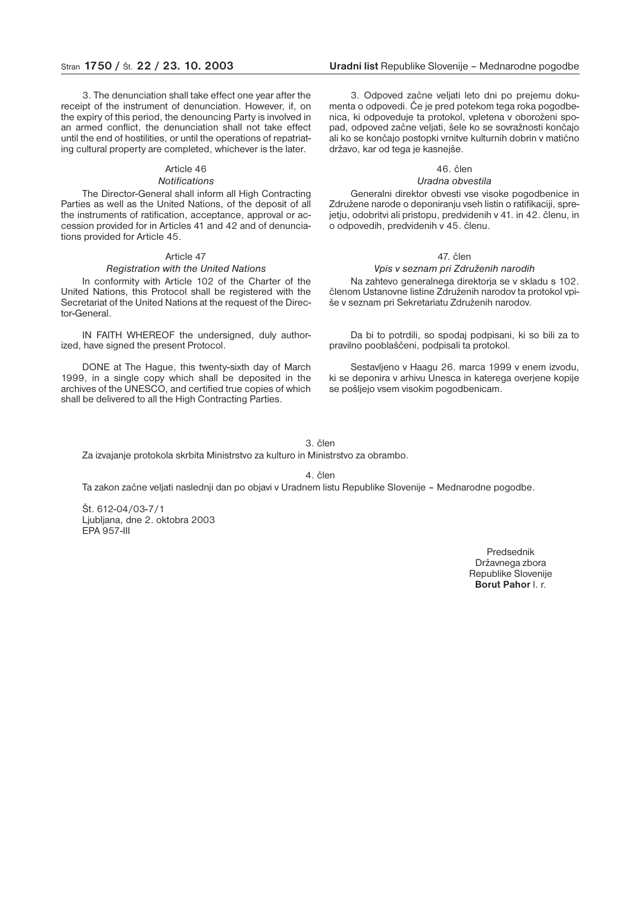3. The denunciation shall take effect one year after the receipt of the instrument of denunciation. However, if, on the expiry of this period, the denouncing Party is involved in an armed conflict, the denunciation shall not take effect until the end of hostilities, or until the operations of repatriating cultural property are completed, whichever is the later.

Article 46

*Notifications*

The Director-General shall inform all High Contracting Parties as well as the United Nations, of the deposit of all the instruments of ratification, acceptance, approval or accession provided for in Articles 41 and 42 and of denunciations provided for Article 45.

Article 47

*Registration with the United Nations*

In conformity with Article 102 of the Charter of the United Nations, this Protocol shall be registered with the Secretariat of the United Nations at the request of the Director-General.

IN FAITH WHEREOF the undersigned, duly authorized, have signed the present Protocol.

DONE at The Hague, this twenty-sixth day of March 1999, in a single copy which shall be deposited in the archives of the UNESCO, and certified true copies of which shall be delivered to all the High Contracting Parties.

3. Odpoved začne veljati leto dni po prejemu dokumenta o odpovedi. Če je pred potekom tega roka pogodbenica, ki odpoveduje ta protokol, vpletena v oboroženi spopad, odpoved začne veljati, šele ko se sovražnosti končajo ali ko se končajo postopki vrnitve kulturnih dobrin v matično državo, kar od tega je kasnejše.

46. člen

*Uradna obvestila*

Generalni direktor obvesti vse visoke pogodbenice in Združene narode o deponiranju vseh listin o ratifikaciji, sprejetju, odobritvi ali pristopu, predvidenih v 41. in 42. členu, in o odpovedih, predvidenih v 45. členu.

47. člen

*Vpis v seznam pri Združenih narodih*

Na zahtevo generalnega direktorja se v skladu s 102. členom Ustanovne listine Združenih narodov ta protokol vpiše v seznam pri Sekretariatu Združenih narodov.

Da bi to potrdili, so spodaj podpisani, ki so bili za to pravilno pooblaščeni, podpisali ta protokol.

Sestavljeno v Haagu 26. marca 1999 v enem izvodu, ki se deponira v arhivu Unesca in katerega overjene kopije se pošljejo vsem visokim pogodbenicam.

3. člen

Za izvajanje protokola skrbita Ministrstvo za kulturo in Ministrstvo za obrambo.

4. člen

Ta zakon začne veljati naslednji dan po objavi v Uradnem listu Republike Slovenije – Mednarodne pogodbe.

Št. 612-04/03-7/1
Ljubljana, dne 2. oktobra 2003
EPA 957-III

Predsednik
Državnega zbora
Republike Slovenije
**Borut Pahor** l. r.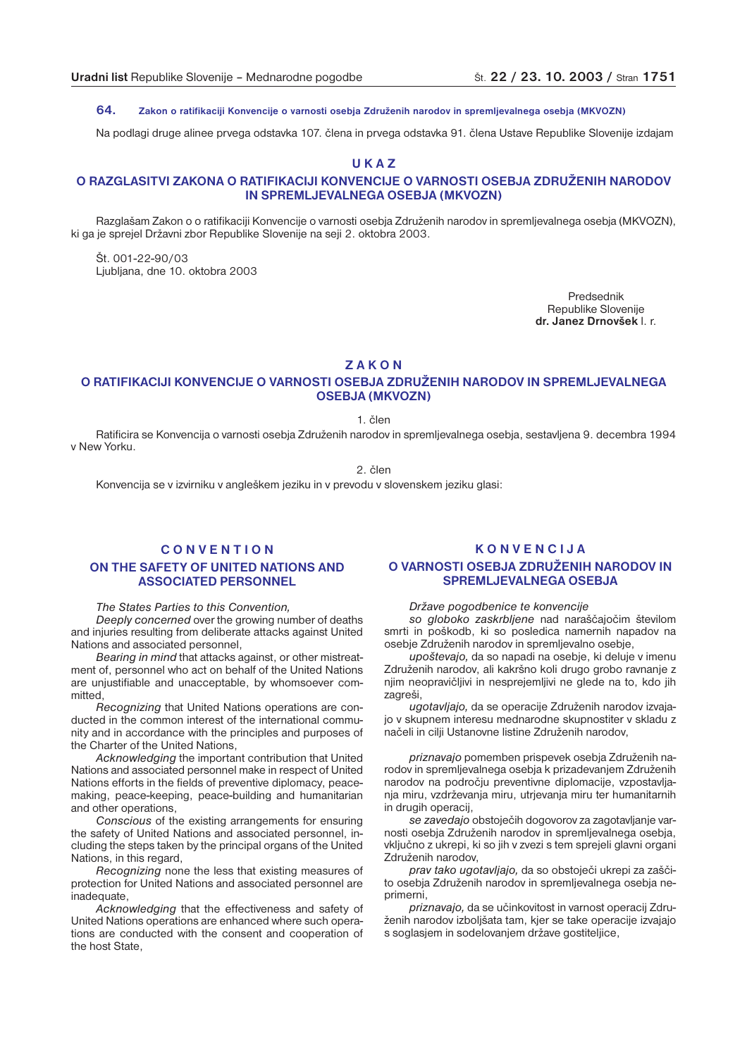**64. Zakon o ratifikaciji Konvencije o varnosti osebja Združenih narodov in spremljevalnega osebja (MKVOZN)**

Na podlagi druge alinee prvega odstavka 107. člena in prvega odstavka 91. člena Ustave Republike Slovenije izdajam

## U K A Z
## O RAZGLASITVI ZAKONA O RATIFIKACIJI KONVENCIJE O VARNOSTI OSEBJA ZDRUŽENIH NARODOV IN SPREMLJEVALNEGA OSEBJA (MKVOZN)

Razglašam Zakon o o ratifikaciji Konvencije o varnosti osebja Združenih narodov in spremljevalnega osebja (MKVOZN), ki ga je sprejel Državni zbor Republike Slovenije na seji 2. oktobra 2003.

Št. 001-22-90/03
Ljubljana, dne 10. oktobra 2003

Predsednik
Republike Slovenije
**dr. Janez Drnovšek** l. r.

## Z A K O N
## O RATIFIKACIJI KONVENCIJE O VARNOSTI OSEBJA ZDRUŽENIH NARODOV IN SPREMLJEVALNEGA OSEBJA (MKVOZN)

1. člen

Ratificira se Konvencija o varnosti osebja Združenih narodov in spremljevalnega osebja, sestavljena 9. decembra 1994 v New Yorku.

2. člen

Konvencija se v izvirniku v angleškem jeziku in v prevodu v slovenskem jeziku glasi:

## C O N V E N T I O N
## ON THE SAFETY OF UNITED NATIONS AND ASSOCIATED PERSONNEL

*The States Parties to this Convention,*

*Deeply concerned* over the growing number of deaths and injuries resulting from deliberate attacks against United Nations and associated personnel,

*Bearing in mind* that attacks against, or other mistreatment of, personnel who act on behalf of the United Nations are unjustifiable and unacceptable, by whomsoever committed,

*Recognizing* that United Nations operations are conducted in the common interest of the international community and in accordance with the principles and purposes of the Charter of the United Nations,

*Acknowledging* the important contribution that United Nations and associated personnel make in respect of United Nations efforts in the fields of preventive diplomacy, peacemaking, peace-keeping, peace-building and humanitarian and other operations,

*Conscious* of the existing arrangements for ensuring the safety of United Nations and associated personnel, including the steps taken by the principal organs of the United Nations, in this regard,

*Recognizing* none the less that existing measures of protection for United Nations and associated personnel are inadequate,

*Acknowledging* that the effectiveness and safety of United Nations operations are enhanced where such operations are conducted with the consent and cooperation of the host State,

## K O N V E N C I J A
## O VARNOSTI OSEBJA ZDRUŽENIH NARODOV IN SPREMLJEVALNEGA OSEBJA

*Države pogodbenice te konvencije*

*so globoko zaskrbljene* nad naraščajočim številom smrti in poškodb, ki so posledica namernih napadov na osebje Združenih narodov in spremljevalno osebje,

*upoštevajo,* da so napadi na osebje, ki deluje v imenu Združenih narodov, ali kakršno koli drugo grobo ravnanje z njim neopravičljivi in nesprejemljivi ne glede na to, kdo jih zagreši,

*ugotavljajo,* da se operacije Združenih narodov izvajajo v skupnem interesu mednarodne skupnostiter v skladu z načeli in cilji Ustanovne listine Združenih narodov,

*priznavajo* pomemben prispevek osebja Združenih narodov in spremljevalnega osebja k prizadevanjem Združenih narodov na področju preventivne diplomacije, vzpostavljanja miru, vzdrževanja miru, utrjevanja miru ter humanitarnih in drugih operacij,

*se zavedajo* obstoječih dogovorov za zagotavljanje varnosti osebja Združenih narodov in spremljevalnega osebja, vključno z ukrepi, ki so jih v zvezi s tem sprejeli glavni organi Združenih narodov,

*prav tako ugotavljajo,* da so obstoječi ukrepi za zaščito osebja Združenih narodov in spremljevalnega osebja neprimerni,

*priznavajo,* da se učinkovitost in varnost operacij Združenih narodov izboljšata tam, kjer se take operacije izvajajo s soglasjem in sodelovanjem države gostiteljice,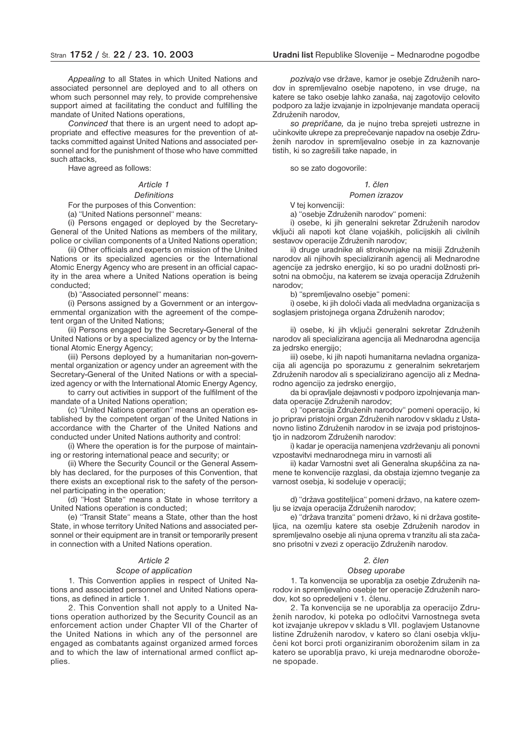*Appealing* to all States in which United Nations and associated personnel are deployed and to all others on whom such personnel may rely, to provide comprehensive support aimed at facilitating the conduct and fulfilling the mandate of United Nations operations,

*Convinced* that there is an urgent need to adopt appropriate and effective measures for the prevention of attacks committed against United Nations and associated personnel and for the punishment of those who have committed such attacks,

Have agreed as follows:

### *Article 1*
### *Definitions*

For the purposes of this Convention:

(a) "United Nations personnel" means:

(i) Persons engaged or deployed by the Secretary-General of the United Nations as members of the military, police or civilian components of a United Nations operation;

(ii) Other officials and experts on mission of the United Nations or its specialized agencies or the International Atomic Energy Agency who are present in an official capacity in the area where a United Nations operation is being conducted;

(b) "Associated personnel" means:

(i) Persons assigned by a Government or an intergovernmental organization with the agreement of the competent organ of the United Nations;

(ii) Persons engaged by the Secretary-General of the United Nations or by a specialized agency or by the International Atomic Energy Agency;

(iii) Persons deployed by a humanitarian non-governmental organization or agency under an agreement with the Secretary-General of the United Nations or with a specialized agency or with the International Atomic Energy Agency,

to carry out activities in support of the fulfilment of the mandate of a United Nations operation;

(c) "United Nations operation" means an operation established by the competent organ of the United Nations in accordance with the Charter of the United Nations and conducted under United Nations authority and control:

(i) Where the operation is for the purpose of maintaining or restoring international peace and security; or

(ii) Where the Security Council or the General Assembly has declared, for the purposes of this Convention, that there exists an exceptional risk to the safety of the personnel participating in the operation;

(d) "Host State" means a State in whose territory a United Nations operation is conducted;

(e) "Transit State" means a State, other than the host State, in whose territory United Nations and associated personnel or their equipment are in transit or temporarily present in connection with a United Nations operation.

### *Article 2*
### *Scope of application*

1. This Convention applies in respect of United Nations and associated personnel and United Nations operations, as defined in article 1.

2. This Convention shall not apply to a United Nations operation authorized by the Security Council as an enforcement action under Chapter VII of the Charter of the United Nations in which any of the personnel are engaged as combatants against organized armed forces and to which the law of international armed conflict applies.

*pozivajo* vse države, kamor je osebje Združenih narodov in spremljevalno osebje napoteno, in vse druge, na katere se tako osebje lahko zanaša, naj zagotovijo celovito podporo za lažje izvajanje in izpolnjevanje mandata operacij Združenih narodov,

*so prepričane,* da je nujno treba sprejeti ustrezne in učinkovite ukrepe za preprečevanje napadov na osebje Združenih narodov in spremljevalno osebje in za kaznovanje tistih, ki so zagrešili take napade, in

so se zato dogovorile:

### *1. člen*
### *Pomen izrazov*

V tej konvenciji:

a) "osebje Združenih narodov" pomeni:

i) osebe, ki jih generalni sekretar Združenih narodov vključi ali napoti kot člane vojaških, policijskih ali civilnih sestavov operacije Združenih narodov;

ii) druge uradnike ali strokovnjake na misiji Združenih narodov ali njihovih specializiranih agencij ali Mednarodne agencije za jedrsko energijo, ki so po uradni dolžnosti prisotni na območju, na katerem se izvaja operacija Združenih narodov;

b) "spremljevalno osebje" pomeni:

i) osebe, ki jih določi vlada ali medvladna organizacija s soglasjem pristojnega organa Združenih narodov;

ii) osebe, ki jih vključi generalni sekretar Združenih narodov ali specializirana agencija ali Mednarodna agencija za jedrsko energijo;

iii) osebe, ki jih napoti humanitarna nevladna organizacija ali agencija po sporazumu z generalnim sekretarjem Združenih narodov ali s specializirano agencijo ali z Mednarodno agencijo za jedrsko energijo,

da bi opravljale dejavnosti v podporo izpolnjevanja mandata operacije Združenih narodov;

c) "operacija Združenih narodov" pomeni operacijo, ki jo pripravi pristojni organ Združenih narodov v skladu z Ustanovno listino Združenih narodov in se izvaja pod pristojnostjo in nadzorom Združenih narodov:

i) kadar je operacija namenjena vzdrževanju ali ponovni vzpostavitvi mednarodnega miru in varnosti ali

ii) kadar Varnostni svet ali Generalna skupščina za namene te konvencije razglasi, da obstaja izjemno tveganje za varnost osebja, ki sodeluje v operaciji;

d) "država gostiteljica" pomeni državo, na katere ozemlju se izvaja operacija Združenih narodov;

e) "država tranzita" pomeni državo, ki ni država gostiteljica, na ozemlju katere sta osebje Združenih narodov in spremljevalno osebje ali njuna oprema v tranzitu ali sta začasno prisotni v zvezi z operacijo Združenih narodov.

### *2. člen*
### *Obseg uporabe*

1. Ta konvencija se uporablja za osebje Združenih narodov in spremljevalno osebje ter operacije Združenih narodov, kot so opredeljeni v 1. členu.

2. Ta konvencija se ne uporablja za operacijo Združenih narodov, ki poteka po odločitvi Varnostnega sveta kot izvajanje ukrepov v skladu s VII. poglavjem Ustanovne listine Združenih narodov, v katero so člani osebja vključeni kot borci proti organiziranim oboroženim silam in za katero se uporablja pravo, ki ureja mednarodne oborožene spopade.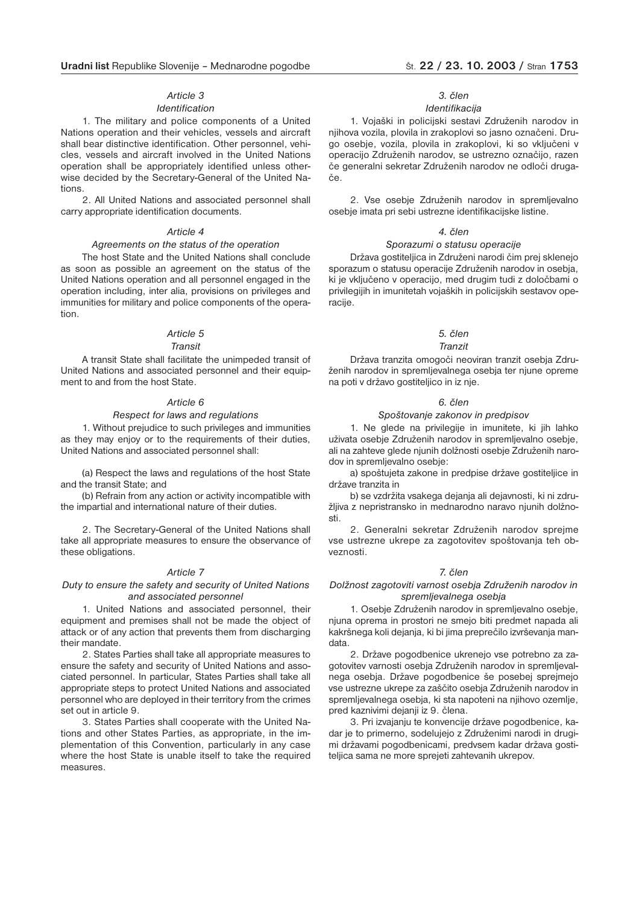*Article 3*

*Identification*

1. The military and police components of a United Nations operation and their vehicles, vessels and aircraft shall bear distinctive identification. Other personnel, vehicles, vessels and aircraft involved in the United Nations operation shall be appropriately identified unless otherwise decided by the Secretary-General of the United Nations.

2. All United Nations and associated personnel shall carry appropriate identification documents.

*Article 4*

*Agreements on the status of the operation*

The host State and the United Nations shall conclude as soon as possible an agreement on the status of the United Nations operation and all personnel engaged in the operation including, inter alia, provisions on privileges and immunities for military and police components of the operation.

*Article 5*

*Transit*

A transit State shall facilitate the unimpeded transit of United Nations and associated personnel and their equipment to and from the host State.

*Article 6*

*Respect for laws and regulations*

1. Without prejudice to such privileges and immunities as they may enjoy or to the requirements of their duties, United Nations and associated personnel shall:

(a) Respect the laws and regulations of the host State and the transit State; and

(b) Refrain from any action or activity incompatible with the impartial and international nature of their duties.

2. The Secretary-General of the United Nations shall take all appropriate measures to ensure the observance of these obligations.

*Article 7*

*Duty to ensure the safety and security of United Nations and associated personnel*

1. United Nations and associated personnel, their equipment and premises shall not be made the object of attack or of any action that prevents them from discharging their mandate.

2. States Parties shall take all appropriate measures to ensure the safety and security of United Nations and associated personnel. In particular, States Parties shall take all appropriate steps to protect United Nations and associated personnel who are deployed in their territory from the crimes set out in article 9.

3. States Parties shall cooperate with the United Nations and other States Parties, as appropriate, in the implementation of this Convention, particularly in any case where the host State is unable itself to take the required measures.

*3. člen*

*Identifikacija*

1. Vojaški in policijski sestavi Združenih narodov in njihova vozila, plovila in zrakoplovi so jasno označeni. Drugo osebje, vozila, plovila in zrakoplovi, ki so vključeni v operacijo Združenih narodov, se ustrezno označijo, razen če generalni sekretar Združenih narodov ne odloči drugače.

2. Vse osebje Združenih narodov in spremljevalno osebje imata pri sebi ustrezne identifikacijske listine.

*4. člen*

*Sporazumi o statusu operacije*

Država gostiteljica in Združeni narodi čim prej sklenejo sporazum o statusu operacije Združenih narodov in osebja, ki je vključeno v operacijo, med drugim tudi z določbami o privilegijih in imunitetah vojaških in policijskih sestavov operacije.

*5. člen*

*Tranzit*

Država tranzita omogoči neoviran tranzit osebja Združenih narodov in spremljevalnega osebja ter njune opreme na poti v državo gostiteljico in iz nje.

*6. člen*

*Spoštovanje zakonov in predpisov*

1. Ne glede na privilegije in imunitete, ki jih lahko uživata osebje Združenih narodov in spremljevalno osebje, ali na zahteve glede njunih dolžnosti osebje Združenih narodov in spremljevalno osebje:

a) spoštujeta zakone in predpise države gostiteljice in države tranzita in

b) se vzdržita vsakega dejanja ali dejavnosti, ki ni združljiva z nepristransko in mednarodno naravo njunih dolžnosti.

2. Generalni sekretar Združenih narodov sprejme vse ustrezne ukrepe za zagotovitev spoštovanja teh obveznosti.

*7. člen*

*Dolžnost zagotoviti varnost osebja Združenih narodov in spremljevalnega osebja*

1. Osebje Združenih narodov in spremljevalno osebje, njuna oprema in prostori ne smejo biti predmet napada ali kakršnega koli dejanja, ki bi jima preprečilo izvrševanja mandata.

2. Države pogodbenice ukrenejo vse potrebno za zagotovitev varnosti osebja Združenih narodov in spremljevalnega osebja. Države pogodbenice še posebej sprejmejo vse ustrezne ukrepe za zaščito osebja Združenih narodov in spremljevalnega osebja, ki sta napoteni na njihovo ozemlje, pred kaznivimi dejanji iz 9. člena.

3. Pri izvajanju te konvencije države pogodbenice, kadar je to primerno, sodelujejo z Združenimi narodi in drugimi državami pogodbenicami, predvsem kadar država gostiteljica sama ne more sprejeti zahtevanih ukrepov.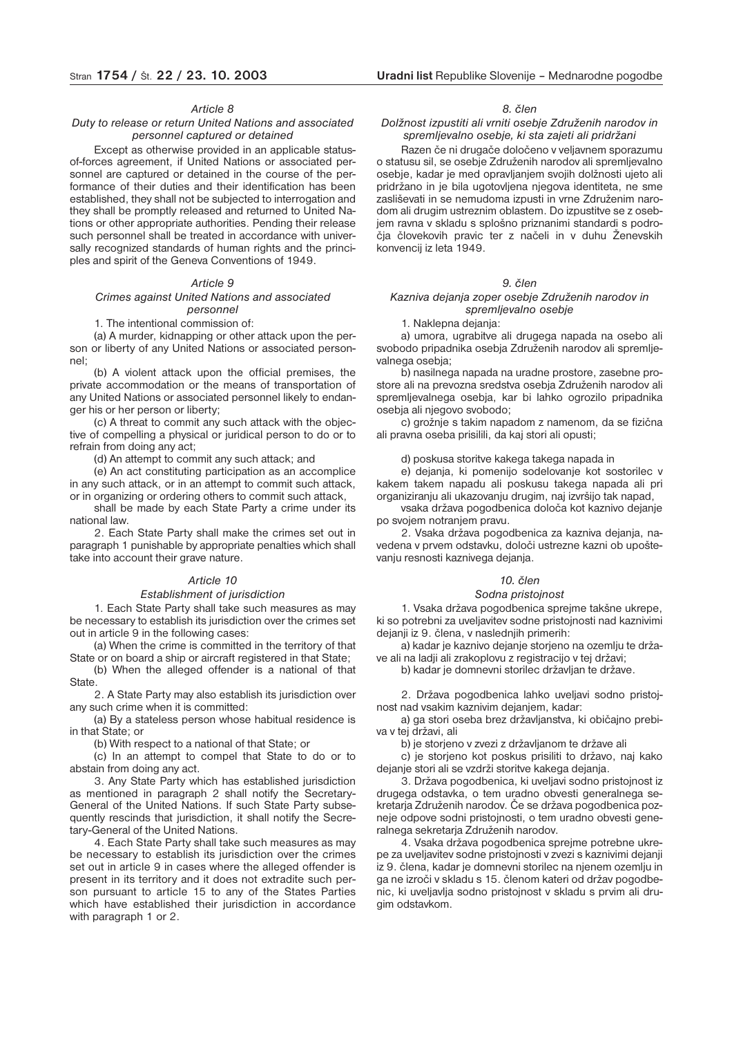*Article 8*

*Duty to release or return United Nations and associated personnel captured or detained*

Except as otherwise provided in an applicable status-of-forces agreement, if United Nations or associated personnel are captured or detained in the course of the performance of their duties and their identification has been established, they shall not be subjected to interrogation and they shall be promptly released and returned to United Nations or other appropriate authorities. Pending their release such personnel shall be treated in accordance with universally recognized standards of human rights and the principles and spirit of the Geneva Conventions of 1949.

*Article 9*

*Crimes against United Nations and associated personnel*

1. The intentional commission of:

(a) A murder, kidnapping or other attack upon the person or liberty of any United Nations or associated personnel;

(b) A violent attack upon the official premises, the private accommodation or the means of transportation of any United Nations or associated personnel likely to endanger his or her person or liberty;

(c) A threat to commit any such attack with the objective of compelling a physical or juridical person to do or to refrain from doing any act;

(d) An attempt to commit any such attack; and

(e) An act constituting participation as an accomplice in any such attack, or in an attempt to commit such attack, or in organizing or ordering others to commit such attack,

shall be made by each State Party a crime under its national law.

2. Each State Party shall make the crimes set out in paragraph 1 punishable by appropriate penalties which shall take into account their grave nature.

*Article 10*

*Establishment of jurisdiction*

1. Each State Party shall take such measures as may be necessary to establish its jurisdiction over the crimes set out in article 9 in the following cases:

(a) When the crime is committed in the territory of that State or on board a ship or aircraft registered in that State;

(b) When the alleged offender is a national of that State.

2. A State Party may also establish its jurisdiction over any such crime when it is committed:

(a) By a stateless person whose habitual residence is in that State; or

(b) With respect to a national of that State; or

(c) In an attempt to compel that State to do or to abstain from doing any act.

3. Any State Party which has established jurisdiction as mentioned in paragraph 2 shall notify the Secretary-General of the United Nations. If such State Party subsequently rescinds that jurisdiction, it shall notify the Secretary-General of the United Nations.

4. Each State Party shall take such measures as may be necessary to establish its jurisdiction over the crimes set out in article 9 in cases where the alleged offender is present in its territory and it does not extradite such person pursuant to article 15 to any of the States Parties which have established their jurisdiction in accordance with paragraph 1 or 2.

*8. člen*

*Dolžnost izpustiti ali vrniti osebje Združenih narodov in spremljevalno osebje, ki sta zajeti ali pridržani*

Razen če ni drugače določeno v veljavnem sporazumu o statusu sil, se osebje Združenih narodov ali spremljevalno osebje, kadar je med opravljanjem svojih dolžnosti ujeto ali pridržano in je bila ugotovljena njegova identiteta, ne sme zasliševati in se nemudoma izpusti in vrne Združenim narodom ali drugim ustreznim oblastem. Do izpustitve se z osebjem ravna v skladu s splošno priznanimi standardi s področja človekovih pravic ter z načeli in v duhu Ženevskih konvencij iz leta 1949.

*9. člen*

*Kazniva dejanja zoper osebje Združenih narodov in spremljevalno osebje*

1. Naklepna dejanja:

a) umora, ugrabitve ali drugega napada na osebo ali svobodo pripadnika osebja Združenih narodov ali spremljevalnega osebja;

b) nasilnega napada na uradne prostore, zasebne prostore ali na prevozna sredstva osebja Združenih narodov ali spremljevalnega osebja, kar bi lahko ogrozilo pripadnika osebja ali njegovo svobodo;

c) grožnje s takim napadom z namenom, da se fizična ali pravna oseba prisilili, da kaj stori ali opusti;

d) poskusa storitve kakega takega napada in

e) dejanja, ki pomenijo sodelovanje kot sostorilec v kakem takem napadu ali poskusu takega napada ali pri organiziranju ali ukazovanju drugim, naj izvršijo tak napad,

vsaka država pogodbenica določa kot kaznivo dejanje po svojem notranjem pravu.

2. Vsaka država pogodbenica za kazniva dejanja, navedena v prvem odstavku, določi ustrezne kazni ob upoštevanju resnosti kaznivega dejanja.

*10. člen*

*Sodna pristojnost*

1. Vsaka država pogodbenica sprejme takšne ukrepe, ki so potrebni za uveljavitev sodne pristojnosti nad kaznivimi dejanji iz 9. člena, v naslednjih primerih:

a) kadar je kaznivo dejanje storjeno na ozemlju te države ali na ladji ali zrakoplovu z registracijo v tej državi;

b) kadar je domnevni storilec državljan te države.

2. Država pogodbenica lahko uveljavi sodno pristojnost nad vsakim kaznivim dejanjem, kadar:

a) ga stori oseba brez državljanstva, ki običajno prebiva v tej državi, ali

b) je storjeno v zvezi z državljanom te države ali

c) je storjeno kot poskus prisiliti to državo, naj kako dejanje stori ali se vzdrži storitve kakega dejanja.

3. Država pogodbenica, ki uveljavi sodno pristojnost iz drugega odstavka, o tem uradno obvesti generalnega sekretarja Združenih narodov. Če se država pogodbenica pozneje odpove sodni pristojnosti, o tem uradno obvesti generalnega sekretarja Združenih narodov.

4. Vsaka država pogodbenica sprejme potrebne ukrepe za uveljavitev sodne pristojnosti v zvezi s kaznivimi dejanji iz 9. člena, kadar je domnevni storilec na njenem ozemlju in ga ne izroči v skladu s 15. členom kateri od držav pogodbenic, ki uveljavlja sodno pristojnost v skladu s prvim ali drugim odstavkom.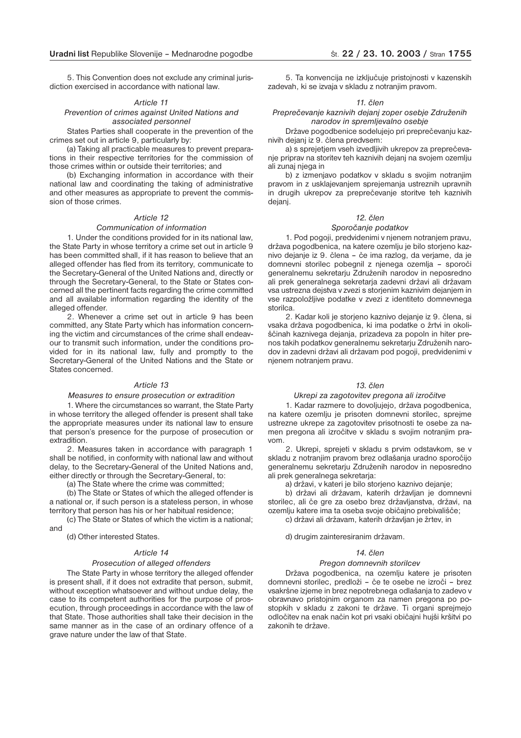5. This Convention does not exclude any criminal jurisdiction exercised in accordance with national law.

*Article 11*

*Prevention of crimes against United Nations and associated personnel*

States Parties shall cooperate in the prevention of the crimes set out in article 9, particularly by:

(a) Taking all practicable measures to prevent preparations in their respective territories for the commission of those crimes within or outside their territories; and

(b) Exchanging information in accordance with their national law and coordinating the taking of administrative and other measures as appropriate to prevent the commission of those crimes.

*Article 12*

*Communication of information*

1. Under the conditions provided for in its national law, the State Party in whose territory a crime set out in article 9 has been committed shall, if it has reason to believe that an alleged offender has fled from its territory, communicate to the Secretary-General of the United Nations and, directly or through the Secretary-General, to the State or States concerned all the pertinent facts regarding the crime committed and all available information regarding the identity of the alleged offender.

2. Whenever a crime set out in article 9 has been committed, any State Party which has information concerning the victim and circumstances of the crime shall endeavour to transmit such information, under the conditions provided for in its national law, fully and promptly to the Secretary-General of the United Nations and the State or States concerned.

*Article 13*

*Measures to ensure prosecution or extradition*

1. Where the circumstances so warrant, the State Party in whose territory the alleged offender is present shall take the appropriate measures under its national law to ensure that person's presence for the purpose of prosecution or extradition.

2. Measures taken in accordance with paragraph 1 shall be notified, in conformity with national law and without delay, to the Secretary-General of the United Nations and, either directly or through the Secretary-General, to:

(a) The State where the crime was committed;

(b) The State or States of which the alleged offender is a national or, if such person is a stateless person, in whose territory that person has his or her habitual residence;

(c) The State or States of which the victim is a national; and

(d) Other interested States.

*Article 14*

*Prosecution of alleged offenders*

The State Party in whose territory the alleged offender is present shall, if it does not extradite that person, submit, without exception whatsoever and without undue delay, the case to its competent authorities for the purpose of prosecution, through proceedings in accordance with the law of that State. Those authorities shall take their decision in the same manner as in the case of an ordinary offence of a grave nature under the law of that State.

5. Ta konvencija ne izključuje pristojnosti v kazenskih zadevah, ki se izvaja v skladu z notranjim pravom.

*11. člen*

*Preprečevanje kaznivih dejanj zoper osebje Združenih narodov in spremljevalno osebje*

Države pogodbenice sodelujejo pri preprečevanju kaznivih dejanj iz 9. člena predvsem:

a) s sprejetjem vseh izvedljivih ukrepov za preprečevanje priprav na storitev teh kaznivih dejanj na svojem ozemlju ali zunaj njega in

b) z izmenjavo podatkov v skladu s svojim notranjim pravom in z usklajevanjem sprejemanja ustreznih upravnih in drugih ukrepov za preprečevanje storitve teh kaznivih dejanj.

*12. člen*

*Sporočanje podatkov*

1. Pod pogoji, predvidenimi v njenem notranjem pravu, država pogodbenica, na katere ozemlju je bilo storjeno kaznivo dejanje iz 9. člena – če ima razlog, da verjame, da je domnevni storilec pobegnil z njenega ozemlja – sporoči generalnemu sekretarju Združenih narodov in neposredno ali prek generalnega sekretarja zadevni državi ali državam vsa ustrezna dejstva v zvezi s storjenim kaznivim dejanjem in vse razpoložljive podatke v zvezi z identiteto domnevnega storilca.

2. Kadar koli je storjeno kaznivo dejanje iz 9. člena, si vsaka država pogodbenica, ki ima podatke o žrtvi in okoliščinah kaznivega dejanja, prizadeva za popoln in hiter prenos takih podatkov generalnemu sekretarju Združenih narodov in zadevni državi ali državam pod pogoji, predvidenimi v njenem notranjem pravu.

*13. člen*

*Ukrepi za zagotovitev pregona ali izročitve*

1. Kadar razmere to dovoljujejo, država pogodbenica, na katere ozemlju je prisoten domnevni storilec, sprejme ustrezne ukrepe za zagotovitev prisotnosti te osebe za namen pregona ali izročitve v skladu s svojim notranjim pravom.

2. Ukrepi, sprejeti v skladu s prvim odstavkom, se v skladu z notranjim pravom brez odlašanja uradno sporočijo generalnemu sekretarju Združenih narodov in neposredno ali prek generalnega sekretarja:

a) državi, v kateri je bilo storjeno kaznivo dejanje;

b) državi ali državam, katerih državljan je domnevni storilec, ali če gre za osebo brez državljanstva, državi, na ozemlju katere ima ta oseba svoje običajno prebivališče;

c) državi ali državam, katerih državljan je žrtev, in

d) drugim zainteresiranim državam.

*14. člen*

*Pregon domnevnih storilcev*

Država pogodbenica, na ozemlju katere je prisoten domnevni storilec, predloži – če te osebe ne izroči – brez vsakršne izjeme in brez nepotrebnega odlašanja to zadevo v obravnavo pristojnim organom za namen pregona po postopkih v skladu z zakoni te države. Ti organi sprejmejo odločitev na enak način kot pri vsaki običajni hujši kršitvi po zakonih te države.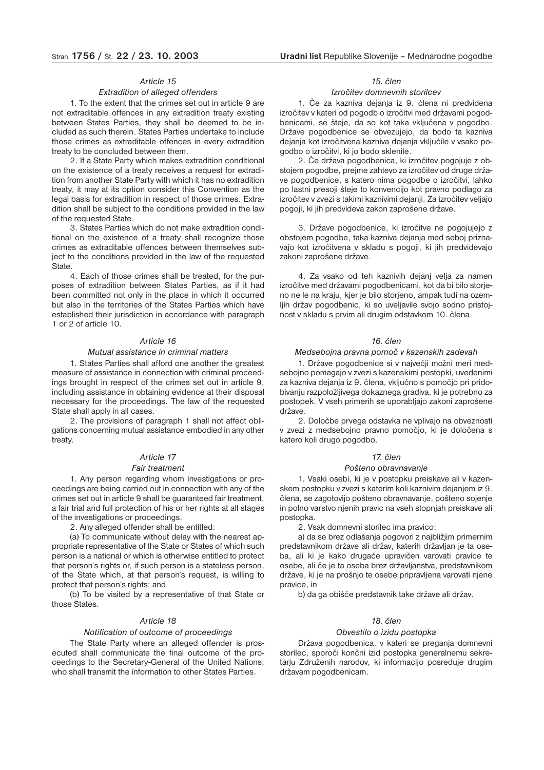*Article 15*

*Extradition of alleged offenders*

1. To the extent that the crimes set out in article 9 are not extraditable offences in any extradition treaty existing between States Parties, they shall be deemed to be included as such therein. States Parties undertake to include those crimes as extraditable offences in every extradition treaty to be concluded between them.

2. If a State Party which makes extradition conditional on the existence of a treaty receives a request for extradition from another State Party with which it has no extradition treaty, it may at its option consider this Convention as the legal basis for extradition in respect of those crimes. Extradition shall be subject to the conditions provided in the law of the requested State.

3. States Parties which do not make extradition conditional on the existence of a treaty shall recognize those crimes as extraditable offences between themselves subject to the conditions provided in the law of the requested State.

4. Each of those crimes shall be treated, for the purposes of extradition between States Parties, as if it had been committed not only in the place in which it occurred but also in the territories of the States Parties which have established their jurisdiction in accordance with paragraph 1 or 2 of article 10.

*Article 16*

*Mutual assistance in criminal matters*

1. States Parties shall afford one another the greatest measure of assistance in connection with criminal proceedings brought in respect of the crimes set out in article 9, including assistance in obtaining evidence at their disposal necessary for the proceedings. The law of the requested State shall apply in all cases.

2. The provisions of paragraph 1 shall not affect obligations concerning mutual assistance embodied in any other treaty.

*Article 17*

*Fair treatment*

1. Any person regarding whom investigations or proceedings are being carried out in connection with any of the crimes set out in article 9 shall be guaranteed fair treatment, a fair trial and full protection of his or her rights at all stages of the investigations or proceedings.

2. Any alleged offender shall be entitled:

(a) To communicate without delay with the nearest appropriate representative of the State or States of which such person is a national or which is otherwise entitled to protect that person's rights or, if such person is a stateless person, of the State which, at that person's request, is willing to protect that person's rights; and

(b) To be visited by a representative of that State or those States.

*Article 18*

*Notification of outcome of proceedings*

The State Party where an alleged offender is prosecuted shall communicate the final outcome of the proceedings to the Secretary-General of the United Nations, who shall transmit the information to other States Parties.

*15. člen*

*Izročitev domnevnih storilcev*

1. Če za kazniva dejanja iz 9. člena ni predvidena izročitev v kateri od pogodb o izročitvi med državami pogodbenicami, se šteje, da so kot taka vključena v pogodbo. Države pogodbenice se obvezujejo, da bodo ta kazniva dejanja kot izročitvena kazniva dejanja vključile v vsako pogodbo o izročitvi, ki jo bodo sklenile.

2. Če država pogodbenica, ki izročitev pogojuje z obstojem pogodbe, prejme zahtevo za izročitev od druge države pogodbenice, s katero nima pogodbe o izročitvi, lahko po lastni presoji šteje to konvencijo kot pravno podlago za izročitev v zvezi s takimi kaznivimi dejanji. Za izročitev veljajo pogoji, ki jih predvideva zakon zaprošene države.

3. Države pogodbenice, ki izročitve ne pogojujejo z obstojem pogodbe, taka kazniva dejanja med seboj priznavajo kot izročitvena v skladu s pogoji, ki jih predvidevajo zakoni zaprošene države.

4. Za vsako od teh kaznivih dejanj velja za namen izročitve med državami pogodbenicami, kot da bi bilo storjeno ne le na kraju, kjer je bilo storjeno, ampak tudi na ozemljih držav pogodbenic, ki so uveljavile svojo sodno pristojnost v skladu s prvim ali drugim odstavkom 10. člena.

*16. člen*

*Medsebojna pravna pomoč v kazenskih zadevah*

1. Države pogodbenice si v največji možni meri medsebojno pomagajo v zvezi s kazenskimi postopki, uvedenimi za kazniva dejanja iz 9. člena, vključno s pomočjo pri pridobivanju razpoložljivega dokaznega gradiva, ki je potrebno za postopek. V vseh primerih se uporabljajo zakoni zaprošene države.

2. Določbe prvega odstavka ne vplivajo na obveznosti v zvezi z medsebojno pravno pomočjo, ki je določena s katero koli drugo pogodbo.

*17. člen*

*Pošteno obravnavanje*

1. Vsaki osebi, ki je v postopku preiskave ali v kazenskem postopku v zvezi s katerim koli kaznivim dejanjem iz 9. člena, se zagotovijo pošteno obravnavanje, pošteno sojenje in polno varstvo njenih pravic na vseh stopnjah preiskave ali postopka.

2. Vsak domnevni storilec ima pravico:

a) da se brez odlašanja pogovori z najbližjim primernim predstavnikom države ali držav, katerih državljan je ta oseba, ali ki je kako drugače upravičen varovati pravice te osebe, ali če je ta oseba brez državljanstva, predstavnikom države, ki je na prošnjo te osebe pripravljena varovati njene pravice, in

b) da ga obišče predstavnik take države ali držav.

*18. člen*

*Obvestilo o izidu postopka*

Država pogodbenica, v kateri se preganja domnevni storilec, sporoči končni izid postopka generalnemu sekretarju Združenih narodov, ki informacijo posreduje drugim državam pogodbenicam.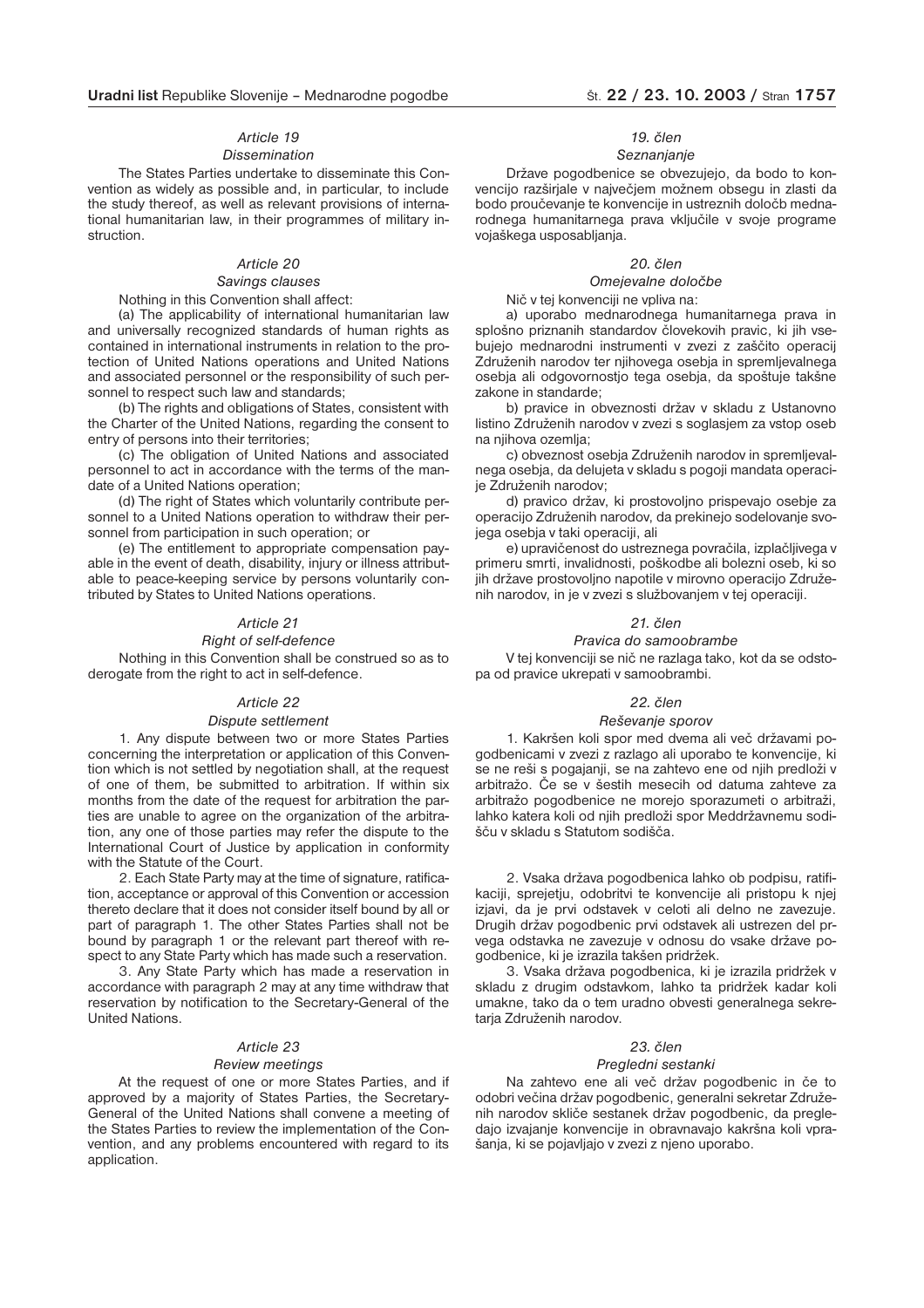*Article 19*

*Dissemination*

The States Parties undertake to disseminate this Convention as widely as possible and, in particular, to include the study thereof, as well as relevant provisions of international humanitarian law, in their programmes of military instruction.

*Article 20*

*Savings clauses*

Nothing in this Convention shall affect:

(a) The applicability of international humanitarian law and universally recognized standards of human rights as contained in international instruments in relation to the protection of United Nations operations and United Nations and associated personnel or the responsibility of such personnel to respect such law and standards;

(b) The rights and obligations of States, consistent with the Charter of the United Nations, regarding the consent to entry of persons into their territories;

(c) The obligation of United Nations and associated personnel to act in accordance with the terms of the mandate of a United Nations operation;

(d) The right of States which voluntarily contribute personnel to a United Nations operation to withdraw their personnel from participation in such operation; or

(e) The entitlement to appropriate compensation payable in the event of death, disability, injury or illness attributable to peace-keeping service by persons voluntarily contributed by States to United Nations operations.

*Article 21*

*Right of self-defence*

Nothing in this Convention shall be construed so as to derogate from the right to act in self-defence.

*Article 22*

*Dispute settlement*

1. Any dispute between two or more States Parties concerning the interpretation or application of this Convention which is not settled by negotiation shall, at the request of one of them, be submitted to arbitration. If within six months from the date of the request for arbitration the parties are unable to agree on the organization of the arbitration, any one of those parties may refer the dispute to the International Court of Justice by application in conformity with the Statute of the Court.

2. Each State Party may at the time of signature, ratification, acceptance or approval of this Convention or accession thereto declare that it does not consider itself bound by all or part of paragraph 1. The other States Parties shall not be bound by paragraph 1 or the relevant part thereof with respect to any State Party which has made such a reservation.

3. Any State Party which has made a reservation in accordance with paragraph 2 may at any time withdraw that reservation by notification to the Secretary-General of the United Nations.

*Article 23*

*Review meetings*

At the request of one or more States Parties, and if approved by a majority of States Parties, the Secretary-General of the United Nations shall convene a meeting of the States Parties to review the implementation of the Convention, and any problems encountered with regard to its application.

*19. člen*

*Seznanjanje*

Države pogodbenice se obvezujejo, da bodo to konvencijo razširjale v največjem možnem obsegu in zlasti da bodo proučevanje te konvencije in ustreznih določb mednarodnega humanitarnega prava vključile v svoje programe vojaškega usposabljanja.

*20. člen*

*Omejevalne določbe*

Nič v tej konvenciji ne vpliva na:

a) uporabo mednarodnega humanitarnega prava in splošno priznanih standardov človekovih pravic, ki jih vsebujejo mednarodni instrumenti v zvezi z zaščito operacij Združenih narodov ter njihovega osebja in spremljevalnega osebja ali odgovornostjo tega osebja, da spoštuje takšne zakone in standarde;

b) pravice in obveznosti držav v skladu z Ustanovno listino Združenih narodov v zvezi s soglasjem za vstop oseb na njihova ozemlja;

c) obveznost osebja Združenih narodov in spremljevalnega osebja, da delujeta v skladu s pogoji mandata operacije Združenih narodov;

d) pravico držav, ki prostovoljno prispevajo osebje za operacijo Združenih narodov, da prekinejo sodelovanje svojega osebja v taki operaciji, ali

e) upravičenost do ustreznega povračila, izplačljivega v primeru smrti, invalidnosti, poškodbe ali bolezni oseb, ki so jih države prostovoljno napotile v mirovno operacijo Združenih narodov, in je v zvezi s službovanjem v tej operaciji.

*21. člen*

*Pravica do samoobrambe*

V tej konvenciji se nič ne razlaga tako, kot da se odstopa od pravice ukrepati v samoobrambi.

*22. člen*

*Reševanje sporov*

1. Kakršen koli spor med dvema ali več državami pogodbenicami v zvezi z razlago ali uporabo te konvencije, ki se ne reši s pogajanji, se na zahtevo ene od njih predloži v arbitražo. Če se v šestih mesecih od datuma zahteve za arbitražo pogodbenice ne morejo sporazumeti o arbitraži, lahko katera koli od njih predloži spor Meddržavnemu sodišču v skladu s Statutom sodišča.

2. Vsaka država pogodbenica lahko ob podpisu, ratifikaciji, sprejetju, odobritvi te konvencije ali pristopu k njej izjavi, da je prvi odstavek v celoti ali delno ne zavezuje. Drugih držav pogodbenic prvi odstavek ali ustrezen del prvega odstavka ne zavezuje v odnosu do vsake države pogodbenice, ki je izrazila takšen pridržek.

3. Vsaka država pogodbenica, ki je izrazila pridržek v skladu z drugim odstavkom, lahko ta pridržek kadar koli umakne, tako da o tem uradno obvesti generalnega sekretarja Združenih narodov.

*23. člen*

*Pregledni sestanki*

Na zahtevo ene ali več držav pogodbenic in če to odobri večina držav pogodbenic, generalni sekretar Združenih narodov skliče sestanek držav pogodbenic, da pregledajo izvajanje konvencije in obravnavajo kakršna koli vprašanja, ki se pojavljajo v zvezi z njeno uporabo.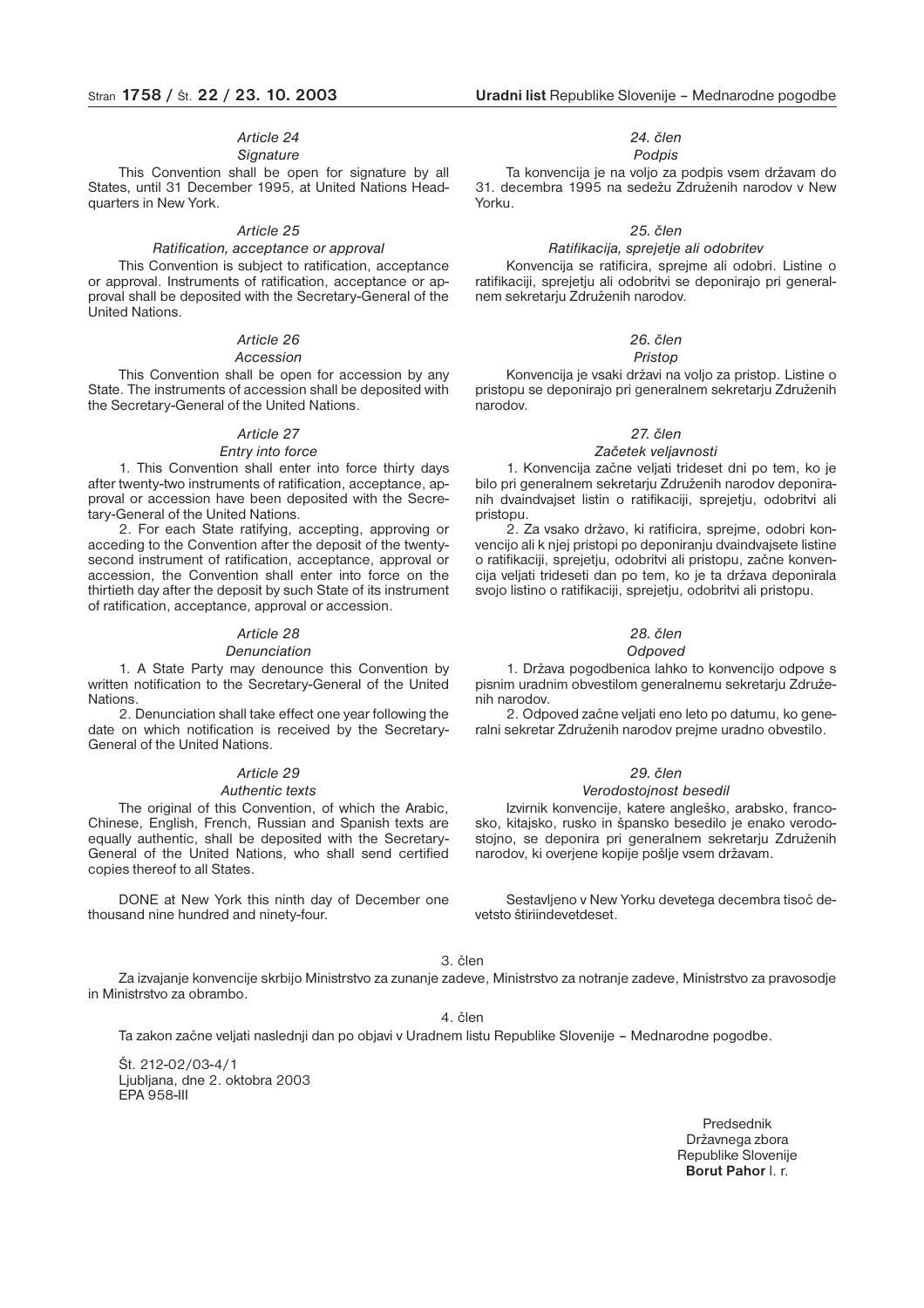*Article 24*

*Signature*

This Convention shall be open for signature by all States, until 31 December 1995, at United Nations Headquarters in New York.

*Article 25*

*Ratification, acceptance or approval*

This Convention is subject to ratification, acceptance or approval. Instruments of ratification, acceptance or approval shall be deposited with the Secretary-General of the United Nations.

*Article 26*

*Accession*

This Convention shall be open for accession by any State. The instruments of accession shall be deposited with the Secretary-General of the United Nations.

*Article 27*

*Entry into force*

1. This Convention shall enter into force thirty days after twenty-two instruments of ratification, acceptance, approval or accession have been deposited with the Secretary-General of the United Nations.

2. For each State ratifying, accepting, approving or acceding to the Convention after the deposit of the twenty-second instrument of ratification, acceptance, approval or accession, the Convention shall enter into force on the thirtieth day after the deposit by such State of its instrument of ratification, acceptance, approval or accession.

*Article 28*

*Denunciation*

1. A State Party may denounce this Convention by written notification to the Secretary-General of the United Nations.

2. Denunciation shall take effect one year following the date on which notification is received by the Secretary-General of the United Nations.

*Article 29*

*Authentic texts*

The original of this Convention, of which the Arabic, Chinese, English, French, Russian and Spanish texts are equally authentic, shall be deposited with the Secretary-General of the United Nations, who shall send certified copies thereof to all States.

DONE at New York this ninth day of December one thousand nine hundred and ninety-four.

*24. člen*

*Podpis*

Ta konvencija je na voljo za podpis vsem državam do 31. decembra 1995 na sedežu Združenih narodov v New Yorku.

*25. člen*

*Ratifikacija, sprejetje ali odobritev*

Konvencija se ratificira, sprejme ali odobri. Listine o ratifikaciji, sprejetju ali odobritvi se deponirajo pri generalnem sekretarju Združenih narodov.

*26. člen*

*Pristop*

Konvencija je vsaki državi na voljo za pristop. Listine o pristopu se deponirajo pri generalnem sekretarju Združenih narodov.

*27. člen*

*Začetek veljavnosti*

1. Konvencija začne veljati trideset dni po tem, ko je bilo pri generalnem sekretarju Združenih narodov deponiranih dvaindvajset listin o ratifikaciji, sprejetju, odobritvi ali pristopu.

2. Za vsako državo, ki ratificira, sprejme, odobri konvencijo ali k njej pristopi po deponiranju dvaindvajsete listine o ratifikaciji, sprejetju, odobritvi ali pristopu, začne konvencija veljati trideseti dan po tem, ko je ta država deponirala svojo listino o ratifikaciji, sprejetju, odobritvi ali pristopu.

*28. člen*

*Odpoved*

1. Država pogodbenica lahko to konvencijo odpove s pisnim uradnim obvestilom generalnemu sekretarju Združenih narodov.

2. Odpoved začne veljati eno leto po datumu, ko generalni sekretar Združenih narodov prejme uradno obvestilo.

*29. člen*

*Verodostojnost besedil*

Izvirnik konvencije, katere angleško, arabsko, francosko, kitajsko, rusko in špansko besedilo je enako verodostojno, se deponira pri generalnem sekretarju Združenih narodov, ki overjene kopije pošlje vsem državam.

Sestavljeno v New Yorku devetega decembra tisoč devetsto štiriindevetdeset.

3. člen

Za izvajanje konvencije skrbijo Ministrstvo za zunanje zadeve, Ministrstvo za notranje zadeve, Ministrstvo za pravosodje in Ministrstvo za obrambo.

4. člen

Ta zakon začne veljati naslednji dan po objavi v Uradnem listu Republike Slovenije – Mednarodne pogodbe.

Št. 212-02/03-4/1
Ljubljana, dne 2. oktobra 2003
EPA 958-III

Predsednik
Državnega zbora
Republike Slovenije
**Borut Pahor** l. r.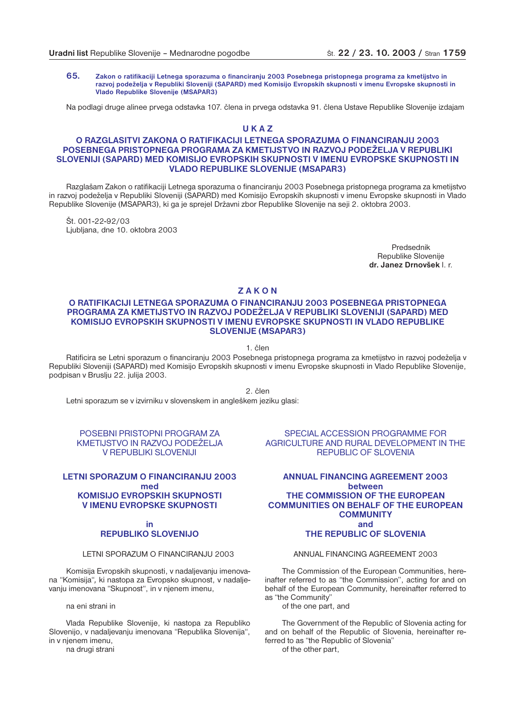**65. Zakon o ratifikaciji Letnega sporazuma o financiranju 2003 Posebnega pristopnega programa za kmetijstvo in razvoj podeželja v Republiki Sloveniji (SAPARD) med Komisijo Evropskih skupnosti v imenu Evropske skupnosti in Vlado Republike Slovenije (MSAPAR3)**

Na podlagi druge alinee prvega odstavka 107. člena in prvega odstavka 91. člena Ustave Republike Slovenije izdajam

## U K A Z

## O RAZGLASITVI ZAKONA O RATIFIKACIJI LETNEGA SPORAZUMA O FINANCIRANJU 2003 POSEBNEGA PRISTOPNEGA PROGRAMA ZA KMETIJSTVO IN RAZVOJ PODEŽELJA V REPUBLIKI SLOVENIJI (SAPARD) MED KOMISIJO EVROPSKIH SKUPNOSTI V IMENU EVROPSKE SKUPNOSTI IN VLADO REPUBLIKE SLOVENIJE (MSAPAR3)

Razglašam Zakon o ratifikaciji Letnega sporazuma o financiranju 2003 Posebnega pristopnega programa za kmetijstvo in razvoj podeželja v Republiki Sloveniji (SAPARD) med Komisijo Evropskih skupnosti v imenu Evropske skupnosti in Vlado Republike Slovenije (MSAPAR3), ki ga je sprejel Državni zbor Republike Slovenije na seji 2. oktobra 2003.

Št. 001-22-92/03
Ljubljana, dne 10. oktobra 2003

Predsednik
Republike Slovenije
**dr. Janez Drnovšek** l. r.

## Z A K O N

## O RATIFIKACIJI LETNEGA SPORAZUMA O FINANCIRANJU 2003 POSEBNEGA PRISTOPNEGA PROGRAMA ZA KMETIJSTVO IN RAZVOJ PODEŽELJA V REPUBLIKI SLOVENIJI (SAPARD) MED KOMISIJO EVROPSKIH SKUPNOSTI V IMENU EVROPSKE SKUPNOSTI IN VLADO REPUBLIKE SLOVENIJE (MSAPAR3)

1. člen

Ratificira se Letni sporazum o financiranju 2003 Posebnega pristopnega programa za kmetijstvo in razvoj podeželja v Republiki Sloveniji (SAPARD) med Komisijo Evropskih skupnosti v imenu Evropske skupnosti in Vlado Republike Slovenije, podpisan v Bruslju 22. julija 2003.

2. člen

Letni sporazum se v izvirniku v slovenskem in angleškem jeziku glasi:

POSEBNI PRISTOPNI PROGRAM ZA KMETIJSTVO IN RAZVOJ PODEŽELJA V REPUBLIKI SLOVENIJI

**LETNI SPORAZUM O FINANCIRANJU 2003**
**med**
**KOMISIJO EVROPSKIH SKUPNOSTI V IMENU EVROPSKE SKUPNOSTI**

**in**
**REPUBLIKO SLOVENIJO**

LETNI SPORAZUM O FINANCIRANJU 2003

Komisija Evropskih skupnosti, v nadaljevanju imenovana "Komisija", ki nastopa za Evropsko skupnost, v nadaljevanju imenovana "Skupnost", in v njenem imenu,

na eni strani in

Vlada Republike Slovenije, ki nastopa za Republiko Slovenijo, v nadaljevanju imenovana "Republika Slovenija", in v njenem imenu,
na drugi strani

SPECIAL ACCESSION PROGRAMME FOR AGRICULTURE AND RURAL DEVELOPMENT IN THE REPUBLIC OF SLOVENIA

**ANNUAL FINANCING AGREEMENT 2003**
**between**
**THE COMMISSION OF THE EUROPEAN COMMUNITIES ON BEHALF OF THE EUROPEAN COMMUNITY**
**and**
**THE REPUBLIC OF SLOVENIA**

ANNUAL FINANCING AGREEMENT 2003

The Commission of the European Communities, hereinafter referred to as "the Commission", acting for and on behalf of the European Community, hereinafter referred to as "the Community"
of the one part, and

The Government of the Republic of Slovenia acting for and on behalf of the Republic of Slovenia, hereinafter referred to as "the Republic of Slovenia"
of the other part,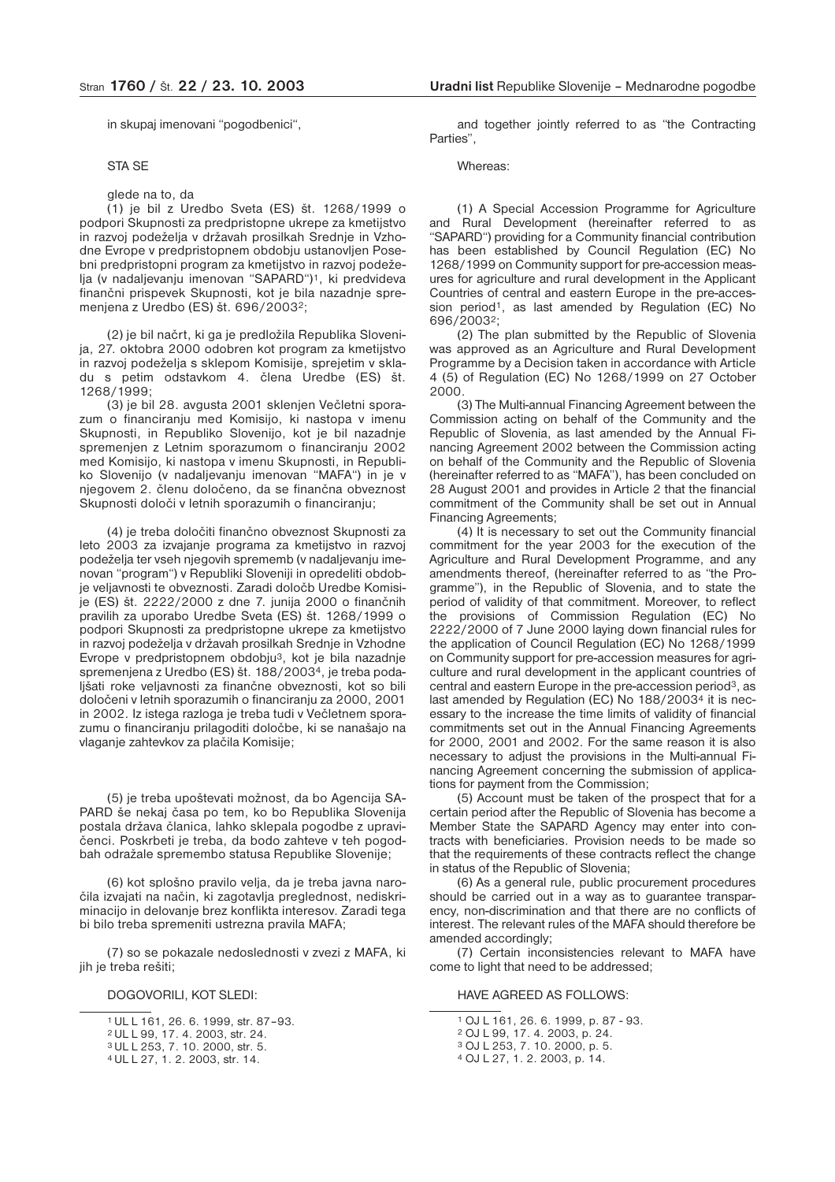in skupaj imenovani "pogodbenici",

STA SE

glede na to, da

(1) je bil z Uredbo Sveta (ES) št. 1268/1999 o podpori Skupnosti za predpristopne ukrepe za kmetijstvo in razvoj podeželja v državah prosilkah Srednje in Vzhodne Evrope v predpristopnem obdobju ustanovljen Posebni predpristopni program za kmetijstvo in razvoj podeželja (v nadaljevanju imenovan "SAPARD")[1], ki predvideva finančni prispevek Skupnosti, kot je bila nazadnje spremenjena z Uredbo (ES) št. 696/2003[2];

(2) je bil načrt, ki ga je predložila Republika Slovenija, 27. oktobra 2000 odobren kot program za kmetijstvo in razvoj podeželja s sklepom Komisije, sprejetim v skladu s petim odstavkom 4. člena Uredbe (ES) št. 1268/1999;

(3) je bil 28. avgusta 2001 sklenjen Večletni sporazum o financiranju med Komisijo, ki nastopa v imenu Skupnosti, in Republiko Slovenijo, kot je bil nazadnje spremenjen z Letnim sporazumom o financiranju 2002 med Komisijo, ki nastopa v imenu Skupnosti, in Republiko Slovenijo (v nadaljevanju imenovan "MAFA") in je v njegovem 2. členu določeno, da se finančna obveznost Skupnosti določi v letnih sporazumih o financiranju;

(4) je treba določiti finančno obveznost Skupnosti za leto 2003 za izvajanje programa za kmetijstvo in razvoj podeželja ter vseh njegovih sprememb (v nadaljevanju imenovan "program") v Republiki Sloveniji in opredeliti obdobje veljavnosti te obveznosti. Zaradi določb Uredbe Komisije (ES) št. 2222/2000 z dne 7. junija 2000 o finančnih pravilih za uporabo Uredbe Sveta (ES) št. 1268/1999 o podpori Skupnosti za predpristopne ukrepe za kmetijstvo in razvoj podeželja v državah prosilkah Srednje in Vzhodne Evrope v predpristopnem obdobju[3], kot je bila nazadnje spremenjena z Uredbo (ES) št. 188/2003[4], je treba podaljšati roke veljavnosti za finančne obveznosti, kot so bili določeni v letnih sporazumih o financiranju za 2000, 2001 in 2002. Iz istega razloga je treba tudi v Večletnem sporazumu o financiranju prilagoditi določbe, ki se nanašajo na vlaganje zahtevkov za plačila Komisije;

(5) je treba upoštevati možnost, da bo Agencija SAPARD še nekaj časa po tem, ko bo Republika Slovenija postala država članica, lahko sklepala pogodbe z upravičenci. Poskrbeti je treba, da bodo zahteve v teh pogodbah odražale spremembo statusa Republike Slovenije;

(6) kot splošno pravilo velja, da je treba javna naročila izvajati na način, ki zagotavlja preglednost, nediskriminacijo in delovanje brez konflikta interesov. Zaradi tega bi bilo treba spremeniti ustrezna pravila MAFA;

(7) so se pokazale nedoslednosti v zvezi z MAFA, ki jih je treba rešiti;

DOGOVORILI, KOT SLEDI:

[1] UL L 161, 26. 6. 1999, str. 87–93.
[2] UL L 99, 17. 4. 2003, str. 24.
[3] UL L 253, 7. 10. 2000, str. 5.
[4] UL L 27, 1. 2. 2003, str. 14.

and together jointly referred to as "the Contracting Parties",

Whereas:

(1) A Special Accession Programme for Agriculture and Rural Development (hereinafter referred to as "SAPARD") providing for a Community financial contribution has been established by Council Regulation (EC) No 1268/1999 on Community support for pre-accession measures for agriculture and rural development in the Applicant Countries of central and eastern Europe in the pre-accession period[1], as last amended by Regulation (EC) No 696/2003[2];

(2) The plan submitted by the Republic of Slovenia was approved as an Agriculture and Rural Development Programme by a Decision taken in accordance with Article 4 (5) of Regulation (EC) No 1268/1999 on 27 October 2000.

(3) The Multi-annual Financing Agreement between the Commission acting on behalf of the Community and the Republic of Slovenia, as last amended by the Annual Financing Agreement 2002 between the Commission acting on behalf of the Community and the Republic of Slovenia (hereinafter referred to as "MAFA"), has been concluded on 28 August 2001 and provides in Article 2 that the financial commitment of the Community shall be set out in Annual Financing Agreements;

(4) It is necessary to set out the Community financial commitment for the year 2003 for the execution of the Agriculture and Rural Development Programme, and any amendments thereof, (hereinafter referred to as "the Programme"), in the Republic of Slovenia, and to state the period of validity of that commitment. Moreover, to reflect the provisions of Commission Regulation (EC) No 2222/2000 of 7 June 2000 laying down financial rules for the application of Council Regulation (EC) No 1268/1999 on Community support for pre-accession measures for agriculture and rural development in the applicant countries of central and eastern Europe in the pre-accession period[3], as last amended by Regulation (EC) No 188/2003[4] it is necessary to the increase the time limits of validity of financial commitments set out in the Annual Financing Agreements for 2000, 2001 and 2002. For the same reason it is also necessary to adjust the provisions in the Multi-annual Financing Agreement concerning the submission of applications for payment from the Commission;

(5) Account must be taken of the prospect that for a certain period after the Republic of Slovenia has become a Member State the SAPARD Agency may enter into contracts with beneficiaries. Provision needs to be made so that the requirements of these contracts reflect the change in status of the Republic of Slovenia;

(6) As a general rule, public procurement procedures should be carried out in a way as to guarantee transparency, non-discrimination and that there are no conflicts of interest. The relevant rules of the MAFA should therefore be amended accordingly;

(7) Certain inconsistencies relevant to MAFA have come to light that need to be addressed;

HAVE AGREED AS FOLLOWS:

[1] OJ L 161, 26. 6. 1999, p. 87 - 93.
[2] OJ L 99, 17. 4. 2003, p. 24.
[3] OJ L 253, 7. 10. 2000, p. 5.
[4] OJ L 27, 1. 2. 2003, p. 14.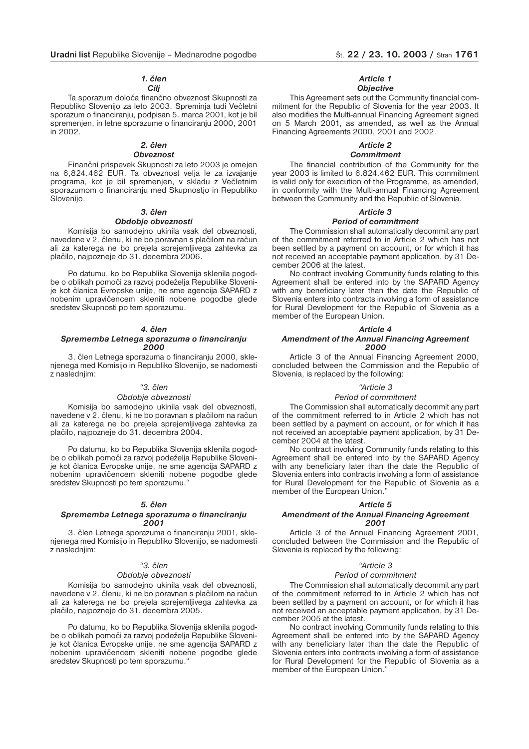### *1. člen*
### *Cilj*

Ta sporazum določa finančno obveznost Skupnosti za Republiko Slovenijo za leto 2003. Spreminja tudi Večletni sporazum o financiranju, podpisan 5. marca 2001, kot je bil spremenjen, in letne sporazume o financiranju 2000, 2001 in 2002.

### *2. člen*
### *Obveznost*

Finančni prispevek Skupnosti za leto 2003 je omejen na 6,824.462 EUR. Ta obveznost velja le za izvajanje programa, kot je bil spremenjen, v skladu z Večletnim sporazumom o financiranju med Skupnostjo in Republiko Slovenijo.

### *3. člen*
### *Obdobje obveznosti*

Komisija bo samodejno ukinila vsak del obveznosti, navedene v 2. členu, ki ne bo poravnan s plačilom na račun ali za katerega ne bo prejela sprejemljivega zahtevka za plačilo, najpozneje do 31. decembra 2006.

Po datumu, ko bo Republika Slovenija sklenila pogodbe o oblikah pomoči za razvoj podeželja Republike Slovenije kot članica Evropske unije, ne sme agencija SAPARD z nobenim upravičencem skleniti nobene pogodbe glede sredstev Skupnosti po tem sporazumu.

### *4. člen*
### *Sprememba Letnega sporazuma o financiranju 2000*

3. člen Letnega sporazuma o financiranju 2000, sklenjenega med Komisijo in Republiko Slovenijo, se nadomesti z naslednjim:

*"3. člen*

*Obdobje obveznosti*

Komisija bo samodejno ukinila vsak del obveznosti, navedene v 2. členu, ki ne bo poravnan s plačilom na račun ali za katerega ne bo prejela sprejemljivega zahtevka za plačilo, najpozneje do 31. decembra 2004.

Po datumu, ko bo Republika Slovenija sklenila pogodbe o oblikah pomoči za razvoj podeželja Republike Slovenije kot članica Evropske unije, ne sme agencija SAPARD z nobenim upravičencem skleniti nobene pogodbe glede sredstev Skupnosti po tem sporazumu."

### *5. člen*
### *Sprememba Letnega sporazuma o financiranju 2001*

3. člen Letnega sporazuma o financiranju 2001, sklenjenega med Komisijo in Republiko Slovenijo, se nadomesti z naslednjim:

*"3. člen*

*Obdobje obveznosti*

Komisija bo samodejno ukinila vsak del obveznosti, navedene v 2. členu, ki ne bo poravnan s plačilom na račun ali za katerega ne bo prejela sprejemljivega zahtevka za plačilo, najpozneje do 31. decembra 2005.

Po datumu, ko bo Republika Slovenija sklenila pogodbe o oblikah pomoči za razvoj podeželja Republike Slovenije kot članica Evropske unije, ne sme agencija SAPARD z nobenim upravičencem skleniti nobene pogodbe glede sredstev Skupnosti po tem sporazumu."

### *Article 1*
### *Objective*

This Agreement sets out the Community financial commitment for the Republic of Slovenia for the year 2003. It also modifies the Multi-annual Financing Agreement signed on 5 March 2001, as amended, as well as the Annual Financing Agreements 2000, 2001 and 2002.

### *Article 2*
### *Commitment*

The financial contribution of the Community for the year 2003 is limited to 6.824.462 EUR. This commitment is valid only for execution of the Programme, as amended, in conformity with the Multi-annual Financing Agreement between the Community and the Republic of Slovenia.

### *Article 3*
### *Period of commitment*

The Commission shall automatically decommit any part of the commitment referred to in Article 2 which has not been settled by a payment on account, or for which it has not received an acceptable payment application, by 31 December 2006 at the latest.

No contract involving Community funds relating to this Agreement shall be entered into by the SAPARD Agency with any beneficiary later than the date the Republic of Slovenia enters into contracts involving a form of assistance for Rural Development for the Republic of Slovenia as a member of the European Union.

### *Article 4*
### *Amendment of the Annual Financing Agreement 2000*

Article 3 of the Annual Financing Agreement 2000, concluded between the Commission and the Republic of Slovenia, is replaced by the following:

*"Article 3*

*Period of commitment*

The Commission shall automatically decommit any part of the commitment referred to in Article 2 which has not been settled by a payment on account, or for which it has not received an acceptable payment application, by 31 December 2004 at the latest.

No contract involving Community funds relating to this Agreement shall be entered into by the SAPARD Agency with any beneficiary later than the date the Republic of Slovenia enters into contracts involving a form of assistance for Rural Development for the Republic of Slovenia as a member of the European Union."

### *Article 5*
### *Amendment of the Annual Financing Agreement 2001*

Article 3 of the Annual Financing Agreement 2001, concluded between the Commission and the Republic of Slovenia is replaced by the following:

*"Article 3*

*Period of commitment*

The Commission shall automatically decommit any part of the commitment referred to in Article 2 which has not been settled by a payment on account, or for which it has not received an acceptable payment application, by 31 December 2005 at the latest.

No contract involving Community funds relating to this Agreement shall be entered into by the SAPARD Agency with any beneficiary later than the date the Republic of Slovenia enters into contracts involving a form of assistance for Rural Development for the Republic of Slovenia as a member of the European Union."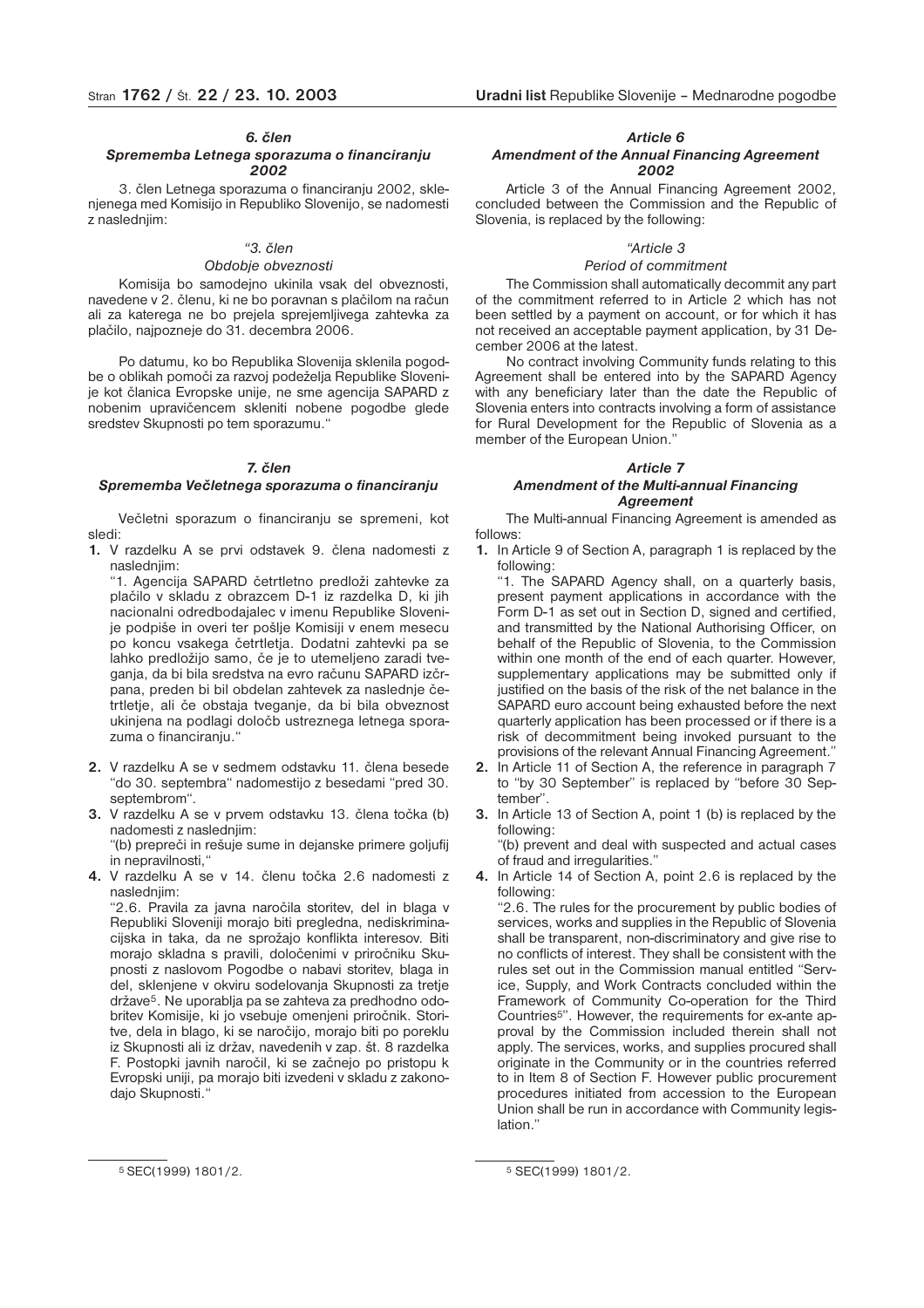### *6. člen*
### *Sprememba Letnega sporazuma o financiranju 2002*

3. člen Letnega sporazuma o financiranju 2002, sklenjenega med Komisijo in Republiko Slovenijo, se nadomesti z naslednjim:

*"3. člen*

*Obdobje obveznosti*

Komisija bo samodejno ukinila vsak del obveznosti, navedene v 2. členu, ki ne bo poravnan s plačilom na račun ali za katerega ne bo prejela sprejemljivega zahtevka za plačilo, najpozneje do 31. decembra 2006.

Po datumu, ko bo Republika Slovenija sklenila pogodbe o oblikah pomoči za razvoj podeželja Republike Slovenije kot članica Evropske unije, ne sme agencija SAPARD z nobenim upravičencem skleniti nobene pogodbe glede sredstev Skupnosti po tem sporazumu."

### *7. člen*
### *Sprememba Večletnega sporazuma o financiranju*

Večletni sporazum o financiranju se spremeni, kot sledi:

**1.** V razdelku A se prvi odstavek 9. člena nadomesti z naslednjim:

"1. Agencija SAPARD četrtletno predloži zahtevke za plačilo v skladu z obrazcem D-1 iz razdelka D, ki jih nacionalni odredbodajalec v imenu Republike Slovenije podpiše in overi ter pošlje Komisiji v enem mesecu po koncu vsakega četrtletja. Dodatni zahtevki pa se lahko predložijo samo, če je to utemeljeno zaradi tveganja, da bi bila sredstva na evro računu SAPARD izčrpana, preden bi bil obdelan zahtevek za naslednje četrtletje, ali če obstaja tveganje, da bi bila obveznost ukinjena na podlagi določb ustreznega letnega sporazuma o financiranju."

**2.** V razdelku A se v sedmem odstavku 11. člena besede "do 30. septembra" nadomestijo z besedami "pred 30. septembrom".

**3.** V razdelku A se v prvem odstavku 13. člena točka (b) nadomesti z naslednjim:

"(b) prepreči in rešuje sume in dejanske primere goljufij in nepravilnosti,"

**4.** V razdelku A se v 14. členu točka 2.6 nadomesti z naslednjim:

"2.6. Pravila za javna naročila storitev, del in blaga v Republiki Sloveniji morajo biti pregledna, nediskriminacijska in taka, da ne sprožajo konflikta interesov. Biti morajo skladna s pravili, določenimi v priročniku Skupnosti z naslovom Pogodbe o nabavi storitev, blaga in del, sklenjene v okviru sodelovanja Skupnosti za tretje države[5]. Ne uporablja pa se zahteva za predhodno odobritev Komisije, ki jo vsebuje omenjeni priročnik. Storitve, dela in blago, ki se naročijo, morajo biti po poreklu iz Skupnosti ali iz držav, navedenih v zap. št. 8 razdelka F. Postopki javnih naročil, ki se začnejo po pristopu k Evropski uniji, pa morajo biti izvedeni v skladu z zakonodajo Skupnosti."

[5] SEC(1999) 1801/2.

### *Article 6*
### *Amendment of the Annual Financing Agreement 2002*

Article 3 of the Annual Financing Agreement 2002, concluded between the Commission and the Republic of Slovenia, is replaced by the following:

*"Article 3*

*Period of commitment*

The Commission shall automatically decommit any part of the commitment referred to in Article 2 which has not been settled by a payment on account, or for which it has not received an acceptable payment application, by 31 December 2006 at the latest.

No contract involving Community funds relating to this Agreement shall be entered into by the SAPARD Agency with any beneficiary later than the date the Republic of Slovenia enters into contracts involving a form of assistance for Rural Development for the Republic of Slovenia as a member of the European Union."

### *Article 7*
### *Amendment of the Multi-annual Financing Agreement*

The Multi-annual Financing Agreement is amended as follows:

**1.** In Article 9 of Section A, paragraph 1 is replaced by the following:

"1. The SAPARD Agency shall, on a quarterly basis, present payment applications in accordance with the Form D-1 as set out in Section D, signed and certified, and transmitted by the National Authorising Officer, on behalf of the Republic of Slovenia, to the Commission within one month of the end of each quarter. However, supplementary applications may be submitted only if justified on the basis of the risk of the net balance in the SAPARD euro account being exhausted before the next quarterly application has been processed or if there is a risk of decommitment being invoked pursuant to the provisions of the relevant Annual Financing Agreement."

**2.** In Article 11 of Section A, the reference in paragraph 7 to "by 30 September" is replaced by "before 30 September".

**3.** In Article 13 of Section A, point 1 (b) is replaced by the following:

"(b) prevent and deal with suspected and actual cases of fraud and irregularities."

**4.** In Article 14 of Section A, point 2.6 is replaced by the following:

"2.6. The rules for the procurement by public bodies of services, works and supplies in the Republic of Slovenia shall be transparent, non-discriminatory and give rise to no conflicts of interest. They shall be consistent with the rules set out in the Commission manual entitled "Service, Supply, and Work Contracts concluded within the Framework of Community Co-operation for the Third Countries[5]". However, the requirements for ex-ante approval by the Commission included therein shall not apply. The services, works, and supplies procured shall originate in the Community or in the countries referred to in Item 8 of Section F. However public procurement procedures initiated from accession to the European Union shall be run in accordance with Community legislation."

[5] SEC(1999) 1801/2.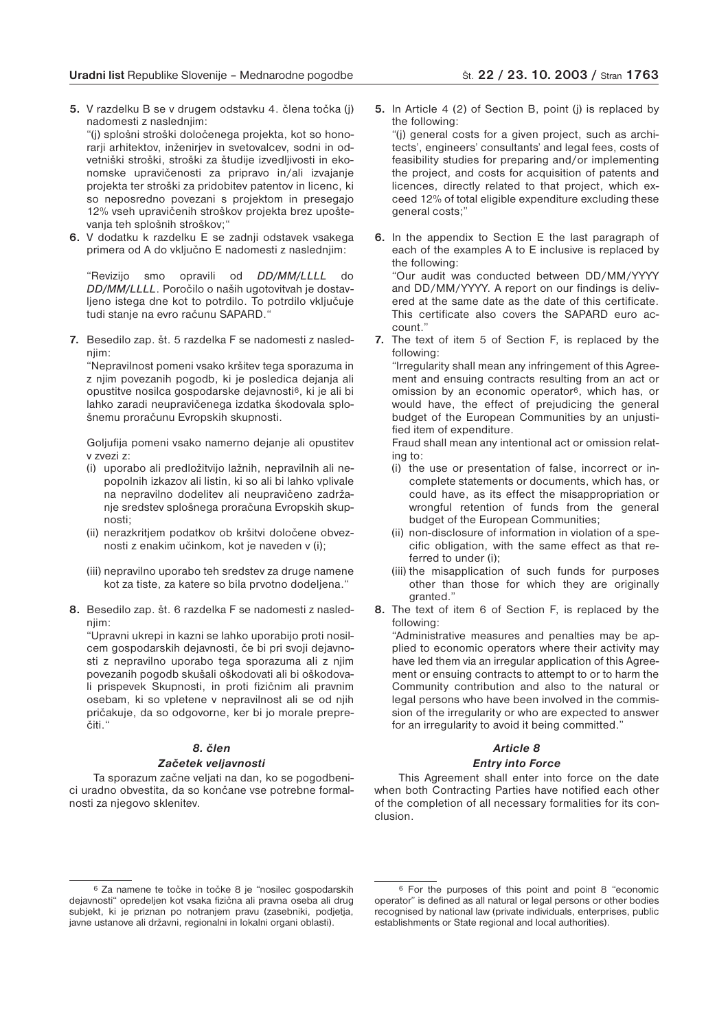**5.** V razdelku B se v drugem odstavku 4. člena točka (j) nadomesti z naslednjim:

"(j) splošni stroški določenega projekta, kot so honorarji arhitektov, inženirjev in svetovalcev, sodni in odvetniški stroški, stroški za študije izvedljivosti in ekonomske upravičenosti za pripravo in/ali izvajanje projekta ter stroški za pridobitev patentov in licenc, ki so neposredno povezani s projektom in presegajo 12% vseh upravičenih stroškov projekta brez upoštevanja teh splošnih stroškov;"

**6.** V dodatku k razdelku E se zadnji odstavek vsakega primera od A do vključno E nadomesti z naslednjim:

"Revizijo smo opravili od *DD/MM/LLLL* do *DD/MM/LLLL*. Poročilo o naših ugotovitvah je dostavljeno istega dne kot to potrdilo. To potrdilo vključuje tudi stanje na evro računu SAPARD."

**7.** Besedilo zap. št. 5 razdelka F se nadomesti z naslednjim:

"Nepravilnost pomeni vsako kršitev tega sporazuma in z njim povezanih pogodb, ki je posledica dejanja ali opustitve nosilca gospodarske dejavnosti[6], ki je ali bi lahko zaradi neupravičenega izdatka škodovala splošnemu proračunu Evropskih skupnosti.

Goljufija pomeni vsako namerno dejanje ali opustitev v zvezi z:

(i) uporabo ali predložitvijo lažnih, nepravilnih ali nepopolnih izkazov ali listin, ki so ali bi lahko vplivale na nepravilno dodelitev ali neupravičeno zadržanje sredstev splošnega proračuna Evropskih skupnosti;

(ii) nerazkritjem podatkov ob kršitvi določene obveznosti z enakim učinkom, kot je naveden v (i);

(iii) nepravilno uporabo teh sredstev za druge namene kot za tiste, za katere so bila prvotno dodeljena."

**8.** Besedilo zap. št. 6 razdelka F se nadomesti z naslednjim:

"Upravni ukrepi in kazni se lahko uporabijo proti nosilcem gospodarskih dejavnosti, če bi pri svoji dejavnosti z nepravilno uporabo tega sporazuma ali z njim povezanih pogodb skušali oškodovati ali bi oškodovali prispevek Skupnosti, in proti fizičnim ali pravnim osebam, ki so vpletene v nepravilnost ali se od njih pričakuje, da so odgovorne, ker bi jo morale preprečiti."

### *8. člen*

### *Začetek veljavnosti*

Ta sporazum začne veljati na dan, ko se pogodbenici uradno obvestita, da so končane vse potrebne formalnosti za njegovo sklenitev.

[6] Za namene te točke in točke 8 je "nosilec gospodarskih dejavnosti" opredeljen kot vsaka fizična ali pravna oseba ali drug subjekt, ki je priznan po notranjem pravu (zasebniki, podjetja, javne ustanove ali državni, regionalni in lokalni organi oblasti).

**5.** In Article 4 (2) of Section B, point (j) is replaced by the following:

"(j) general costs for a given project, such as architects', engineers' consultants' and legal fees, costs of feasibility studies for preparing and/or implementing the project, and costs for acquisition of patents and licences, directly related to that project, which exceed 12% of total eligible expenditure excluding these general costs;"

**6.** In the appendix to Section E the last paragraph of each of the examples A to E inclusive is replaced by the following:

"Our audit was conducted between DD/MM/YYYY and DD/MM/YYYY. A report on our findings is delivered at the same date as the date of this certificate. This certificate also covers the SAPARD euro account."

**7.** The text of item 5 of Section F, is replaced by the following:

"Irregularity shall mean any infringement of this Agreement and ensuing contracts resulting from an act or omission by an economic operator[6], which has, or would have, the effect of prejudicing the general budget of the European Communities by an unjustified item of expenditure.

Fraud shall mean any intentional act or omission relating to:

(i) the use or presentation of false, incorrect or incomplete statements or documents, which has, or could have, as its effect the misappropriation or wrongful retention of funds from the general budget of the European Communities;

(ii) non-disclosure of information in violation of a specific obligation, with the same effect as that referred to under (i);

(iii) the misapplication of such funds for purposes other than those for which they are originally granted."

**8.** The text of item 6 of Section F, is replaced by the following:

"Administrative measures and penalties may be applied to economic operators where their activity may have led them via an irregular application of this Agreement or ensuing contracts to attempt to or to harm the Community contribution and also to the natural or legal persons who have been involved in the commission of the irregularity or who are expected to answer for an irregularity to avoid it being committed."

### *Article 8*

### *Entry into Force*

This Agreement shall enter into force on the date when both Contracting Parties have notified each other of the completion of all necessary formalities for its conclusion.

[6] For the purposes of this point and point 8 "economic operator" is defined as all natural or legal persons or other bodies recognised by national law (private individuals, enterprises, public establishments or State regional and local authorities).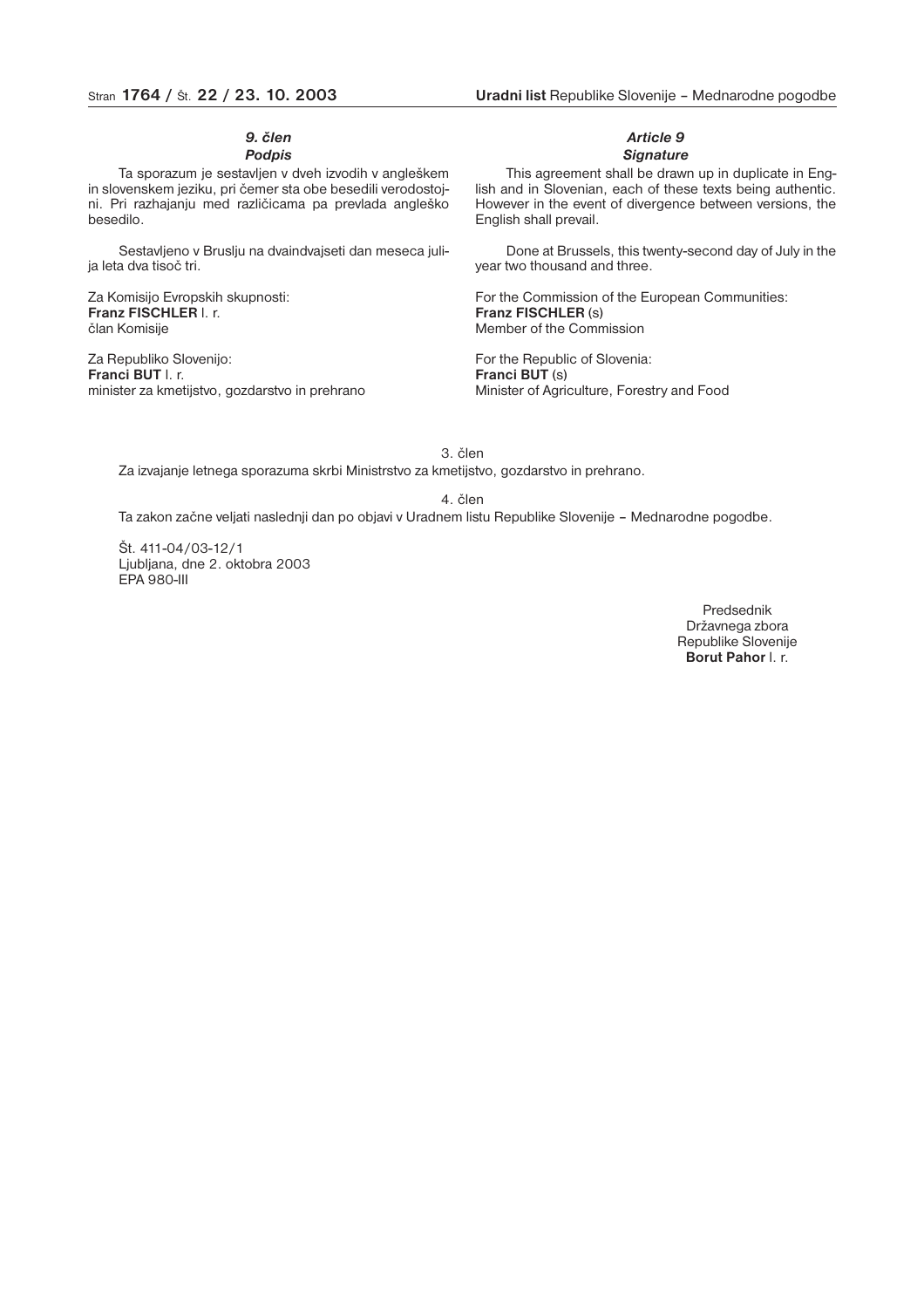### *9. člen*
### *Podpis*

Ta sporazum je sestavljen v dveh izvodih v angleškem in slovenskem jeziku, pri čemer sta obe besedili verodostojni. Pri razhajanju med različicama pa prevlada angleško besedilo.

Sestavljeno v Bruslju na dvaindvajseti dan meseca julija leta dva tisoč tri.

Za Komisijo Evropskih skupnosti:
**Franz FISCHLER** l. r.
član Komisije

Za Republiko Slovenijo:
**Franci BUT** l. r.
minister za kmetijstvo, gozdarstvo in prehrano

### *Article 9*
### *Signature*

This agreement shall be drawn up in duplicate in English and in Slovenian, each of these texts being authentic. However in the event of divergence between versions, the English shall prevail.

Done at Brussels, this twenty-second day of July in the year two thousand and three.

For the Commission of the European Communities:
**Franz FISCHLER** (s)
Member of the Commission

For the Republic of Slovenia:
**Franci BUT** (s)
Minister of Agriculture, Forestry and Food

3. člen

Za izvajanje letnega sporazuma skrbi Ministrstvo za kmetijstvo, gozdarstvo in prehrano.

4. člen

Ta zakon začne veljati naslednji dan po objavi v Uradnem listu Republike Slovenije – Mednarodne pogodbe.

Št. 411-04/03-12/1
Ljubljana, dne 2. oktobra 2003
EPA 980-III

Predsednik
Državnega zbora
Republike Slovenije
**Borut Pahor** l. r.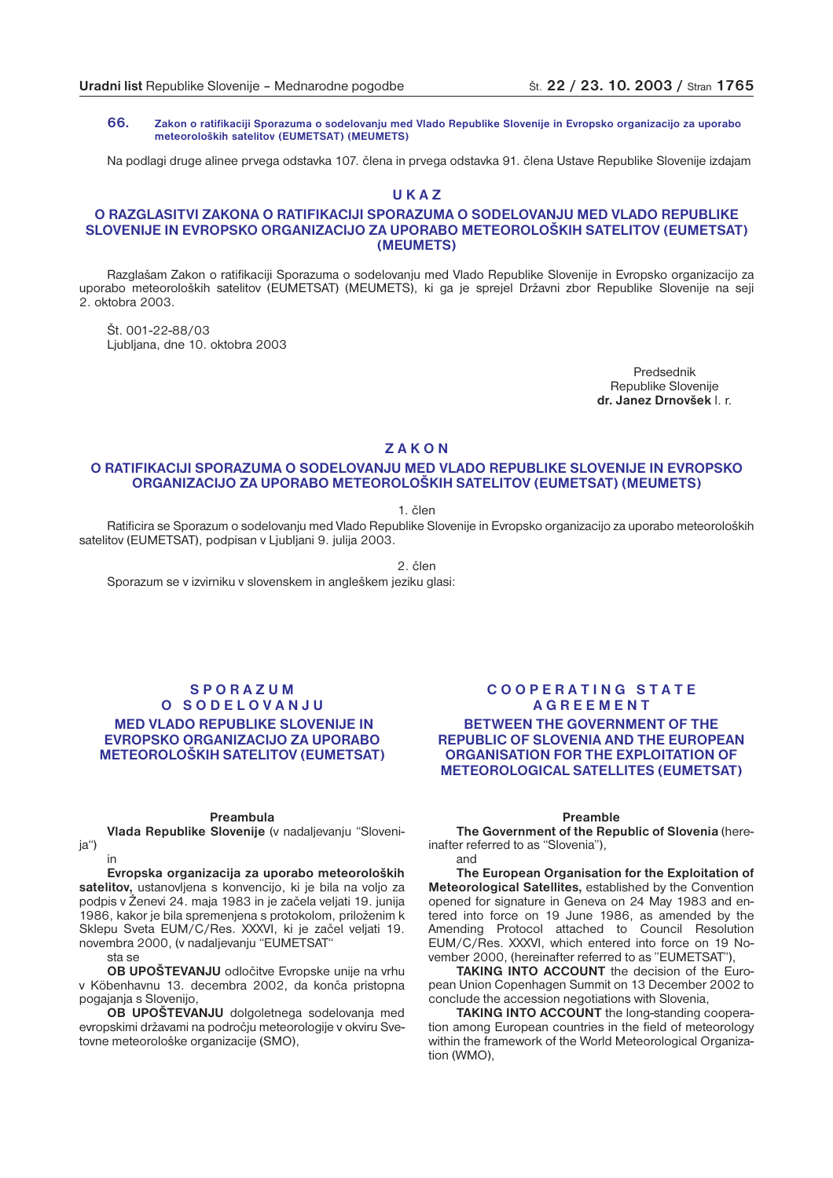**66. Zakon o ratifikaciji Sporazuma o sodelovanju med Vlado Republike Slovenije in Evropsko organizacijo za uporabo meteoroloških satelitov (EUMETSAT) (MEUMETS)**

Na podlagi druge alinee prvega odstavka 107. člena in prvega odstavka 91. člena Ustave Republike Slovenije izdajam

# U K A Z

## O RAZGLASITVI ZAKONA O RATIFIKACIJI SPORAZUMA O SODELOVANJU MED VLADO REPUBLIKE SLOVENIJE IN EVROPSKO ORGANIZACIJO ZA UPORABO METEOROLOŠKIH SATELITOV (EUMETSAT) (MEUMETS)

Razglašam Zakon o ratifikaciji Sporazuma o sodelovanju med Vlado Republike Slovenije in Evropsko organizacijo za uporabo meteoroloških satelitov (EUMETSAT) (MEUMETS), ki ga je sprejel Državni zbor Republike Slovenije na seji 2. oktobra 2003.

Št. 001-22-88/03
Ljubljana, dne 10. oktobra 2003

Predsednik
Republike Slovenije
**dr. Janez Drnovšek** l. r.

# Z A K O N

## O RATIFIKACIJI SPORAZUMA O SODELOVANJU MED VLADO REPUBLIKE SLOVENIJE IN EVROPSKO ORGANIZACIJO ZA UPORABO METEOROLOŠKIH SATELITOV (EUMETSAT) (MEUMETS)

1. člen

Ratificira se Sporazum o sodelovanju med Vlado Republike Slovenije in Evropsko organizacijo za uporabo meteoroloških satelitov (EUMETSAT), podpisan v Ljubljani 9. julija 2003.

2. člen

Sporazum se v izvirniku v slovenskem in angleškem jeziku glasi:

## S P O R A Z U M O S O D E L O V A N J U MED VLADO REPUBLIKE SLOVENIJE IN EVROPSKO ORGANIZACIJO ZA UPORABO METEOROLOŠKIH SATELITOV (EUMETSAT)

### Preambula

**Vlada Republike Slovenije** (v nadaljevanju "Slovenija")

in

**Evropska organizacija za uporabo meteoroloških satelitov,** ustanovljena s konvencijo, ki je bila na voljo za podpis v Ženevi 24. maja 1983 in je začela veljati 19. junija 1986, kakor je bila spremenjena s protokolom, priloženim k Sklepu Sveta EUM/C/Res. XXXVI, ki je začel veljati 19. novembra 2000, (v nadaljevanju "EUMETSAT"

sta se

**OB UPOŠTEVANJU** odločitve Evropske unije na vrhu v Köbenhavnu 13. decembra 2002, da konča pristopna pogajanja s Slovenijo,

**OB UPOŠTEVANJU** dolgoletnega sodelovanja med evropskimi državami na področju meteorologije v okviru Svetovne meteorološke organizacije (SMO),

## C O O P E R A T I N G S T A T E A G R E E M E N T BETWEEN THE GOVERNMENT OF THE REPUBLIC OF SLOVENIA AND THE EUROPEAN ORGANISATION FOR THE EXPLOITATION OF METEOROLOGICAL SATELLITES (EUMETSAT)

### Preamble

**The Government of the Republic of Slovenia** (hereinafter referred to as "Slovenia"),

and

**The European Organisation for the Exploitation of Meteorological Satellites,** established by the Convention opened for signature in Geneva on 24 May 1983 and entered into force on 19 June 1986, as amended by the Amending Protocol attached to Council Resolution EUM/C/Res. XXXVI, which entered into force on 19 November 2000, (hereinafter referred to as "EUMETSAT"),

**TAKING INTO ACCOUNT** the decision of the European Union Copenhagen Summit on 13 December 2002 to conclude the accession negotiations with Slovenia,

**TAKING INTO ACCOUNT** the long-standing cooperation among European countries in the field of meteorology within the framework of the World Meteorological Organization (WMO),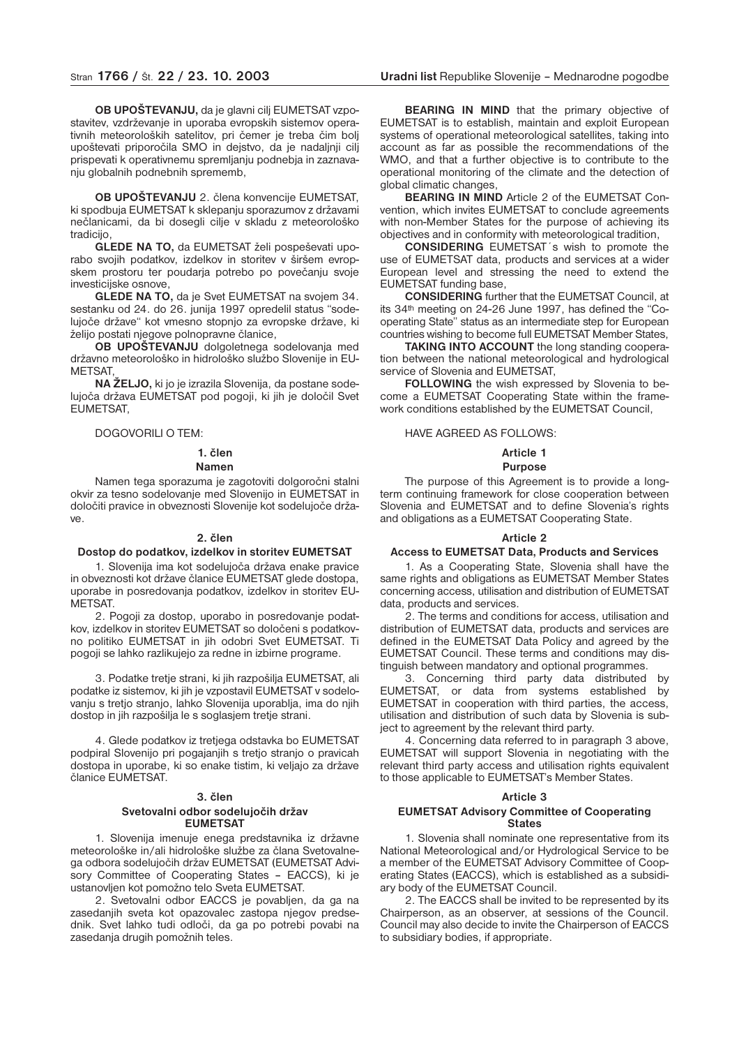**OB UPOŠTEVANJU,** da je glavni cilj EUMETSAT vzpostavitev, vzdrževanje in uporaba evropskih sistemov operativnih meteoroloških satelitov, pri čemer je treba čim bolj upoštevati priporočila SMO in dejstvo, da je nadaljnji cilj prispevati k operativnemu spremljanju podnebja in zaznavanju globalnih podnebnih sprememb,

**OB UPOŠTEVANJU** 2. člena konvencije EUMETSAT, ki spodbuja EUMETSAT k sklepanju sporazumov z državami nečlanicami, da bi dosegli cilje v skladu z meteorološko tradicijo,

**GLEDE NA TO,** da EUMETSAT želi pospeševati uporabo svojih podatkov, izdelkov in storitev v širšem evropskem prostoru ter poudarja potrebo po povečanju svoje investicijske osnove,

**GLEDE NA TO,** da je Svet EUMETSAT na svojem 34. sestanku od 24. do 26. junija 1997 opredelil status "sodelujoče države" kot vmesno stopnjo za evropske države, ki želijo postati njegove polnopravne članice,

**OB UPOŠTEVANJU** dolgoletnega sodelovanja med državno meteorološko in hidrološko službo Slovenije in EUMETSAT,

**NA ŽELJO,** ki jo je izrazila Slovenija, da postane sodelujoča država EUMETSAT pod pogoji, ki jih je določil Svet EUMETSAT,

DOGOVORILI O TEM:

## 1. člen
### Namen

Namen tega sporazuma je zagotoviti dolgoročni stalni okvir za tesno sodelovanje med Slovenijo in EUMETSAT in določiti pravice in obveznosti Slovenije kot sodelujoče države.

## 2. člen
### Dostop do podatkov, izdelkov in storitev EUMETSAT

1. Slovenija ima kot sodelujoča država enake pravice in obveznosti kot države članice EUMETSAT glede dostopa, uporabe in posredovanja podatkov, izdelkov in storitev EUMETSAT.

2. Pogoji za dostop, uporabo in posredovanje podatkov, izdelkov in storitev EUMETSAT so določeni s podatkovno politiko EUMETSAT in jih odobri Svet EUMETSAT. Ti pogoji se lahko razlikujejo za redne in izbirne programe.

3. Podatke tretje strani, ki jih razpošilja EUMETSAT, ali podatke iz sistemov, ki jih je vzpostavil EUMETSAT v sodelovanju s tretjo stranjo, lahko Slovenija uporablja, ima do njih dostop in jih razpošilja le s soglasjem tretje strani.

4. Glede podatkov iz tretjega odstavka bo EUMETSAT podpiral Slovenijo pri pogajanjih s tretjo stranjo o pravicah dostopa in uporabe, ki so enake tistim, ki veljajo za države članice EUMETSAT.

## 3. člen
### Svetovalni odbor sodelujočih držav EUMETSAT

1. Slovenija imenuje enega predstavnika iz državne meteorološke in/ali hidrološke službe za člana Svetovalnega odbora sodelujočih držav EUMETSAT (EUMETSAT Advisory Committee of Cooperating States – EACCS), ki je ustanovljen kot pomožno telo Sveta EUMETSAT.

2. Svetovalni odbor EACCS je povabljen, da ga na zasedanjih sveta kot opazovalec zastopa njegov predsednik. Svet lahko tudi odloči, da ga po potrebi povabi na zasedanja drugih pomožnih teles.

**BEARING IN MIND** that the primary objective of EUMETSAT is to establish, maintain and exploit European systems of operational meteorological satellites, taking into account as far as possible the recommendations of the WMO, and that a further objective is to contribute to the operational monitoring of the climate and the detection of global climatic changes,

**BEARING IN MIND** Article 2 of the EUMETSAT Convention, which invites EUMETSAT to conclude agreements with non-Member States for the purpose of achieving its objectives and in conformity with meteorological tradition,

**CONSIDERING** EUMETSAT´s wish to promote the use of EUMETSAT data, products and services at a wider European level and stressing the need to extend the EUMETSAT funding base,

**CONSIDERING** further that the EUMETSAT Council, at its 34th meeting on 24-26 June 1997, has defined the "Cooperating State" status as an intermediate step for European countries wishing to become full EUMETSAT Member States,

**TAKING INTO ACCOUNT** the long standing cooperation between the national meteorological and hydrological service of Slovenia and EUMETSAT,

**FOLLOWING** the wish expressed by Slovenia to become a EUMETSAT Cooperating State within the framework conditions established by the EUMETSAT Council,

HAVE AGREED AS FOLLOWS:

## Article 1
### Purpose

The purpose of this Agreement is to provide a long-term continuing framework for close cooperation between Slovenia and EUMETSAT and to define Slovenia's rights and obligations as a EUMETSAT Cooperating State.

## Article 2
### Access to EUMETSAT Data, Products and Services

1. As a Cooperating State, Slovenia shall have the same rights and obligations as EUMETSAT Member States concerning access, utilisation and distribution of EUMETSAT data, products and services.

2. The terms and conditions for access, utilisation and distribution of EUMETSAT data, products and services are defined in the EUMETSAT Data Policy and agreed by the EUMETSAT Council. These terms and conditions may distinguish between mandatory and optional programmes.

3. Concerning third party data distributed by EUMETSAT, or data from systems established by EUMETSAT in cooperation with third parties, the access, utilisation and distribution of such data by Slovenia is subject to agreement by the relevant third party.

4. Concerning data referred to in paragraph 3 above, EUMETSAT will support Slovenia in negotiating with the relevant third party access and utilisation rights equivalent to those applicable to EUMETSAT's Member States.

## Article 3
### EUMETSAT Advisory Committee of Cooperating States

1. Slovenia shall nominate one representative from its National Meteorological and/or Hydrological Service to be a member of the EUMETSAT Advisory Committee of Cooperating States (EACCS), which is established as a subsidiary body of the EUMETSAT Council.

2. The EACCS shall be invited to be represented by its Chairperson, as an observer, at sessions of the Council. Council may also decide to invite the Chairperson of EACCS to subsidiary bodies, if appropriate.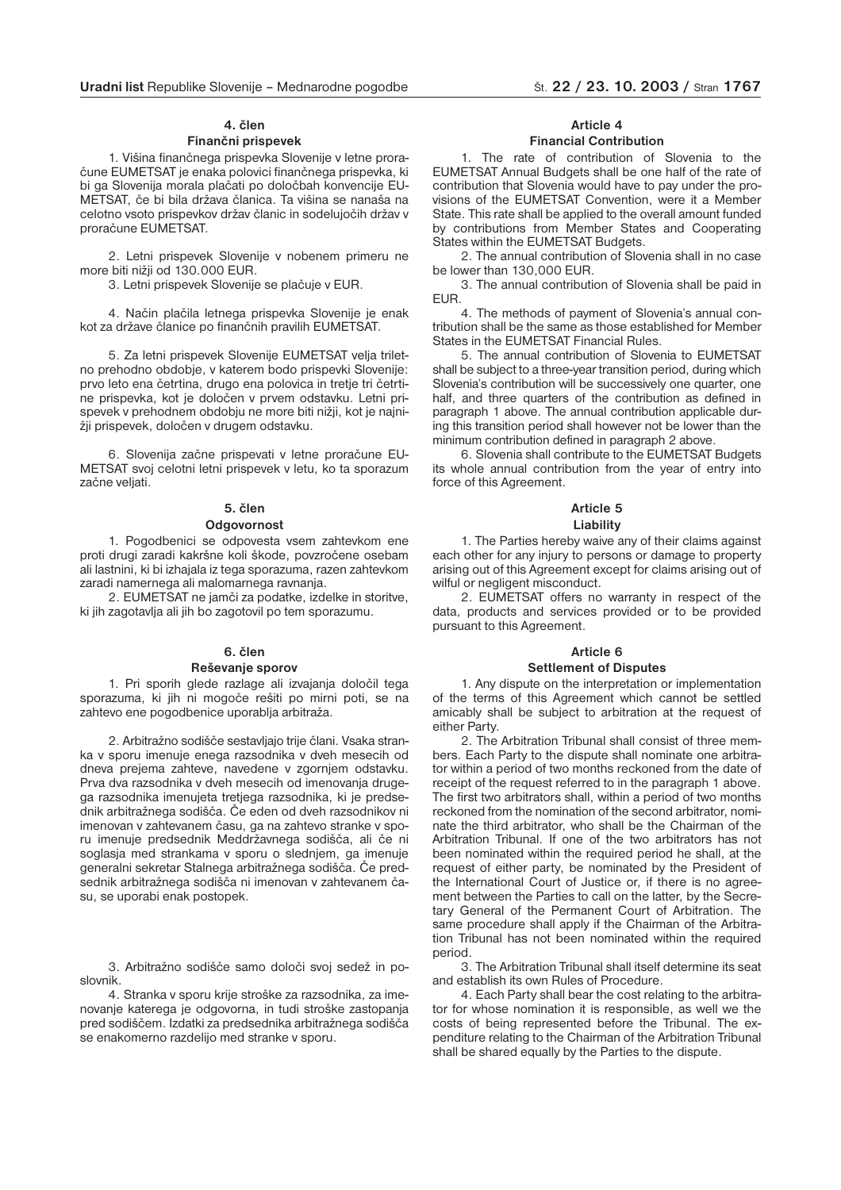### 4. člen
### Finančni prispevek

1. Višina finančnega prispevka Slovenije v letne proračune EUMETSAT je enaka polovici finančnega prispevka, ki bi ga Slovenija morala plačati po določbah konvencije EUMETSAT, če bi bila država članica. Ta višina se nanaša na celotno vsoto prispevkov držav članic in sodelujočih držav v proračune EUMETSAT.

2. Letni prispevek Slovenije v nobenem primeru ne more biti nižji od 130.000 EUR.

3. Letni prispevek Slovenije se plačuje v EUR.

4. Način plačila letnega prispevka Slovenije je enak kot za države članice po finančnih pravilih EUMETSAT.

5. Za letni prispevek Slovenije EUMETSAT velja triletno prehodno obdobje, v katerem bodo prispevki Slovenije: prvo leto ena četrtina, drugo ena polovica in tretje tri četrtine prispevka, kot je določen v prvem odstavku. Letni prispevek v prehodnem obdobju ne more biti nižji, kot je najnižji prispevek, določen v drugem odstavku.

6. Slovenija začne prispevati v letne proračune EUMETSAT svoj celotni letni prispevek v letu, ko ta sporazum začne veljati.

### 5. člen
### Odgovornost

1. Pogodbenici se odpovesta vsem zahtevkom ene proti drugi zaradi kakršne koli škode, povzročene osebam ali lastnini, ki bi izhajala iz tega sporazuma, razen zahtevkom zaradi namernega ali malomarnega ravnanja.

2. EUMETSAT ne jamči za podatke, izdelke in storitve, ki jih zagotavlja ali jih bo zagotovil po tem sporazumu.

### 6. člen
### Reševanje sporov

1. Pri sporih glede razlage ali izvajanja določil tega sporazuma, ki jih ni mogoče rešiti po mirni poti, se na zahtevo ene pogodbenice uporablja arbitraža.

2. Arbitražno sodišče sestavljajo trije člani. Vsaka stranka v sporu imenuje enega razsodnika v dveh mesecih od dneva prejema zahteve, navedene v zgornjem odstavku. Prva dva razsodnika v dveh mesecih od imenovanja drugega razsodnika imenujeta tretjega razsodnika, ki je predsednik arbitražnega sodišča. Če eden od dveh razsodnikov ni imenovan v zahtevanem času, ga na zahtevo stranke v sporu imenuje predsednik Meddržavnega sodišča, ali če ni soglasja med strankama v sporu o slednjem, ga imenuje generalni sekretar Stalnega arbitražnega sodišča. Če predsednik arbitražnega sodišča ni imenovan v zahtevanem času, se uporabi enak postopek.

3. Arbitražno sodišče samo določi svoj sedež in poslovnik.

4. Stranka v sporu krije stroške za razsodnika, za imenovanje katerega je odgovorna, in tudi stroške zastopanja pred sodiščem. Izdatki za predsednika arbitražnega sodišča se enakomerno razdelijo med stranke v sporu.

### Article 4
### Financial Contribution

1. The rate of contribution of Slovenia to the EUMETSAT Annual Budgets shall be one half of the rate of contribution that Slovenia would have to pay under the provisions of the EUMETSAT Convention, were it a Member State. This rate shall be applied to the overall amount funded by contributions from Member States and Cooperating States within the EUMETSAT Budgets.

2. The annual contribution of Slovenia shall in no case be lower than 130,000 EUR.

3. The annual contribution of Slovenia shall be paid in EUR.

4. The methods of payment of Slovenia's annual contribution shall be the same as those established for Member States in the EUMETSAT Financial Rules.

5. The annual contribution of Slovenia to EUMETSAT shall be subject to a three-year transition period, during which Slovenia's contribution will be successively one quarter, one half, and three quarters of the contribution as defined in paragraph 1 above. The annual contribution applicable during this transition period shall however not be lower than the minimum contribution defined in paragraph 2 above.

6. Slovenia shall contribute to the EUMETSAT Budgets its whole annual contribution from the year of entry into force of this Agreement.

### Article 5
### Liability

1. The Parties hereby waive any of their claims against each other for any injury to persons or damage to property arising out of this Agreement except for claims arising out of wilful or negligent misconduct.

2. EUMETSAT offers no warranty in respect of the data, products and services provided or to be provided pursuant to this Agreement.

### Article 6
### Settlement of Disputes

1. Any dispute on the interpretation or implementation of the terms of this Agreement which cannot be settled amicably shall be subject to arbitration at the request of either Party.

2. The Arbitration Tribunal shall consist of three members. Each Party to the dispute shall nominate one arbitrator within a period of two months reckoned from the date of receipt of the request referred to in the paragraph 1 above. The first two arbitrators shall, within a period of two months reckoned from the nomination of the second arbitrator, nominate the third arbitrator, who shall be the Chairman of the Arbitration Tribunal. If one of the two arbitrators has not been nominated within the required period he shall, at the request of either party, be nominated by the President of the International Court of Justice or, if there is no agreement between the Parties to call on the latter, by the Secretary General of the Permanent Court of Arbitration. The same procedure shall apply if the Chairman of the Arbitration Tribunal has not been nominated within the required period.

3. The Arbitration Tribunal shall itself determine its seat and establish its own Rules of Procedure.

4. Each Party shall bear the cost relating to the arbitrator for whose nomination it is responsible, as well we the costs of being represented before the Tribunal. The expenditure relating to the Chairman of the Arbitration Tribunal shall be shared equally by the Parties to the dispute.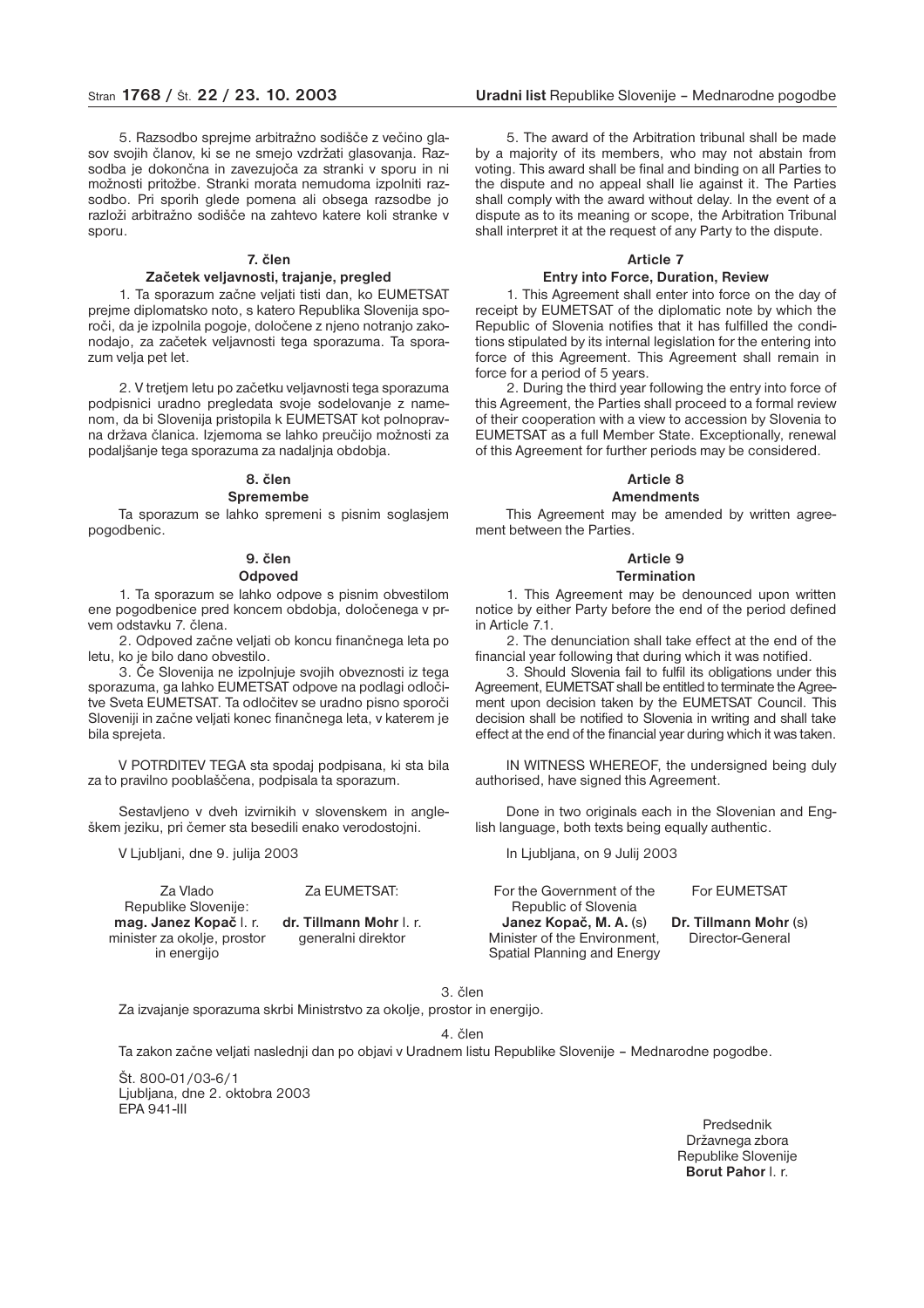5. Razsodbo sprejme arbitražno sodišče z večino glasov svojih članov, ki se ne smejo vzdržati glasovanja. Razsodba je dokončna in zavezujoča za stranki v sporu in ni možnosti pritožbe. Stranki morata nemudoma izpolniti razsodbo. Pri sporih glede pomena ali obsega razsodbe jo razloži arbitražno sodišče na zahtevo katere koli stranke v sporu.

**7. člen**

**Začetek veljavnosti, trajanje, pregled**

1. Ta sporazum začne veljati tisti dan, ko EUMETSAT prejme diplomatsko noto, s katero Republika Slovenija sporoči, da je izpolnila pogoje, določene z njeno notranjo zakonodajo, za začetek veljavnosti tega sporazuma. Ta sporazum velja pet let.

2. V tretjem letu po začetku veljavnosti tega sporazuma podpisnici uradno pregledata svoje sodelovanje z namenom, da bi Slovenija pristopila k EUMETSAT kot polnopravna država članica. Izjemoma se lahko preučijo možnosti za podaljšanje tega sporazuma za nadaljnja obdobja.

**8. člen**

**Spremembe**

Ta sporazum se lahko spremeni s pisnim soglasjem pogodbenic.

**9. člen**

**Odpoved**

1. Ta sporazum se lahko odpove s pisnim obvestilom ene pogodbenice pred koncem obdobja, določenega v prvem odstavku 7. člena.

2. Odpoved začne veljati ob koncu finančnega leta po letu, ko je bilo dano obvestilo.

3. Če Slovenija ne izpolnjuje svojih obveznosti iz tega sporazuma, ga lahko EUMETSAT odpove na podlagi odločitve Sveta EUMETSAT. Ta odločitev se uradno pisno sporoči Sloveniji in začne veljati konec finančnega leta, v katerem je bila sprejeta.

V POTRDITEV TEGA sta spodaj podpisana, ki sta bila za to pravilno pooblaščena, podpisala ta sporazum.

Sestavljeno v dveh izvirnikih v slovenskem in angleškem jeziku, pri čemer sta besedili enako verodostojni.

V Ljubljani, dne 9. julija 2003

| Za Vlado Republike Slovenije: | Za EUMETSAT: |
|---|---|
| **mag. Janez Kopač** l. r. | **dr. Tillmann Mohr** l. r. |
| minister za okolje, prostor in energijo | generalni direktor |

5. The award of the Arbitration tribunal shall be made by a majority of its members, who may not abstain from voting. This award shall be final and binding on all Parties to the dispute and no appeal shall lie against it. The Parties shall comply with the award without delay. In the event of a dispute as to its meaning or scope, the Arbitration Tribunal shall interpret it at the request of any Party to the dispute.

**Article 7**

**Entry into Force, Duration, Review**

1. This Agreement shall enter into force on the day of receipt by EUMETSAT of the diplomatic note by which the Republic of Slovenia notifies that it has fulfilled the conditions stipulated by its internal legislation for the entering into force of this Agreement. This Agreement shall remain in force for a period of 5 years.

2. During the third year following the entry into force of this Agreement, the Parties shall proceed to a formal review of their cooperation with a view to accession by Slovenia to EUMETSAT as a full Member State. Exceptionally, renewal of this Agreement for further periods may be considered.

**Article 8**

**Amendments**

This Agreement may be amended by written agreement between the Parties.

**Article 9**

**Termination**

1. This Agreement may be denounced upon written notice by either Party before the end of the period defined in Article 7.1.

2. The denunciation shall take effect at the end of the financial year following that during which it was notified.

3. Should Slovenia fail to fulfil its obligations under this Agreement, EUMETSAT shall be entitled to terminate the Agreement upon decision taken by the EUMETSAT Council. This decision shall be notified to Slovenia in writing and shall take effect at the end of the financial year during which it was taken.

IN WITNESS WHEREOF, the undersigned being duly authorised, have signed this Agreement.

Done in two originals each in the Slovenian and English language, both texts being equally authentic.

In Ljubljana, on 9 Julij 2003

| For the Government of the Republic of Slovenia | For EUMETSAT |
|---|---|
| **Janez Kopač, M. A.** (s) | **Dr. Tillmann Mohr** (s) |
| Minister of the Environment, Spatial Planning and Energy | Director-General |

3. člen

Za izvajanje sporazuma skrbi Ministrstvo za okolje, prostor in energijo.

4. člen

Ta zakon začne veljati naslednji dan po objavi v Uradnem listu Republike Slovenije – Mednarodne pogodbe.

Št. 800-01/03-6/1
Ljubljana, dne 2. oktobra 2003
EPA 941-III

Predsednik
Državnega zbora
Republike Slovenije
**Borut Pahor** l. r.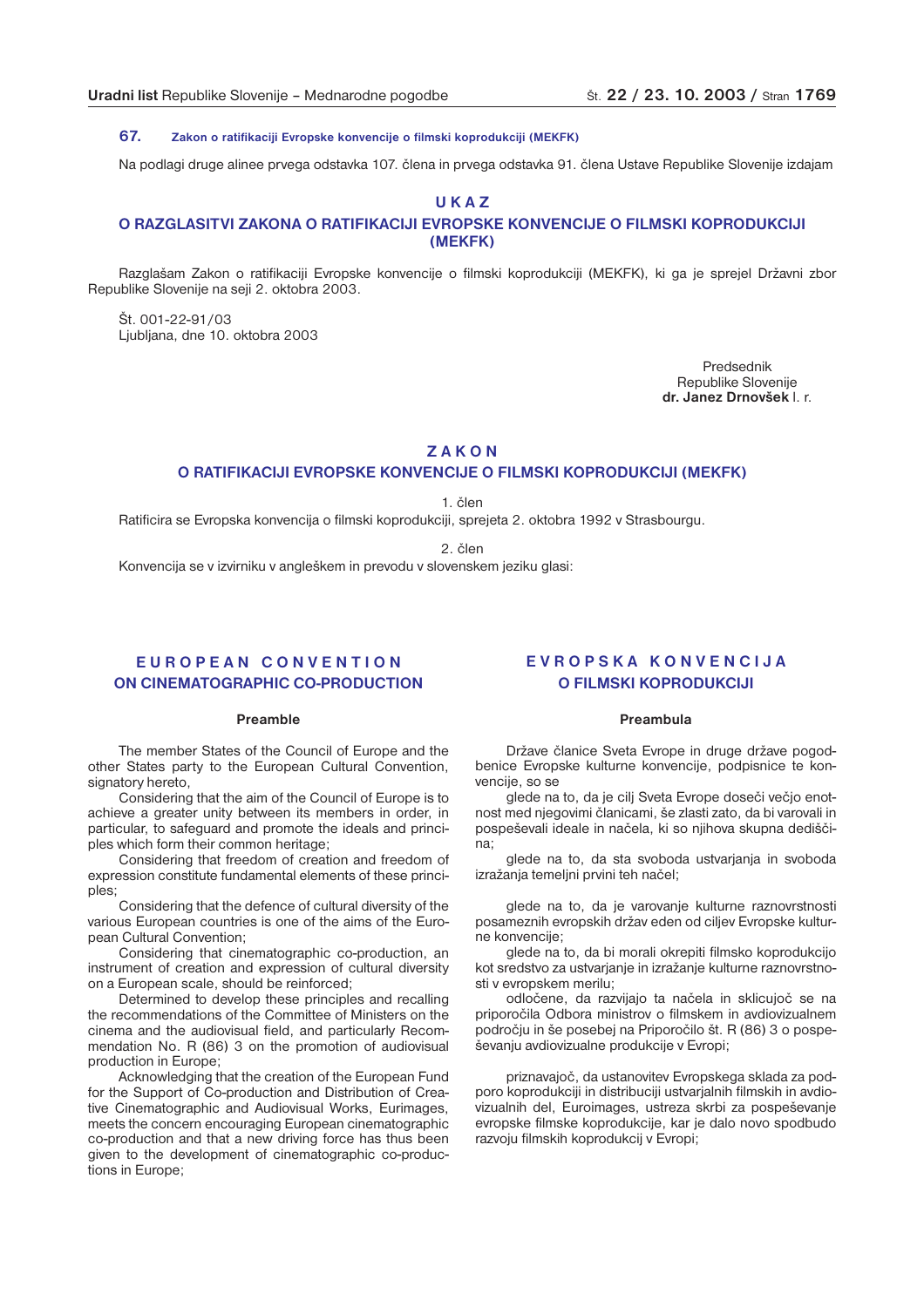**67. Zakon o ratifikaciji Evropske konvencije o filmski koprodukciji (MEKFK)**

Na podlagi druge alinee prvega odstavka 107. člena in prvega odstavka 91. člena Ustave Republike Slovenije izdajam

## U K A Z
## O RAZGLASITVI ZAKONA O RATIFIKACIJI EVROPSKE KONVENCIJE O FILMSKI KOPRODUKCIJI (MEKFK)

Razglašam Zakon o ratifikaciji Evropske konvencije o filmski koprodukciji (MEKFK), ki ga je sprejel Državni zbor Republike Slovenije na seji 2. oktobra 2003.

Št. 001-22-91/03
Ljubljana, dne 10. oktobra 2003

Predsednik
Republike Slovenije
**dr. Janez Drnovšek** l. r.

## Z A K O N
## O RATIFIKACIJI EVROPSKE KONVENCIJE O FILMSKI KOPRODUKCIJI (MEKFK)

1. člen

Ratificira se Evropska konvencija o filmski koprodukciji, sprejeta 2. oktobra 1992 v Strasbourgu.

2. člen

Konvencija se v izvirniku v angleškem in prevodu v slovenskem jeziku glasi:

## E U R O P E A N C O N V E N T I O N ON CINEMATOGRAPHIC CO-PRODUCTION

### Preamble

The member States of the Council of Europe and the other States party to the European Cultural Convention, signatory hereto,

Considering that the aim of the Council of Europe is to achieve a greater unity between its members in order, in particular, to safeguard and promote the ideals and principles which form their common heritage;

Considering that freedom of creation and freedom of expression constitute fundamental elements of these principles;

Considering that the defence of cultural diversity of the various European countries is one of the aims of the European Cultural Convention;

Considering that cinematographic co-production, an instrument of creation and expression of cultural diversity on a European scale, should be reinforced;

Determined to develop these principles and recalling the recommendations of the Committee of Ministers on the cinema and the audiovisual field, and particularly Recommendation No. R (86) 3 on the promotion of audiovisual production in Europe;

Acknowledging that the creation of the European Fund for the Support of Co-production and Distribution of Creative Cinematographic and Audiovisual Works, Eurimages, meets the concern encouraging European cinematographic co-production and that a new driving force has thus been given to the development of cinematographic co-productions in Europe;

## E V R O P S K A K O N V E N C I J A O FILMSKI KOPRODUKCIJI

### Preambula

Države članice Sveta Evrope in druge države pogodbenice Evropske kulturne konvencije, podpisnice te konvencije, so se

glede na to, da je cilj Sveta Evrope doseči večjo enotnost med njegovimi članicami, še zlasti zato, da bi varovali in pospeševali ideale in načela, ki so njihova skupna dediščina;

glede na to, da sta svoboda ustvarjanja in svoboda izražanja temeljni prvini teh načel;

glede na to, da je varovanje kulturne raznovrstnosti posameznih evropskih držav eden od ciljev Evropske kulturne konvencije;

glede na to, da bi morali okrepiti filmsko koprodukcijo kot sredstvo za ustvarjanje in izražanje kulturne raznovrstnosti v evropskem merilu;

odločene, da razvijajo ta načela in sklicujoč se na priporočila Odbora ministrov o filmskem in avdiovizualnem področju in še posebej na Priporočilo št. R (86) 3 o pospeševanju avdiovizualne produkcije v Evropi;

priznavajoč, da ustanovitev Evropskega sklada za podporo koprodukciji in distribuciji ustvarjalnih filmskih in avdiovizualnih del, Euroimages, ustreza skrbi za pospeševanje evropske filmske koprodukcije, kar je dalo novo spodbudo razvoju filmskih koprodukcij v Evropi;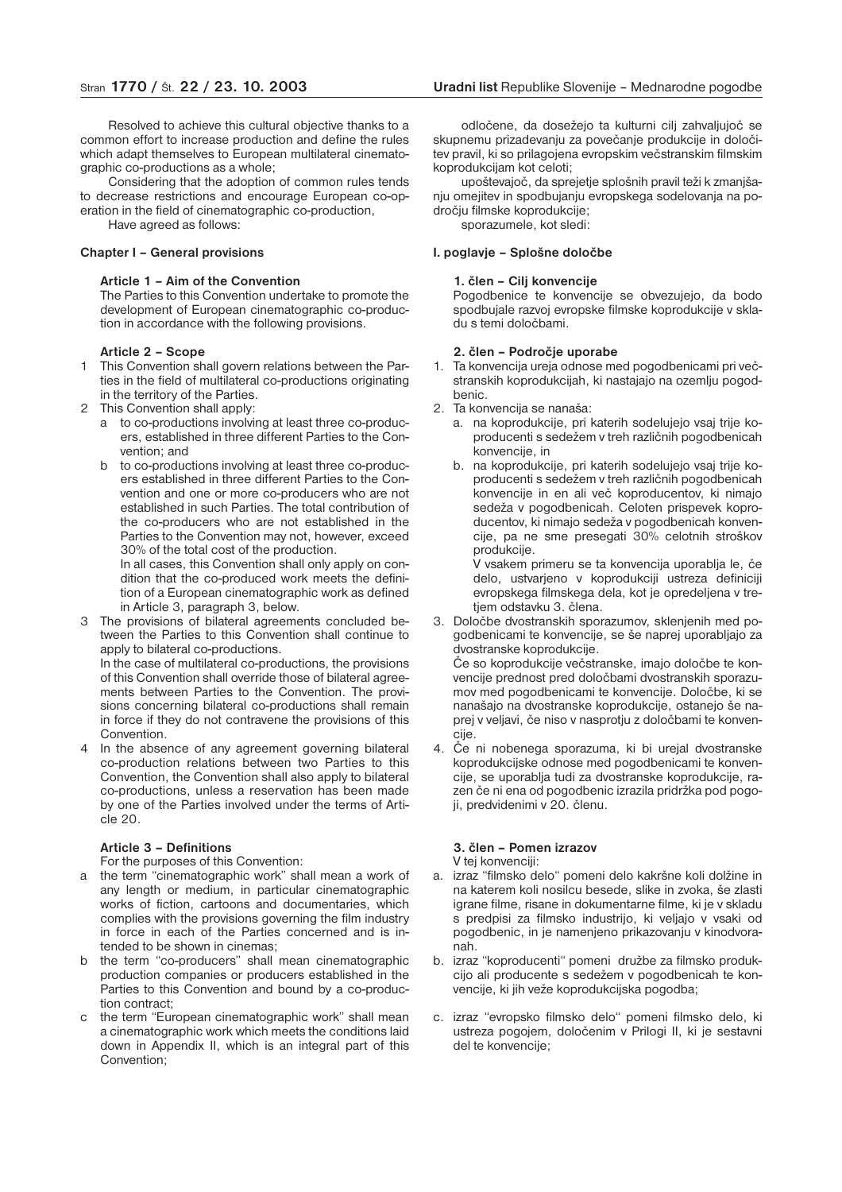Resolved to achieve this cultural objective thanks to a common effort to increase production and define the rules which adapt themselves to European multilateral cinematographic co-productions as a whole;

Considering that the adoption of common rules tends to decrease restrictions and encourage European co-operation in the field of cinematographic co-production,

Have agreed as follows:

### Chapter I – General provisions

#### Article 1 – Aim of the Convention

The Parties to this Convention undertake to promote the development of European cinematographic co-production in accordance with the following provisions.

#### Article 2 – Scope

1 This Convention shall govern relations between the Parties in the field of multilateral co-productions originating in the territory of the Parties.
2 This Convention shall apply:
   a to co-productions involving at least three co-producers, established in three different Parties to the Convention; and
   b to co-productions involving at least three co-producers established in three different Parties to the Convention and one or more co-producers who are not established in such Parties. The total contribution of the co-producers who are not established in the Parties to the Convention may not, however, exceed 30% of the total cost of the production.

   In all cases, this Convention shall only apply on condition that the co-produced work meets the definition of a European cinematographic work as defined in Article 3, paragraph 3, below.
3 The provisions of bilateral agreements concluded between the Parties to this Convention shall continue to apply to bilateral co-productions.

   In the case of multilateral co-productions, the provisions of this Convention shall override those of bilateral agreements between Parties to the Convention. The provisions concerning bilateral co-productions shall remain in force if they do not contravene the provisions of this Convention.
4 In the absence of any agreement governing bilateral co-production relations between two Parties to this Convention, the Convention shall also apply to bilateral co-productions, unless a reservation has been made by one of the Parties involved under the terms of Article 20.

#### Article 3 – Definitions

For the purposes of this Convention:

a the term "cinematographic work" shall mean a work of any length or medium, in particular cinematographic works of fiction, cartoons and documentaries, which complies with the provisions governing the film industry in force in each of the Parties concerned and is intended to be shown in cinemas;
b the term "co-producers" shall mean cinematographic production companies or producers established in the Parties to this Convention and bound by a co-production contract;
c the term "European cinematographic work" shall mean a cinematographic work which meets the conditions laid down in Appendix II, which is an integral part of this Convention;

odločene, da dosežejo ta kulturni cilj zahvaljujoč se skupnemu prizadevanju za povečanje produkcije in določitev pravil, ki so prilagojena evropskim večstranskim filmskim koprodukcijam kot celoti;

upoštevajoč, da sprejetje splošnih pravil teži k zmanjšanju omejitev in spodbujanju evropskega sodelovanja na področju filmske koprodukcije;

sporazumele, kot sledi:

### I. poglavje – Splošne določbe

#### 1. člen – Cilj konvencije

Pogodbenice te konvencije se obvezujejo, da bodo spodbujale razvoj evropske filmske koprodukcije v skladu s temi določbami.

#### 2. člen – Področje uporabe

1. Ta konvencija ureja odnose med pogodbenicami pri večstranskih koprodukcijah, ki nastajajo na ozemlju pogodbenic.
2. Ta konvencija se nanaša:
   a. na koprodukcije, pri katerih sodelujejo vsaj trije koproducenti s sedežem v treh različnih pogodbenicah konvencije, in
   b. na koprodukcije, pri katerih sodelujejo vsaj trije koproducenti s sedežem v treh različnih pogodbenicah konvencije in en ali več koproducentov, ki nimajo sedeža v pogodbenicah. Celoten prispevek koproducentov, ki nimajo sedeža v pogodbenicah konvencije, pa ne sme presegati 30% celotnih stroškov produkcije.

   V vsakem primeru se ta konvencija uporablja le, če delo, ustvarjeno v koprodukciji ustreza definiciji evropskega filmskega dela, kot je opredeljena v tretjem odstavku 3. člena.
3. Določbe dvostranskih sporazumov, sklenjenih med pogodbenicami te konvencije, se še naprej uporabljajo za dvostranske koprodukcije.

   Če so koprodukcije večstranske, imajo določbe te konvencije prednost pred določbami dvostranskih sporazumov med pogodbenicami te konvencije. Določbe, ki se nanašajo na dvostranske koprodukcije, ostanejo še naprej v veljavi, če niso v nasprotju z določbami te konvencije.
4. Če ni nobenega sporazuma, ki bi urejal dvostranske koprodukcijske odnose med pogodbenicami te konvencije, se uporablja tudi za dvostranske koprodukcije, razen če ni ena od pogodbenic izrazila pridržka pod pogoji, predvidenimi v 20. členu.

#### 3. člen – Pomen izrazov

V tej konvenciji:

a. izraz "filmsko delo" pomeni delo kakršne koli dolžine in na katerem koli nosilcu besede, slike in zvoka, še zlasti igrane filme, risane in dokumentarne filme, ki je v skladu s predpisi za filmsko industrijo, ki veljajo v vsaki od pogodbenic, in je namenjeno prikazovanju v kinodvoranah.
b. izraz "koproducenti" pomeni družbe za filmsko produkcijo ali producente s sedežem v pogodbenicah te konvencije, ki jih veže koprodukcijska pogodba;
c. izraz "evropsko filmsko delo" pomeni filmsko delo, ki ustreza pogojem, določenim v Prilogi II, ki je sestavni del te konvencije;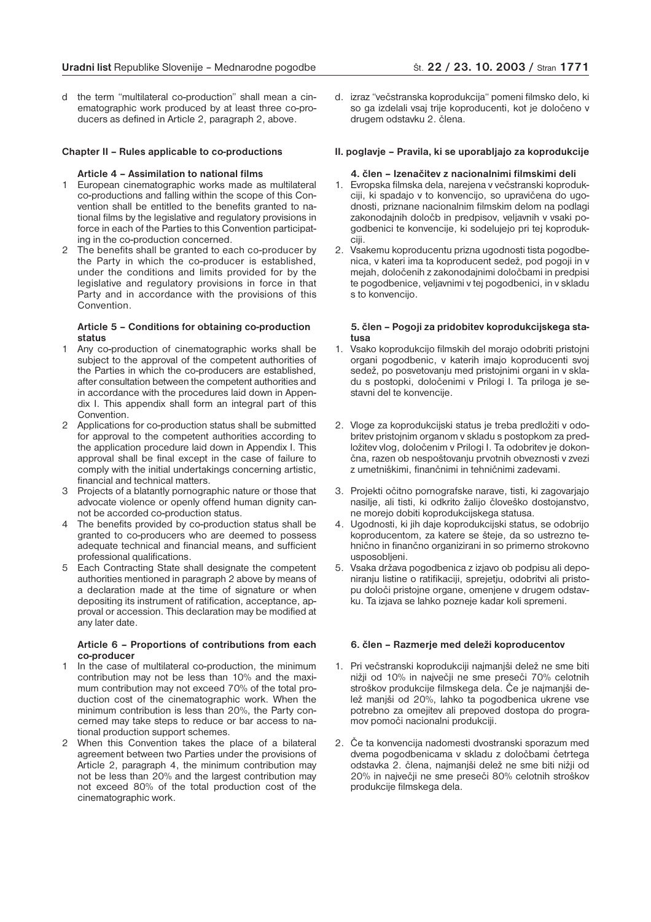d the term "multilateral co-production" shall mean a cinematographic work produced by at least three co-producers as defined in Article 2, paragraph 2, above.

## Chapter II – Rules applicable to co-productions

### Article 4 – Assimilation to national films

1. European cinematographic works made as multilateral co-productions and falling within the scope of this Convention shall be entitled to the benefits granted to national films by the legislative and regulatory provisions in force in each of the Parties to this Convention participating in the co-production concerned.
2. The benefits shall be granted to each co-producer by the Party in which the co-producer is established, under the conditions and limits provided for by the legislative and regulatory provisions in force in that Party and in accordance with the provisions of this Convention.

### Article 5 – Conditions for obtaining co-production status

1. Any co-production of cinematographic works shall be subject to the approval of the competent authorities of the Parties in which the co-producers are established, after consultation between the competent authorities and in accordance with the procedures laid down in Appendix I. This appendix shall form an integral part of this Convention.
2. Applications for co-production status shall be submitted for approval to the competent authorities according to the application procedure laid down in Appendix I. This approval shall be final except in the case of failure to comply with the initial undertakings concerning artistic, financial and technical matters.
3. Projects of a blatantly pornographic nature or those that advocate violence or openly offend human dignity cannot be accorded co-production status.
4. The benefits provided by co-production status shall be granted to co-producers who are deemed to possess adequate technical and financial means, and sufficient professional qualifications.
5. Each Contracting State shall designate the competent authorities mentioned in paragraph 2 above by means of a declaration made at the time of signature or when depositing its instrument of ratification, acceptance, approval or accession. This declaration may be modified at any later date.

### Article 6 – Proportions of contributions from each co-producer

1. In the case of multilateral co-production, the minimum contribution may not be less than 10% and the maximum contribution may not exceed 70% of the total production cost of the cinematographic work. When the minimum contribution is less than 20%, the Party concerned may take steps to reduce or bar access to national production support schemes.
2. When this Convention takes the place of a bilateral agreement between two Parties under the provisions of Article 2, paragraph 4, the minimum contribution may not be less than 20% and the largest contribution may not exceed 80% of the total production cost of the cinematographic work.

d. izraz "večstranska koprodukcija" pomeni filmsko delo, ki so ga izdelali vsaj trije koproducenti, kot je določeno v drugem odstavku 2. člena.

## II. poglavje – Pravila, ki se uporabljajo za koprodukcije

### 4. člen – Izenačitev z nacionalnimi filmskimi deli

1. Evropska filmska dela, narejena v večstranski koprodukciji, ki spadajo v to konvencijo, so upravičena do ugodnosti, priznane nacionalnim filmskim delom na podlagi zakonodajnih določb in predpisov, veljavnih v vsaki pogodbenici te konvencije, ki sodelujejo pri tej koprodukciji.
2. Vsakemu koproducentu prizna ugodnosti tista pogodbenica, v kateri ima ta koproducent sedež, pod pogoji in v mejah, določenih z zakonodajnimi določbami in predpisi te pogodbenice, veljavnimi v tej pogodbenici, in v skladu s to konvencijo.

### 5. člen – Pogoji za pridobitev koprodukcijskega statusa

1. Vsako koprodukcijo filmskih del morajo odobriti pristojni organi pogodbenic, v katerih imajo koproducenti svoj sedež, po posvetovanju med pristojnimi organi in v skladu s postopki, določenimi v Prilogi I. Ta priloga je sestavni del te konvencije.
2. Vloge za koprodukcijski status je treba predložiti v odobritev pristojnim organom v skladu s postopkom za predložitev vlog, določenim v Prilogi I. Ta odobritev je dokončna, razen ob nespoštovanju prvotnih obveznosti v zvezi z umetniškimi, finančnimi in tehničnimi zadevami.
3. Projekti očitno pornografske narave, tisti, ki zagovarjajo nasilje, ali tisti, ki odkrito žalijo človeško dostojanstvo, ne morejo dobiti koprodukcijskega statusa.
4. Ugodnosti, ki jih daje koprodukcijski status, se odobrijo koproducentom, za katere se šteje, da so ustrezno tehnično in finančno organizirani in so primerno strokovno usposobljeni.
5. Vsaka država pogodbenica z izjavo ob podpisu ali deponiranju listine o ratifikaciji, sprejetju, odobritvi ali pristopu določi pristojne organe, omenjene v drugem odstavku. Ta izjava se lahko pozneje kadar koli spremeni.

### 6. člen – Razmerje med deleži koproducentov

1. Pri večstranski koprodukciji najmanjši delež ne sme biti nižji od 10% in največji ne sme preseči 70% celotnih stroškov produkcije filmskega dela. Če je najmanjši delež manjši od 20%, lahko ta pogodbenica ukrene vse potrebno za omejitev ali prepoved dostopa do programov pomoči nacionalni produkciji.
2. Če ta konvencija nadomesti dvostranski sporazum med dvema pogodbenicama v skladu z določbami četrtega odstavka 2. člena, najmanjši delež ne sme biti nižji od 20% in največji ne sme preseči 80% celotnih stroškov produkcije filmskega dela.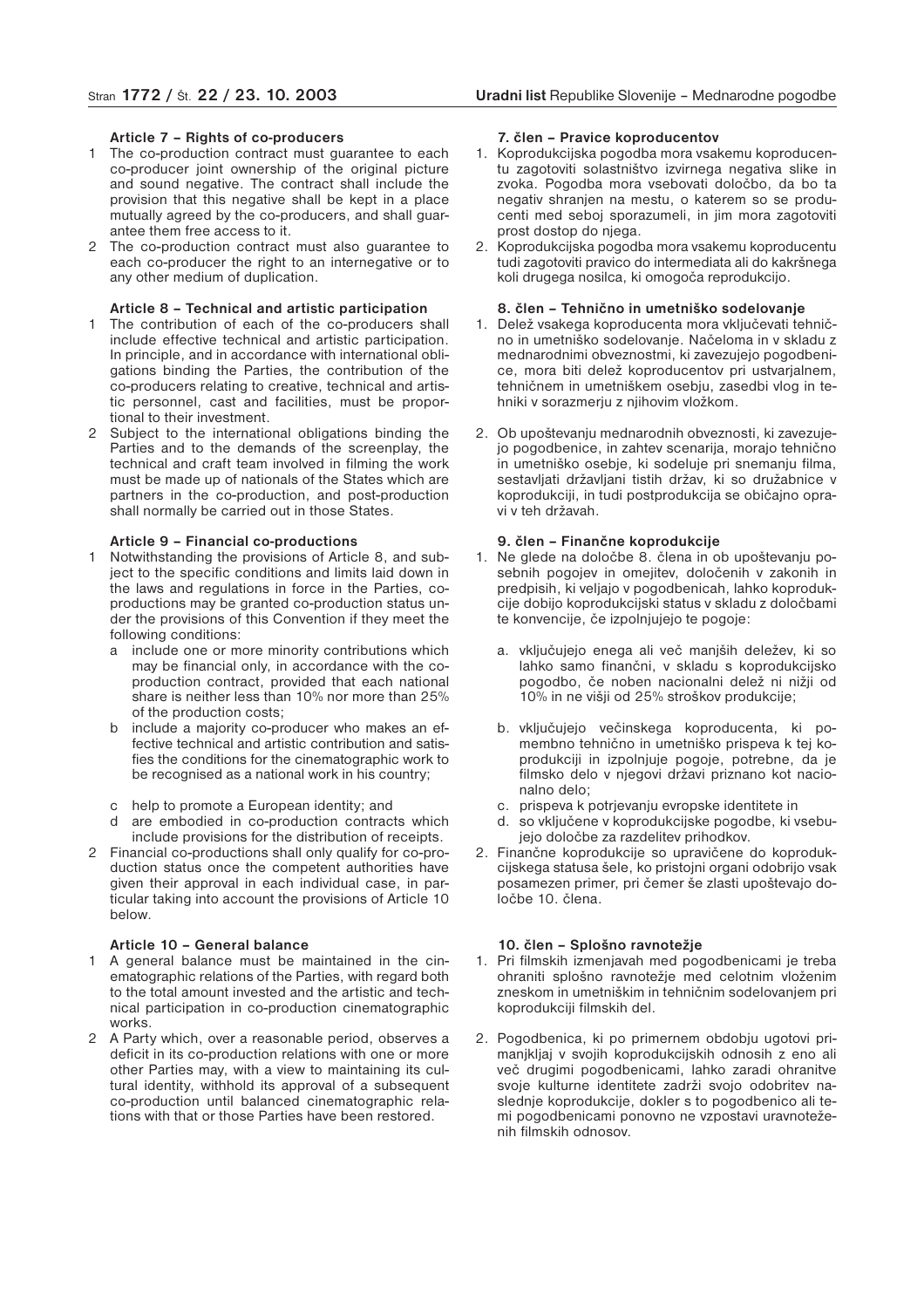### Article 7 – Rights of co-producers

1. The co-production contract must guarantee to each co-producer joint ownership of the original picture and sound negative. The contract shall include the provision that this negative shall be kept in a place mutually agreed by the co-producers, and shall guarantee them free access to it.
2. The co-production contract must also guarantee to each co-producer the right to an internegative or to any other medium of duplication.

### Article 8 – Technical and artistic participation

1. The contribution of each of the co-producers shall include effective technical and artistic participation. In principle, and in accordance with international obligations binding the Parties, the contribution of the co-producers relating to creative, technical and artistic personnel, cast and facilities, must be proportional to their investment.
2. Subject to the international obligations binding the Parties and to the demands of the screenplay, the technical and craft team involved in filming the work must be made up of nationals of the States which are partners in the co-production, and post-production shall normally be carried out in those States.

### Article 9 – Financial co-productions

1. Notwithstanding the provisions of Article 8, and subject to the specific conditions and limits laid down in the laws and regulations in force in the Parties, co-productions may be granted co-production status under the provisions of this Convention if they meet the following conditions:
   a. include one or more minority contributions which may be financial only, in accordance with the co-production contract, provided that each national share is neither less than 10% nor more than 25% of the production costs;
   b. include a majority co-producer who makes an effective technical and artistic contribution and satisfies the conditions for the cinematographic work to be recognised as a national work in his country;
   c. help to promote a European identity; and
   d. are embodied in co-production contracts which include provisions for the distribution of receipts.
2. Financial co-productions shall only qualify for co-production status once the competent authorities have given their approval in each individual case, in particular taking into account the provisions of Article 10 below.

### Article 10 – General balance

1. A general balance must be maintained in the cinematographic relations of the Parties, with regard both to the total amount invested and the artistic and technical participation in co-production cinematographic works.
2. A Party which, over a reasonable period, observes a deficit in its co-production relations with one or more other Parties may, with a view to maintaining its cultural identity, withhold its approval of a subsequent co-production until balanced cinematographic relations with that or those Parties have been restored.

### 7. člen – Pravice koproducentov

1. Koprodukcijska pogodba mora vsakemu koproducentu zagotoviti solastništvo izvirnega negativa slike in zvoka. Pogodba mora vsebovati določbo, da bo ta negativ shranjen na mestu, o katerem so se producenti med seboj sporazumeli, in jim mora zagotoviti prost dostop do njega.
2. Koprodukcijska pogodba mora vsakemu koproducentu tudi zagotoviti pravico do intermediata ali do kakršnega koli drugega nosilca, ki omogoča reprodukcijo.

### 8. člen – Tehnično in umetniško sodelovanje

1. Delež vsakega koproducenta mora vključevati tehnično in umetniško sodelovanje. Načeloma in v skladu z mednarodnimi obveznostmi, ki zavezujejo pogodbenice, mora biti delež koproducentov pri ustvarjalnem, tehničnem in umetniškem osebju, zasedbi vlog in tehniki v sorazmerju z njihovim vložkom.
2. Ob upoštevanju mednarodnih obveznosti, ki zavezujejo pogodbenice, in zahtev scenarija, morajo tehnično in umetniško osebje, ki sodeluje pri snemanju filma, sestavljati državljani tistih držav, ki so družabnice v koprodukciji, in tudi postprodukcija se običajno opravi v teh državah.

### 9. člen – Finančne koprodukcije

1. Ne glede na določbe 8. člena in ob upoštevanju posebnih pogojev in omejitev, določenih v zakonih in predpisih, ki veljajo v pogodbenicah, lahko koprodukcije dobijo koprodukcijski status v skladu z določbami te konvencije, če izpolnjujejo te pogoje:
   a. vključujejo enega ali več manjših deležev, ki so lahko samo finančni, v skladu s koprodukcijsko pogodbo, če noben nacionalni delež ni nižji od 10% in ne višji od 25% stroškov produkcije;
   b. vključujejo večinskega koproducenta, ki pomembno tehnično in umetniško prispeva k tej koprodukciji in izpolnjuje pogoje, potrebne, da je filmsko delo v njegovi državi priznano kot nacionalno delo;
   c. prispeva k potrjevanju evropske identitete in
   d. so vključene v koprodukcijske pogodbe, ki vsebujejo določbe za razdelitev prihodkov.
2. Finančne koprodukcije so upravičene do koprodukcijskega statusa šele, ko pristojni organi odobrijo vsak posamezen primer, pri čemer še zlasti upoštevajo določbe 10. člena.

### 10. člen – Splošno ravnotežje

1. Pri filmskih izmenjavah med pogodbenicami je treba ohraniti splošno ravnotežje med celotnim vloženim zneskom in umetniškim in tehničnim sodelovanjem pri koprodukciji filmskih del.
2. Pogodbenica, ki po primernem obdobju ugotovi primanjkljaj v svojih koprodukcijskih odnosih z eno ali več drugimi pogodbenicami, lahko zaradi ohranitve svoje kulturne identitete zadrži svojo odobritev naslednje koprodukcije, dokler s to pogodbenico ali temi pogodbenicami ponovno ne vzpostavi uravnoteženih filmskih odnosov.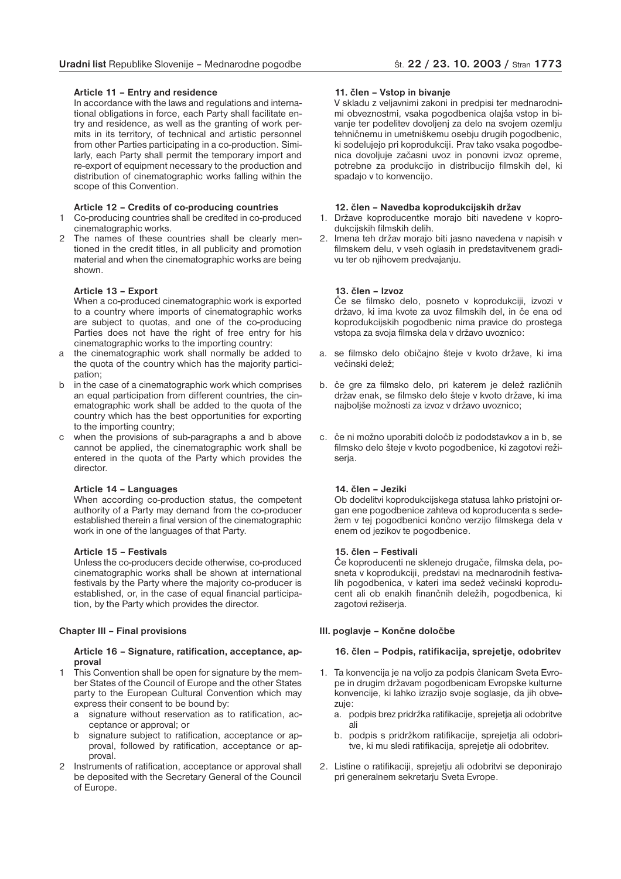#### Article 11 – Entry and residence

In accordance with the laws and regulations and international obligations in force, each Party shall facilitate entry and residence, as well as the granting of work permits in its territory, of technical and artistic personnel from other Parties participating in a co-production. Similarly, each Party shall permit the temporary import and re-export of equipment necessary to the production and distribution of cinematographic works falling within the scope of this Convention.

#### Article 12 – Credits of co-producing countries

1 Co-producing countries shall be credited in co-produced cinematographic works.
2 The names of these countries shall be clearly mentioned in the credit titles, in all publicity and promotion material and when the cinematographic works are being shown.

#### Article 13 – Export

When a co-produced cinematographic work is exported to a country where imports of cinematographic works are subject to quotas, and one of the co-producing Parties does not have the right of free entry for his cinematographic works to the importing country:

a the cinematographic work shall normally be added to the quota of the country which has the majority participation;
b in the case of a cinematographic work which comprises an equal participation from different countries, the cinematographic work shall be added to the quota of the country which has the best opportunities for exporting to the importing country;
c when the provisions of sub-paragraphs a and b above cannot be applied, the cinematographic work shall be entered in the quota of the Party which provides the director.

#### Article 14 – Languages

When according co-production status, the competent authority of a Party may demand from the co-producer established therein a final version of the cinematographic work in one of the languages of that Party.

#### Article 15 – Festivals

Unless the co-producers decide otherwise, co-produced cinematographic works shall be shown at international festivals by the Party where the majority co-producer is established, or, in the case of equal financial participation, by the Party which provides the director.

### Chapter III – Final provisions

#### Article 16 – Signature, ratification, acceptance, approval

1 This Convention shall be open for signature by the member States of the Council of Europe and the other States party to the European Cultural Convention which may express their consent to be bound by:
   a signature without reservation as to ratification, acceptance or approval; or
   b signature subject to ratification, acceptance or approval, followed by ratification, acceptance or approval.
2 Instruments of ratification, acceptance or approval shall be deposited with the Secretary General of the Council of Europe.

#### 11. člen – Vstop in bivanje

V skladu z veljavnimi zakoni in predpisi ter mednarodnimi obveznostmi, vsaka pogodbenica olajša vstop in bivanje ter podelitev dovoljenj za delo na svojem ozemlju tehničnemu in umetniškemu osebju drugih pogodbenic, ki sodelujejo pri koprodukciji. Prav tako vsaka pogodbenica dovoljuje začasni uvoz in ponovni izvoz opreme, potrebne za produkcijo in distribucijo filmskih del, ki spadajo v to konvencijo.

#### 12. člen – Navedba koprodukcijskih držav

1. Države koproducentke morajo biti navedene v koprodukcijskih filmskih delih.
2. Imena teh držav morajo biti jasno navedena v napisih v filmskem delu, v vseh oglasih in predstavitvenem gradivu ter ob njihovem predvajanju.

#### 13. člen – Izvoz

Če se filmsko delo, posneto v koprodukciji, izvozi v državo, ki ima kvote za uvoz filmskih del, in če ena od koprodukcijskih pogodbenic nima pravice do prostega vstopa za svoja filmska dela v državo uvoznico:

a. se filmsko delo običajno šteje v kvoto države, ki ima večinski delež;
b. če gre za filmsko delo, pri katerem je delež različnih držav enak, se filmsko delo šteje v kvoto države, ki ima najboljše možnosti za izvoz v državo uvoznico;
c. če ni možno uporabiti določb iz pododstavkov a in b, se filmsko delo šteje v kvoto pogodbenice, ki zagotovi režiserja.

#### 14. člen – Jeziki

Ob dodelitvi koprodukcijskega statusa lahko pristojni organ ene pogodbenice zahteva od koproducenta s sedežem v tej pogodbenici končno verzijo filmskega dela v enem od jezikov te pogodbenice.

#### 15. člen – Festivali

Če koproducenti ne sklenejo drugače, filmska dela, posneta v koprodukciji, predstavi na mednarodnih festivalih pogodbenica, v kateri ima sedež večinski koproducent ali ob enakih finančnih deležih, pogodbenica, ki zagotovi režiserja.

### III. poglavje – Končne določbe

#### 16. člen – Podpis, ratifikacija, sprejetje, odobritev

1. Ta konvencija je na voljo za podpis članicam Sveta Evrope in drugim državam pogodbenicam Evropske kulturne konvencije, ki lahko izrazijo svoje soglasje, da jih obvezuje:
   a. podpis brez pridržka ratifikacije, sprejetja ali odobritve ali
   b. podpis s pridržkom ratifikacije, sprejetja ali odobritve, ki mu sledi ratifikacija, sprejetje ali odobritev.
2. Listine o ratifikaciji, sprejetju ali odobritvi se deponirajo pri generalnem sekretarju Sveta Evrope.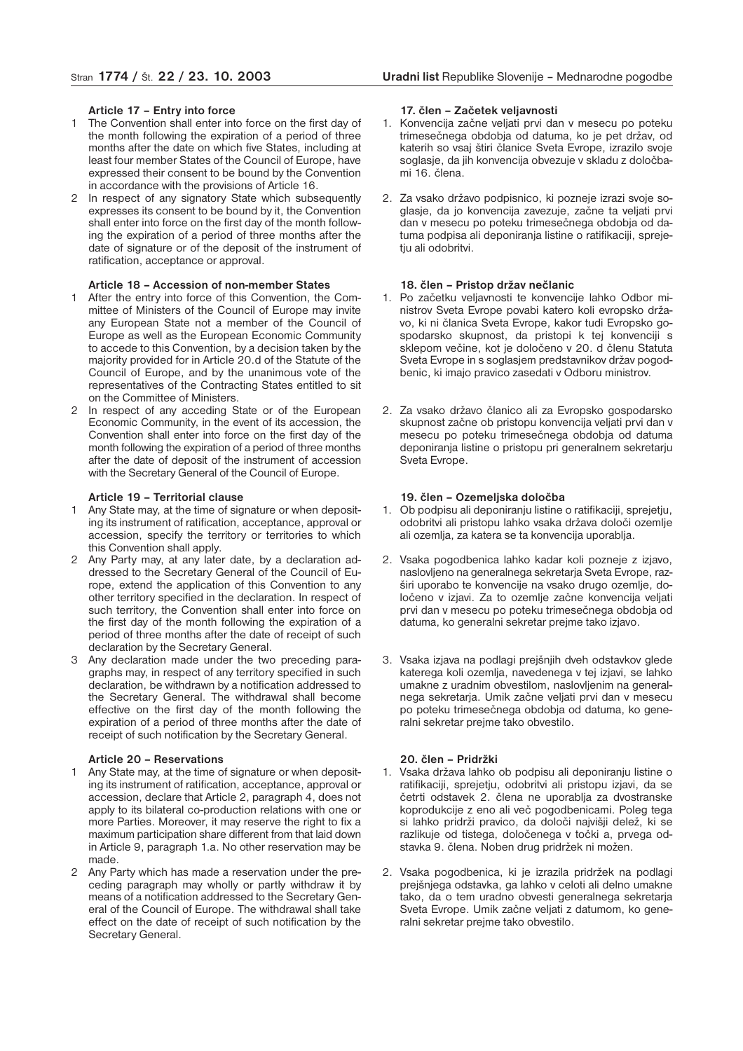**Article 17 – Entry into force**

1 The Convention shall enter into force on the first day of the month following the expiration of a period of three months after the date on which five States, including at least four member States of the Council of Europe, have expressed their consent to be bound by the Convention in accordance with the provisions of Article 16.

2 In respect of any signatory State which subsequently expresses its consent to be bound by it, the Convention shall enter into force on the first day of the month following the expiration of a period of three months after the date of signature or of the deposit of the instrument of ratification, acceptance or approval.

**Article 18 – Accession of non-member States**

1 After the entry into force of this Convention, the Committee of Ministers of the Council of Europe may invite any European State not a member of the Council of Europe as well as the European Economic Community to accede to this Convention, by a decision taken by the majority provided for in Article 20.d of the Statute of the Council of Europe, and by the unanimous vote of the representatives of the Contracting States entitled to sit on the Committee of Ministers.

2 In respect of any acceding State or of the European Economic Community, in the event of its accession, the Convention shall enter into force on the first day of the month following the expiration of a period of three months after the date of deposit of the instrument of accession with the Secretary General of the Council of Europe.

**Article 19 – Territorial clause**

1 Any State may, at the time of signature or when depositing its instrument of ratification, acceptance, approval or accession, specify the territory or territories to which this Convention shall apply.

2 Any Party may, at any later date, by a declaration addressed to the Secretary General of the Council of Europe, extend the application of this Convention to any other territory specified in the declaration. In respect of such territory, the Convention shall enter into force on the first day of the month following the expiration of a period of three months after the date of receipt of such declaration by the Secretary General.

3 Any declaration made under the two preceding paragraphs may, in respect of any territory specified in such declaration, be withdrawn by a notification addressed to the Secretary General. The withdrawal shall become effective on the first day of the month following the expiration of a period of three months after the date of receipt of such notification by the Secretary General.

**Article 20 – Reservations**

1 Any State may, at the time of signature or when depositing its instrument of ratification, acceptance, approval or accession, declare that Article 2, paragraph 4, does not apply to its bilateral co-production relations with one or more Parties. Moreover, it may reserve the right to fix a maximum participation share different from that laid down in Article 9, paragraph 1.a. No other reservation may be made.

2 Any Party which has made a reservation under the preceding paragraph may wholly or partly withdraw it by means of a notification addressed to the Secretary General of the Council of Europe. The withdrawal shall take effect on the date of receipt of such notification by the Secretary General.

**17. člen – Začetek veljavnosti**

1. Konvencija začne veljati prvi dan v mesecu po poteku trimesečnega obdobja od datuma, ko je pet držav, od katerih so vsaj štiri članice Sveta Evrope, izrazilo svoje soglasje, da jih konvencija obvezuje v skladu z določbami 16. člena.

2. Za vsako državo podpisnico, ki pozneje izrazi svoje soglasje, da jo konvencija zavezuje, začne ta veljati prvi dan v mesecu po poteku trimesečnega obdobja od datuma podpisa ali deponiranja listine o ratifikaciji, sprejetju ali odobritvi.

**18. člen – Pristop držav nečlanic**

1. Po začetku veljavnosti te konvencije lahko Odbor ministrov Sveta Evrope povabi katero koli evropsko državo, ki ni članica Sveta Evrope, kakor tudi Evropsko gospodarsko skupnost, da pristopi k tej konvenciji s sklepom večine, kot je določeno v 20. d členu Statuta Sveta Evrope in s soglasjem predstavnikov držav pogodbenic, ki imajo pravico zasedati v Odboru ministrov.

2. Za vsako državo članico ali za Evropsko gospodarsko skupnost začne ob pristopu konvencija veljati prvi dan v mesecu po poteku trimesečnega obdobja od datuma deponiranja listine o pristopu pri generalnem sekretarju Sveta Evrope.

**19. člen – Ozemeljska določba**

1. Ob podpisu ali deponiranju listine o ratifikaciji, sprejetju, odobritvi ali pristopu lahko vsaka država določi ozemlje ali ozemlja, za katera se ta konvencija uporablja.

2. Vsaka pogodbenica lahko kadar koli pozneje z izjavo, naslovljeno na generalnega sekretarja Sveta Evrope, razširi uporabo te konvencije na vsako drugo ozemlje, določeno v izjavi. Za to ozemlje začne konvencija veljati prvi dan v mesecu po poteku trimesečnega obdobja od datuma, ko generalni sekretar prejme tako izjavo.

3. Vsaka izjava na podlagi prejšnjih dveh odstavkov glede katerega koli ozemlja, navedenega v tej izjavi, se lahko umakne z uradnim obvestilom, naslovljenim na generalnega sekretarja. Umik začne veljati prvi dan v mesecu po poteku trimesečnega obdobja od datuma, ko generalni sekretar prejme tako obvestilo.

**20. člen – Pridržki**

1. Vsaka država lahko ob podpisu ali deponiranju listine o ratifikaciji, sprejetju, odobritvi ali pristopu izjavi, da se četrti odstavek 2. člena ne uporablja za dvostranske koprodukcije z eno ali več pogodbenicami. Poleg tega si lahko pridrži pravico, da določi najvišji delež, ki se razlikuje od tistega, določenega v točki a, prvega odstavka 9. člena. Noben drug pridržek ni možen.

2. Vsaka pogodbenica, ki je izrazila pridržek na podlagi prejšnjega odstavka, ga lahko v celoti ali delno umakne tako, da o tem uradno obvesti generalnega sekretarja Sveta Evrope. Umik začne veljati z datumom, ko generalni sekretar prejme tako obvestilo.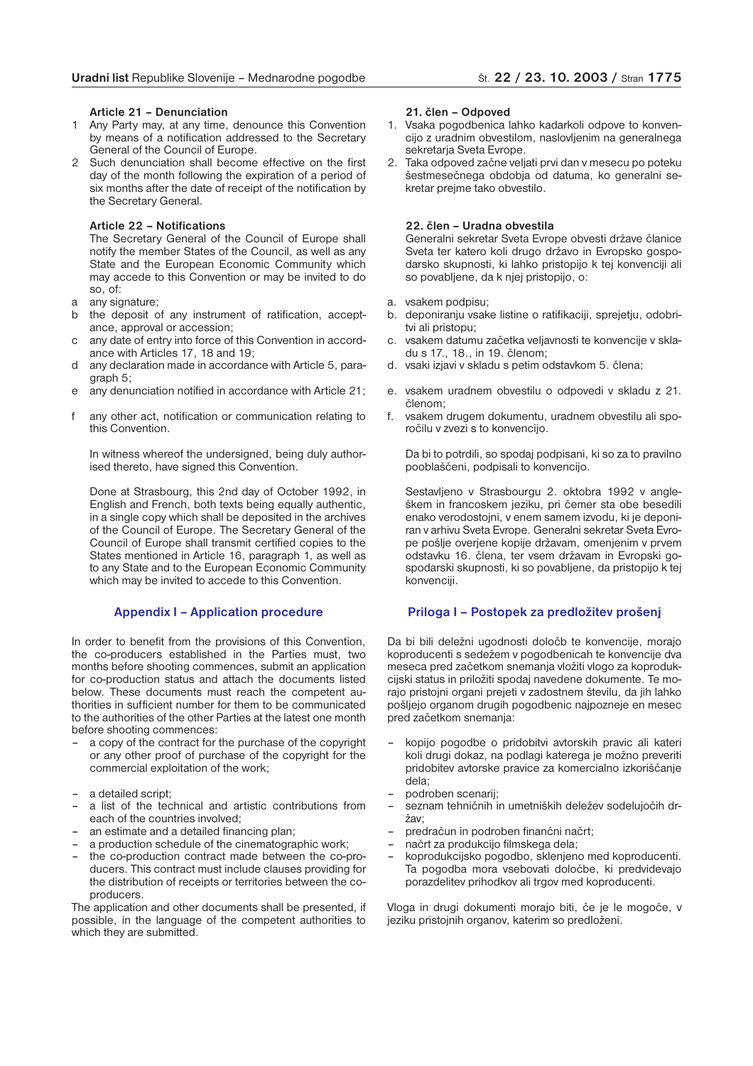### Article 21 – Denunciation

1 Any Party may, at any time, denounce this Convention by means of a notification addressed to the Secretary General of the Council of Europe.
2 Such denunciation shall become effective on the first day of the month following the expiration of a period of six months after the date of receipt of the notification by the Secretary General.

### Article 22 – Notifications

The Secretary General of the Council of Europe shall notify the member States of the Council, as well as any State and the European Economic Community which may accede to this Convention or may be invited to do so, of:

a any signature;
b the deposit of any instrument of ratification, acceptance, approval or accession;
c any date of entry into force of this Convention in accordance with Articles 17, 18 and 19;
d any declaration made in accordance with Article 5, paragraph 5;
e any denunciation notified in accordance with Article 21;
f any other act, notification or communication relating to this Convention.

In witness whereof the undersigned, being duly authorised thereto, have signed this Convention.

Done at Strasbourg, this 2nd day of October 1992, in English and French, both texts being equally authentic, in a single copy which shall be deposited in the archives of the Council of Europe. The Secretary General of the Council of Europe shall transmit certified copies to the States mentioned in Article 16, paragraph 1, as well as to any State and to the European Economic Community which may be invited to accede to this Convention.

## Appendix I – Application procedure

In order to benefit from the provisions of this Convention, the co-producers established in the Parties must, two months before shooting commences, submit an application for co-production status and attach the documents listed below. These documents must reach the competent authorities in sufficient number for them to be communicated to the authorities of the other Parties at the latest one month before shooting commences:

- a copy of the contract for the purchase of the copyright or any other proof of purchase of the copyright for the commercial exploitation of the work;
- a detailed script;
- a list of the technical and artistic contributions from each of the countries involved;
- an estimate and a detailed financing plan;
- a production schedule of the cinematographic work;
- the co-production contract made between the co-producers. This contract must include clauses providing for the distribution of receipts or territories between the co-producers.

The application and other documents shall be presented, if possible, in the language of the competent authorities to which they are submitted.

### 21. člen – Odpoved

1. Vsaka pogodbenica lahko kadarkoli odpove to konvencijo z uradnim obvestilom, naslovljenim na generalnega sekretarja Sveta Evrope.
2. Taka odpoved začne veljati prvi dan v mesecu po poteku šestmesečnega obdobja od datuma, ko generalni sekretar prejme tako obvestilo.

### 22. člen – Uradna obvestila

Generalni sekretar Sveta Evrope obvesti države članice Sveta ter katero koli drugo državo in Evropsko gospodarsko skupnosti, ki lahko pristopijo k tej konvenciji ali so povabljene, da k njej pristopijo, o:

a. vsakem podpisu;
b. deponiranju vsake listine o ratifikaciji, sprejetju, odobritvi ali pristopu;
c. vsakem datumu začetka veljavnosti te konvencije v skladu s 17., 18., in 19. členom;
d. vsaki izjavi v skladu s petim odstavkom 5. člena;
e. vsakem uradnem obvestilu o odpovedi v skladu z 21. členom;
f. vsakem drugem dokumentu, uradnem obvestilu ali sporočilu v zvezi s to konvencijo.

Da bi to potrdili, so spodaj podpisani, ki so za to pravilno pooblaščeni, podpisali to konvencijo.

Sestavljeno v Strasbourgu 2. oktobra 1992 v angleškem in francoskem jeziku, pri čemer sta obe besedili enako verodostojni, v enem samem izvodu, ki je deponiran v arhivu Sveta Evrope. Generalni sekretar Sveta Evrope pošlje overjene kopije državam, omenjenim v prvem odstavku 16. člena, ter vsem državam in Evropski gospodarski skupnosti, ki so povabljene, da pristopijo k tej konvenciji.

## Priloga I – Postopek za predložitev prošenj

Da bi bili deležni ugodnosti določb te konvencije, morajo koproducenti s sedežem v pogodbenicah te konvencije dva meseca pred začetkom snemanja vložiti vlogo za koprodukcijski status in priložiti spodaj navedene dokumente. Te morajo pristojni organi prejeti v zadostnem številu, da jih lahko pošljejo organom drugih pogodbenic najpozneje en mesec pred začetkom snemanja:

- kopijo pogodbe o pridobitvi avtorskih pravic ali kateri koli drugi dokaz, na podlagi katerega je možno preveriti pridobitev avtorske pravice za komercialno izkoriščanje dela;
- podroben scenarij;
- seznam tehničnih in umetniških deležev sodelujočih držav;
- predračun in podroben finančni načrt;
- načrt za produkcijo filmskega dela;
- koprodukcijsko pogodbo, sklenjeno med koproducenti. Ta pogodba mora vsebovati določbe, ki predvidevajo porazdelitev prihodkov ali trgov med koproducenti.

Vloga in drugi dokumenti morajo biti, če je le mogoče, v jeziku pristojnih organov, katerim so predloženi.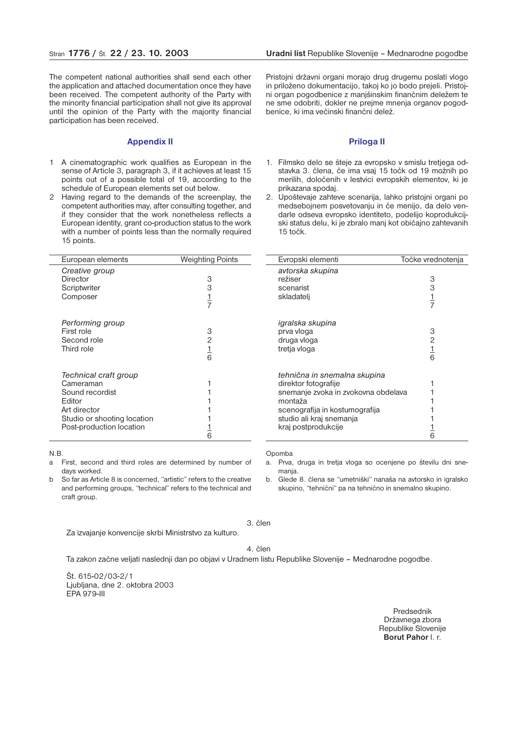The competent national authorities shall send each other the application and attached documentation once they have been received. The competent authority of the Party with the minority financial participation shall not give its approval until the opinion of the Party with the majority financial participation has been received.

Pristojni državni organi morajo drug drugemu poslati vlogo in priloženo dokumentacijo, takoj ko jo bodo prejeli. Pristojni organ pogodbenice z manjšinskim finančnim deležem te ne sme odobriti, dokler ne prejme mnenja organov pogodbenice, ki ima večinski finančni delež.

## Appendix II

1 A cinematographic work qualifies as European in the sense of Article 3, paragraph 3, if it achieves at least 15 points out of a possible total of 19, according to the schedule of European elements set out below.

2 Having regard to the demands of the screenplay, the competent authorities may, after consulting together, and if they consider that the work nonetheless reflects a European identity, grant co-production status to the work with a number of points less than the normally required 15 points.

| European elements | Weighting Points |
|---|---|
| *Creative group* | |
| Director | 3 |
| Scriptwriter | 3 |
| Composer | 1 |
| | 7 |
| *Performing group* | |
| First role | 3 |
| Second role | 2 |
| Third role | 1 |
| | 6 |
| *Technical craft group* | |
| Cameraman | 1 |
| Sound recordist | 1 |
| Editor | 1 |
| Art director | 1 |
| Studio or shooting location | 1 |
| Post-production location | 1 |
| | 6 |

N.B.

a First, second and third roles are determined by number of days worked.

b So far as Article 8 is concerned, "artistic" refers to the creative and performing groups, "technical" refers to the technical and craft group.

## Priloga II

1. Filmsko delo se šteje za evropsko v smislu tretjega odstavka 3. člena, če ima vsaj 15 točk od 19 možnih po merilih, določenih v lestvici evropskih elementov, ki je prikazana spodaj.

2. Upoštevaje zahteve scenarija, lahko pristojni organi po medsebojnem posvetovanju in če menijo, da delo vendarle odseva evropsko identiteto, podelijo koprodukcijski status delu, ki je zbralo manj kot običajno zahtevanih 15 točk.

| Evropski elementi | Točke vrednotenja |
|---|---|
| *avtorska skupina* | |
| režiser | 3 |
| scenarist | 3 |
| skladatelj | 1 |
| | 7 |
| *igralska skupina* | |
| prva vloga | 3 |
| druga vloga | 2 |
| tretja vloga | 1 |
| | 6 |
| *tehnična in snemalna skupina* | |
| direktor fotografije | 1 |
| snemanje zvoka in zvokovna obdelava | 1 |
| montaža | 1 |
| scenografija in kostumografija | 1 |
| studio ali kraj snemanja | 1 |
| kraj postprodukcije | 1 |
| | 6 |

Opomba

a. Prva, druga in tretja vloga so ocenjene po številu dni snemanja.

b. Glede 8. člena se "umetniški" nanaša na avtorsko in igralsko skupino, "tehnični" pa na tehnično in snemalno skupino.

3. člen

Za izvajanje konvencije skrbi Ministrstvo za kulturo.

4. člen

Ta zakon začne veljati naslednji dan po objavi v Uradnem listu Republike Slovenije – Mednarodne pogodbe.

Št. 615-02/03-2/1
Ljubljana, dne 2. oktobra 2003
EPA 979-III

Predsednik
Državnega zbora
Republike Slovenije
**Borut Pahor** l. r.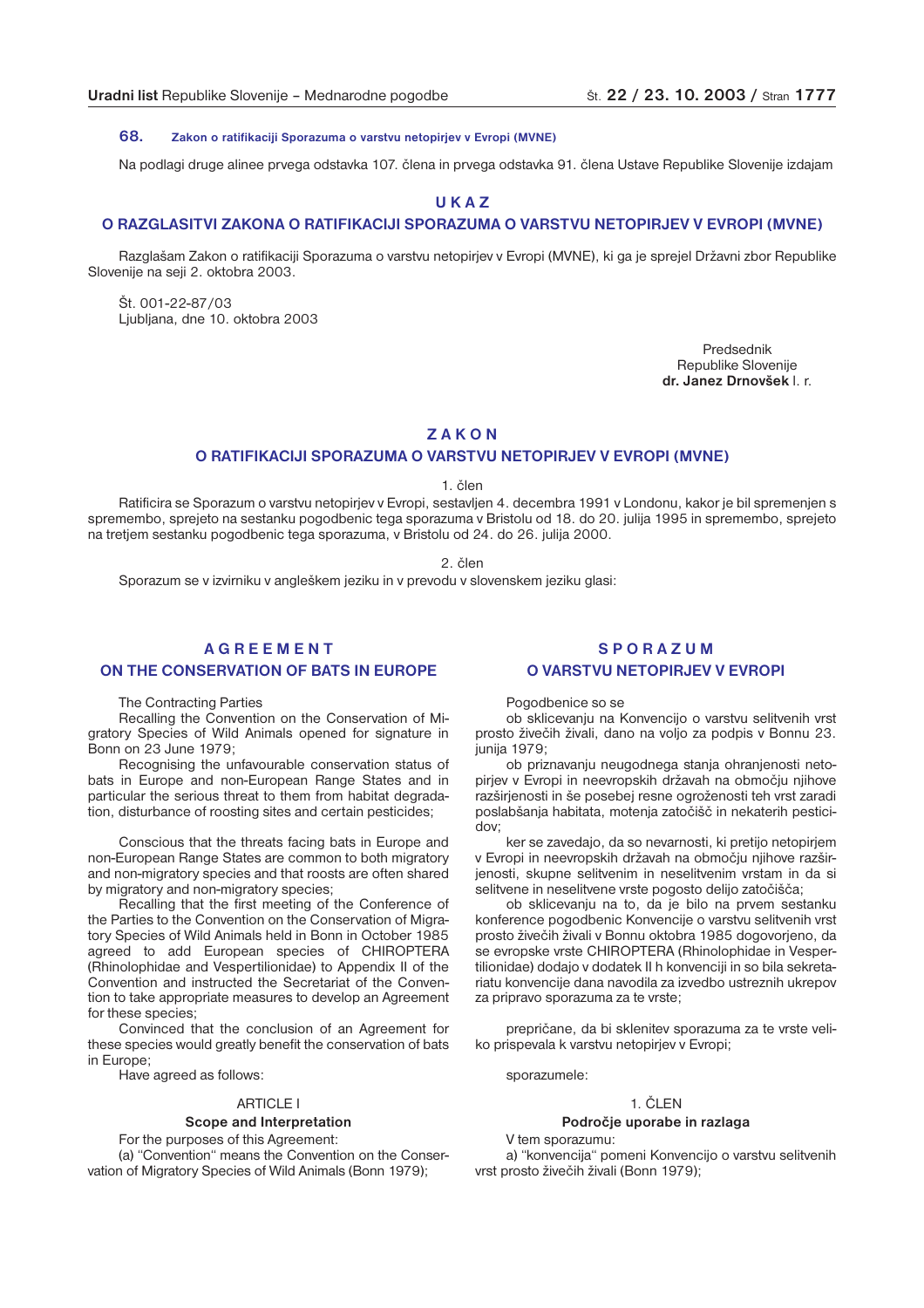## 68. Zakon o ratifikaciji Sporazuma o varstvu netopirjev v Evropi (MVNE)

Na podlagi druge alinee prvega odstavka 107. člena in prvega odstavka 91. člena Ustave Republike Slovenije izdajam

# U K A Z
## O RAZGLASITVI ZAKONA O RATIFIKACIJI SPORAZUMA O VARSTVU NETOPIRJEV V EVROPI (MVNE)

Razglašam Zakon o ratifikaciji Sporazuma o varstvu netopirjev v Evropi (MVNE), ki ga je sprejel Državni zbor Republike Slovenije na seji 2. oktobra 2003.

Št. 001-22-87/03
Ljubljana, dne 10. oktobra 2003

Predsednik
Republike Slovenije
**dr. Janez Drnovšek** l. r.

# Z A K O N
## O RATIFIKACIJI SPORAZUMA O VARSTVU NETOPIRJEV V EVROPI (MVNE)

1. člen

Ratificira se Sporazum o varstvu netopirjev v Evropi, sestavljen 4. decembra 1991 v Londonu, kakor je bil spremenjen s spremembo, sprejeto na sestanku pogodbenic tega sporazuma v Bristolu od 18. do 20. julija 1995 in spremembo, sprejeto na tretjem sestanku pogodbenic tega sporazuma, v Bristolu od 24. do 26. julija 2000.

2. člen

Sporazum se v izvirniku v angleškem jeziku in v prevodu v slovenskem jeziku glasi:

## A G R E E M E N T
## ON THE CONSERVATION OF BATS IN EUROPE

The Contracting Parties

Recalling the Convention on the Conservation of Migratory Species of Wild Animals opened for signature in Bonn on 23 June 1979;

Recognising the unfavourable conservation status of bats in Europe and non-European Range States and in particular the serious threat to them from habitat degradation, disturbance of roosting sites and certain pesticides;

Conscious that the threats facing bats in Europe and non-European Range States are common to both migratory and non-migratory species and that roosts are often shared by migratory and non-migratory species;

Recalling that the first meeting of the Conference of the Parties to the Convention on the Conservation of Migratory Species of Wild Animals held in Bonn in October 1985 agreed to add European species of CHIROPTERA (Rhinolophidae and Vespertilionidae) to Appendix II of the Convention and instructed the Secretariat of the Convention to take appropriate measures to develop an Agreement for these species;

Convinced that the conclusion of an Agreement for these species would greatly benefit the conservation of bats in Europe;

Have agreed as follows:

ARTICLE I

**Scope and Interpretation**

For the purposes of this Agreement:

(a) "Convention" means the Convention on the Conservation of Migratory Species of Wild Animals (Bonn 1979);

## S P O R A Z U M
## O VARSTVU NETOPIRJEV V EVROPI

Pogodbenice so se

ob sklicevanju na Konvencijo o varstvu selitvenih vrst prosto živečih živali, dano na voljo za podpis v Bonnu 23. junija 1979;

ob priznavanju neugodnega stanja ohranjenosti netopirjev v Evropi in neevropskih državah na območju njihove razširjenosti in še posebej resne ogroženosti teh vrst zaradi poslabšanja habitata, motenja zatočišč in nekaterih pesticidov;

ker se zavedajo, da so nevarnosti, ki pretijo netopirjem v Evropi in neevropskih državah na območju njihove razširjenosti, skupne selitvenim in neselitvenim vrstam in da si selitvene in neselitvene vrste pogosto delijo zatočišča;

ob sklicevanju na to, da je bilo na prvem sestanku konference pogodbenic Konvencije o varstvu selitvenih vrst prosto živečih živali v Bonnu oktobra 1985 dogovorjeno, da se evropske vrste CHIROPTERA (Rhinolophidae in Vespertilionidae) dodajo v dodatek II h konvenciji in so bila sekretariatu konvencije dana navodila za izvedbo ustreznih ukrepov za pripravo sporazuma za te vrste;

prepričane, da bi sklenitev sporazuma za te vrste veliko prispevala k varstvu netopirjev v Evropi;

sporazumele:

1. ČLEN

**Področje uporabe in razlaga**

V tem sporazumu:

a) "konvencija" pomeni Konvencijo o varstvu selitvenih vrst prosto živečih živali (Bonn 1979);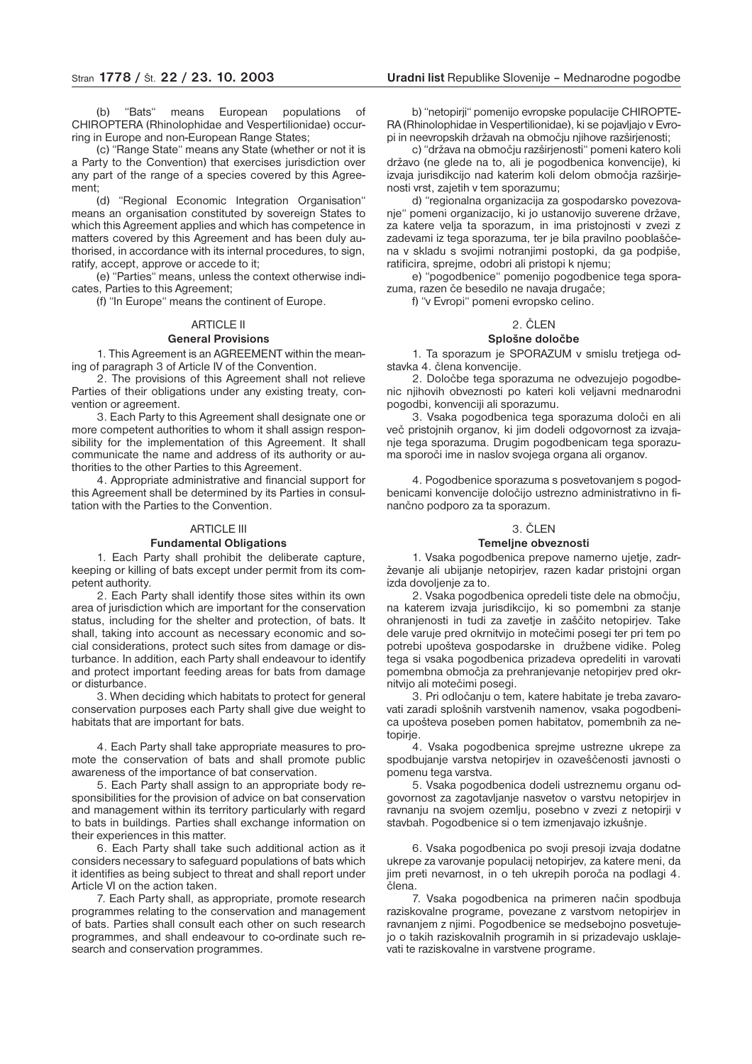(b) "Bats" means European populations of CHIROPTERA (Rhinolophidae and Vespertilionidae) occurring in Europe and non-European Range States;

(c) "Range State" means any State (whether or not it is a Party to the Convention) that exercises jurisdiction over any part of the range of a species covered by this Agreement;

(d) "Regional Economic Integration Organisation" means an organisation constituted by sovereign States to which this Agreement applies and which has competence in matters covered by this Agreement and has been duly authorised, in accordance with its internal procedures, to sign, ratify, accept, approve or accede to it;

(e) "Parties" means, unless the context otherwise indicates, Parties to this Agreement;

(f) "In Europe" means the continent of Europe.

ARTICLE II

**General Provisions**

1. This Agreement is an AGREEMENT within the meaning of paragraph 3 of Article IV of the Convention.

2. The provisions of this Agreement shall not relieve Parties of their obligations under any existing treaty, convention or agreement.

3. Each Party to this Agreement shall designate one or more competent authorities to whom it shall assign responsibility for the implementation of this Agreement. It shall communicate the name and address of its authority or authorities to the other Parties to this Agreement.

4. Appropriate administrative and financial support for this Agreement shall be determined by its Parties in consultation with the Parties to the Convention.

ARTICLE III

**Fundamental Obligations**

1. Each Party shall prohibit the deliberate capture, keeping or killing of bats except under permit from its competent authority.

2. Each Party shall identify those sites within its own area of jurisdiction which are important for the conservation status, including for the shelter and protection, of bats. It shall, taking into account as necessary economic and social considerations, protect such sites from damage or disturbance. In addition, each Party shall endeavour to identify and protect important feeding areas for bats from damage or disturbance.

3. When deciding which habitats to protect for general conservation purposes each Party shall give due weight to habitats that are important for bats.

4. Each Party shall take appropriate measures to promote the conservation of bats and shall promote public awareness of the importance of bat conservation.

5. Each Party shall assign to an appropriate body responsibilities for the provision of advice on bat conservation and management within its territory particularly with regard to bats in buildings. Parties shall exchange information on their experiences in this matter.

6. Each Party shall take such additional action as it considers necessary to safeguard populations of bats which it identifies as being subject to threat and shall report under Article VI on the action taken.

7. Each Party shall, as appropriate, promote research programmes relating to the conservation and management of bats. Parties shall consult each other on such research programmes, and shall endeavour to co-ordinate such research and conservation programmes.

b) "netopirji" pomenijo evropske populacije CHIROPTERA (Rhinolophidae in Vespertilionidae), ki se pojavljajo v Evropi in neevropskih državah na območju njihove razširjenosti;

c) "država na območju razširjenosti" pomeni katero koli državo (ne glede na to, ali je pogodbenica konvencije), ki izvaja jurisdikcijo nad katerim koli delom območja razširjenosti vrst, zajetih v tem sporazumu;

d) "regionalna organizacija za gospodarsko povezovanje" pomeni organizacijo, ki jo ustanovijo suverene države, za katere velja ta sporazum, in ima pristojnosti v zvezi z zadevami iz tega sporazuma, ter je bila pravilno pooblaščena v skladu s svojimi notranjimi postopki, da ga podpiše, ratificira, sprejme, odobri ali pristopi k njemu;

e) "pogodbenice" pomenijo pogodbenice tega sporazuma, razen če besedilo ne navaja drugače;

f) "v Evropi" pomeni evropsko celino.

2. ČLEN

**Splošne določbe**

1. Ta sporazum je SPORAZUM v smislu tretjega odstavka 4. člena konvencije.

2. Določbe tega sporazuma ne odvezujejo pogodbenic njihovih obveznosti po kateri koli veljavni mednarodni pogodbi, konvenciji ali sporazumu.

3. Vsaka pogodbenica tega sporazuma določi en ali več pristojnih organov, ki jim dodeli odgovornost za izvajanje tega sporazuma. Drugim pogodbenicam tega sporazuma sporoči ime in naslov svojega organa ali organov.

4. Pogodbenice sporazuma s posvetovanjem s pogodbenicami konvencije določijo ustrezno administrativno in finančno podporo za ta sporazum.

3. ČLEN

**Temeljne obveznosti**

1. Vsaka pogodbenica prepove namerno ujetje, zadrževanje ali ubijanje netopirjev, razen kadar pristojni organ izda dovoljenje za to.

2. Vsaka pogodbenica opredeli tiste dele na območju, na katerem izvaja jurisdikcijo, ki so pomembni za stanje ohranjenosti in tudi za zavetje in zaščito netopirjev. Take dele varuje pred okrnitvijo in motečimi posegi ter pri tem po potrebi upošteva gospodarske in družbene vidike. Poleg tega si vsaka pogodbenica prizadeva opredeliti in varovati pomembna območja za prehranjevanje netopirjev pred okrnitvijo ali motečimi posegi.

3. Pri odločanju o tem, katere habitate je treba zavarovati zaradi splošnih varstvenih namenov, vsaka pogodbenica upošteva poseben pomen habitatov, pomembnih za netopirje.

4. Vsaka pogodbenica sprejme ustrezne ukrepe za spodbujanje varstva netopirjev in ozaveščenosti javnosti o pomenu tega varstva.

5. Vsaka pogodbenica dodeli ustreznemu organu odgovornost za zagotavljanje nasvetov o varstvu netopirjev in ravnanju na svojem ozemlju, posebno v zvezi z netopirji v stavbah. Pogodbenice si o tem izmenjavajo izkušnje.

6. Vsaka pogodbenica po svoji presoji izvaja dodatne ukrepe za varovanje populacij netopirjev, za katere meni, da jim preti nevarnost, in o teh ukrepih poroča na podlagi 4. člena.

7. Vsaka pogodbenica na primeren način spodbuja raziskovalne programe, povezane z varstvom netopirjev in ravnanjem z njimi. Pogodbenice se medsebojno posvetujejo o takih raziskovalnih programih in si prizadevajo usklajevati te raziskovalne in varstvene programe.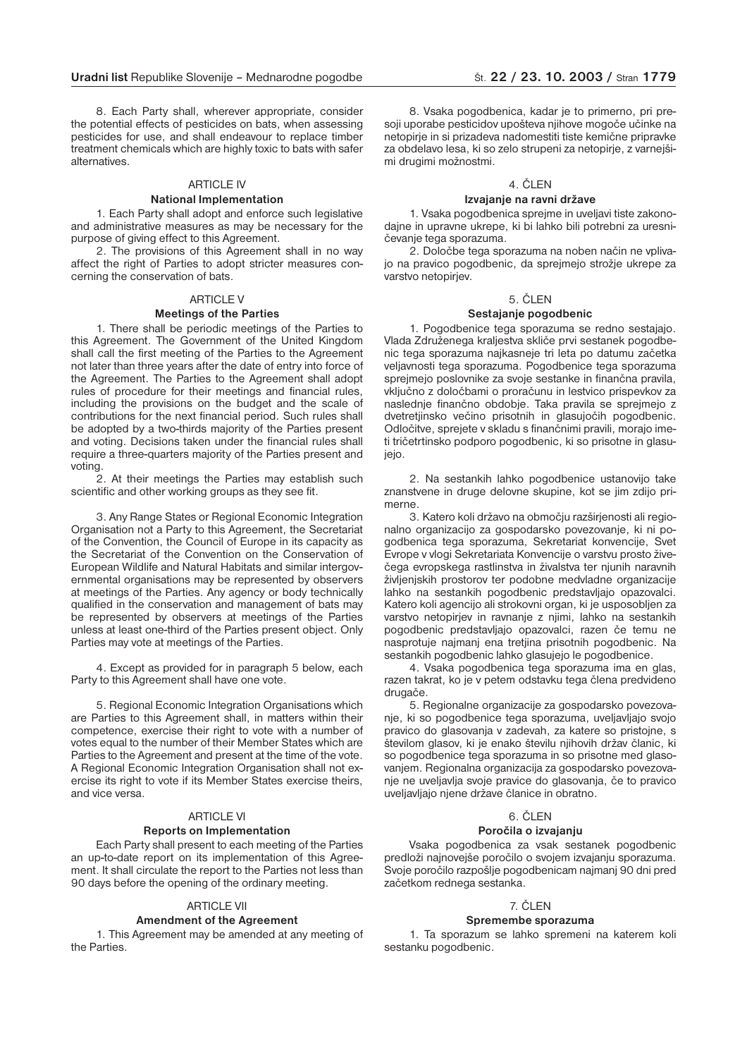8. Each Party shall, wherever appropriate, consider the potential effects of pesticides on bats, when assessing pesticides for use, and shall endeavour to replace timber treatment chemicals which are highly toxic to bats with safer alternatives.

ARTICLE IV

**National Implementation**

1. Each Party shall adopt and enforce such legislative and administrative measures as may be necessary for the purpose of giving effect to this Agreement.

2. The provisions of this Agreement shall in no way affect the right of Parties to adopt stricter measures concerning the conservation of bats.

ARTICLE V

**Meetings of the Parties**

1. There shall be periodic meetings of the Parties to this Agreement. The Government of the United Kingdom shall call the first meeting of the Parties to the Agreement not later than three years after the date of entry into force of the Agreement. The Parties to the Agreement shall adopt rules of procedure for their meetings and financial rules, including the provisions on the budget and the scale of contributions for the next financial period. Such rules shall be adopted by a two-thirds majority of the Parties present and voting. Decisions taken under the financial rules shall require a three-quarters majority of the Parties present and voting.

2. At their meetings the Parties may establish such scientific and other working groups as they see fit.

3. Any Range States or Regional Economic Integration Organisation not a Party to this Agreement, the Secretariat of the Convention, the Council of Europe in its capacity as the Secretariat of the Convention on the Conservation of European Wildlife and Natural Habitats and similar intergovernmental organisations may be represented by observers at meetings of the Parties. Any agency or body technically qualified in the conservation and management of bats may be represented by observers at meetings of the Parties unless at least one-third of the Parties present object. Only Parties may vote at meetings of the Parties.

4. Except as provided for in paragraph 5 below, each Party to this Agreement shall have one vote.

5. Regional Economic Integration Organisations which are Parties to this Agreement shall, in matters within their competence, exercise their right to vote with a number of votes equal to the number of their Member States which are Parties to the Agreement and present at the time of the vote. A Regional Economic Integration Organisation shall not exercise its right to vote if its Member States exercise theirs, and vice versa.

ARTICLE VI

**Reports on Implementation**

Each Party shall present to each meeting of the Parties an up-to-date report on its implementation of this Agreement. It shall circulate the report to the Parties not less than 90 days before the opening of the ordinary meeting.

ARTICLE VII

**Amendment of the Agreement**

1. This Agreement may be amended at any meeting of the Parties.

8. Vsaka pogodbenica, kadar je to primerno, pri presoji uporabe pesticidov upošteva njihove mogoče učinke na netopirje in si prizadeva nadomestiti tiste kemične pripravke za obdelavo lesa, ki so zelo strupeni za netopirje, z varnejšimi drugimi možnostmi.

4. ČLEN

**Izvajanje na ravni države**

1. Vsaka pogodbenica sprejme in uveljavi tiste zakonodajne in upravne ukrepe, ki bi lahko bili potrebni za uresničevanje tega sporazuma.

2. Določbe tega sporazuma na noben način ne vplivajo na pravico pogodbenic, da sprejmejo strožje ukrepe za varstvo netopirjev.

5. ČLEN

**Sestajanje pogodbenic**

1. Pogodbenice tega sporazuma se redno sestajajo. Vlada Združenega kraljestva skliče prvi sestanek pogodbenic tega sporazuma najkasneje tri leta po datumu začetka veljavnosti tega sporazuma. Pogodbenice tega sporazuma sprejmejo poslovnike za svoje sestanke in finančna pravila, vključno z določbami o proračunu in lestvico prispevkov za naslednje finančno obdobje. Taka pravila se sprejmejo z dvetretjinsko večino prisotnih in glasujočih pogodbenic. Odločitve, sprejete v skladu s finančnimi pravili, morajo imeti tričetrtinsko podporo pogodbenic, ki so prisotne in glasujejo.

2. Na sestankih lahko pogodbenice ustanovijo take znanstvene in druge delovne skupine, kot se jim zdijo primerne.

3. Katero koli državo na območju razširjenosti ali regionalno organizacijo za gospodarsko povezovanje, ki ni pogodbenica tega sporazuma, Sekretariat konvencije, Svet Evrope v vlogi Sekretariata Konvencije o varstvu prosto živečega evropskega rastlinstva in živalstva ter njunih naravnih življenjskih prostorov ter podobne medvladne organizacije lahko na sestankih pogodbenic predstavljajo opazovalci. Katero koli agencijo ali strokovni organ, ki je usposobljen za varstvo netopirjev in ravnanje z njimi, lahko na sestankih pogodbenic predstavljajo opazovalci, razen če temu ne nasprotuje najmanj ena tretjina prisotnih pogodbenic. Na sestankih pogodbenic lahko glasujejo le pogodbenice.

4. Vsaka pogodbenica tega sporazuma ima en glas, razen takrat, ko je v petem odstavku tega člena predvideno drugače.

5. Regionalne organizacije za gospodarsko povezovanje, ki so pogodbenice tega sporazuma, uveljavljajo svojo pravico do glasovanja v zadevah, za katere so pristojne, s številom glasov, ki je enako številu njihovih držav članic, ki so pogodbenice tega sporazuma in so prisotne med glasovanjem. Regionalna organizacija za gospodarsko povezovanje ne uveljavlja svoje pravice do glasovanja, če to pravico uveljavljajo njene države članice in obratno.

6. ČLEN

**Poročila o izvajanju**

Vsaka pogodbenica za vsak sestanek pogodbenic predloži najnovejše poročilo o svojem izvajanju sporazuma. Svoje poročilo razpošlje pogodbenicam najmanj 90 dni pred začetkom rednega sestanka.

7. ČLEN

**Spremembe sporazuma**

1. Ta sporazum se lahko spremeni na katerem koli sestanku pogodbenic.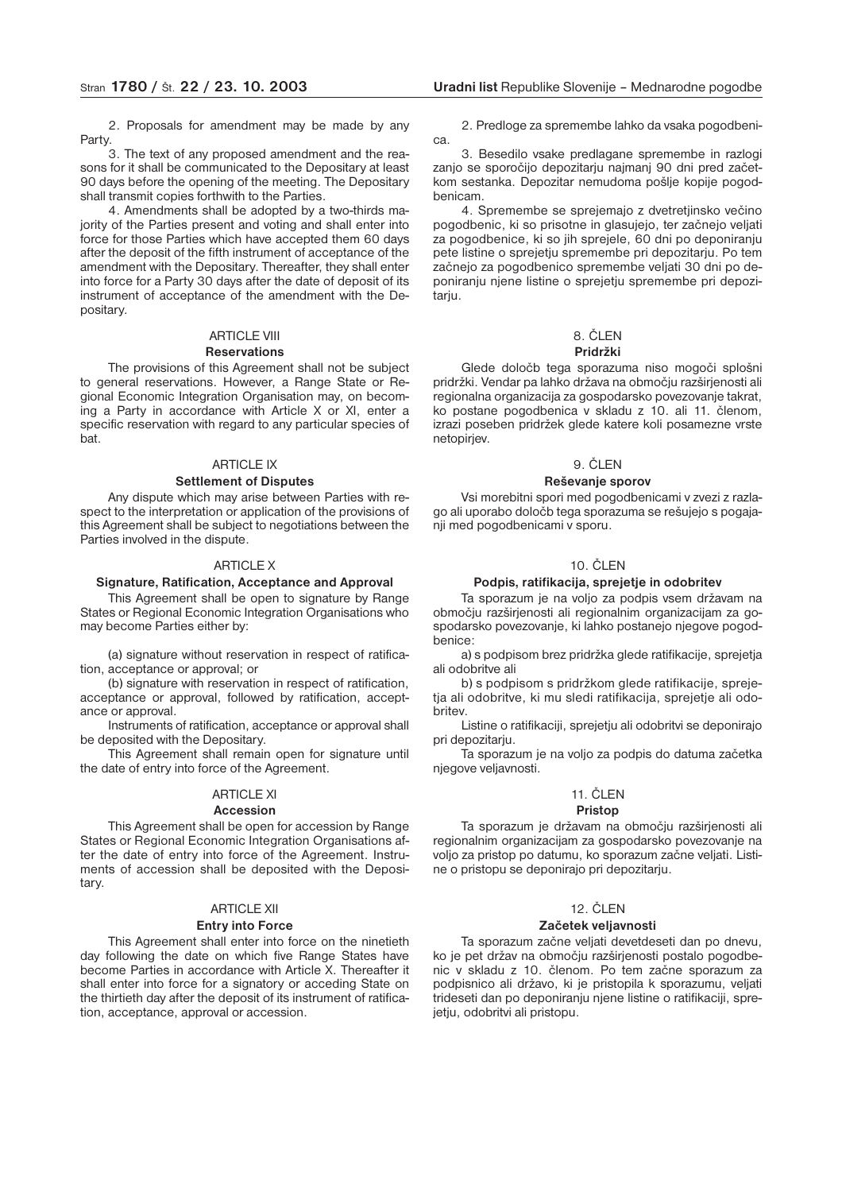2. Proposals for amendment may be made by any Party.

3. The text of any proposed amendment and the reasons for it shall be communicated to the Depositary at least 90 days before the opening of the meeting. The Depositary shall transmit copies forthwith to the Parties.

4. Amendments shall be adopted by a two-thirds majority of the Parties present and voting and shall enter into force for those Parties which have accepted them 60 days after the deposit of the fifth instrument of acceptance of the amendment with the Depositary. Thereafter, they shall enter into force for a Party 30 days after the date of deposit of its instrument of acceptance of the amendment with the Depositary.

### ARTICLE VIII
### Reservations

The provisions of this Agreement shall not be subject to general reservations. However, a Range State or Regional Economic Integration Organisation may, on becoming a Party in accordance with Article X or XI, enter a specific reservation with regard to any particular species of bat.

### ARTICLE IX
### Settlement of Disputes

Any dispute which may arise between Parties with respect to the interpretation or application of the provisions of this Agreement shall be subject to negotiations between the Parties involved in the dispute.

### ARTICLE X
### Signature, Ratification, Acceptance and Approval

This Agreement shall be open to signature by Range States or Regional Economic Integration Organisations who may become Parties either by:

(a) signature without reservation in respect of ratification, acceptance or approval; or

(b) signature with reservation in respect of ratification, acceptance or approval, followed by ratification, acceptance or approval.

Instruments of ratification, acceptance or approval shall be deposited with the Depositary.

This Agreement shall remain open for signature until the date of entry into force of the Agreement.

### ARTICLE XI
### Accession

This Agreement shall be open for accession by Range States or Regional Economic Integration Organisations after the date of entry into force of the Agreement. Instruments of accession shall be deposited with the Depositary.

### ARTICLE XII
### Entry into Force

This Agreement shall enter into force on the ninetieth day following the date on which five Range States have become Parties in accordance with Article X. Thereafter it shall enter into force for a signatory or acceding State on the thirtieth day after the deposit of its instrument of ratification, acceptance, approval or accession.

2. Predloge za spremembe lahko da vsaka pogodbenica.

3. Besedilo vsake predlagane spremembe in razlogi zanjo se sporočijo depozitarju najmanj 90 dni pred začetkom sestanka. Depozitar nemudoma pošlje kopije pogodbenicam.

4. Spremembe se sprejemajo z dvetretjinsko večino pogodbenic, ki so prisotne in glasujejo, ter začnejo veljati za pogodbenice, ki so jih sprejele, 60 dni po deponiranju pete listine o sprejetju spremembe pri depozitarju. Po tem začnejo za pogodbenico spremembe veljati 30 dni po deponiranju njene listine o sprejetju spremembe pri depozitarju.

### 8. ČLEN
### Pridržki

Glede določb tega sporazuma niso mogoči splošni pridržki. Vendar pa lahko država na območju razširjenosti ali regionalna organizacija za gospodarsko povezovanje takrat, ko postane pogodbenica v skladu z 10. ali 11. členom, izrazi poseben pridržek glede katere koli posamezne vrste netopirjev.

### 9. ČLEN
### Reševanje sporov

Vsi morebitni spori med pogodbenicami v zvezi z razlago ali uporabo določb tega sporazuma se rešujejo s pogajanji med pogodbenicami v sporu.

### 10. ČLEN
### Podpis, ratifikacija, sprejetje in odobritev

Ta sporazum je na voljo za podpis vsem državam na območju razširjenosti ali regionalnim organizacijam za gospodarsko povezovanje, ki lahko postanejo njegove pogodbenice:

a) s podpisom brez pridržka glede ratifikacije, sprejetja ali odobritve ali

b) s podpisom s pridržkom glede ratifikacije, sprejetja ali odobritve, ki mu sledi ratifikacija, sprejetje ali odobritev.

Listine o ratifikaciji, sprejetju ali odobritvi se deponirajo pri depozitarju.

Ta sporazum je na voljo za podpis do datuma začetka njegove veljavnosti.

### 11. ČLEN
### Pristop

Ta sporazum je državam na območju razširjenosti ali regionalnim organizacijam za gospodarsko povezovanje na voljo za pristop po datumu, ko sporazum začne veljati. Listine o pristopu se deponirajo pri depozitarju.

### 12. ČLEN
### Začetek veljavnosti

Ta sporazum začne veljati devetdeseti dan po dnevu, ko je pet držav na območju razširjenosti postalo pogodbenic v skladu z 10. členom. Po tem začne sporazum za podpisnico ali državo, ki je pristopila k sporazumu, veljati trideseti dan po deponiranju njene listine o ratifikaciji, sprejetju, odobritvi ali pristopu.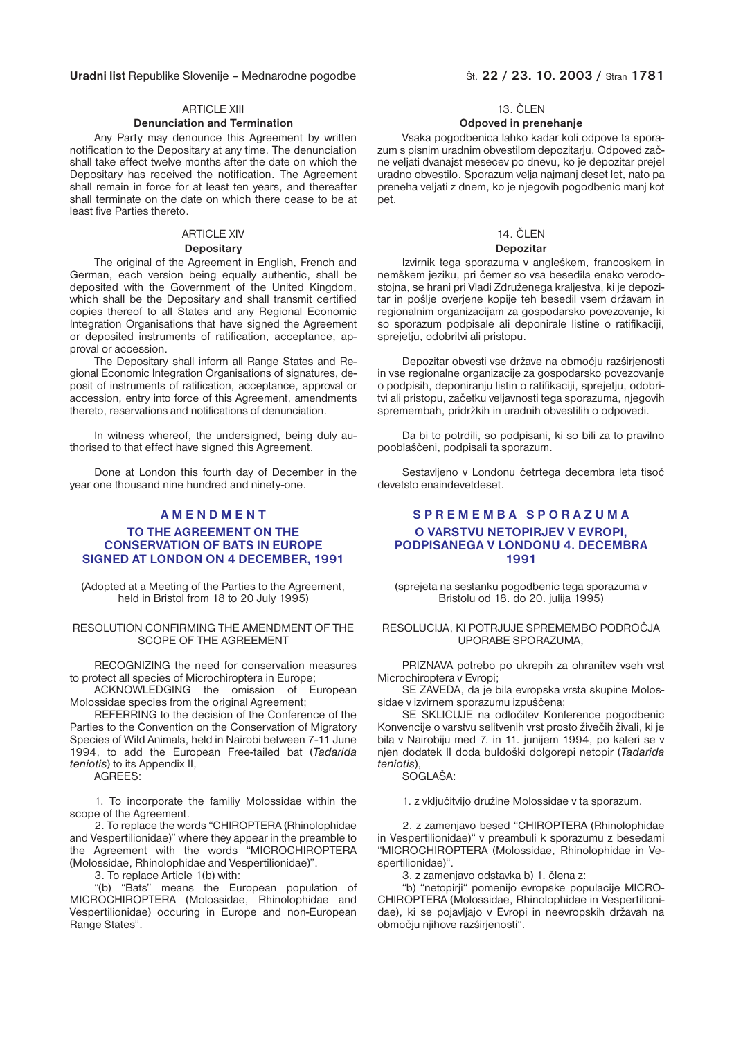ARTICLE XIII

**Denunciation and Termination**

Any Party may denounce this Agreement by written notification to the Depositary at any time. The denunciation shall take effect twelve months after the date on which the Depositary has received the notification. The Agreement shall remain in force for at least ten years, and thereafter shall terminate on the date on which there cease to be at least five Parties thereto.

ARTICLE XIV

**Depositary**

The original of the Agreement in English, French and German, each version being equally authentic, shall be deposited with the Government of the United Kingdom, which shall be the Depositary and shall transmit certified copies thereof to all States and any Regional Economic Integration Organisations that have signed the Agreement or deposited instruments of ratification, acceptance, approval or accession.

The Depositary shall inform all Range States and Regional Economic Integration Organisations of signatures, deposit of instruments of ratification, acceptance, approval or accession, entry into force of this Agreement, amendments thereto, reservations and notifications of denunciation.

In witness whereof, the undersigned, being duly authorised to that effect have signed this Agreement.

Done at London this fourth day of December in the year one thousand nine hundred and ninety-one.

## AMENDMENT

## TO THE AGREEMENT ON THE CONSERVATION OF BATS IN EUROPE SIGNED AT LONDON ON 4 DECEMBER, 1991

(Adopted at a Meeting of the Parties to the Agreement, held in Bristol from 18 to 20 July 1995)

RESOLUTION CONFIRMING THE AMENDMENT OF THE SCOPE OF THE AGREEMENT

RECOGNIZING the need for conservation measures to protect all species of Microchiroptera in Europe;

ACKNOWLEDGING the omission of European Molossidae species from the original Agreement;

REFERRING to the decision of the Conference of the Parties to the Convention on the Conservation of Migratory Species of Wild Animals, held in Nairobi between 7-11 June 1994, to add the European Free-tailed bat (*Tadarida teniotis*) to its Appendix II,

AGREES:

1. To incorporate the familiy Molossidae within the scope of the Agreement.

2. To replace the words "CHIROPTERA (Rhinolophidae and Vespertilionidae)" where they appear in the preamble to the Agreement with the words "MICROCHIROPTERA (Molossidae, Rhinolophidae and Vespertilionidae)".

3. To replace Article 1(b) with:

"(b) "Bats" means the European population of MICROCHIROPTERA (Molossidae, Rhinolophidae and Vespertilionidae) occuring in Europe and non-European Range States".

13. ČLEN

**Odpoved in prenehanje**

Vsaka pogodbenica lahko kadar koli odpove ta sporazum s pisnim uradnim obvestilom depozitarju. Odpoved začne veljati dvanajst mesecev po dnevu, ko je depozitar prejel uradno obvestilo. Sporazum velja najmanj deset let, nato pa preneha veljati z dnem, ko je njegovih pogodbenic manj kot pet.

14. ČLEN

**Depozitar**

Izvirnik tega sporazuma v angleškem, francoskem in nemškem jeziku, pri čemer so vsa besedila enako verodostojna, se hrani pri Vladi Združenega kraljestva, ki je depozitar in pošlje overjene kopije teh besedil vsem državam in regionalnim organizacijam za gospodarsko povezovanje, ki so sporazum podpisale ali deponirale listine o ratifikaciji, sprejetju, odobritvi ali pristopu.

Depozitar obvesti vse države na območju razširjenosti in vse regionalne organizacije za gospodarsko povezovanje o podpisih, deponiranju listin o ratifikaciji, sprejetju, odobritvi ali pristopu, začetku veljavnosti tega sporazuma, njegovih spremembah, pridržkih in uradnih obvestilih o odpovedi.

Da bi to potrdili, so podpisani, ki so bili za to pravilno pooblaščeni, podpisali ta sporazum.

Sestavljeno v Londonu četrtega decembra leta tisoč devetsto enaindevetdeset.

## SPREMEMBA SPORAZUMA

## O VARSTVU NETOPIRJEV V EVROPI, PODPISANEGA V LONDONU 4. DECEMBRA 1991

(sprejeta na sestanku pogodbenic tega sporazuma v Bristolu od 18. do 20. julija 1995)

RESOLUCIJA, KI POTRJUJE SPREMEMBO PODROČJA UPORABE SPORAZUMA,

PRIZNAVA potrebo po ukrepih za ohranitev vseh vrst Microchiroptera v Evropi;

SE ZAVEDA, da je bila evropska vrsta skupine Molossidae v izvirnem sporazumu izpuščena;

SE SKLICUJE na odločitev Konference pogodbenic Konvencije o varstvu selitvenih vrst prosto živečih živali, ki je bila v Nairobiju med 7. in 11. junijem 1994, po kateri se v njen dodatek II doda buldoški dolgorepi netopir (*Tadarida teniotis*),

SOGLAŠA:

1. z vključitvijo družine Molossidae v ta sporazum.

2. z zamenjavo besed "CHIROPTERA (Rhinolophidae in Vespertilionidae)" v preambuli k sporazumu z besedami "MICROCHIROPTERA (Molossidae, Rhinolophidae in Vespertilionidae)".

3. z zamenjavo odstavka b) 1. člena z:

"b) "netopirji" pomenijo evropske populacije MICROCHIROPTERA (Molossidae, Rhinolophidae in Vespertilionidae), ki se pojavljajo v Evropi in neevropskih državah na območju njihove razširjenosti".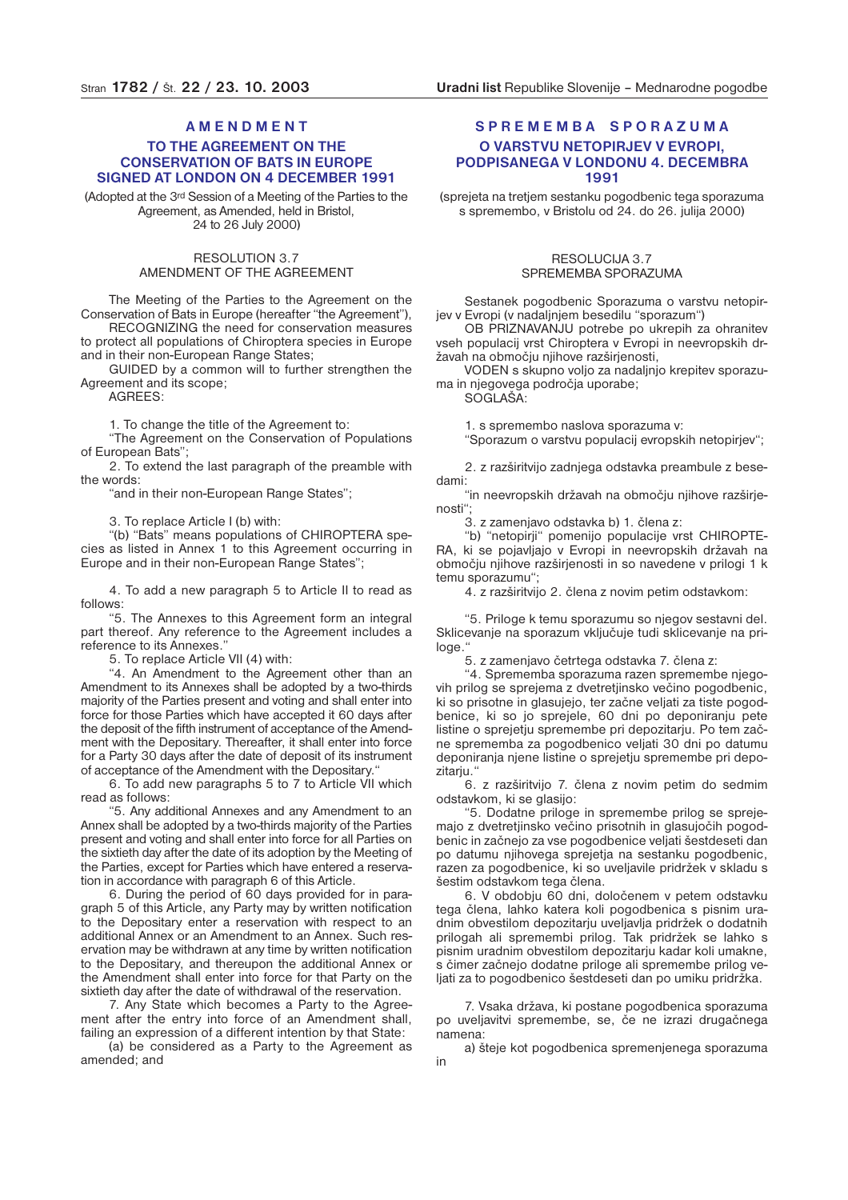# AMENDMENT

## TO THE AGREEMENT ON THE CONSERVATION OF BATS IN EUROPE SIGNED AT LONDON ON 4 DECEMBER 1991

(Adopted at the 3rd Session of a Meeting of the Parties to the Agreement, as Amended, held in Bristol, 24 to 26 July 2000)

### RESOLUTION 3.7 AMENDMENT OF THE AGREEMENT

The Meeting of the Parties to the Agreement on the Conservation of Bats in Europe (hereafter "the Agreement"),

RECOGNIZING the need for conservation measures to protect all populations of Chiroptera species in Europe and in their non-European Range States;

GUIDED by a common will to further strengthen the Agreement and its scope;

AGREES:

1. To change the title of the Agreement to:

"The Agreement on the Conservation of Populations of European Bats";

2. To extend the last paragraph of the preamble with the words:

"and in their non-European Range States";

3. To replace Article I (b) with:

"(b) "Bats" means populations of CHIROPTERA species as listed in Annex 1 to this Agreement occurring in Europe and in their non-European Range States";

4. To add a new paragraph 5 to Article II to read as follows:

"5. The Annexes to this Agreement form an integral part thereof. Any reference to the Agreement includes a reference to its Annexes."

5. To replace Article VII (4) with:

"4. An Amendment to the Agreement other than an Amendment to its Annexes shall be adopted by a two-thirds majority of the Parties present and voting and shall enter into force for those Parties which have accepted it 60 days after the deposit of the fifth instrument of acceptance of the Amendment with the Depositary. Thereafter, it shall enter into force for a Party 30 days after the date of deposit of its instrument of acceptance of the Amendment with the Depositary."

6. To add new paragraphs 5 to 7 to Article VII which read as follows:

"5. Any additional Annexes and any Amendment to an Annex shall be adopted by a two-thirds majority of the Parties present and voting and shall enter into force for all Parties on the sixtieth day after the date of its adoption by the Meeting of the Parties, except for Parties which have entered a reservation in accordance with paragraph 6 of this Article.

6. During the period of 60 days provided for in paragraph 5 of this Article, any Party may by written notification to the Depositary enter a reservation with respect to an additional Annex or an Amendment to an Annex. Such reservation may be withdrawn at any time by written notification to the Depositary, and thereupon the additional Annex or the Amendment shall enter into force for that Party on the sixtieth day after the date of withdrawal of the reservation.

7. Any State which becomes a Party to the Agreement after the entry into force of an Amendment shall, failing an expression of a different intention by that State:

(a) be considered as a Party to the Agreement as amended; and

# SPREMEMBA SPORAZUMA

## O VARSTVU NETOPIRJEV V EVROPI, PODPISANEGA V LONDONU 4. DECEMBRA 1991

(sprejeta na tretjem sestanku pogodbenic tega sporazuma s spremembo, v Bristolu od 24. do 26. julija 2000)

### RESOLUCIJA 3.7 SPREMEMBA SPORAZUMA

Sestanek pogodbenic Sporazuma o varstvu netopirjev v Evropi (v nadaljnjem besedilu "sporazum")

OB PRIZNAVANJU potrebe po ukrepih za ohranitev vseh populacij vrst Chiroptera v Evropi in neevropskih državah na območju njihove razširjenosti,

VODEN s skupno voljo za nadaljnjo krepitev sporazuma in njegovega področja uporabe;

SOGLAŠA:

1. s spremembo naslova sporazuma v:

"Sporazum o varstvu populacij evropskih netopirjev";

2. z razširitvijo zadnjega odstavka preambule z besedami:

"in neevropskih državah na območju njihove razširjenosti";

3. z zamenjavo odstavka b) 1. člena z:

"b) "netopirji" pomenijo populacije vrst CHIROPTERA, ki se pojavljajo v Evropi in neevropskih državah na območju njihove razširjenosti in so navedene v prilogi 1 k temu sporazumu";

4. z razširitvijo 2. člena z novim petim odstavkom:

"5. Priloge k temu sporazumu so njegov sestavni del. Sklicevanje na sporazum vključuje tudi sklicevanje na priloge."

5. z zamenjavo četrtega odstavka 7. člena z:

"4. Sprememba sporazuma razen spremembe njegovih prilog se sprejema z dvetretjinsko večino pogodbenic, ki so prisotne in glasujejo, ter začne veljati za tiste pogodbenice, ki so jo sprejele, 60 dni po deponiranju pete listine o sprejetju spremembe pri depozitarju. Po tem začne sprememba za pogodbenico veljati 30 dni po datumu deponiranja njene listine o sprejetju spremembe pri depozitarju."

6. z razširitvijo 7. člena z novim petim do sedmim odstavkom, ki se glasijo:

"5. Dodatne priloge in spremembe prilog se sprejemajo z dvetretjinsko večino prisotnih in glasujočih pogodbenic in začnejo za vse pogodbenice veljati šestdeseti dan po datumu njihovega sprejetja na sestanku pogodbenic, razen za pogodbenice, ki so uveljavile pridržek v skladu s šestim odstavkom tega člena.

6. V obdobju 60 dni, določenem v petem odstavku tega člena, lahko katera koli pogodbenica s pisnim uradnim obvestilom depozitarju uveljavlja pridržek o dodatnih prilogah ali spremembi prilog. Tak pridržek se lahko s pisnim uradnim obvestilom depozitarju kadar koli umakne, s čimer začnejo dodatne priloge ali spremembe prilog veljati za to pogodbenico šestdeseti dan po umiku pridržka.

7. Vsaka država, ki postane pogodbenica sporazuma po uveljavitvi spremembe, se, če ne izrazi drugačnega namena:

a) šteje kot pogodbenica spremenjenega sporazuma in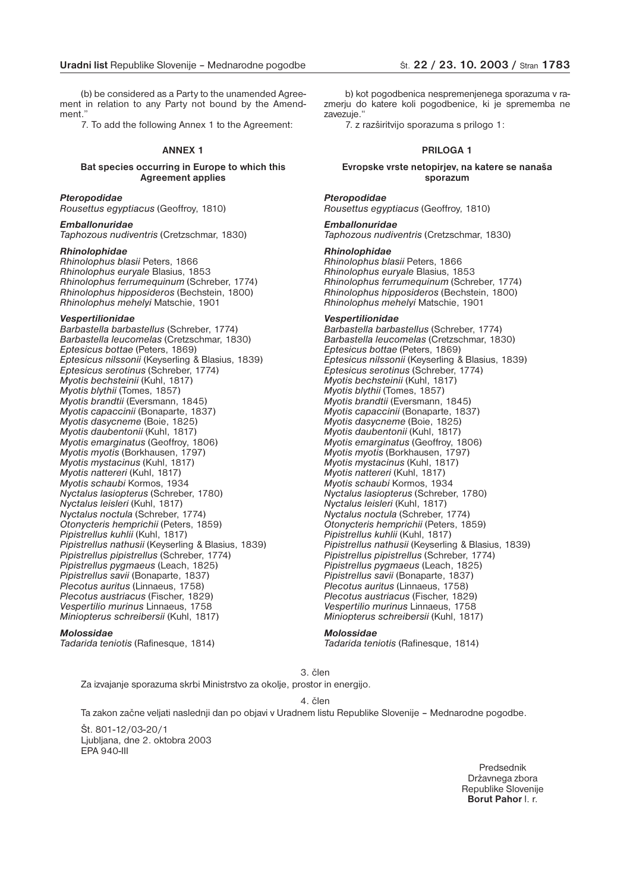(b) be considered as a Party to the unamended Agreement in relation to any Party not bound by the Amendment."

7. To add the following Annex 1 to the Agreement:

### ANNEX 1

**Bat species occurring in Europe to which this Agreement applies**

***Pteropodidae***
*Rousettus egyptiacus* (Geoffroy, 1810)

***Emballonuridae***
*Taphozous nudiventris* (Cretzschmar, 1830)

***Rhinolophidae***
*Rhinolophus blasii* Peters, 1866
*Rhinolophus euryale* Blasius, 1853
*Rhinolophus ferrumequinum* (Schreber, 1774)
*Rhinolophus hipposideros* (Bechstein, 1800)
*Rhinolophus mehelyi* Matschie, 1901

***Vespertilionidae***
*Barbastella barbastellus* (Schreber, 1774)
*Barbastella leucomelas* (Cretzschmar, 1830)
*Eptesicus bottae* (Peters, 1869)
*Eptesicus nilssonii* (Keyserling & Blasius, 1839)
*Eptesicus serotinus* (Schreber, 1774)
*Myotis bechsteinii* (Kuhl, 1817)
*Myotis blythii* (Tomes, 1857)
*Myotis brandtii* (Eversmann, 1845)
*Myotis capaccinii* (Bonaparte, 1837)
*Myotis dasycneme* (Boie, 1825)
*Myotis daubentonii* (Kuhl, 1817)
*Myotis emarginatus* (Geoffroy, 1806)
*Myotis myotis* (Borkhausen, 1797)
*Myotis mystacinus* (Kuhl, 1817)
*Myotis nattereri* (Kuhl, 1817)
*Myotis schaubi* Kormos, 1934
*Nyctalus lasiopterus* (Schreber, 1780)
*Nyctalus leisleri* (Kuhl, 1817)
*Nyctalus noctula* (Schreber, 1774)
*Otonycteris hemprichii* (Peters, 1859)
*Pipistrellus kuhlii* (Kuhl, 1817)
*Pipistrellus nathusii* (Keyserling & Blasius, 1839)
*Pipistrellus pipistrellus* (Schreber, 1774)
*Pipistrellus pygmaeus* (Leach, 1825)
*Pipistrellus savii* (Bonaparte, 1837)
*Plecotus auritus* (Linnaeus, 1758)
*Plecotus austriacus* (Fischer, 1829)
*Vespertilio murinus* Linnaeus, 1758
*Miniopterus schreibersii* (Kuhl, 1817)

***Molossidae***
*Tadarida teniotis* (Rafinesque, 1814)

b) kot pogodbenica nespremenjenega sporazuma v razmerju do katere koli pogodbenice, ki je sprememba ne zavezuje."

7. z razširitvijo sporazuma s prilogo 1:

### PRILOGA 1

**Evropske vrste netopirjev, na katere se nanaša sporazum**

***Pteropodidae***
*Rousettus egyptiacus* (Geoffroy, 1810)

***Emballonuridae***
*Taphozous nudiventris* (Cretzschmar, 1830)

***Rhinolophidae***
*Rhinolophus blasii* Peters, 1866
*Rhinolophus euryale* Blasius, 1853
*Rhinolophus ferrumequinum* (Schreber, 1774)
*Rhinolophus hipposideros* (Bechstein, 1800)
*Rhinolophus mehelyi* Matschie, 1901

***Vespertilionidae***
*Barbastella barbastellus* (Schreber, 1774)
*Barbastella leucomelas* (Cretzschmar, 1830)
*Eptesicus bottae* (Peters, 1869)
*Eptesicus nilssonii* (Keyserling & Blasius, 1839)
*Eptesicus serotinus* (Schreber, 1774)
*Myotis bechsteinii* (Kuhl, 1817)
*Myotis blythii* (Tomes, 1857)
*Myotis brandtii* (Eversmann, 1845)
*Myotis capaccinii* (Bonaparte, 1837)
*Myotis dasycneme* (Boie, 1825)
*Myotis daubentonii* (Kuhl, 1817)
*Myotis emarginatus* (Geoffroy, 1806)
*Myotis myotis* (Borkhausen, 1797)
*Myotis mystacinus* (Kuhl, 1817)
*Myotis nattereri* (Kuhl, 1817)
*Myotis schaubi* Kormos, 1934
*Nyctalus lasiopterus* (Schreber, 1780)
*Nyctalus leisleri* (Kuhl, 1817)
*Nyctalus noctula* (Schreber, 1774)
*Otonycteris hemprichii* (Peters, 1859)
*Pipistrellus kuhlii* (Kuhl, 1817)
*Pipistrellus nathusii* (Keyserling & Blasius, 1839)
*Pipistrellus pipistrellus* (Schreber, 1774)
*Pipistrellus pygmaeus* (Leach, 1825)
*Pipistrellus savii* (Bonaparte, 1837)
*Plecotus auritus* (Linnaeus, 1758)
*Plecotus austriacus* (Fischer, 1829)
*Vespertilio murinus* Linnaeus, 1758
*Miniopterus schreibersii* (Kuhl, 1817)

***Molossidae***
*Tadarida teniotis* (Rafinesque, 1814)

3. člen

Za izvajanje sporazuma skrbi Ministrstvo za okolje, prostor in energijo.

4. člen

Ta zakon začne veljati naslednji dan po objavi v Uradnem listu Republike Slovenije – Mednarodne pogodbe.

Št. 801-12/03-20/1
Ljubljana, dne 2. oktobra 2003
EPA 940-III

Predsednik
Državnega zbora
Republike Slovenije
**Borut Pahor** l. r.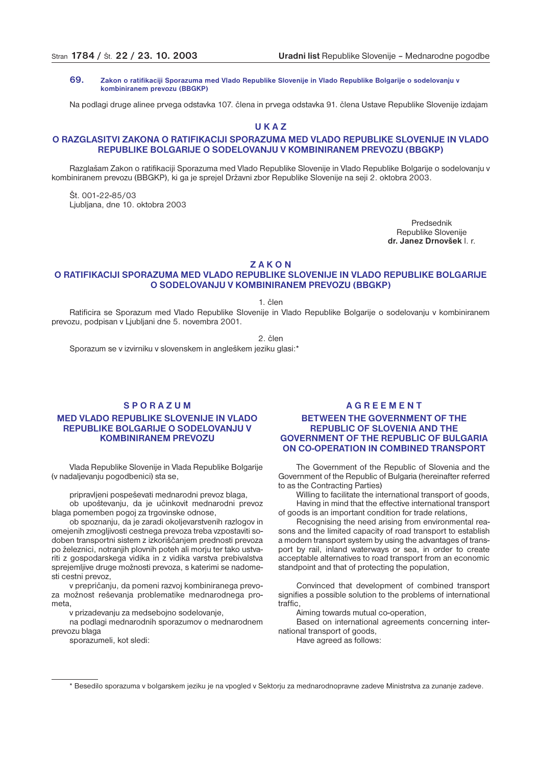**69. Zakon o ratifikaciji Sporazuma med Vlado Republike Slovenije in Vlado Republike Bolgarije o sodelovanju v kombiniranem prevozu (BBGKP)**

Na podlagi druge alinee prvega odstavka 107. člena in prvega odstavka 91. člena Ustave Republike Slovenije izdajam

# U K A Z

## O RAZGLASITVI ZAKONA O RATIFIKACIJI SPORAZUMA MED VLADO REPUBLIKE SLOVENIJE IN VLADO REPUBLIKE BOLGARIJE O SODELOVANJU V KOMBINIRANEM PREVOZU (BBGKP)

Razglašam Zakon o ratifikaciji Sporazuma med Vlado Republike Slovenije in Vlado Republike Bolgarije o sodelovanju v kombiniranem prevozu (BBGKP), ki ga je sprejel Državni zbor Republike Slovenije na seji 2. oktobra 2003.

Št. 001-22-85/03
Ljubljana, dne 10. oktobra 2003

Predsednik
Republike Slovenije
**dr. Janez Drnovšek** l. r.

# Z A K O N

## O RATIFIKACIJI SPORAZUMA MED VLADO REPUBLIKE SLOVENIJE IN VLADO REPUBLIKE BOLGARIJE O SODELOVANJU V KOMBINIRANEM PREVOZU (BBGKP)

1. člen

Ratificira se Sporazum med Vlado Republike Slovenije in Vlado Republike Bolgarije o sodelovanju v kombiniranem prevozu, podpisan v Ljubljani dne 5. novembra 2001.

2. člen

Sporazum se v izvirniku v slovenskem in angleškem jeziku glasi:*

# S P O R A Z U M

## MED VLADO REPUBLIKE SLOVENIJE IN VLADO REPUBLIKE BOLGARIJE O SODELOVANJU V KOMBINIRANEM PREVOZU

Vlada Republike Slovenije in Vlada Republike Bolgarije (v nadaljevanju pogodbenici) sta se,

pripravljeni pospeševati mednarodni prevoz blaga,

ob upoštevanju, da je učinkovit mednarodni prevoz blaga pomemben pogoj za trgovinske odnose,

ob spoznanju, da je zaradi okoljevarstvenih razlogov in omejenih zmogljivosti cestnega prevoza treba vzpostaviti sodoben transportni sistem z izkoriščanjem prednosti prevoza po železnici, notranjih plovnih poteh ali morju ter tako ustvariti z gospodarskega vidika in z vidika varstva prebivalstva sprejemljive druge možnosti prevoza, s katerimi se nadomesti cestni prevoz,

v prepričanju, da pomeni razvoj kombiniranega prevoza možnost reševanja problematike mednarodnega prometa,

v prizadevanju za medsebojno sodelovanje,

na podlagi mednarodnih sporazumov o mednarodnem prevozu blaga

sporazumeli, kot sledi:

# A G R E E M E N T

## BETWEEN THE GOVERNMENT OF THE REPUBLIC OF SLOVENIA AND THE GOVERNMENT OF THE REPUBLIC OF BULGARIA ON CO-OPERATION IN COMBINED TRANSPORT

The Government of the Republic of Slovenia and the Government of the Republic of Bulgaria (hereinafter referred to as the Contracting Parties)

Willing to facilitate the international transport of goods,

Having in mind that the effective international transport of goods is an important condition for trade relations,

Recognising the need arising from environmental reasons and the limited capacity of road transport to establish a modern transport system by using the advantages of transport by rail, inland waterways or sea, in order to create acceptable alternatives to road transport from an economic standpoint and that of protecting the population,

Convinced that development of combined transport signifies a possible solution to the problems of international traffic,

Aiming towards mutual co-operation,

Based on international agreements concerning international transport of goods,

Have agreed as follows:

---

* Besedilo sporazuma v bolgarskem jeziku je na vpogled v Sektorju za mednarodnopravne zadeve Ministrstva za zunanje zadeve.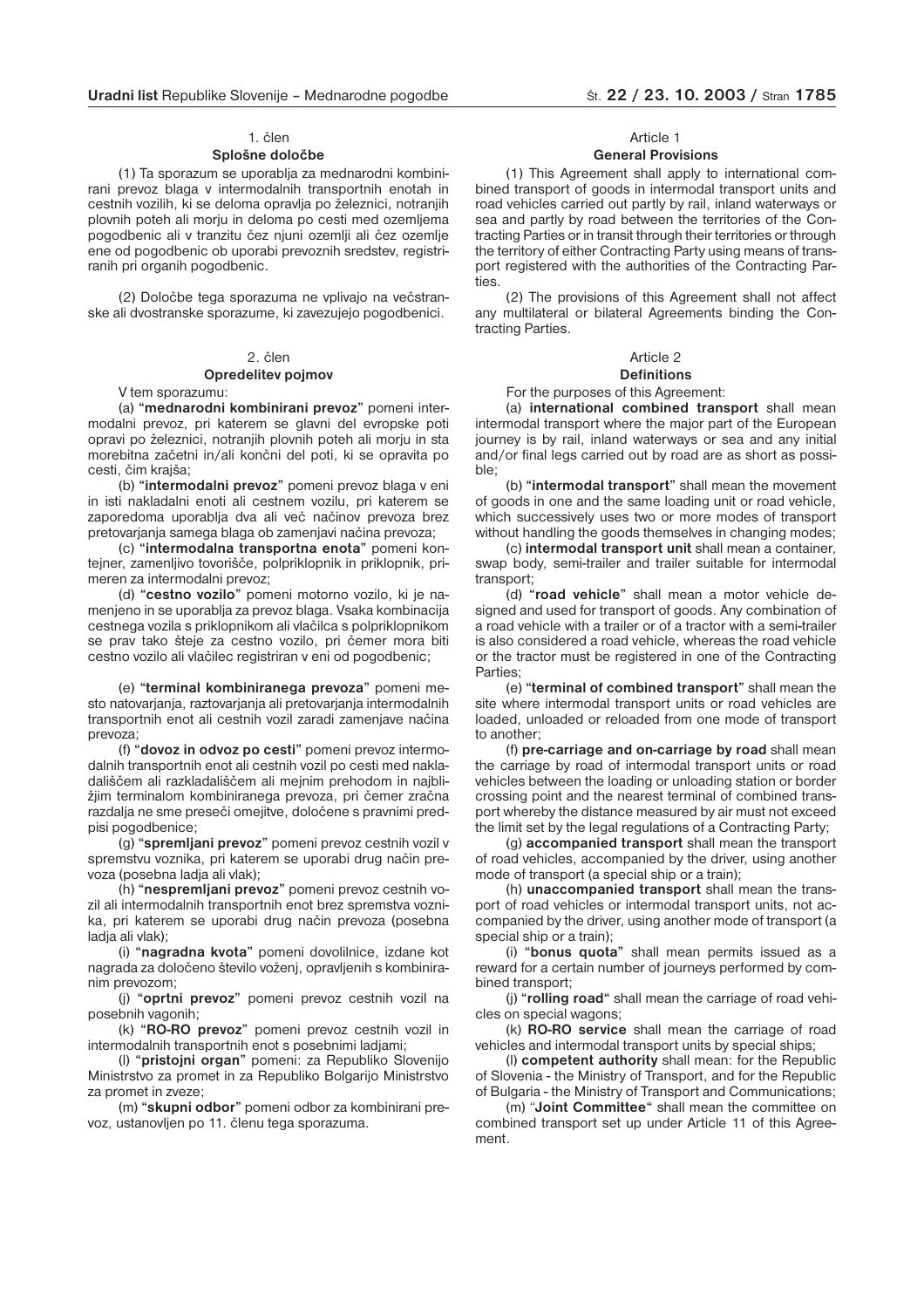### 1. člen

**Splošne določbe**

(1) Ta sporazum se uporablja za mednarodni kombinirani prevoz blaga v intermodalnih transportnih enotah in cestnih vozilih, ki se deloma opravlja po železnici, notranjih plovnih poteh ali morju in deloma po cesti med ozemljema pogodbenic ali v tranzitu čez njuni ozemlji ali čez ozemlje ene od pogodbenic ob uporabi prevoznih sredstev, registriranih pri organih pogodbenic.

(2) Določbe tega sporazuma ne vplivajo na večstranske ali dvostranske sporazume, ki zavezujejo pogodbenici.

### 2. člen

**Opredelitev pojmov**

V tem sporazumu:

(a) "**mednarodni kombinirani prevoz**" pomeni intermodalni prevoz, pri katerem se glavni del evropske poti opravi po železnici, notranjih plovnih poteh ali morju in sta morebitna začetni in/ali končni del poti, ki se opravita po cesti, čim krajša;

(b) "**intermodalni prevoz**" pomeni prevoz blaga v eni in isti nakladalni enoti ali cestnem vozilu, pri katerem se zaporedoma uporablja dva ali več načinov prevoza brez pretovarjanja samega blaga ob zamenjavi načina prevoza;

(c) "**intermodalna transportna enota**" pomeni kontejner, zamenljivo tovorišče, polpriklopnik in priklopnik, primeren za intermodalni prevoz;

(d) "**cestno vozilo**" pomeni motorno vozilo, ki je namenjeno in se uporablja za prevoz blaga. Vsaka kombinacija cestnega vozila s priklopnikom ali vlačilca s polpriklopnikom se prav tako šteje za cestno vozilo, pri čemer mora biti cestno vozilo ali vlačilec registriran v eni od pogodbenic;

(e) "**terminal kombiniranega prevoza**" pomeni mesto natovarjanja, raztovarjanja ali pretovarjanja intermodalnih transportnih enot ali cestnih vozil zaradi zamenjave načina prevoza;

(f) "**dovoz in odvoz po cesti**" pomeni prevoz intermodalnih transportnih enot ali cestnih vozil po cesti med nakladališčem ali razkladališčem ali mejnim prehodom in najbližjim terminalom kombiniranega prevoza, pri čemer zračna razdalja ne sme preseči omejitve, določene s pravnimi predpisi pogodbenice;

(g) "**spremljani prevoz**" pomeni prevoz cestnih vozil v spremstvu voznika, pri katerem se uporabi drug način prevoza (posebna ladja ali vlak);

(h) "**nespremljani prevoz**" pomeni prevoz cestnih vozil ali intermodalnih transportnih enot brez spremstva voznika, pri katerem se uporabi drug način prevoza (posebna ladja ali vlak);

(i) "**nagradna kvota**" pomeni dovolilnice, izdane kot nagrada za določeno število voženj, opravljenih s kombiniranim prevozom;

(j) "**oprtni prevoz**" pomeni prevoz cestnih vozil na posebnih vagonih;

(k) "**RO-RO prevoz**" pomeni prevoz cestnih vozil in intermodalnih transportnih enot s posebnimi ladjami;

(l) "**pristojni organ**" pomeni: za Republiko Slovenijo Ministrstvo za promet in za Republiko Bolgarijo Ministrstvo za promet in zveze;

(m) "**skupni odbor**" pomeni odbor za kombinirani prevoz, ustanovljen po 11. členu tega sporazuma.

### Article 1

**General Provisions**

(1) This Agreement shall apply to international combined transport of goods in intermodal transport units and road vehicles carried out partly by rail, inland waterways or sea and partly by road between the territories of the Contracting Parties or in transit through their territories or through the territory of either Contracting Party using means of transport registered with the authorities of the Contracting Parties.

(2) The provisions of this Agreement shall not affect any multilateral or bilateral Agreements binding the Contracting Parties.

### Article 2

**Definitions**

For the purposes of this Agreement:

(a) **international combined transport** shall mean intermodal transport where the major part of the European journey is by rail, inland waterways or sea and any initial and/or final legs carried out by road are as short as possible;

(b) "**intermodal transport**" shall mean the movement of goods in one and the same loading unit or road vehicle, which successively uses two or more modes of transport without handling the goods themselves in changing modes;

(c) **intermodal transport unit** shall mean a container, swap body, semi-trailer and trailer suitable for intermodal transport;

(d) "**road vehicle**" shall mean a motor vehicle designed and used for transport of goods. Any combination of a road vehicle with a trailer or of a tractor with a semi-trailer is also considered a road vehicle, whereas the road vehicle or the tractor must be registered in one of the Contracting Parties;

(e) "**terminal of combined transport**" shall mean the site where intermodal transport units or road vehicles are loaded, unloaded or reloaded from one mode of transport to another;

(f) **pre-carriage and on-carriage by road** shall mean the carriage by road of intermodal transport units or road vehicles between the loading or unloading station or border crossing point and the nearest terminal of combined transport whereby the distance measured by air must not exceed the limit set by the legal regulations of a Contracting Party;

(g) **accompanied transport** shall mean the transport of road vehicles, accompanied by the driver, using another mode of transport (a special ship or a train);

(h) **unaccompanied transport** shall mean the transport of road vehicles or intermodal transport units, not accompanied by the driver, using another mode of transport (a special ship or a train);

(i) "**bonus quota**" shall mean permits issued as a reward for a certain number of journeys performed by combined transport;

(j) "**rolling road**" shall mean the carriage of road vehicles on special wagons;

(k) **RO-RO service** shall mean the carriage of road vehicles and intermodal transport units by special ships;

(l) **competent authority** shall mean: for the Republic of Slovenia - the Ministry of Transport, and for the Republic of Bulgaria - the Ministry of Transport and Communications;

(m) "**Joint Committee**" shall mean the committee on combined transport set up under Article 11 of this Agreement.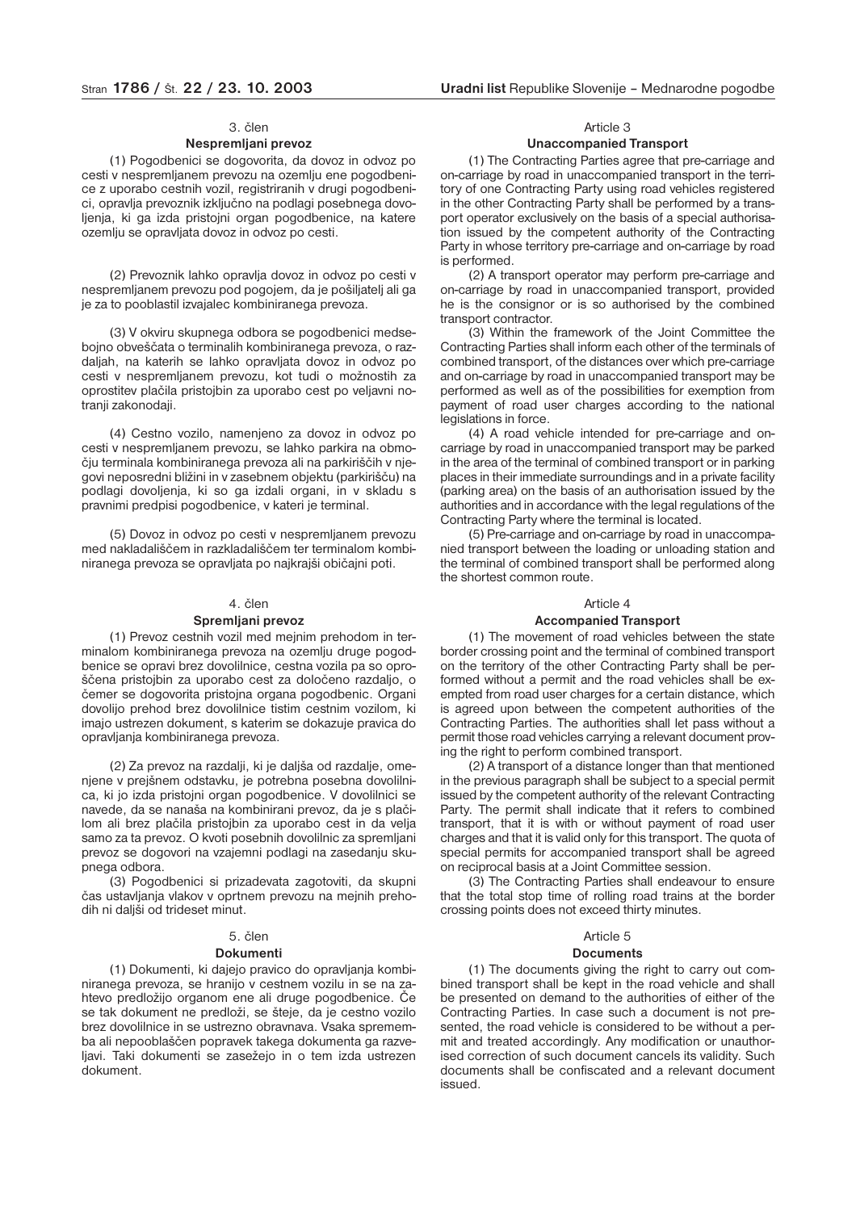3. člen

**Nespremljani prevoz**

(1) Pogodbenici se dogovorita, da dovoz in odvoz po cesti v nespremljanem prevozu na ozemlju ene pogodbenice z uporabo cestnih vozil, registriranih v drugi pogodbenici, opravlja prevoznik izključno na podlagi posebnega dovoljenja, ki ga izda pristojni organ pogodbenice, na katere ozemlju se opravljata dovoz in odvoz po cesti.

(2) Prevoznik lahko opravlja dovoz in odvoz po cesti v nespremljanem prevozu pod pogojem, da je pošiljatelj ali ga je za to pooblastil izvajalec kombiniranega prevoza.

(3) V okviru skupnega odbora se pogodbenici medsebojno obveščata o terminalih kombiniranega prevoza, o razdaljah, na katerih se lahko opravljata dovoz in odvoz po cesti v nespremljanem prevozu, kot tudi o možnostih za oprostitev plačila pristojbin za uporabo cest po veljavni notranji zakonodaji.

(4) Cestno vozilo, namenjeno za dovoz in odvoz po cesti v nespremljanem prevozu, se lahko parkira na območju terminala kombiniranega prevoza ali na parkiriščih v njegovi neposredni bližini in v zasebnem objektu (parkirišču) na podlagi dovoljenja, ki so ga izdali organi, in v skladu s pravnimi predpisi pogodbenice, v kateri je terminal.

(5) Dovoz in odvoz po cesti v nespremljanem prevozu med nakladališčem in razkladališčem ter terminalom kombiniranega prevoza se opravljata po najkrajši običajni poti.

4. člen

**Spremljani prevoz**

(1) Prevoz cestnih vozil med mejnim prehodom in terminalom kombiniranega prevoza na ozemlju druge pogodbenice se opravi brez dovolilnice, cestna vozila pa so oproščena pristojbin za uporabo cest za določeno razdaljo, o čemer se dogovorita pristojna organa pogodbenic. Organi dovolijo prehod brez dovolilnice tistim cestnim vozilom, ki imajo ustrezen dokument, s katerim se dokazuje pravica do opravljanja kombiniranega prevoza.

(2) Za prevoz na razdalji, ki je daljša od razdalje, omenjene v prejšnjem odstavku, je potrebna posebna dovolilnica, ki jo izda pristojni organ pogodbenice. V dovolilnici se navede, da se nanaša na kombinirani prevoz, da je s plačilom ali brez plačila pristojbin za uporabo cest in da velja samo za ta prevoz. O kvoti posebnih dovolilnic za spremljani prevoz se dogovori na vzajemni podlagi na zasedanju skupnega odbora.

(3) Pogodbenici si prizadevata zagotoviti, da skupni čas ustavljanja vlakov v oprtnem prevozu na mejnih prehodih ni daljši od trideset minut.

5. člen

**Dokumenti**

(1) Dokumenti, ki dajejo pravico do opravljanja kombiniranega prevoza, se hranijo v cestnem vozilu in se na zahtevo predložijo organom ene ali druge pogodbenice. Če se tak dokument ne predloži, se šteje, da je cestno vozilo brez dovolilnice in se ustrezno obravnava. Vsaka sprememba ali nepooblaščen popravek takega dokumenta ga razveljavi. Taki dokumenti se zasežejo in o tem izda ustrezen dokument.

Article 3

**Unaccompanied Transport**

(1) The Contracting Parties agree that pre-carriage and on-carriage by road in unaccompanied transport in the territory of one Contracting Party using road vehicles registered in the other Contracting Party shall be performed by a transport operator exclusively on the basis of a special authorisation issued by the competent authority of the Contracting Party in whose territory pre-carriage and on-carriage by road is performed.

(2) A transport operator may perform pre-carriage and on-carriage by road in unaccompanied transport, provided he is the consignor or is so authorised by the combined transport contractor.

(3) Within the framework of the Joint Committee the Contracting Parties shall inform each other of the terminals of combined transport, of the distances over which pre-carriage and on-carriage by road in unaccompanied transport may be performed as well as of the possibilities for exemption from payment of road user charges according to the national legislations in force.

(4) A road vehicle intended for pre-carriage and on-carriage by road in unaccompanied transport may be parked in the area of the terminal of combined transport or in parking places in their immediate surroundings and in a private facility (parking area) on the basis of an authorisation issued by the authorities and in accordance with the legal regulations of the Contracting Party where the terminal is located.

(5) Pre-carriage and on-carriage by road in unaccompanied transport between the loading or unloading station and the terminal of combined transport shall be performed along the shortest common route.

Article 4

**Accompanied Transport**

(1) The movement of road vehicles between the state border crossing point and the terminal of combined transport on the territory of the other Contracting Party shall be performed without a permit and the road vehicles shall be exempted from road user charges for a certain distance, which is agreed upon between the competent authorities of the Contracting Parties. The authorities shall let pass without a permit those road vehicles carrying a relevant document proving the right to perform combined transport.

(2) A transport of a distance longer than that mentioned in the previous paragraph shall be subject to a special permit issued by the competent authority of the relevant Contracting Party. The permit shall indicate that it refers to combined transport, that it is with or without payment of road user charges and that it is valid only for this transport. The quota of special permits for accompanied transport shall be agreed on reciprocal basis at a Joint Committee session.

(3) The Contracting Parties shall endeavour to ensure that the total stop time of rolling road trains at the border crossing points does not exceed thirty minutes.

Article 5

**Documents**

(1) The documents giving the right to carry out combined transport shall be kept in the road vehicle and shall be presented on demand to the authorities of either of the Contracting Parties. In case such a document is not presented, the road vehicle is considered to be without a permit and treated accordingly. Any modification or unauthorised correction of such document cancels its validity. Such documents shall be confiscated and a relevant document issued.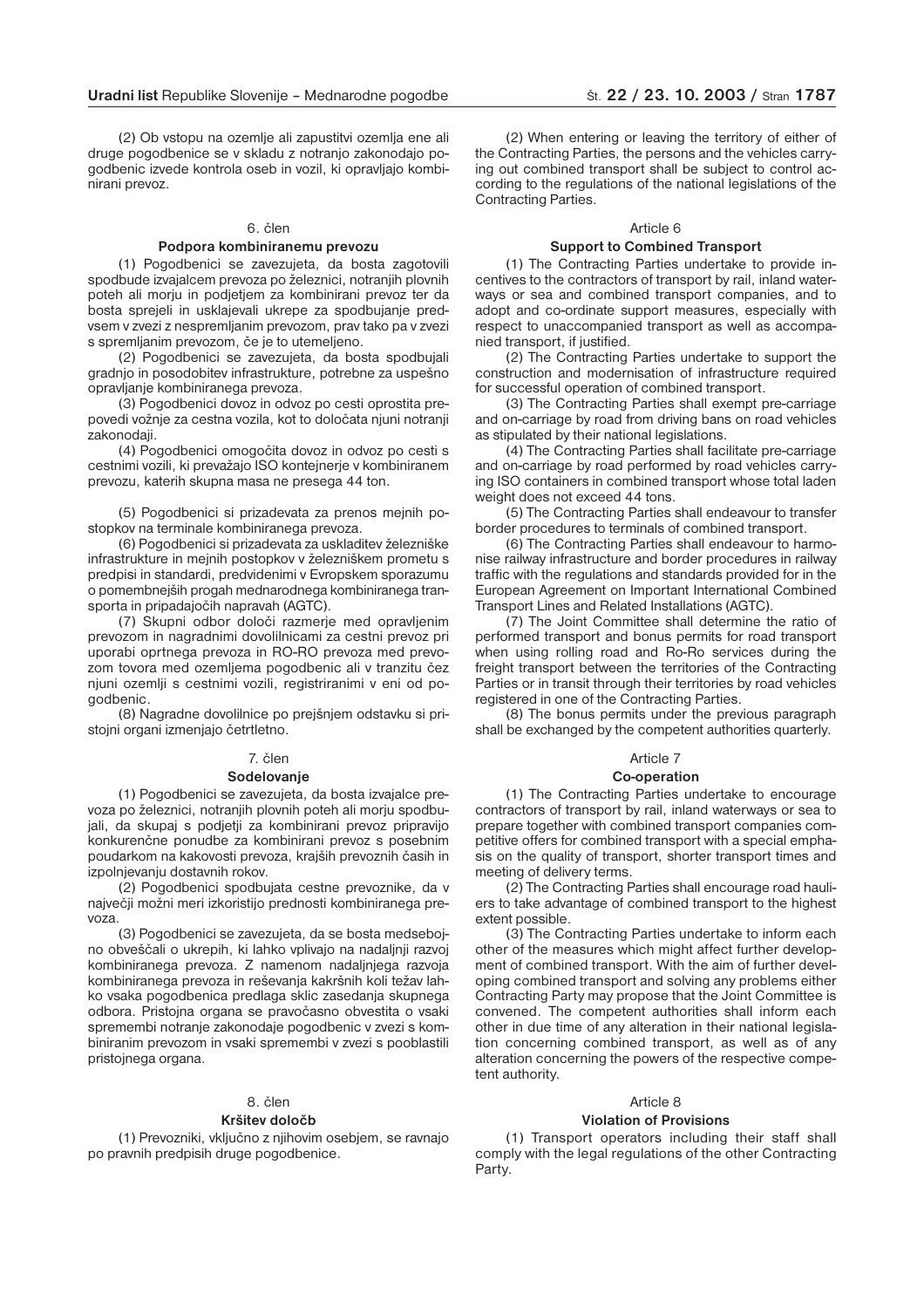(2) Ob vstopu na ozemlje ali zapustitvi ozemlja ene ali druge pogodbenice se v skladu z notranjo zakonodajo pogodbenic izvede kontrola oseb in vozil, ki opravljajo kombinirani prevoz.

6. člen

**Podpora kombiniranemu prevozu**

(1) Pogodbenici se zavezujeta, da bosta zagotovili spodbude izvajalcem prevoza po železnici, notranjih plovnih poteh ali morju in podjetjem za kombinirani prevoz ter da bosta sprejeli in usklajevali ukrepe za spodbujanje predvsem v zvezi z nespremljanim prevozom, prav tako pa v zvezi s spremljanim prevozom, če je to utemeljeno.

(2) Pogodbenici se zavezujeta, da bosta spodbujali gradnjo in posodobitev infrastrukture, potrebne za uspešno opravljanje kombiniranega prevoza.

(3) Pogodbenici dovoz in odvoz po cesti oprostita prepovedi vožnje za cestna vozila, kot to določata njuni notranji zakonodaji.

(4) Pogodbenici omogočita dovoz in odvoz po cesti s cestnimi vozili, ki prevažajo ISO kontejnerje v kombiniranem prevozu, katerih skupna masa ne presega 44 ton.

(5) Pogodbenici si prizadevata za prenos mejnih postopkov na terminale kombiniranega prevoza.

(6) Pogodbenici si prizadevata za uskladitev železniške infrastrukture in mejnih postopkov v železniškem prometu s predpisi in standardi, predvidenimi v Evropskem sporazumu o pomembnejših progah mednarodnega kombiniranega transporta in pripadajočih napravah (AGTC).

(7) Skupni odbor določi razmerje med opravljenim prevozom in nagradnimi dovolilnicami za cestni prevoz pri uporabi oprtnega prevoza in RO-RO prevoza med prevozom tovora med ozemljema pogodbenic ali v tranzitu čez njuni ozemlji s cestnimi vozili, registriranimi v eni od pogodbenic.

(8) Nagradne dovolilnice po prejšnjem odstavku si pristojni organi izmenjajo četrtletno.

7. člen

**Sodelovanje**

(1) Pogodbenici se zavezujeta, da bosta izvajalce prevoza po železnici, notranjih plovnih poteh ali morju spodbujali, da skupaj s podjetji za kombinirani prevoz pripravijo konkurenčne ponudbe za kombinirani prevoz s posebnim poudarkom na kakovosti prevoza, krajših prevoznih časih in izpolnjevanju dostavnih rokov.

(2) Pogodbenici spodbujata cestne prevoznike, da v največji možni meri izkoristijo prednosti kombiniranega prevoza.

(3) Pogodbenici se zavezujeta, da se bosta medsebojno obveščali o ukrepih, ki lahko vplivajo na nadaljnji razvoj kombiniranega prevoza. Z namenom nadaljnjega razvoja kombiniranega prevoza in reševanja kakršnih koli težav lahko vsaka pogodbenica predlaga sklic zasedanja skupnega odbora. Pristojna organa se pravočasno obvestita o vsaki spremembi notranje zakonodaje pogodbenic v zvezi s kombiniranim prevozom in vsaki spremembi v zvezi s pooblastili pristojnega organa.

8. člen

**Kršitev določb**

(1) Prevozniki, vključno z njihovim osebjem, se ravnajo po pravnih predpisih druge pogodbenice.

(2) When entering or leaving the territory of either of the Contracting Parties, the persons and the vehicles carrying out combined transport shall be subject to control according to the regulations of the national legislations of the Contracting Parties.

Article 6

**Support to Combined Transport**

(1) The Contracting Parties undertake to provide incentives to the contractors of transport by rail, inland waterways or sea and combined transport companies, and to adopt and co-ordinate support measures, especially with respect to unaccompanied transport as well as accompanied transport, if justified.

(2) The Contracting Parties undertake to support the construction and modernisation of infrastructure required for successful operation of combined transport.

(3) The Contracting Parties shall exempt pre-carriage and on-carriage by road from driving bans on road vehicles as stipulated by their national legislations.

(4) The Contracting Parties shall facilitate pre-carriage and on-carriage by road performed by road vehicles carrying ISO containers in combined transport whose total laden weight does not exceed 44 tons.

(5) The Contracting Parties shall endeavour to transfer border procedures to terminals of combined transport.

(6) The Contracting Parties shall endeavour to harmonise railway infrastructure and border procedures in railway traffic with the regulations and standards provided for in the European Agreement on Important International Combined Transport Lines and Related Installations (AGTC).

(7) The Joint Committee shall determine the ratio of performed transport and bonus permits for road transport when using rolling road and Ro-Ro services during the freight transport between the territories of the Contracting Parties or in transit through their territories by road vehicles registered in one of the Contracting Parties.

(8) The bonus permits under the previous paragraph shall be exchanged by the competent authorities quarterly.

Article 7

**Co-operation**

(1) The Contracting Parties undertake to encourage contractors of transport by rail, inland waterways or sea to prepare together with combined transport companies competitive offers for combined transport with a special emphasis on the quality of transport, shorter transport times and meeting of delivery terms.

(2) The Contracting Parties shall encourage road hauliers to take advantage of combined transport to the highest extent possible.

(3) The Contracting Parties undertake to inform each other of the measures which might affect further development of combined transport. With the aim of further developing combined transport and solving any problems either Contracting Party may propose that the Joint Committee is convened. The competent authorities shall inform each other in due time of any alteration in their national legislation concerning combined transport, as well as of any alteration concerning the powers of the respective competent authority.

Article 8

**Violation of Provisions**

(1) Transport operators including their staff shall comply with the legal regulations of the other Contracting Party.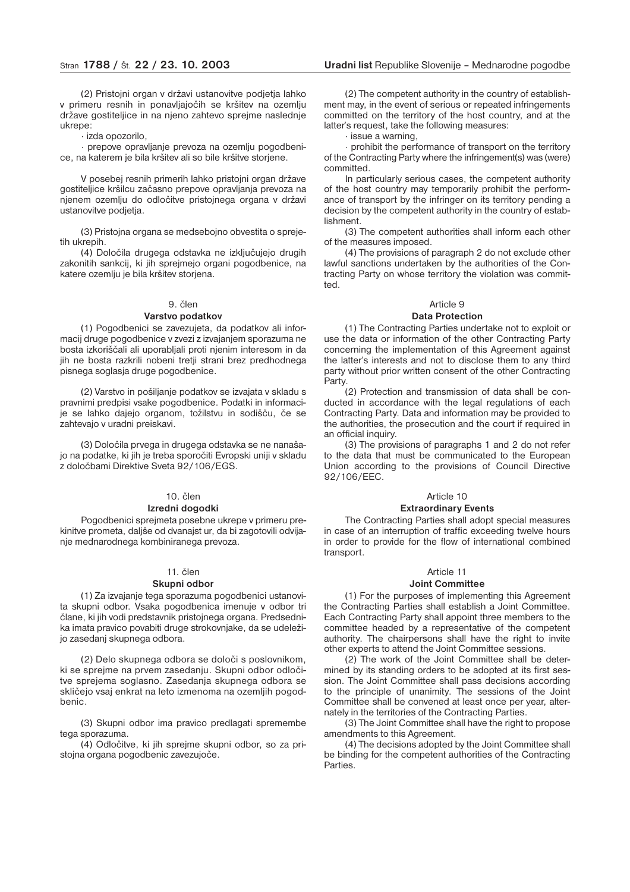(2) Pristojni organ v državi ustanovitve podjetja lahko v primeru resnih in ponavljajočih se kršitev na ozemlju države gostiteljice in na njeno zahtevo sprejme naslednje ukrepe:

· izda opozorilo,

· prepove opravljanje prevoza na ozemlju pogodbenice, na katerem je bila kršitev ali so bile kršitve storjene.

V posebej resnih primerih lahko pristojni organ države gostiteljice kršilcu začasno prepove opravljanja prevoza na njenem ozemlju do odločitve pristojnega organa v državi ustanovitve podjetja.

(3) Pristojna organa se medsebojno obvestita o sprejetih ukrepih.

(4) Določila drugega odstavka ne izključujejo drugih zakonitih sankcij, ki jih sprejmejo organi pogodbenice, na katere ozemlju je bila kršitev storjena.

9. člen

**Varstvo podatkov**

(1) Pogodbenici se zavezujeta, da podatkov ali informacij druge pogodbenice v zvezi z izvajanjem sporazuma ne bosta izkoriščali ali uporabljali proti njenim interesom in da jih ne bosta razkrili nobeni tretji strani brez predhodnega pisnega soglasja druge pogodbenice.

(2) Varstvo in pošiljanje podatkov se izvajata v skladu s pravnimi predpisi vsake pogodbenice. Podatki in informacije se lahko dajejo organom, tožilstvu in sodišču, če se zahtevajo v uradni preiskavi.

(3) Določila prvega in drugega odstavka se ne nanašajo na podatke, ki jih je treba sporočiti Evropski uniji v skladu z določbami Direktive Sveta 92/106/EGS.

10. člen

**Izredni dogodki**

Pogodbenici sprejmeta posebne ukrepe v primeru prekinitve prometa, daljše od dvanajst ur, da bi zagotovili odvijanje mednarodnega kombiniranega prevoza.

11. člen

**Skupni odbor**

(1) Za izvajanje tega sporazuma pogodbenici ustanovita skupni odbor. Vsaka pogodbenica imenuje v odbor tri člane, ki jih vodi predstavnik pristojnega organa. Predsednika imata pravico povabiti druge strokovnjake, da se udeležijo zasedanj skupnega odbora.

(2) Delo skupnega odbora se določi s poslovnikom, ki se sprejme na prvem zasedanju. Skupni odbor odločitve sprejema soglasno. Zasedanja skupnega odbora se skličejo vsaj enkrat na leto izmenoma na ozemljih pogodbenic.

(3) Skupni odbor ima pravico predlagati spremembe tega sporazuma.

(4) Odločitve, ki jih sprejme skupni odbor, so za pristojna organa pogodbenic zavezujoče.

(2) The competent authority in the country of establishment may, in the event of serious or repeated infringements committed on the territory of the host country, and at the latter's request, take the following measures:

· issue a warning,

· prohibit the performance of transport on the territory of the Contracting Party where the infringement(s) was (were) committed.

In particularly serious cases, the competent authority of the host country may temporarily prohibit the performance of transport by the infringer on its territory pending a decision by the competent authority in the country of establishment.

(3) The competent authorities shall inform each other of the measures imposed.

(4) The provisions of paragraph 2 do not exclude other lawful sanctions undertaken by the authorities of the Contracting Party on whose territory the violation was committed.

Article 9

**Data Protection**

(1) The Contracting Parties undertake not to exploit or use the data or information of the other Contracting Party concerning the implementation of this Agreement against the latter's interests and not to disclose them to any third party without prior written consent of the other Contracting Party.

(2) Protection and transmission of data shall be conducted in accordance with the legal regulations of each Contracting Party. Data and information may be provided to the authorities, the prosecution and the court if required in an official inquiry.

(3) The provisions of paragraphs 1 and 2 do not refer to the data that must be communicated to the European Union according to the provisions of Council Directive 92/106/EEC.

Article 10

**Extraordinary Events**

The Contracting Parties shall adopt special measures in case of an interruption of traffic exceeding twelve hours in order to provide for the flow of international combined transport.

Article 11

**Joint Committee**

(1) For the purposes of implementing this Agreement the Contracting Parties shall establish a Joint Committee. Each Contracting Party shall appoint three members to the committee headed by a representative of the competent authority. The chairpersons shall have the right to invite other experts to attend the Joint Committee sessions.

(2) The work of the Joint Committee shall be determined by its standing orders to be adopted at its first session. The Joint Committee shall pass decisions according to the principle of unanimity. The sessions of the Joint Committee shall be convened at least once per year, alternately in the territories of the Contracting Parties.

(3) The Joint Committee shall have the right to propose amendments to this Agreement.

(4) The decisions adopted by the Joint Committee shall be binding for the competent authorities of the Contracting Parties.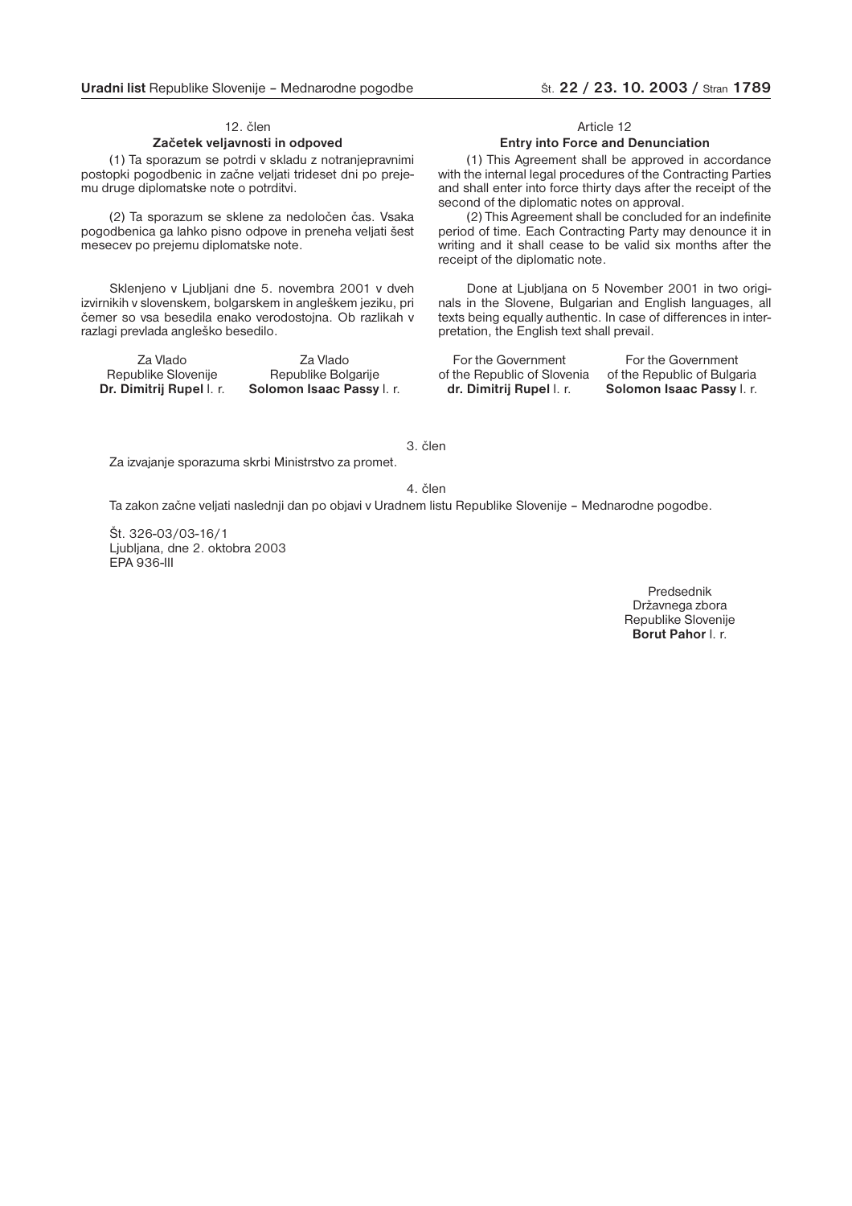12. člen

**Začetek veljavnosti in odpoved**

(1) Ta sporazum se potrdi v skladu z notranjepravnimi postopki pogodbenic in začne veljati trideset dni po prejemu druge diplomatske note o potrditvi.

(2) Ta sporazum se sklene za nedoločen čas. Vsaka pogodbenica ga lahko pisno odpove in preneha veljati šest mesecev po prejemu diplomatske note.

Sklenjeno v Ljubljani dne 5. novembra 2001 v dveh izvirnikih v slovenskem, bolgarskem in angleškem jeziku, pri čemer so vsa besedila enako verodostojna. Ob razlikah v razlagi prevlada angleško besedilo.

| Za Vlado Republike Slovenije **Dr. Dimitrij Rupel** l. r. | Za Vlado Republike Bolgarije **Solomon Isaac Passy** l. r. |
| --- | --- |

Article 12

**Entry into Force and Denunciation**

(1) This Agreement shall be approved in accordance with the internal legal procedures of the Contracting Parties and shall enter into force thirty days after the receipt of the second of the diplomatic notes on approval.

(2) This Agreement shall be concluded for an indefinite period of time. Each Contracting Party may denounce it in writing and it shall cease to be valid six months after the receipt of the diplomatic note.

Done at Ljubljana on 5 November 2001 in two originals in the Slovene, Bulgarian and English languages, all texts being equally authentic. In case of differences in interpretation, the English text shall prevail.

| For the Government of the Republic of Slovenia **dr. Dimitrij Rupel** l. r. | For the Government of the Republic of Bulgaria **Solomon Isaac Passy** l. r. |
| --- | --- |

3. člen

Za izvajanje sporazuma skrbi Ministrstvo za promet.

4. člen

Ta zakon začne veljati naslednji dan po objavi v Uradnem listu Republike Slovenije – Mednarodne pogodbe.

Št. 326-03/03-16/1
Ljubljana, dne 2. oktobra 2003
EPA 936-III

Predsednik
Državnega zbora
Republike Slovenije
**Borut Pahor** l. r.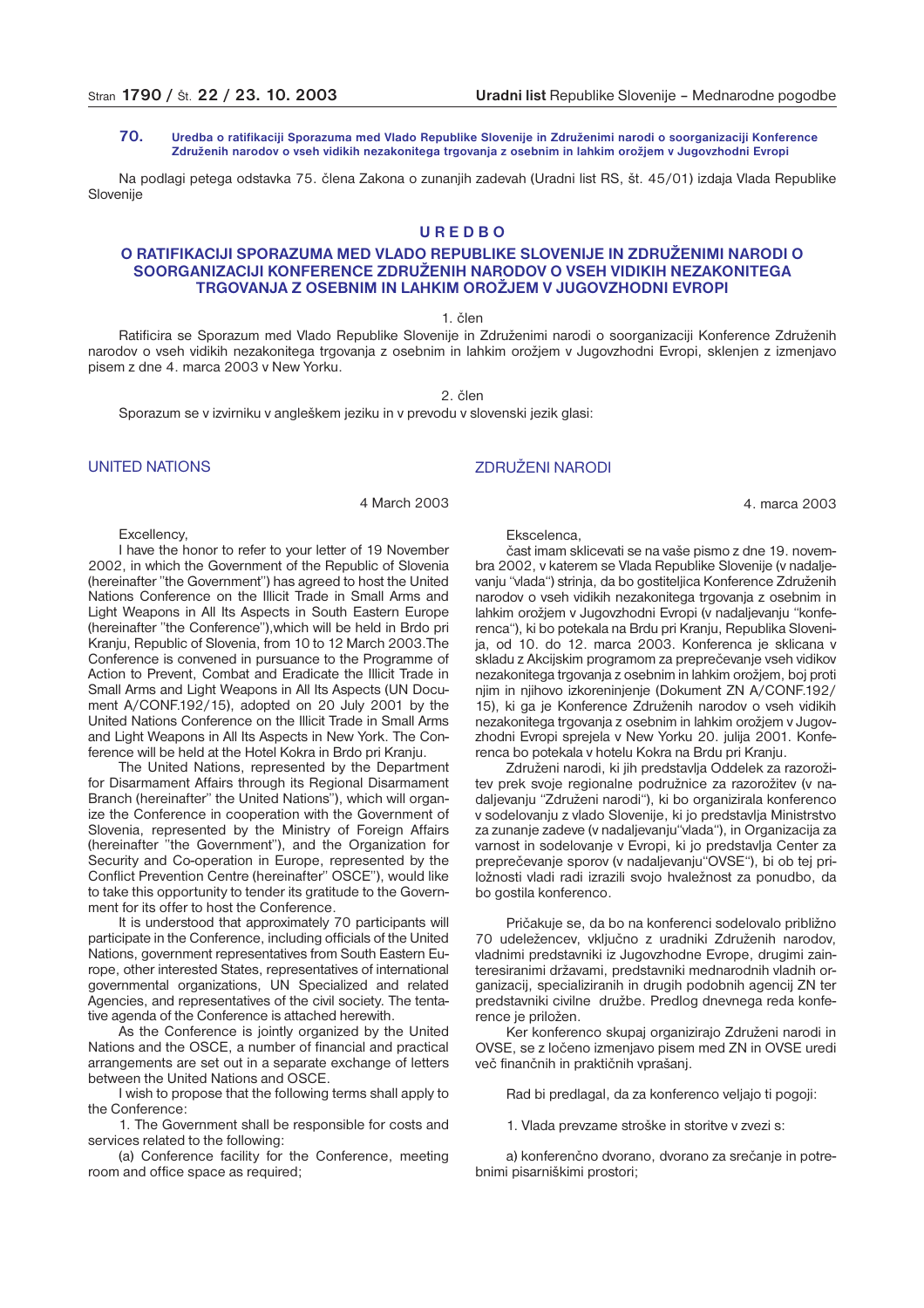**70. Uredba o ratifikaciji Sporazuma med Vlado Republike Slovenije in Združenimi narodi o soorganizaciji Konference Združenih narodov o vseh vidikih nezakonitega trgovanja z osebnim in lahkim orožjem v Jugovzhodni Evropi**

Na podlagi petega odstavka 75. člena Zakona o zunanjih zadevah (Uradni list RS, št. 45/01) izdaja Vlada Republike Slovenije

# U R E D B O

## O RATIFIKACIJI SPORAZUMA MED VLADO REPUBLIKE SLOVENIJE IN ZDRUŽENIMI NARODI O SOORGANIZACIJI KONFERENCE ZDRUŽENIH NARODOV O VSEH VIDIKIH NEZAKONITEGA TRGOVANJA Z OSEBNIM IN LAHKIM OROŽJEM V JUGOVZHODNI EVROPI

1. člen

Ratificira se Sporazum med Vlado Republike Slovenije in Združenimi narodi o soorganizaciji Konference Združenih narodov o vseh vidikih nezakonitega trgovanja z osebnim in lahkim orožjem v Jugovzhodni Evropi, sklenjen z izmenjavo pisem z dne 4. marca 2003 v New Yorku.

2. člen

Sporazum se v izvirniku v angleškem jeziku in v prevodu v slovenski jezik glasi:

UNITED NATIONS

4 March 2003

Excellency,

I have the honor to refer to your letter of 19 November 2002, in which the Government of the Republic of Slovenia (hereinafter "the Government") has agreed to host the United Nations Conference on the Illicit Trade in Small Arms and Light Weapons in All Its Aspects in South Eastern Europe (hereinafter "the Conference"),which will be held in Brdo pri Kranju, Republic of Slovenia, from 10 to 12 March 2003.The Conference is convened in pursuance to the Programme of Action to Prevent, Combat and Eradicate the Illicit Trade in Small Arms and Light Weapons in All Its Aspects (UN Document A/CONF.192/15), adopted on 20 July 2001 by the United Nations Conference on the Illicit Trade in Small Arms and Light Weapons in All Its Aspects in New York. The Conference will be held at the Hotel Kokra in Brdo pri Kranju.

The United Nations, represented by the Department for Disarmament Affairs through its Regional Disarmament Branch (hereinafter" the United Nations"), which will organize the Conference in cooperation with the Government of Slovenia, represented by the Ministry of Foreign Affairs (hereinafter "the Government"), and the Organization for Security and Co-operation in Europe, represented by the Conflict Prevention Centre (hereinafter" OSCE"), would like to take this opportunity to tender its gratitude to the Government for its offer to host the Conference.

It is understood that approximately 70 participants will participate in the Conference, including officials of the United Nations, government representatives from South Eastern Europe, other interested States, representatives of international governmental organizations, UN Specialized and related Agencies, and representatives of the civil society. The tentative agenda of the Conference is attached herewith.

As the Conference is jointly organized by the United Nations and the OSCE, a number of financial and practical arrangements are set out in a separate exchange of letters between the United Nations and OSCE.

I wish to propose that the following terms shall apply to the Conference:

1. The Government shall be responsible for costs and services related to the following:

(a) Conference facility for the Conference, meeting room and office space as required;

ZDRUŽENI NARODI

4. marca 2003

Ekscelenca,

čast imam sklicevati se na vaše pismo z dne 19. novembra 2002, v katerem se Vlada Republike Slovenije (v nadaljevanju "vlada") strinja, da bo gostiteljica Konference Združenih narodov o vseh vidikih nezakonitega trgovanja z osebnim in lahkim orožjem v Jugovzhodni Evropi (v nadaljevanju "konferenca"), ki bo potekala na Brdu pri Kranju, Republika Slovenija, od 10. do 12. marca 2003. Konferenca je sklicana v skladu z Akcijskim programom za preprečevanje vseh vidikov nezakonitega trgovanja z osebnim in lahkim orožjem, boj proti njim in njihovo izkoreninjenje (Dokument ZN A/CONF.192/15), ki ga je Konference Združenih narodov o vseh vidikih nezakonitega trgovanja z osebnim in lahkim orožjem v Jugovzhodni Evropi sprejela v New Yorku 20. julija 2001. Konferenca bo potekala v hotelu Kokra na Brdu pri Kranju.

Združeni narodi, ki jih predstavlja Oddelek za razorožitev prek svoje regionalne podružnice za razorožitev (v nadaljevanju "Združeni narodi"), ki bo organizirala konferenco v sodelovanju z vlado Slovenije, ki jo predstavlja Ministrstvo za zunanje zadeve (v nadaljevanju"vlada"), in Organizacija za varnost in sodelovanje v Evropi, ki jo predstavlja Center za preprečevanje sporov (v nadaljevanju"OVSE"), bi ob tej priložnosti vladi radi izrazili svojo hvaležnost za ponudbo, da bo gostila konferenco.

Pričakuje se, da bo na konferenci sodelovalo približno 70 udeležencev, vključno z uradniki Združenih narodov, vladnimi predstavniki iz Jugovzhodne Evrope, drugimi zainteresiranimi državami, predstavniki mednarodnih vladnih organizacij, specializiranih in drugih podobnih agencij ZN ter predstavniki civilne družbe. Predlog dnevnega reda konference je priložen.

Ker konferenco skupaj organizirajo Združeni narodi in OVSE, se z ločeno izmenjavo pisem med ZN in OVSE uredi več finančnih in praktičnih vprašanj.

Rad bi predlagal, da za konferenco veljajo ti pogoji:

1. Vlada prevzame stroške in storitve v zvezi s:

a) konferenčno dvorano, dvorano za srečanje in potrebnimi pisarniškimi prostori;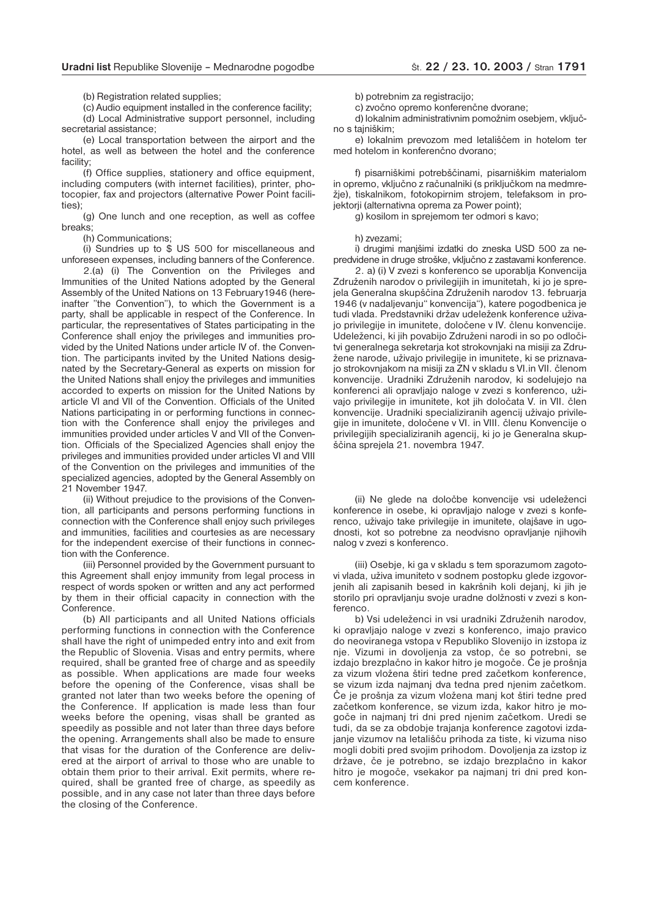(b) Registration related supplies;

(c) Audio equipment installed in the conference facility;

(d) Local Administrative support personnel, including secretarial assistance;

(e) Local transportation between the airport and the hotel, as well as between the hotel and the conference facility;

(f) Office supplies, stationery and office equipment, including computers (with internet facilities), printer, photocopier, fax and projectors (alternative Power Point facilities);

(g) One lunch and one reception, as well as coffee breaks;

(h) Communications;

(i) Sundries up to $ US 500 for miscellaneous and unforeseen expenses, including banners of the Conference.

2.(a) (i) The Convention on the Privileges and Immunities of the United Nations adopted by the General Assembly of the United Nations on 13 February1946 (hereinafter "the Convention"), to which the Government is a party, shall be applicable in respect of the Conference. In particular, the representatives of States participating in the Conference shall enjoy the privileges and immunities provided by the United Nations under article IV of. the Convention. The participants invited by the United Nations designated by the Secretary-General as experts on mission for the United Nations shall enjoy the privileges and immunities accorded to experts on mission for the United Nations by article VI and VII of the Convention. Officials of the United Nations participating in or performing functions in connection with the Conference shall enjoy the privileges and immunities provided under articles V and VII of the Convention. Officials of the Specialized Agencies shall enjoy the privileges and immunities provided under articles VI and VIII of the Convention on the privileges and immunities of the specialized agencies, adopted by the General Assembly on 21 November 1947.

(ii) Without prejudice to the provisions of the Convention, all participants and persons performing functions in connection with the Conference shall enjoy such privileges and immunities, facilities and courtesies as are necessary for the independent exercise of their functions in connection with the Conference.

(iii) Personnel provided by the Government pursuant to this Agreement shall enjoy immunity from legal process in respect of words spoken or written and any act performed by them in their official capacity in connection with the Conference.

(b) All participants and all United Nations officials performing functions in connection with the Conference shall have the right of unimpeded entry into and exit from the Republic of Slovenia. Visas and entry permits, where required, shall be granted free of charge and as speedily as possible. When applications are made four weeks before the opening of the Conference, visas shall be granted not later than two weeks before the opening of the Conference. If application is made less than four weeks before the opening, visas shall be granted as speedily as possible and not later than three days before the opening. Arrangements shall also be made to ensure that visas for the duration of the Conference are delivered at the airport of arrival to those who are unable to obtain them prior to their arrival. Exit permits, where required, shall be granted free of charge, as speedily as possible, and in any case not later than three days before the closing of the Conference.

b) potrebnim za registracijo;

c) zvočno opremo konferenčne dvorane;

d) lokalnim administrativnim pomožnim osebjem, vključno s tajniškim;

e) lokalnim prevozom med letališčem in hotelom ter med hotelom in konferenčno dvorano;

f) pisarniškimi potrebščinami, pisarniškim materialom in opremo, vključno z računalniki (s priključkom na medmrežje), tiskalnikom, fotokopirnim strojem, telefaksom in projektorji (alternativna oprema za Power point);

g) kosilom in sprejemom ter odmori s kavo;

h) zvezami;

i) drugimi manjšimi izdatki do zneska USD 500 za nepredvidene in druge stroške, vključno z zastavami konference.

2. a) (i) V zvezi s konferenco se uporablja Konvencija Združenih narodov o privilegijih in imunitetah, ki jo je sprejela Generalna skupščina Združenih narodov 13. februarja 1946 (v nadaljevanju" konvencija"), katere pogodbenica je tudi vlada. Predstavniki držav udeleženk konference uživajo privilegije in imunitete, določene v IV. členu konvencije. Udeleženci, ki jih povabijo Združeni narodi in so po odločitvi generalnega sekretarja kot strokovnjaki na misiji za Združene narode, uživajo privilegije in imunitete, ki se priznavajo strokovnjakom na misiji za ZN v skladu s VI.in VII. členom konvencije. Uradniki Združenih narodov, ki sodelujejo na konferenci ali opravljajo naloge v zvezi s konferenco, uživajo privilegije in imunitete, kot jih določata V. in VII. člen konvencije. Uradniki specializiranih agencij uživajo privilegije in imunitete, določene v VI. in VIII. členu Konvencije o privilegijih specializiranih agencij, ki jo je Generalna skupščina sprejela 21. novembra 1947.

(ii) Ne glede na določbe konvencije vsi udeleženci konference in osebe, ki opravljajo naloge v zvezi s konferenco, uživajo take privilegije in imunitete, olajšave in ugodnosti, kot so potrebne za neodvisno opravljanje njihovih nalog v zvezi s konferenco.

(iii) Osebje, ki ga v skladu s tem sporazumom zagotovi vlada, uživa imuniteto v sodnem postopku glede izgovorjenih ali zapisanih besed in kakršnih koli dejanj, ki jih je storilo pri opravljanju svoje uradne dolžnosti v zvezi s konferenco.

b) Vsi udeleženci in vsi uradniki Združenih narodov, ki opravljajo naloge v zvezi s konferenco, imajo pravico do neoviranega vstopa v Republiko Slovenijo in izstopa iz nje. Vizumi in dovoljenja za vstop, če so potrebni, se izdajo brezplačno in kakor hitro je mogoče. Če je prošnja za vizum vložena štiri tedne pred začetkom konference, se vizum izda najmanj dva tedna pred njenim začetkom. Če je prošnja za vizum vložena manj kot štiri tedne pred začetkom konference, se vizum izda, kakor hitro je mogoče in najmanj tri dni pred njenim začetkom. Uredi se tudi, da se za obdobje trajanja konference zagotovi izdajanje vizumov na letališču prihoda za tiste, ki vizuma niso mogli dobiti pred svojim prihodom. Dovoljenja za izstop iz države, če je potrebno, se izdajo brezplačno in kakor hitro je mogoče, vsekakor pa najmanj tri dni pred koncem konference.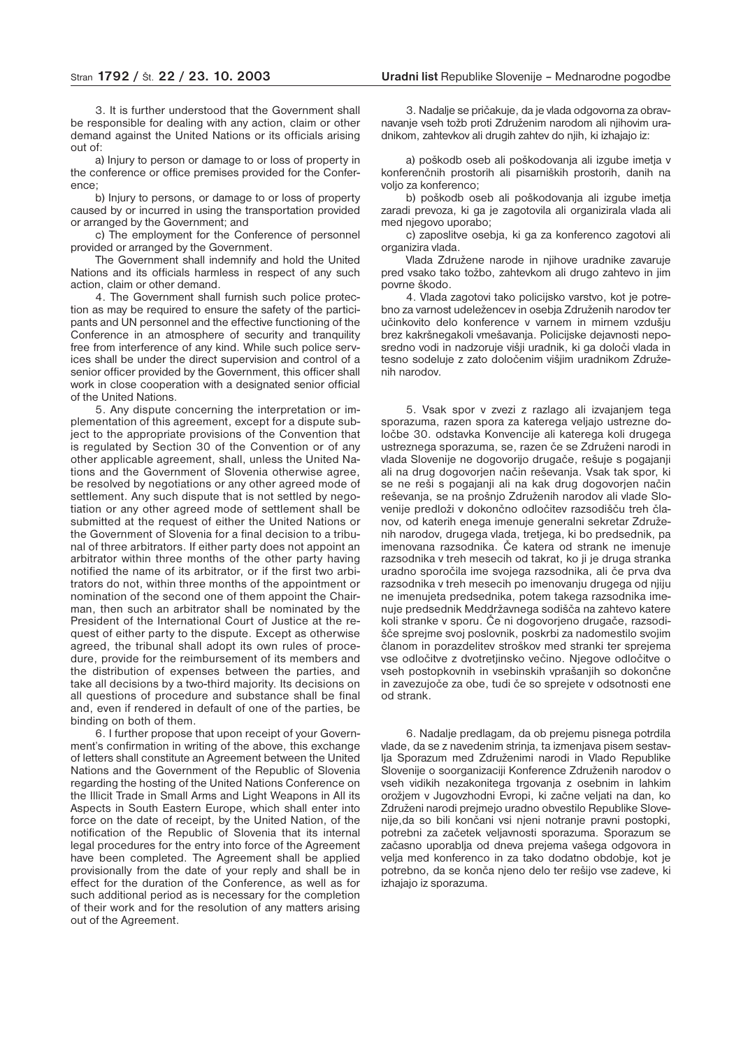3. It is further understood that the Government shall be responsible for dealing with any action, claim or other demand against the United Nations or its officials arising out of:

a) Injury to person or damage to or loss of property in the conference or office premises provided for the Conference;

b) Injury to persons, or damage to or loss of property caused by or incurred in using the transportation provided or arranged by the Government; and

c) The employment for the Conference of personnel provided or arranged by the Government.

The Government shall indemnify and hold the United Nations and its officials harmless in respect of any such action, claim or other demand.

4. The Government shall furnish such police protection as may be required to ensure the safety of the participants and UN personnel and the effective functioning of the Conference in an atmosphere of security and tranquility free from interference of any kind. While such police services shall be under the direct supervision and control of a senior officer provided by the Government, this officer shall work in close cooperation with a designated senior official of the United Nations.

5. Any dispute concerning the interpretation or implementation of this agreement, except for a dispute subject to the appropriate provisions of the Convention that is regulated by Section 30 of the Convention or of any other applicable agreement, shall, unless the United Nations and the Government of Slovenia otherwise agree, be resolved by negotiations or any other agreed mode of settlement. Any such dispute that is not settled by negotiation or any other agreed mode of settlement shall be submitted at the request of either the United Nations or the Government of Slovenia for a final decision to a tribunal of three arbitrators. If either party does not appoint an arbitrator within three months of the other party having notified the name of its arbitrator, or if the first two arbitrators do not, within three months of the appointment or nomination of the second one of them appoint the Chairman, then such an arbitrator shall be nominated by the President of the International Court of Justice at the request of either party to the dispute. Except as otherwise agreed, the tribunal shall adopt its own rules of procedure, provide for the reimbursement of its members and the distribution of expenses between the parties, and take all decisions by a two-third majority. Its decisions on all questions of procedure and substance shall be final and, even if rendered in default of one of the parties, be binding on both of them.

6. I further propose that upon receipt of your Government's confirmation in writing of the above, this exchange of letters shall constitute an Agreement between the United Nations and the Government of the Republic of Slovenia regarding the hosting of the United Nations Conference on the Illicit Trade in Small Arms and Light Weapons in All its Aspects in South Eastern Europe, which shall enter into force on the date of receipt, by the United Nation, of the notification of the Republic of Slovenia that its internal legal procedures for the entry into force of the Agreement have been completed. The Agreement shall be applied provisionally from the date of your reply and shall be in effect for the duration of the Conference, as well as for such additional period as is necessary for the completion of their work and for the resolution of any matters arising out of the Agreement.

3. Nadalje se pričakuje, da je vlada odgovorna za obravnavanje vseh tožb proti Združenim narodom ali njihovim uradnikom, zahtevkov ali drugih zahtev do njih, ki izhajajo iz:

a) poškodb oseb ali poškodovanja ali izgube imetja v konferenčnih prostorih ali pisarniških prostorih, danih na voljo za konferenco;

b) poškodb oseb ali poškodovanja ali izgube imetja zaradi prevoza, ki ga je zagotovila ali organizirala vlada ali med njegovo uporabo;

c) zaposlitve osebja, ki ga za konferenco zagotovi ali organizira vlada.

Vlada Združene narode in njihove uradnike zavaruje pred vsako tako tožbo, zahtevkom ali drugo zahtevo in jim povrne škodo.

4. Vlada zagotovi tako policijsko varstvo, kot je potrebno za varnost udeležencev in osebja Združenih narodov ter učinkovito delo konference v varnem in mirnem vzdušju brez kakršnegakoli vmešavanja. Policijske dejavnosti neposredno vodi in nadzoruje višji uradnik, ki ga določi vlada in tesno sodeluje z zato določenim višjim uradnikom Združenih narodov.

5. Vsak spor v zvezi z razlago ali izvajanjem tega sporazuma, razen spora za katerega veljajo ustrezne določbe 30. odstavka Konvencije ali katerega koli drugega ustreznega sporazuma, se, razen če se Združeni narodi in vlada Slovenije ne dogovorijo drugače, rešuje s pogajanji ali na drug dogovorjen način reševanja. Vsak tak spor, ki se ne reši s pogajanji ali na kak drug dogovorjen način reševanja, se na prošnjo Združenih narodov ali vlade Slovenije predloži v dokončno odločitev razsodišču treh članov, od katerih enega imenuje generalni sekretar Združenih narodov, drugega vlada, tretjega, ki bo predsednik, pa imenovana razsodnika. Če katera od strank ne imenuje razsodnika v treh mesecih od takrat, ko ji je druga stranka uradno sporočila ime svojega razsodnika, ali če prva dva razsodnika v treh mesecih po imenovanju drugega od njiju ne imenujeta predsednika, potem takega razsodnika imenuje predsednik Meddržavnega sodišča na zahtevo katere koli stranke v sporu. Če ni dogovorjeno drugače, razsodišče sprejme svoj poslovnik, poskrbi za nadomestilo svojim članom in porazdelitev stroškov med stranki ter sprejema vse odločitve z dvotretjinsko večino. Njegove odločitve o vseh postopkovnih in vsebinskih vprašanjih so dokončne in zavezujoče za obe, tudi če so sprejete v odsotnosti ene od strank.

6. Nadalje predlagam, da ob prejemu pisnega potrdila vlade, da se z navedenim strinja, ta izmenjava pisem sestavlja Sporazum med Združenimi narodi in Vlado Republike Slovenije o soorganizaciji Konference Združenih narodov o vseh vidikih nezakonitega trgovanja z osebnim in lahkim orožjem v Jugovzhodni Evropi, ki začne veljati na dan, ko Združeni narodi prejmejo uradno obvestilo Republike Slovenije,da so bili končani vsi njeni notranje pravni postopki, potrebni za začetek veljavnosti sporazuma. Sporazum se začasno uporablja od dneva prejema vašega odgovora in velja med konferenco in za tako dodatno obdobje, kot je potrebno, da se konča njeno delo ter rešijo vse zadeve, ki izhajajo iz sporazuma.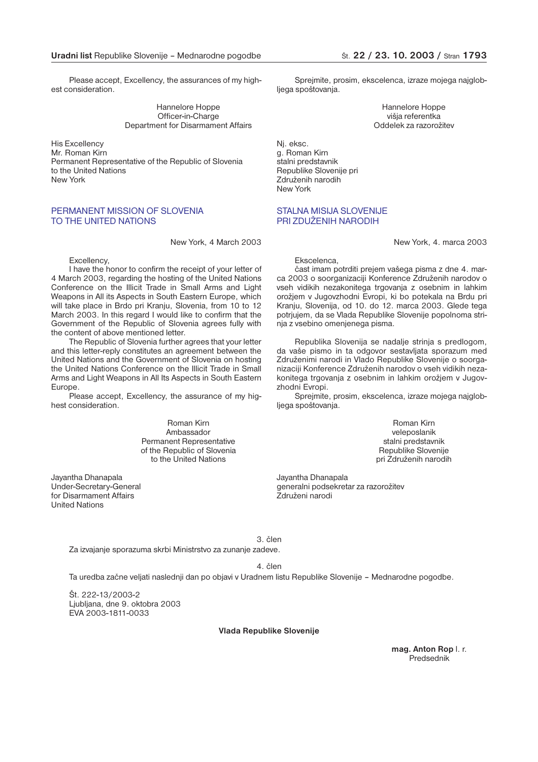Please accept, Excellency, the assurances of my highest consideration.

Hannelore Hoppe
Officer-in-Charge
Department for Disarmament Affairs

His Excellency
Mr. Roman Kirn
Permanent Representative of the Republic of Slovenia
to the United Nations
New York

PERMANENT MISSION OF SLOVENIA
TO THE UNITED NATIONS

New York, 4 March 2003

Excellency,

I have the honor to confirm the receipt of your letter of 4 March 2003, regarding the hosting of the United Nations Conference on the Illicit Trade in Small Arms and Light Weapons in All its Aspects in South Eastern Europe, which will take place in Brdo pri Kranju, Slovenia, from 10 to 12 March 2003. In this regard I would like to confirm that the Government of the Republic of Slovenia agrees fully with the content of above mentioned letter.

The Republic of Slovenia further agrees that your letter and this letter-reply constitutes an agreement between the United Nations and the Government of Slovenia on hosting the United Nations Conference on the Illicit Trade in Small Arms and Light Weapons in All Its Aspects in South Eastern Europe.

Please accept, Excellency, the assurance of my highest consideration.

Roman Kirn
Ambassador
Permanent Representative
of the Republic of Slovenia
to the United Nations

Jayantha Dhanapala
Under-Secretary-General
for Disarmament Affairs
United Nations

Sprejmite, prosim, ekscelenca, izraze mojega najglobljega spoštovanja.

Hannelore Hoppe
višja referentka
Oddelek za razorožitev

Nj. eksc.
g. Roman Kirn
stalni predstavnik
Republike Slovenije pri
Združenih narodih
New York

STALNA MISIJA SLOVENIJE
PRI ZDUŽENIH NARODIH

New York, 4. marca 2003

Ekscelenca,

čast imam potrditi prejem vašega pisma z dne 4. marca 2003 o soorganizaciji Konference Združenih narodov o vseh vidikih nezakonitega trgovanja z osebnim in lahkim orožjem v Jugovzhodni Evropi, ki bo potekala na Brdu pri Kranju, Slovenija, od 10. do 12. marca 2003. Glede tega potrjujem, da se Vlada Republike Slovenije popolnoma strinja z vsebino omenjenega pisma.

Republika Slovenija se nadalje strinja s predlogom, da vaše pismo in ta odgovor sestavljata sporazum med Združenimi narodi in Vlado Republike Slovenije o soorganizaciji Konference Združenih narodov o vseh vidikih nezakonitega trgovanja z osebnim in lahkim orožjem v Jugovzhodni Evropi.

Sprejmite, prosim, ekscelenca, izraze mojega najglobljega spoštovanja.

Roman Kirn
veleposlanik
stalni predstavnik
Republike Slovenije
pri Združenih narodih

Jayantha Dhanapala
generalni podsekretar za razorožitev
Združeni narodi

3. člen

Za izvajanje sporazuma skrbi Ministrstvo za zunanje zadeve.

4. člen

Ta uredba začne veljati naslednji dan po objavi v Uradnem listu Republike Slovenije – Mednarodne pogodbe.

Št. 222-13/2003-2
Ljubljana, dne 9. oktobra 2003
EVA 2003-1811-0033

**Vlada Republike Slovenije**

**mag. Anton Rop** l. r.
Predsednik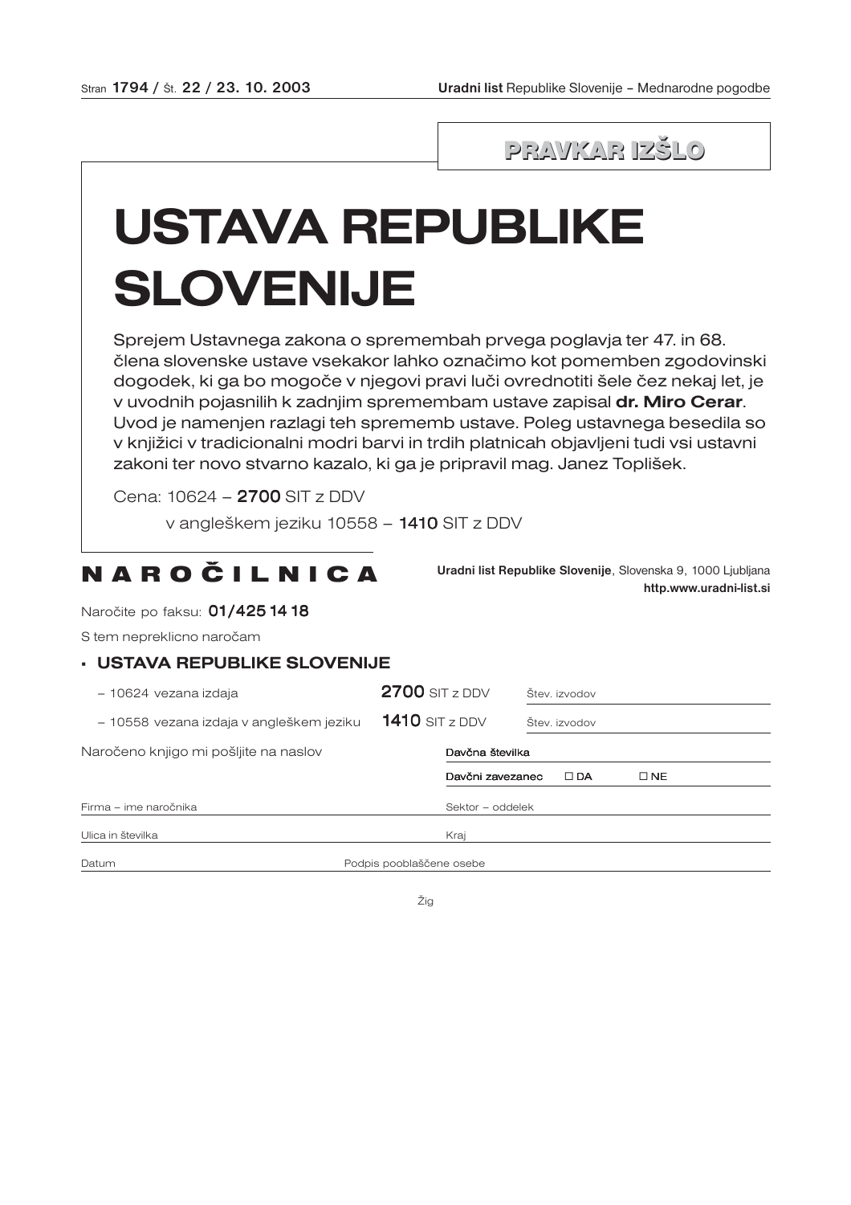**PRAVKAR IZŠLO**

# USTAVA REPUBLIKE SLOVENIJE

Sprejem Ustavnega zakona o spremembah prvega poglavja ter 47. in 68. člena slovenske ustave vsekakor lahko označimo kot pomemben zgodovinski dogodek, ki ga bo mogoče v njegovi pravi luči ovrednotiti šele čez nekaj let, je v uvodnih pojasnilih k zadnjim spremembam ustave zapisal **dr. Miro Cerar**. Uvod je namenjen razlagi teh sprememb ustave. Poleg ustavnega besedila so v knjižici v tradicionalni modri barvi in trdih platnicah objavljeni tudi vsi ustavni zakoni ter novo stvarno kazalo, ki ga je pripravil mag. Janez Toplišek.

Cena: 10624 – **2700** SIT z DDV

v angleškem jeziku 10558 – **1410** SIT z DDV

## NAROČILNICA

**Uradni list Republike Slovenije**, Slovenska 9, 1000 Ljubljana
**http.www.uradni-list.si**

Naročite po faksu: **01/425 14 18**

S tem nepreklicno naročam

### ▪ USTAVA REPUBLIKE SLOVENIJE

| | | |
|---|---|---|
| – 10624 vezana izdaja | **2700** SIT z DDV | Štev. izvodov |
| – 10558 vezana izdaja v angleškem jeziku | **1410** SIT z DDV | Štev. izvodov |

Naročeno knjigo mi pošljite na naslov

Davčna številka

Davčni zavezanec ☐ DA ☐ NE

Firma – ime naročnika

Sektor – oddelek

Ulica in številka

Kraj

Datum

Podpis pooblaščene osebe

Žig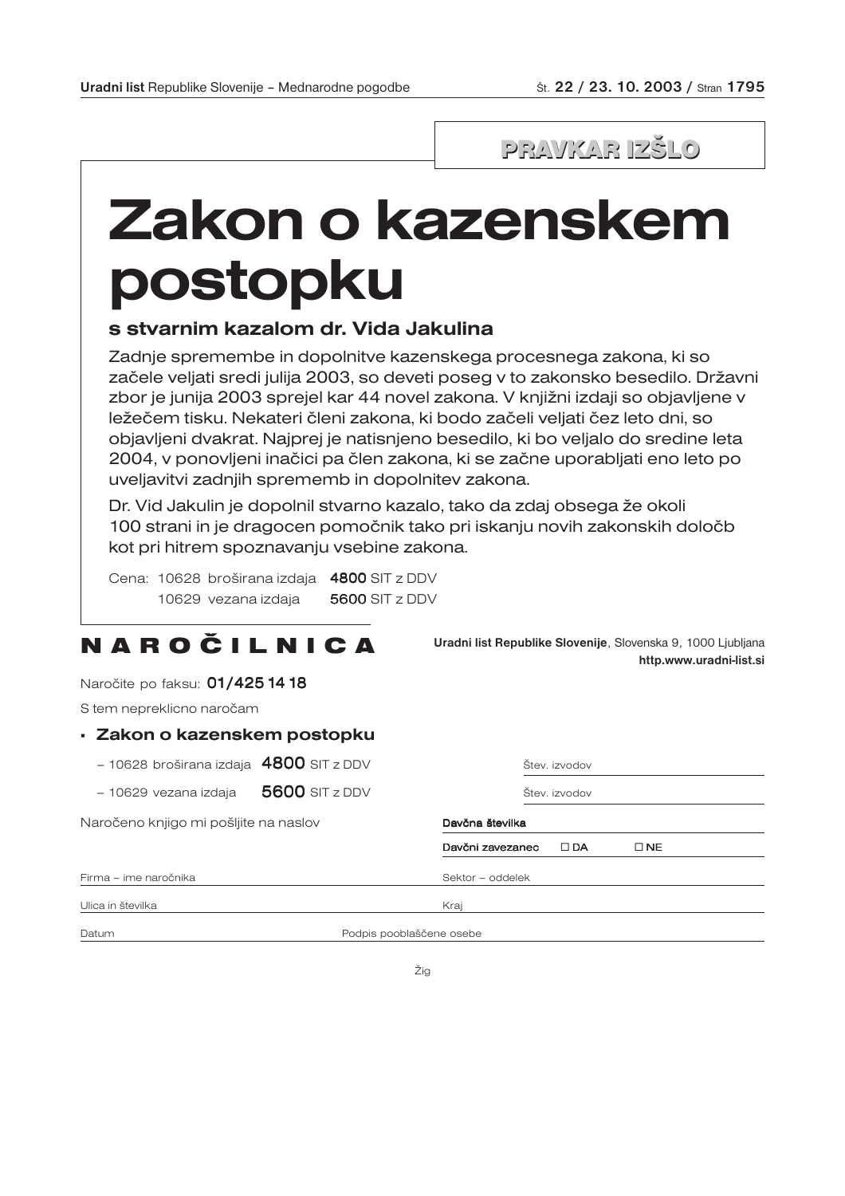**PRAVKAR IZŠLO**

# Zakon o kazenskem postopku

## s stvarnim kazalom dr. Vida Jakulina

Zadnje spremembe in dopolnitve kazenskega procesnega zakona, ki so začele veljati sredi julija 2003, so deveti poseg v to zakonsko besedilo. Državni zbor je junija 2003 sprejel kar 44 novel zakona. V knjižni izdaji so objavljene v ležečem tisku. Nekateri členi zakona, ki bodo začeli veljati čez leto dni, so objavljeni dvakrat. Najprej je natisnjeno besedilo, ki bo veljalo do sredine leta 2004, v ponovljeni inačici pa člen zakona, ki se začne uporabljati eno leto po uveljavitvi zadnjih sprememb in dopolnitev zakona.

Dr. Vid Jakulin je dopolnil stvarno kazalo, tako da zdaj obsega že okoli 100 strani in je dragocen pomočnik tako pri iskanju novih zakonskih določb kot pri hitrem spoznavanju vsebine zakona.

Cena: 10628 broširana izdaja **4800** SIT z DDV
10629 vezana izdaja **5600** SIT z DDV

## NAROČILNICA

**Uradni list Republike Slovenije**, Slovenska 9, 1000 Ljubljana
**http.www.uradni-list.si**

Naročite po faksu: **01/425 14 18**

S tem nepreklicno naročam

- **Zakon o kazenskem postopku**
  - – 10628 broširana izdaja **4800** SIT z DDV — Štev. izvodov
  - – 10629 vezana izdaja **5600** SIT z DDV — Štev. izvodov

Naročeno knjigo mi pošljite na naslov

Davčna številka

Davčni zavezanec ☐ DA ☐ NE

Firma – ime naročnika

Sektor – oddelek

Ulica in številka

Kraj

Datum

Podpis pooblaščene osebe

Žig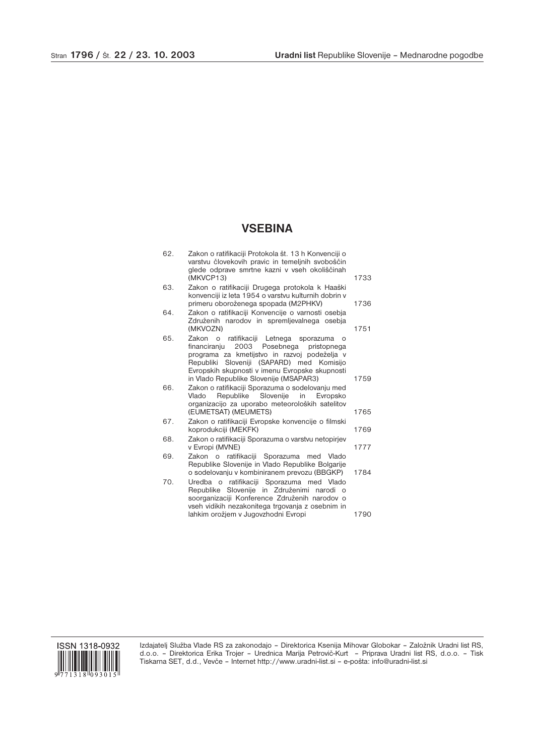# VSEBINA

| | | |
|---|---|---|
| 62. | Zakon o ratifikaciji Protokola št. 13 h Konvenciji o varstvu človekovih pravic in temeljnih svoboščin glede odprave smrtne kazni v vseh okoliščinah (MKVCP13) | 1733 |
| 63. | Zakon o ratifikaciji Drugega protokola k Haaški konvenciji iz leta 1954 o varstvu kulturnih dobrin v primeru oboroženega spopada (M2PHKV) | 1736 |
| 64. | Zakon o ratifikaciji Konvencije o varnosti osebja Združenih narodov in spremljevalnega osebja (MKVOZN) | 1751 |
| 65. | Zakon o ratifikaciji Letnega sporazuma o financiranju 2003 Posebnega pristopnega programa za kmetijstvo in razvoj podeželja v Republiki Sloveniji (SAPARD) med Komisijo Evropskih skupnosti v imenu Evropske skupnosti in Vlado Republike Slovenije (MSAPAR3) | 1759 |
| 66. | Zakon o ratifikaciji Sporazuma o sodelovanju med Vlado Republike Slovenije in Evropsko organizacijo za uporabo meteoroloških satelitov (EUMETSAT) (MEUMETS) | 1765 |
| 67. | Zakon o ratifikaciji Evropske konvencije o filmski koprodukciji (MEKFK) | 1769 |
| 68. | Zakon o ratifikaciji Sporazuma o varstvu netopirjev v Evropi (MVNE) | 1777 |
| 69. | Zakon o ratifikaciji Sporazuma med Vlado Republike Slovenije in Vlado Republike Bolgarije o sodelovanju v kombiniranem prevozu (BBGKP) | 1784 |
| 70. | Uredba o ratifikaciji Sporazuma med Vlado Republike Slovenije in Združenimi narodi o soorganizaciji Konference Združenih narodov o vseh vidikih nezakonitega trgovanja z osebnim in lahkim orožjem v Jugovzhodni Evropi | 1790 |

ISSN 1318-0932

Izdajatelj Služba Vlade RS za zakonodajo – Direktorica Ksenija Mihovar Globokar – Založnik Uradni list RS, d.o.o. – Direktorica Erika Trojer – Urednica Marija Petrovič-Kurt – Priprava Uradni list RS, d.o.o. – Tisk Tiskarna SET, d.d., Vevče – Internet http://www.uradni-list.si – e-pošta: info@uradni-list.si